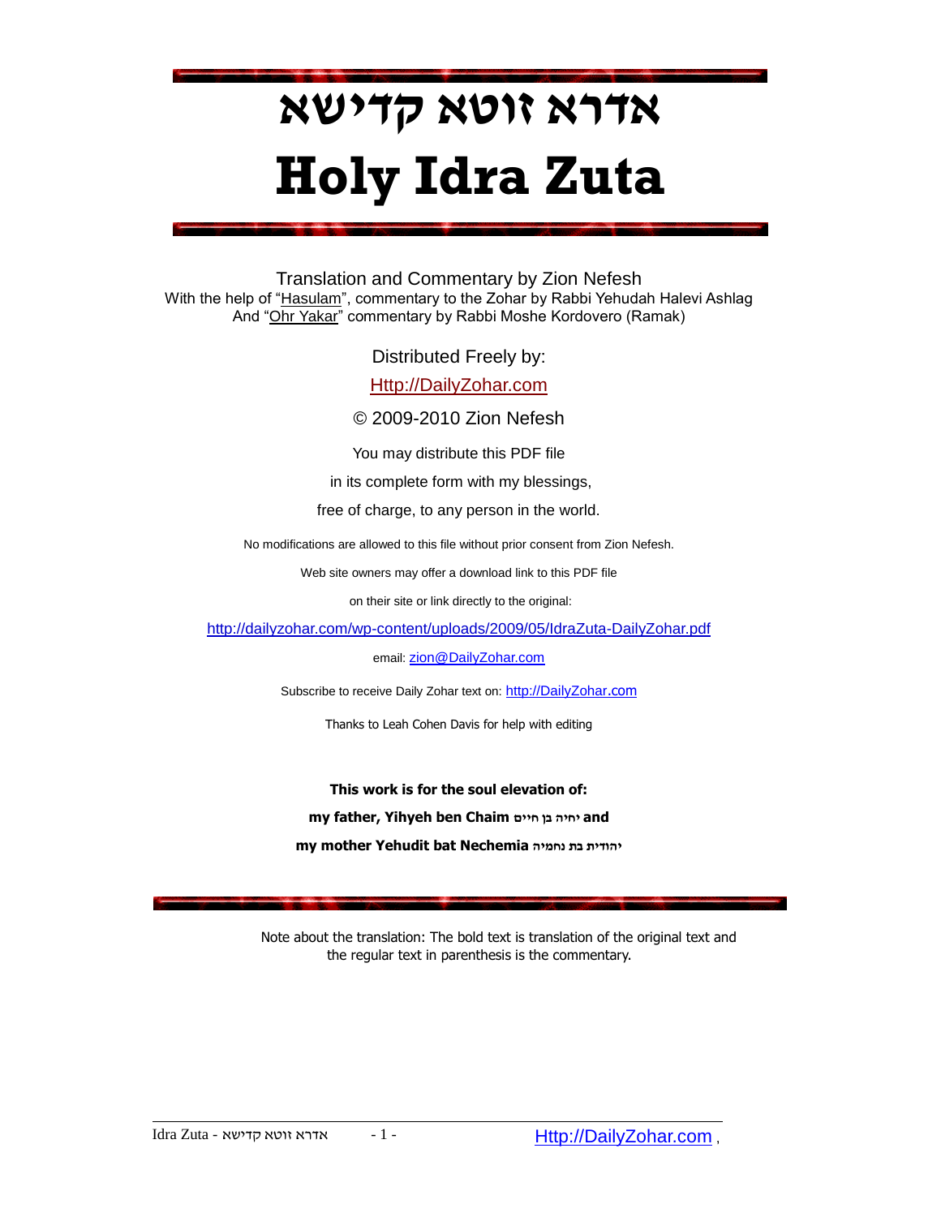# אדרא זוטא קדישא

# Holy Idra Zuta

Translation and Commentary by Zion Nefesh

With the help of "Hasulam", commentary to the Zohar by Rabbi Yehudah Halevi Ashlag

And "Ohr Yakar" commentary by Rabbi Moshe Kordovero (Ramak)

Distributed Freely by:

Http://DailyZohar.com

© 2009-2010 Zion Nefesh

You may distribute this PDF file

in its complete form with my blessings,

free of charge, to any person in the world.

No modifications are allowed to this file without prior consent from Zion Nefesh.

Web site owners may offer a download link to this PDF file

on their site or link directly to the original:

http://dailyzohar.com/wp-content/uploads/2009/05/IdraZuta-DailyZohar.pdf

email: zion@DailyZohar.com

Subscribe to receive Daily Zohar text on: http://DailyZohar.com

Thanks to Leah Cohen Davis for help with editing

**This work is for the soul elevation of:**

**my father, Yihyeh ben Chaim יחיה בן חיים and**

**my mother Yehudit bat Nechemia יהודית בת נחמיה**

Note about the translation: The bold text is translation of the original text and the regular text in parenthesis is the commentary.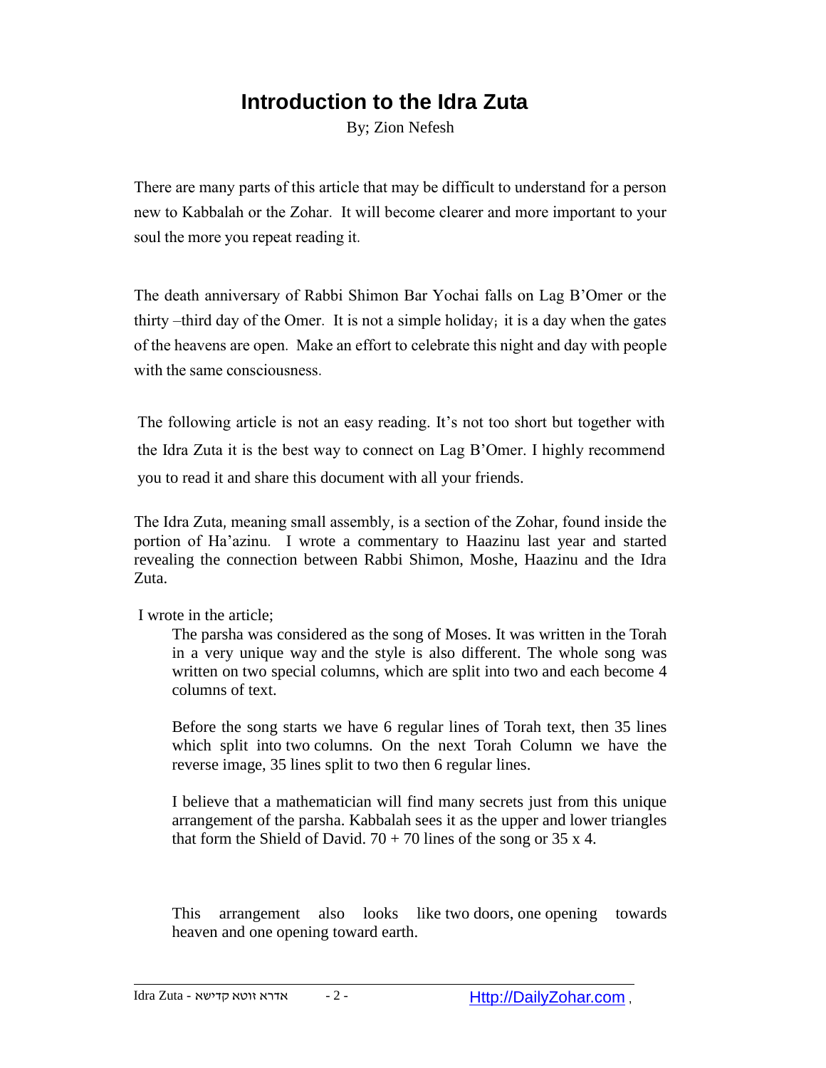# Introduction to the Idra Zuta

By; Zion Nefesh

There are many parts of this article that may be difficult to understand for a person new to Kabbalah or the Zohar. It will become clearer and more important to your soul the more you repeat reading it.

The death anniversary of Rabbi Shimon Bar Yochai falls on Lag B'Omer or the thirty –third day of the Omer. It is not a simple holiday; it is a day when the gates of the heavens are open. Make an effort to celebrate this night and day with people with the same consciousness.

The following article is not an easy reading. It's not too short but together with the Idra Zuta it is the best way to connect on Lag B'Omer. I highly recommend you to read it and share this document with all your friends.

The Idra Zuta, meaning small assembly, is a section of the Zohar, found inside the portion of Ha'azinu. I wrote a commentary to Haazinu last year and started revealing the connection between Rabbi Shimon, Moshe, Haazinu and the Idra Zuta.

I wrote in the article;

> The parsha was considered as the song of Moses. It was written in the Torah in a very unique way and the style is also different. The whole song was written on two special columns, which are split into two and each become 4 columns of text.
>
> Before the song starts we have 6 regular lines of Torah text, then 35 lines which split into two columns. On the next Torah Column we have the reverse image, 35 lines split to two then 6 regular lines.
>
> I believe that a mathematician will find many secrets just from this unique arrangement of the parsha. Kabbalah sees it as the upper and lower triangles that form the Shield of David. 70 + 70 lines of the song or 35 x 4.
>
> This arrangement also looks like two doors, one opening towards heaven and one opening toward earth.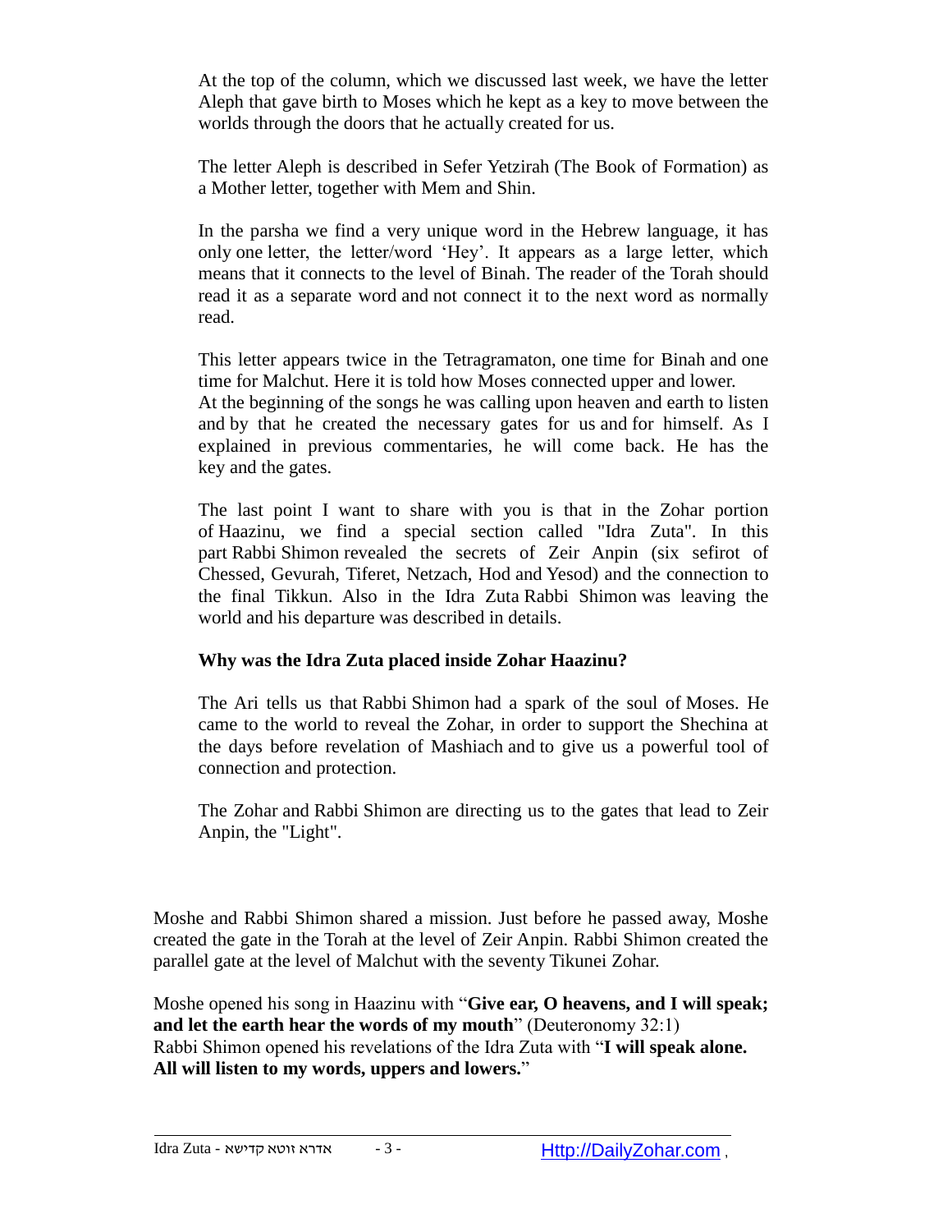At the top of the column, which we discussed last week, we have the letter Aleph that gave birth to Moses which he kept as a key to move between the worlds through the doors that he actually created for us.

The letter Aleph is described in Sefer Yetzirah (The Book of Formation) as a Mother letter, together with Mem and Shin.

In the parsha we find a very unique word in the Hebrew language, it has only one letter, the letter/word 'Hey'. It appears as a large letter, which means that it connects to the level of Binah. The reader of the Torah should read it as a separate word and not connect it to the next word as normally read.

This letter appears twice in the Tetragramaton, one time for Binah and one time for Malchut. Here it is told how Moses connected upper and lower.
At the beginning of the songs he was calling upon heaven and earth to listen and by that he created the necessary gates for us and for himself. As I explained in previous commentaries, he will come back. He has the key and the gates.

The last point I want to share with you is that in the Zohar portion of Haazinu, we find a special section called "Idra Zuta". In this part Rabbi Shimon revealed the secrets of Zeir Anpin (six sefirot of Chessed, Gevurah, Tiferet, Netzach, Hod and Yesod) and the connection to the final Tikkun. Also in the Idra Zuta Rabbi Shimon was leaving the world and his departure was described in details.

**Why was the Idra Zuta placed inside Zohar Haazinu?**

The Ari tells us that Rabbi Shimon had a spark of the soul of Moses. He came to the world to reveal the Zohar, in order to support the Shechina at the days before revelation of Mashiach and to give us a powerful tool of connection and protection.

The Zohar and Rabbi Shimon are directing us to the gates that lead to Zeir Anpin, the "Light".

Moshe and Rabbi Shimon shared a mission. Just before he passed away, Moshe created the gate in the Torah at the level of Zeir Anpin. Rabbi Shimon created the parallel gate at the level of Malchut with the seventy Tikunei Zohar.

Moshe opened his song in Haazinu with "**Give ear, O heavens, and I will speak; and let the earth hear the words of my mouth**" (Deuteronomy 32:1)
Rabbi Shimon opened his revelations of the Idra Zuta with "**I will speak alone. All will listen to my words, uppers and lowers.**"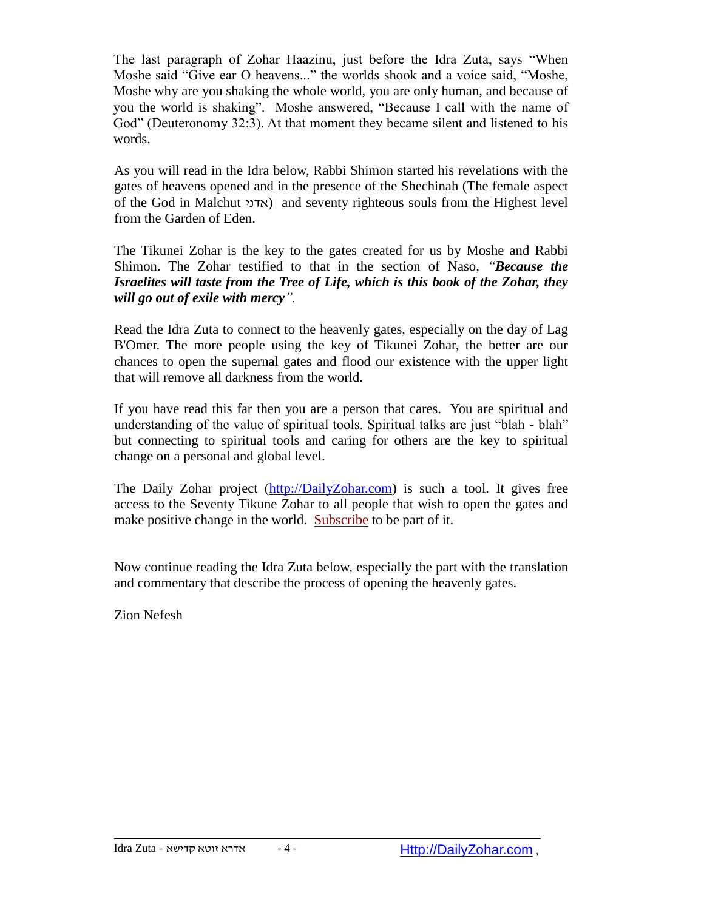The last paragraph of Zohar Haazinu, just before the Idra Zuta, says “When Moshe said “Give ear O heavens...” the worlds shook and a voice said, “Moshe, Moshe why are you shaking the whole world, you are only human, and because of you the world is shaking”. Moshe answered, “Because I call with the name of God” (Deuteronomy 32:3). At that moment they became silent and listened to his words.

As you will read in the Idra below, Rabbi Shimon started his revelations with the gates of heavens opened and in the presence of the Shechinah (The female aspect of the God in Malchut אדני) and seventy righteous souls from the Highest level from the Garden of Eden.

The Tikunei Zohar is the key to the gates created for us by Moshe and Rabbi Shimon. The Zohar testified to that in the section of Naso, *“**Because the Israelites will taste from the Tree of Life, which is this book of the Zohar, they will go out of exile with mercy**”.*

Read the Idra Zuta to connect to the heavenly gates, especially on the day of Lag B'Omer. The more people using the key of Tikunei Zohar, the better are our chances to open the supernal gates and flood our existence with the upper light that will remove all darkness from the world.

If you have read this far then you are a person that cares. You are spiritual and understanding of the value of spiritual tools. Spiritual talks are just “blah - blah” but connecting to spiritual tools and caring for others are the key to spiritual change on a personal and global level.

The Daily Zohar project (http://DailyZohar.com) is such a tool. It gives free access to the Seventy Tikune Zohar to all people that wish to open the gates and make positive change in the world. Subscribe to be part of it.

Now continue reading the Idra Zuta below, especially the part with the translation and commentary that describe the process of opening the heavenly gates.

Zion Nefesh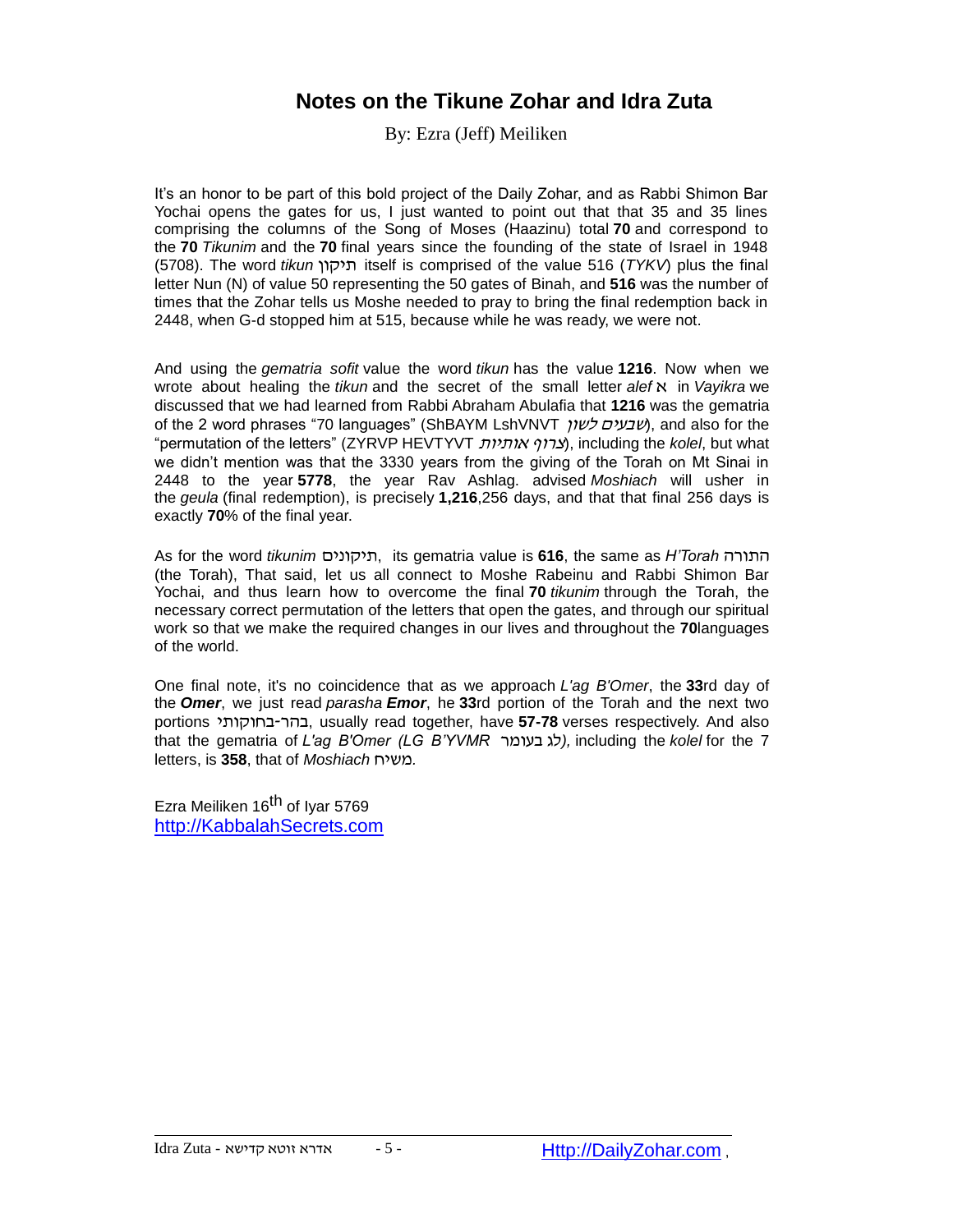# Notes on the Tikune Zohar and Idra Zuta

By: Ezra (Jeff) Meiliken

It's an honor to be part of this bold project of the Daily Zohar, and as Rabbi Shimon Bar Yochai opens the gates for us, I just wanted to point out that that 35 and 35 lines comprising the columns of the Song of Moses (Haazinu) total **70** and correspond to the **70** *Tikunim* and the **70** final years since the founding of the state of Israel in 1948 (5708). The word *tikun* תיקון itself is comprised of the value 516 (*TYKV*) plus the final letter Nun (N) of value 50 representing the 50 gates of Binah, and **516** was the number of times that the Zohar tells us Moshe needed to pray to bring the final redemption back in 2448, when G-d stopped him at 515, because while he was ready, we were not.

And using the *gematria sofit* value the word *tikun* has the value **1216**. Now when we wrote about healing the *tikun* and the secret of the small letter *alef* א in *Vayikra* we discussed that we had learned from Rabbi Abraham Abulafia that **1216** was the gematria of the 2 word phrases "70 languages" (ShBAYM LshVNVT *שבעים לשון*), and also for the "permutation of the letters" (ZYRVP HEVTYVT *צרוף אותיות*), including the *kolel*, but what we didn't mention was that the 3330 years from the giving of the Torah on Mt Sinai in 2448 to the year **5778**, the year Rav Ashlag. advised *Moshiach* will usher in the *geula* (final redemption), is precisely **1,216**,256 days, and that that final 256 days is exactly **70**% of the final year.

As for the word *tikunim* תיקונים, its gematria value is **616**, the same as *H'Torah* התורה (the Torah), That said, let us all connect to Moshe Rabeinu and Rabbi Shimon Bar Yochai, and thus learn how to overcome the final **70** *tikunim* through the Torah, the necessary correct permutation of the letters that open the gates, and through our spiritual work so that we make the required changes in our lives and throughout the **70**languages of the world.

One final note, it's no coincidence that as we approach *L'ag B'Omer*, the **33**rd day of the ***Omer***, we just read *parasha* ***Emor***, he **33**rd portion of the Torah and the next two portions בהר-בחוקותי, usually read together, have **57-78** verses respectively. And also that the gematria of *L'ag B'Omer (LG B'YVMR* לג בעומר*),* including the *kolel* for the 7 letters, is **358**, that of *Moshiach* משיח*.*

Ezra Meiliken 16th of Iyar 5769
http://KabbalahSecrets.com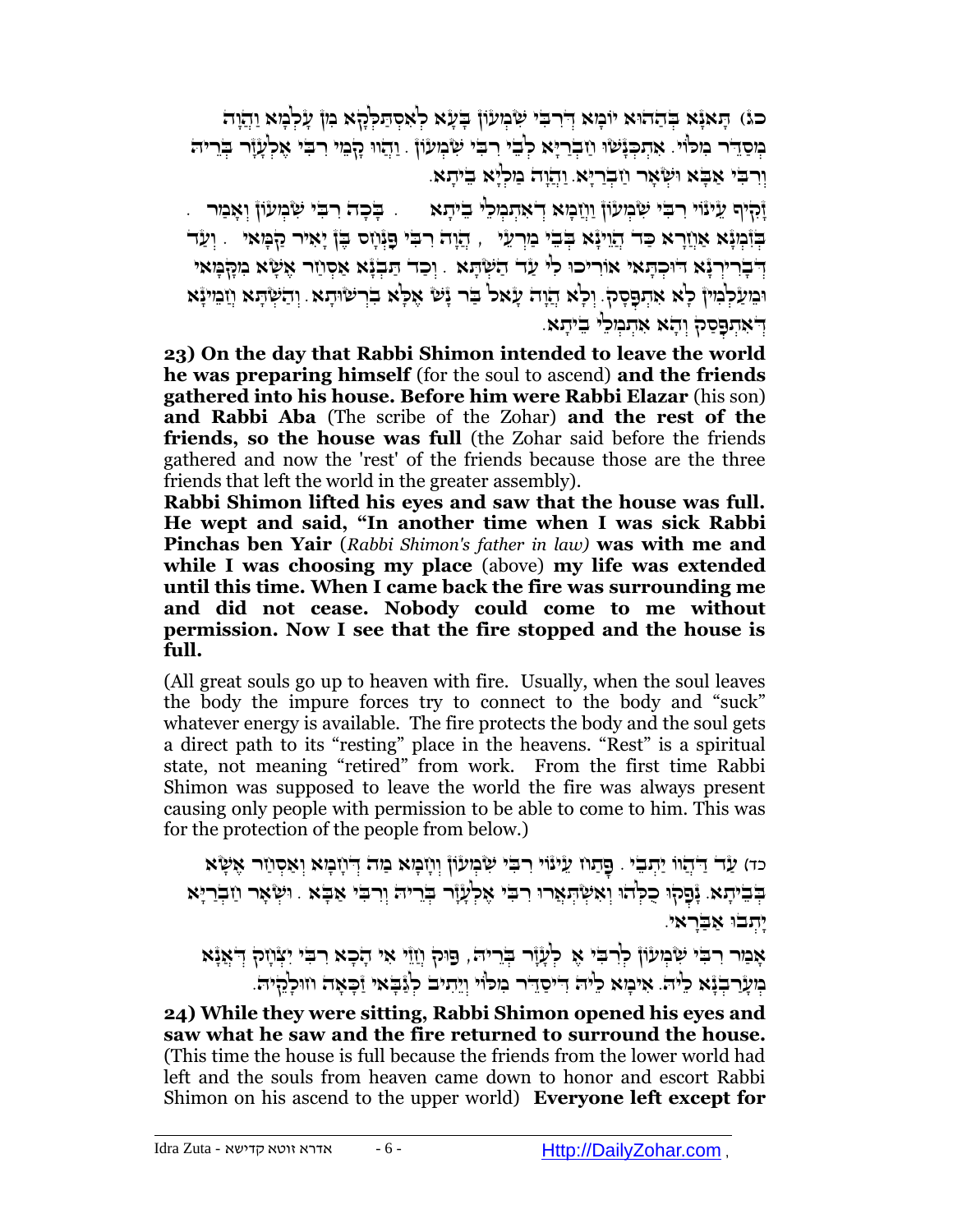כג) תָּאנָא בְּהַהוּא יוֹמָא דְּרִבִּי שִׁמְעוֹן בָּעָא לְאִסְתַּלְּקָא מִן עָלְמָא וַהֲוָה מְסַדֵּר מִלּוֹי. אִתְכְּנָשׁוּ חַבְרַיָּא לְבֵי רִבִּי שִׁמְעוֹן. וַהֲווּ קָמֵי רִבִּי אֶלְעָזָר בְּרֵיהּ וְרִבִּי אַבָּא וּשְׁאָר חַבְרַיָּא. וַהֲוָה מַלְיָא בֵּיתָא.

זָקִיף עֵינוֹי רִבִּי שִׁמְעוֹן וַחֲמָא דְּאִתְמְלֵי בֵּיתָא. בָּכָה רִבִּי שִׁמְעוֹן וְאָמַר. בְּזִמְנָא אַחֲרָא כַּד הֲוֵינָא בְּבֵי מַרְעִי, הֲוָה רִבִּי פִּנְחָס בֶּן יָאִיר קַמָּאִי. וְעַד דְּבָרֵירְנָא דּוּכְתָּאִי אוֹרִיכוּ לִי עַד הַשְׁתָּא. וְכַד תַּבְנָא אַסְחַר אֶשָּׁא מִקָּמָּאִי וּמֵעַלְמִין לָא אִתְפָּסַק. וְלָא הֲוָה עָאל בַּר נָשׁ אֶלָּא בִּרְשׁוּתָא. וְהַשְׁתָּא חֲמֵינָא דְּאִתְפָּסַק וְהָא אִתְמְלֵי בֵּיתָא.

**23) On the day that Rabbi Shimon intended to leave the world he was preparing himself** (for the soul to ascend) **and the friends gathered into his house. Before him were Rabbi Elazar** (his son) **and Rabbi Aba** (The scribe of the Zohar) **and the rest of the friends, so the house was full** (the Zohar said before the friends gathered and now the 'rest' of the friends because those are the three friends that left the world in the greater assembly).

**Rabbi Shimon lifted his eyes and saw that the house was full. He wept and said, "In another time when I was sick Rabbi Pinchas ben Yair** (*Rabbi Shimon's father in law)* **was with me and while I was choosing my place** (above) **my life was extended until this time. When I came back the fire was surrounding me and did not cease. Nobody could come to me without permission. Now I see that the fire stopped and the house is full.**

(All great souls go up to heaven with fire. Usually, when the soul leaves the body the impure forces try to connect to the body and "suck" whatever energy is available. The fire protects the body and the soul gets a direct path to its "resting" place in the heavens. "Rest" is a spiritual state, not meaning "retired" from work. From the first time Rabbi Shimon was supposed to leave the world the fire was always present causing only people with permission to be able to come to him. This was for the protection of the people from below.)

כד) עַד דַּהֲווּ יָתְבֵי. פָּתַח עֵינוֹי רִבִּי שִׁמְעוֹן וְחָמָא מַה דְּחָמָא וְאַסְחַר אֶשָּׁא בְּבֵיתָא. נָפְקוּ כֻּלְּהוּ וְאִשְׁתְּאָרוּ רִבִּי אֶלְעָזָר בְּרֵיהּ וְרִבִּי אַבָּא. וּשְׁאָר חַבְרַיָּא יָתְבוּ אַבָּרָאי.

אָמַר רִבִּי שִׁמְעוֹן לְרִבִּי אֶלְעָזָר בְּרֵיהּ, פּוּק וַחֲזֵי אִי הָכָא רִבִּי יִצְחָק דְּאֲנָא מְעָרְבְנָא לֵיהּ. אֵימָא לֵיהּ דִּיסַדֵּר מִלּוֹי וְיֵתִיב לְגַבָּאי זַכָּאָה חוּלָקֵיהּ.

**24) While they were sitting, Rabbi Shimon opened his eyes and saw what he saw and the fire returned to surround the house.** (This time the house is full because the friends from the lower world had left and the souls from heaven came down to honor and escort Rabbi Shimon on his ascend to the upper world) **Everyone left except for**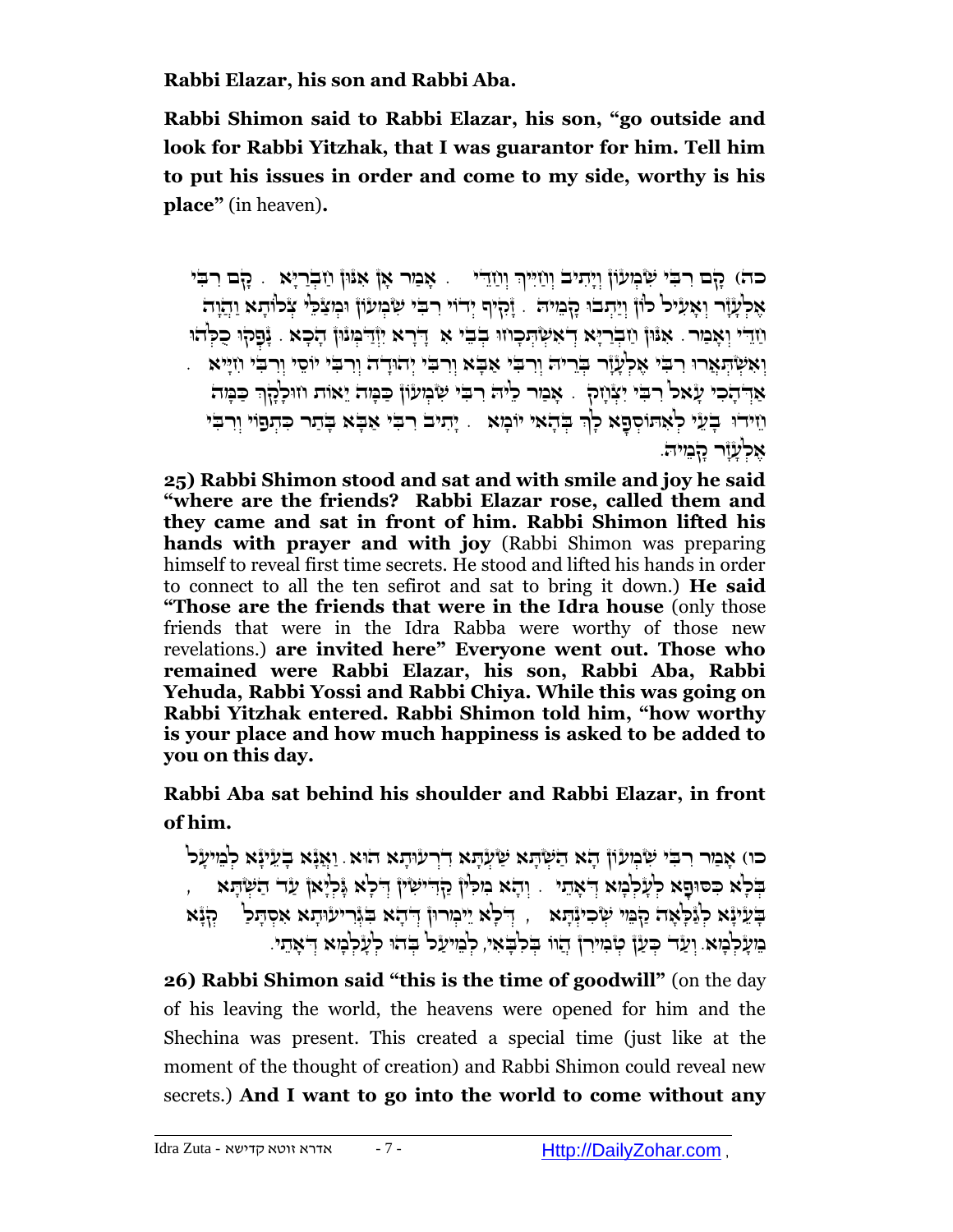**Rabbi Elazar, his son and Rabbi Aba.**

**Rabbi Shimon said to Rabbi Elazar, his son, "go outside and look for Rabbi Yitzhak, that I was guarantor for him. Tell him to put his issues in order and come to my side, worthy is his place"** (in heaven)**.**

כה) קָם רִבִּי שִׁמְעוֹן וְיָתִיב וְחַיִּיךְ וְחַדֵּי . אָמַר אָן אִנּוּן חַבְרַיָּא . קָם רִבִּי אֶלְעָזָר וְאָעִיל לוֹן וְיָתְבוּ קָמֵּיהּ . זָקִיף יְדוֹי רִבִּי שִׁמְעוֹן וּמְצַלֵּי צְלוֹתָא וַהֲוָה חַדֵּי וְאָמַר . אִנּוּן חַבְרַיָּא דְּאִשְׁתְּכָחוּ בְּבֵי אִדְרָא יִזְדַּמְּנוּן הָכָא . נָפְקוּ כֻּלְּהוּ וְאִשְׁתְּאֲרוּ רִבִּי אֶלְעָזָר בְּרֵיהּ וְרִבִּי אַבָּא וְרִבִּי יְהוּדָה וְרִבִּי יוֹסֵי וְרִבִּי חִיָּיא . אַדְּהָכִי עָאל רִבִּי יִצְחָק . אָמַר לֵיהּ רִבִּי שִׁמְעוֹן כַּמָּה יֵאוֹת חוּלָקָךְ כַּמָּה חֶדְוָה בָּעֵי לְאִתּוֹסְפָא לָךְ בְּהַאי יוֹמָא . יָתִיב רִבִּי אַבָּא בָּתַר כִּתְפוֹי וְרִבִּי אֶלְעָזָר קָמֵּיהּ.

**25) Rabbi Shimon stood and sat and with smile and joy he said "where are the friends? Rabbi Elazar rose, called them and they came and sat in front of him. Rabbi Shimon lifted his hands with prayer and with joy** (Rabbi Shimon was preparing himself to reveal first time secrets. He stood and lifted his hands in order to connect to all the ten sefirot and sat to bring it down.) **He said "Those are the friends that were in the Idra house** (only those friends that were in the Idra Rabba were worthy of those new revelations.) **are invited here" Everyone went out. Those who remained were Rabbi Elazar, his son, Rabbi Aba, Rabbi Yehuda, Rabbi Yossi and Rabbi Chiya. While this was going on Rabbi Yitzhak entered. Rabbi Shimon told him, "how worthy is your place and how much happiness is asked to be added to you on this day.**

**Rabbi Aba sat behind his shoulder and Rabbi Elazar, in front of him.**

כו) אָמַר רִבִּי שִׁמְעוֹן הָא הַשְׁתָּא שַׁעְתָּא דִּרְעוּתָא הוּא. וַאֲנָא בָּעֵינָא לְמֵיעָל בְּלָא כִּסוּפָא לְעָלְמָא דְּאָתֵי . וְהָא מִלִּין קַדִּישִׁין דְּלָא גַּלְיָאן עַד הַשְׁתָּא , בָּעֵינָא לְגַלָּאָה קַמֵּי שְׁכִינְתָּא , דְּלָא יֵימְרוּן דְּהָא בִּגְרִיעוּתָא אִסְתַּלַּק מֵעָלְמָא. וְעַד כְּעַן טְמִירִין הֲווֹ בְּלִבָּאִי, לְמֵיעַל בְּהוּ לְעָלְמָא דְּאָתֵי.

**26) Rabbi Shimon said "this is the time of goodwill"** (on the day of his leaving the world, the heavens were opened for him and the Shechina was present. This created a special time (just like at the moment of the thought of creation) and Rabbi Shimon could reveal new secrets.) **And I want to go into the world to come without any**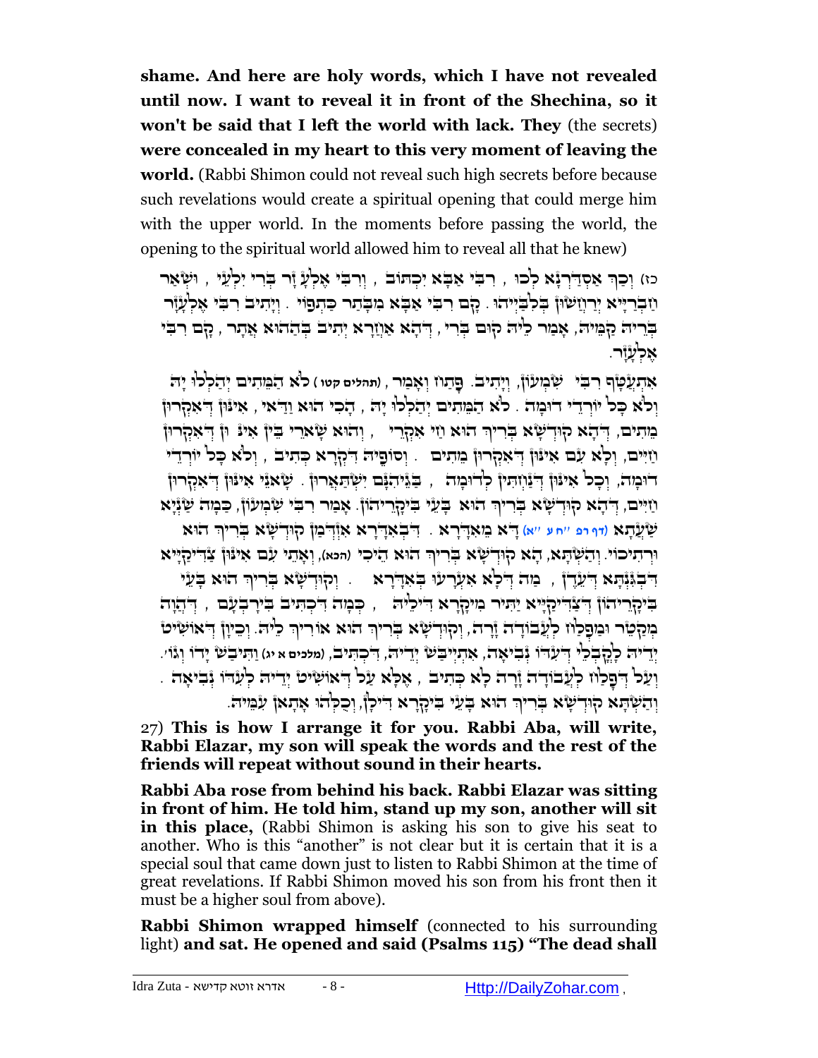**shame. And here are holy words, which I have not revealed until now. I want to reveal it in front of the Shechina, so it won't be said that I left the world with lack. They** (the secrets) **were concealed in my heart to this very moment of leaving the world.** (Rabbi Shimon could not reveal such high secrets before because such revelations would create a spiritual opening that could merge him with the upper world. In the moments before passing the world, the opening to the spiritual world allowed him to reveal all that he knew)

כז) וְכָךְ אַסְדַּרְנָא לְכוּ, רִבִּי אַבָּא יִכְתּוֹב, וְרִבִּי אֶלְעָזָר בְּרִי יִלְעֵי, וּשְׁאַר חַבְרַיָּיא יְרַחֲשׁוּן בְּלִבַּיְיהוּ. קָם רִבִּי אַבָּא מִבָּתַר כַּתְפוֹי. וְיָתִיב רִבִּי אֶלְעָזָר בְּרֵיהּ קַמֵּיהּ, אָמַר לֵיהּ קוּם בְּרִי, דְּהָא אַחֲרָא יָתִיב בְּהַהוּא אֲתַר, קָם רִבִּי אֶלְעָזָר.

אִתְעֲטָף רִבִּי שִׁמְעוֹן, וְיָתִיב. פָּתַח וְאָמַר, (תהלים קטו) לֹא הַמֵּתִים יְהַלְלוּ יָהּ וְלֹא כָּל יוֹרְדֵי דוּמָה. לֹא הַמֵּתִים יְהַלְלוּ יָהּ, הָכִי הוּא וַדַּאי, אִינּוּן דְּאִקְרוּן מֵתִים, דְּהָא קוּדְשָׁא בְּרִיךְ הוּא חַי אִקְרֵי, וְהוּא שָׁארֵי בֵּין אִינּוּן דְּאִקְרוּן חַיִּים, וְלָא עִם אִינּוּן דְּאִקְרוּן מֵתִים. וְסוֹפֵיהּ דִּקְרָא כְּתִיב, וְלֹא כָּל יוֹרְדֵי דוּמָה, וְכָל אִינּוּן דְּנַחְתִּין לְדוּמָה, בַּגֵּיהִנָּם יִשְׁתַּאֲרוּן. שָׁאנֵי אִינּוּן דְּאִקְרוּן חַיִּים, דְּהָא קוּדְשָׁא בְּרִיךְ הוּא בָּעֵי בִּיקָרֵיהוֹן. אָמַר רִבִּי שִׁמְעוֹן, כַּמָּה שַׁנְיָא שַׁעֲתָא (דף רפ ע"א) דָּא מֵאִדְּרָא. דִּבְאִדְּרָא אִזְדַּמַּן קוּדְשָׁא בְּרִיךְ הוּא וּרְתִיכוֹי. וְהַשְׁתָּא, הָא קוּדְשָׁא בְּרִיךְ הוּא הָכָא, וְאָתֵי עִם אִינּוּן צַדִּיקַיָּיא דִּבְגִנְּתָא דְּעֵדֶן, מַה דְּלָא אִעֲרַע בְּאִדְּרָא. וְקוּדְשָׁא בְּרִיךְ הוּא בָּעֵי בִּיקָרֵיהוֹן דְּצַדִּיקַיָּיא יַתִּיר מִיקָרָא דִילֵיהּ, כְּמָה דִּכְתִיב בְּיָרָבְעָם, דַּהֲוָה מְקַטֵּר וּמְפַלַּח לַעֲבוֹדָה זָרָה, וְקוּדְשָׁא בְּרִיךְ הוּא אוֹרִיךְ לֵיהּ. וְכֵיוָן דְּאוֹשִׁיט יְדֵיהּ לָקֳבְלֵי דְּעִדּוֹ נְבִיאָה, אִתְיְיבַשׁ יְדֵיהּ, דִּכְתִיב, (מלכים א יג) וַתִּיבַשׁ יָדוֹ וְגוֹ'. וְעַל דְּפָלַח לַעֲבוֹדָה זָרָה לָא כְּתִיב, אֶלָּא עַל דְּאוֹשִׁיט יְדֵיהּ לְעִדּוֹ נְבִיאָה. וְהַשְׁתָּא קוּדְשָׁא בְּרִיךְ הוּא בָּעֵי בִּיקָרָא דִילָן, וְכֻלְּהוּ אָתָאן עִמֵּיהּ.

27) **This is how I arrange it for you. Rabbi Aba, will write, Rabbi Elazar, my son will speak the words and the rest of the friends will repeat without sound in their hearts.**

**Rabbi Aba rose from behind his back. Rabbi Elazar was sitting in front of him. He told him, stand up my son, another will sit in this place,** (Rabbi Shimon is asking his son to give his seat to another. Who is this "another" is not clear but it is certain that it is a special soul that came down just to listen to Rabbi Shimon at the time of great revelations. If Rabbi Shimon moved his son from his front then it must be a higher soul from above).

**Rabbi Shimon wrapped himself** (connected to his surrounding light) **and sat. He opened and said (Psalms 115) "The dead shall**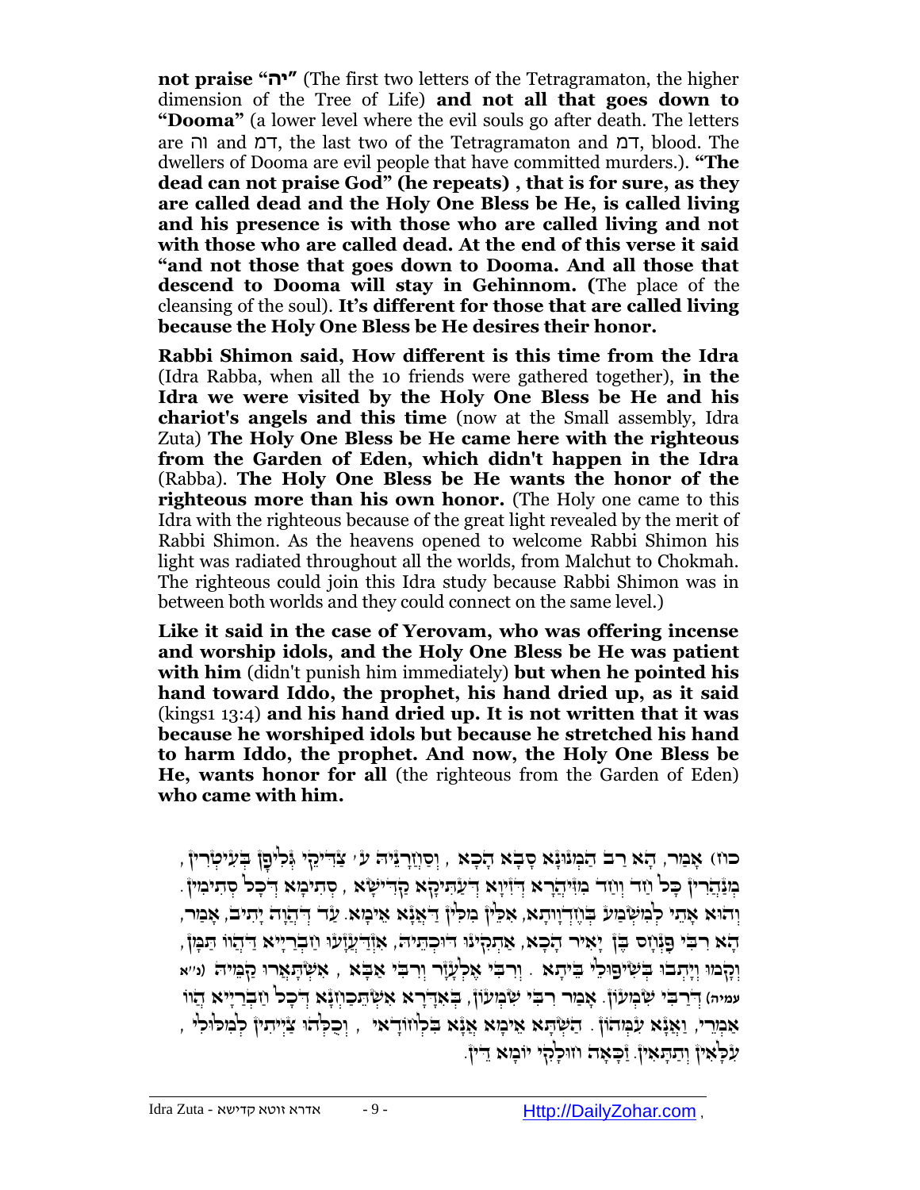**not praise "יה"** (The first two letters of the Tetragramaton, the higher dimension of the Tree of Life) **and not all that goes down to "Dooma"** (a lower level where the evil souls go after death. The letters are וה and דמ, the last two of the Tetragramaton and דמ, blood. The dwellers of Dooma are evil people that have committed murders.). **"The dead can not praise God" (he repeats) , that is for sure, as they are called dead and the Holy One Bless be He, is called living and his presence is with those who are called living and not with those who are called dead. At the end of this verse it said "and not those that goes down to Dooma. And all those that descend to Dooma will stay in Gehinnom. (**The place of the cleansing of the soul). **It's different for those that are called living because the Holy One Bless be He desires their honor.**

**Rabbi Shimon said, How different is this time from the Idra** (Idra Rabba, when all the 10 friends were gathered together), **in the Idra we were visited by the Holy One Bless be He and his chariot's angels and this time** (now at the Small assembly, Idra Zuta) **The Holy One Bless be He came here with the righteous from the Garden of Eden, which didn't happen in the Idra** (Rabba). **The Holy One Bless be He wants the honor of the righteous more than his own honor.** (The Holy one came to this Idra with the righteous because of the great light revealed by the merit of Rabbi Shimon. As the heavens opened to welcome Rabbi Shimon his light was radiated throughout all the worlds, from Malchut to Chokmah. The righteous could join this Idra study because Rabbi Shimon was in between both worlds and they could connect on the same level.)

**Like it said in the case of Yerovam, who was offering incense and worship idols, and the Holy One Bless be He was patient with him** (didn't punish him immediately) **but when he pointed his hand toward Iddo, the prophet, his hand dried up, as it said** (kings1 13:4) **and his hand dried up. It is not written that it was because he worshiped idols but because he stretched his hand to harm Iddo, the prophet. And now, the Holy One Bless be He, wants honor for all** (the righteous from the Garden of Eden) **who came with him.**

כוז) אָמַר, הָא רַב הַמְנוּנָא סָבָא הָכָא , וְסַחֲרָנֵיהּ ע׳ צַדִּיקֵי גְּלִיפָן בְּעִיטְרִין , מְנַהֲרִין כָּל חַד וְחַד מִזִּיהֲרָא דְזִיוָא דְעַתִּיקָא קַדִּישָׁא , סְתִימָא דְּכָל סְתִימִין . וְהוּא אָתֵי לְמִשְׁמַע בְּחֶדְוָותָא, אִלֵּין מִלִּין דַּאֲנָא אֵימָא. עַד דַּהֲוָה יָתִיב, אָמַר, הָא רִבִּי פִּנְחָס בֶּן יָאִיר הָכָא, אַתְקִינוּ דּוּכְתֵּיהּ, אִזְדַּעְזָעוּ וְחַבְרַיָּיא דַּהֲווֹ תַּמָּן, וְקָמוּ וְיָתְבוּ בְּשִׁיפּוּלֵי בֵּיתָא . וְרִבִּי אֶלְעָזָר וְרִבִּי אַבָּא , אִשְׁתָּאֲרוּ קַמֵּיהּ (נ״א עמיה) דְּרַבִּי שִׁמְעוֹן. אָמַר רִבִּי שִׁמְעוֹן, בְּאִדְּרָא אִשְׁתְּכַחְנָא דְּכָל וְחַבְרַיָּיא הֲווֹ אַמְרֵי, וַאֲנָא עִמְּהוֹן. הַשְׁתָּא אֵימָא אֲנָא בִּלְחוֹדָאי , וְכֻלְּהוּ צַיְיתִין לְמִלּוּלִי , עִלָּאִין וְתַתָּאִין. זַכָּאָה חוּלָקִי יוֹמָא דֵּין.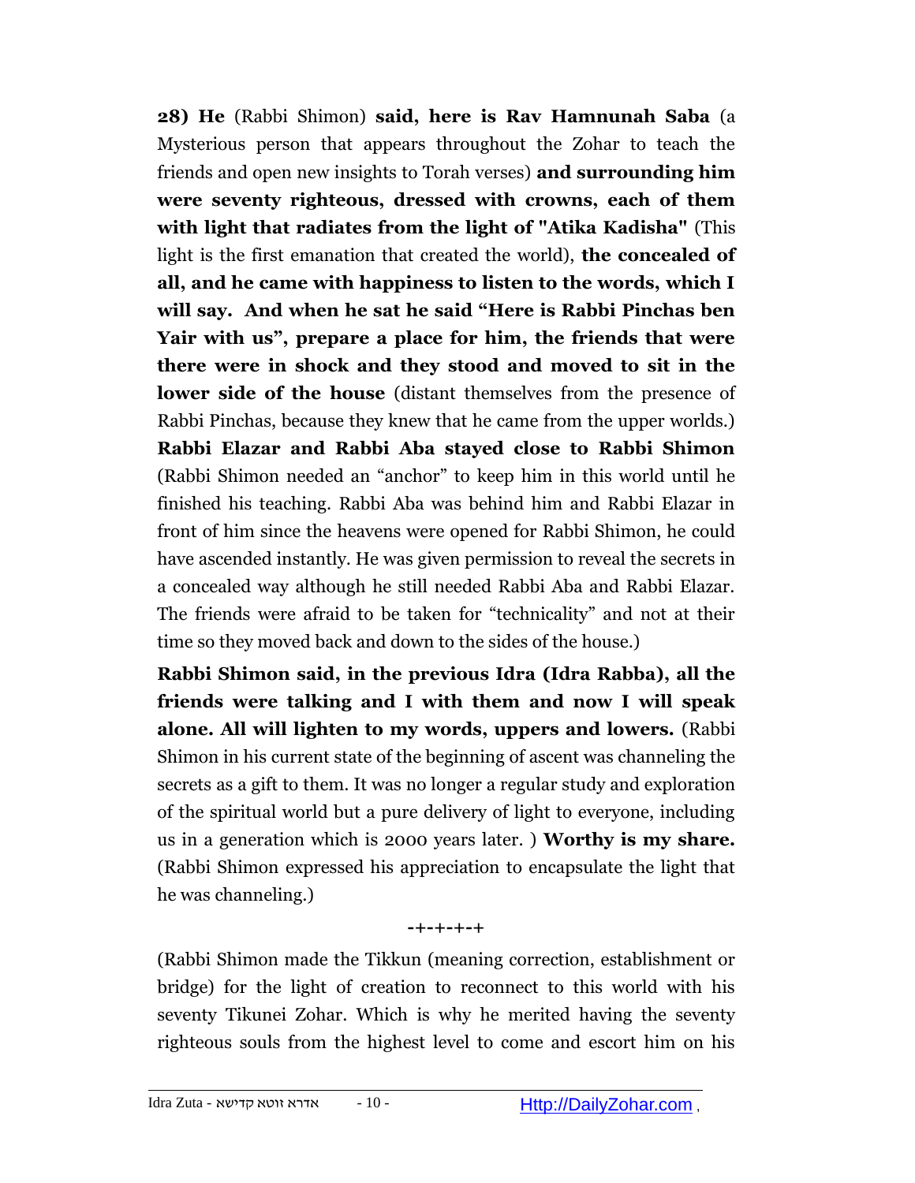**28) He** (Rabbi Shimon) **said, here is Rav Hamnunah Saba** (a Mysterious person that appears throughout the Zohar to teach the friends and open new insights to Torah verses) **and surrounding him were seventy righteous, dressed with crowns, each of them with light that radiates from the light of "Atika Kadisha"** (This light is the first emanation that created the world), **the concealed of all, and he came with happiness to listen to the words, which I will say. And when he sat he said "Here is Rabbi Pinchas ben Yair with us", prepare a place for him, the friends that were there were in shock and they stood and moved to sit in the lower side of the house** (distant themselves from the presence of Rabbi Pinchas, because they knew that he came from the upper worlds.) **Rabbi Elazar and Rabbi Aba stayed close to Rabbi Shimon** (Rabbi Shimon needed an "anchor" to keep him in this world until he finished his teaching. Rabbi Aba was behind him and Rabbi Elazar in front of him since the heavens were opened for Rabbi Shimon, he could have ascended instantly. He was given permission to reveal the secrets in a concealed way although he still needed Rabbi Aba and Rabbi Elazar. The friends were afraid to be taken for "technicality" and not at their time so they moved back and down to the sides of the house.)

**Rabbi Shimon said, in the previous Idra (Idra Rabba), all the friends were talking and I with them and now I will speak alone. All will lighten to my words, uppers and lowers.** (Rabbi Shimon in his current state of the beginning of ascent was channeling the secrets as a gift to them. It was no longer a regular study and exploration of the spiritual world but a pure delivery of light to everyone, including us in a generation which is 2000 years later. ) **Worthy is my share.** (Rabbi Shimon expressed his appreciation to encapsulate the light that he was channeling.)

-+-+-+-+

(Rabbi Shimon made the Tikkun (meaning correction, establishment or bridge) for the light of creation to reconnect to this world with his seventy Tikunei Zohar. Which is why he merited having the seventy righteous souls from the highest level to come and escort him on his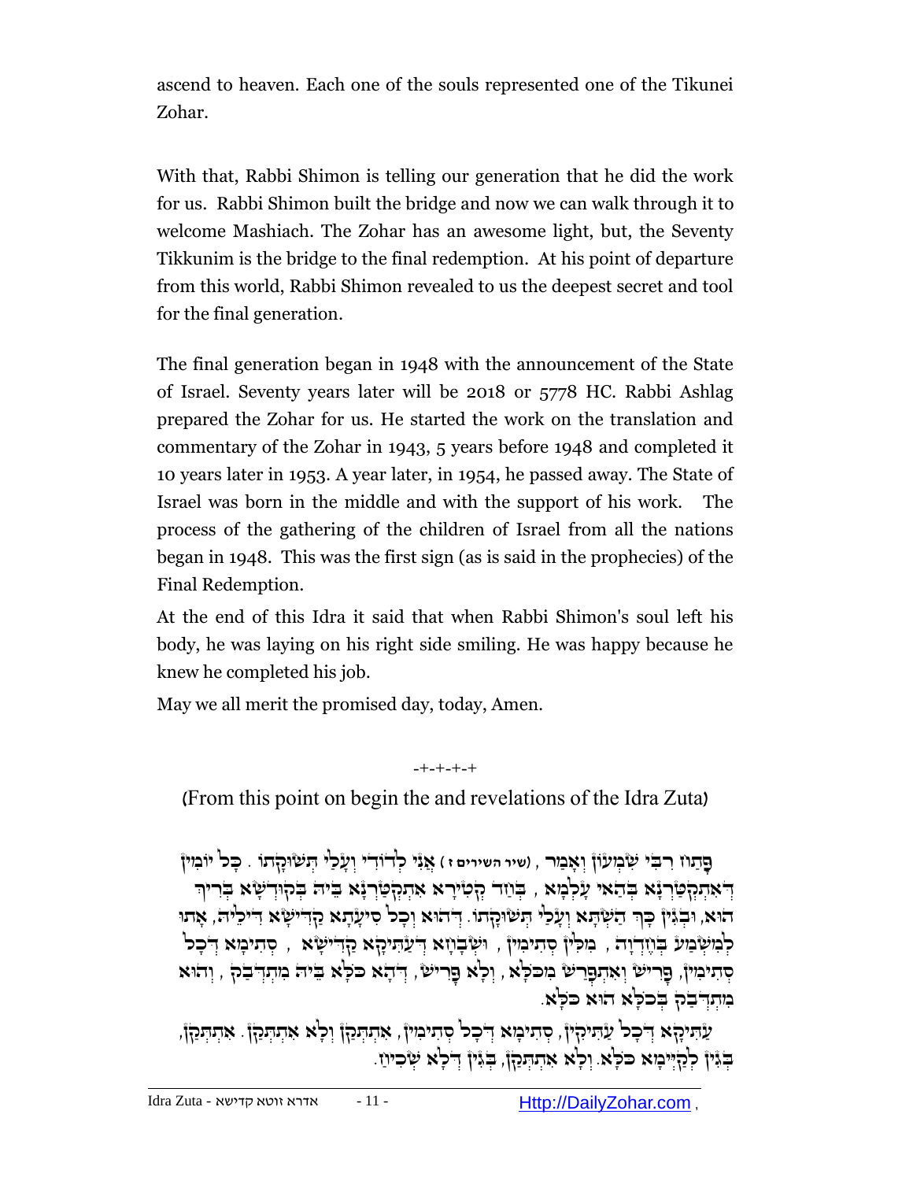ascend to heaven. Each one of the souls represented one of the Tikunei Zohar.

With that, Rabbi Shimon is telling our generation that he did the work for us. Rabbi Shimon built the bridge and now we can walk through it to welcome Mashiach. The Zohar has an awesome light, but, the Seventy Tikkunim is the bridge to the final redemption. At his point of departure from this world, Rabbi Shimon revealed to us the deepest secret and tool for the final generation.

The final generation began in 1948 with the announcement of the State of Israel. Seventy years later will be 2018 or 5778 HC. Rabbi Ashlag prepared the Zohar for us. He started the work on the translation and commentary of the Zohar in 1943, 5 years before 1948 and completed it 10 years later in 1953. A year later, in 1954, he passed away. The State of Israel was born in the middle and with the support of his work. The process of the gathering of the children of Israel from all the nations began in 1948. This was the first sign (as is said in the prophecies) of the Final Redemption.

At the end of this Idra it said that when Rabbi Shimon's soul left his body, he was laying on his right side smiling. He was happy because he knew he completed his job.

May we all merit the promised day, today, Amen.

-+-+-+-+

(From this point on begin the and revelations of the Idra Zuta)

פָּתַח רִבִּי שִׁמְעוֹן וְאָמַר, (שיר השירים ז) אֲנִי לְדוֹדִי וְעָלַי תְּשׁוּקָתוֹ. כָּל יוֹמִין דְּאִתְקְטַרְנָא בְּהַאי עָלְמָא, בְּחַד קְטִירָא אִתְקְטַרְנָא בֵּיהּ בְּקוּדְשָׁא בְּרִיךְ הוּא, וּבְגִין כָּךְ הַשְׁתָּא וְעָלַי תְּשׁוּקָתוֹ. דְּהוּא וְכָל סִיעָתָא קַדִּישָׁא דִּילֵיהּ, אָתוּ לְמִשְׁמַע בְּחֶדְוָה, מִלִּין סְתִימִין, וּשְׁבָחָא דְּעַתִּיקָא קַדִּישָׁא, סְתִימָא דְּכָל סְתִימִין, פָּרִישׁ וְאִתְפְּרַשׁ מִכֹּלָּא, וְלָא פָּרִישׁ, דְּהָא כֹּלָּא בֵּיהּ מִתְדַּבַּק, וְהוּא מִתְדַּבַּק בְּכֹלָּא הוּא כֹּלָּא.

עַתִּיקָא דְּכָל עַתִּיקִין, סְתִימָא דְּכָל סְתִימִין, אִתְתַּקַּן וְלָא אִתְתַּקַּן. אִתְתַּקַּן, בְּגִין לְקַיְּימָא כֹּלָּא. וְלָא אִתְתַּקַּן, בְּגִין דְּלָא שְׁכִיחַ.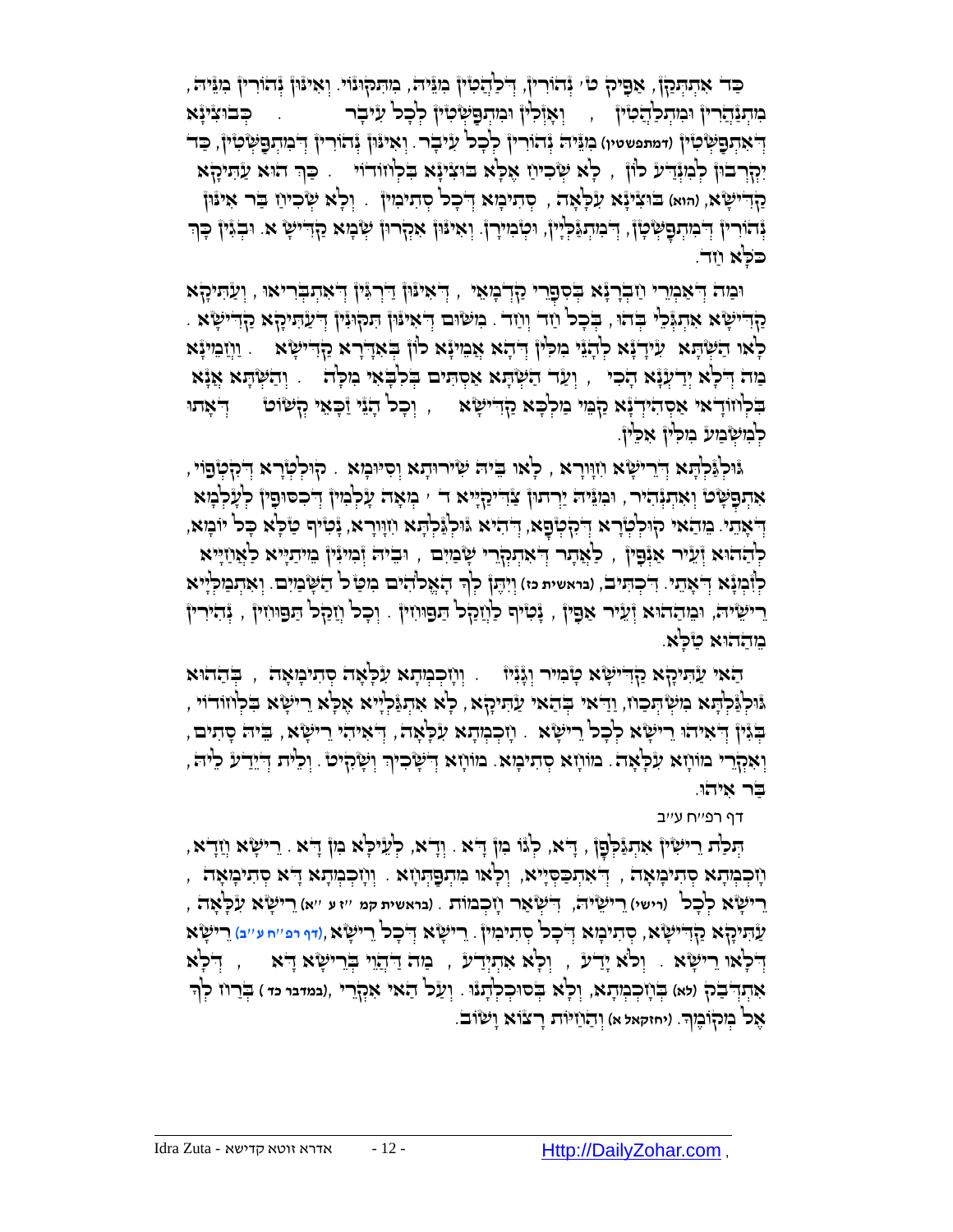כַּד אִתְתְּקַן, אַפִּיק ט' נְהוֹרִין, דְּלַהֲטִין מִנֵּיהּ, מִתִּקּוּנוֹי. וְאִינּוּן נְהוֹרִין מִנֵּיהּ, מִתְנַהֲרִין וּמִתְלַהֲטִין, וְאָזְלִין וּמִתְפַּשְּׁטִין לְכָל עִיבָר. כְּבוּצִינָא דְּאִתְפַּשְּׁטִין (דמתפשטין) מִנֵּיהּ נְהוֹרִין לְכָל עִיבָר. וְאִינּוּן נְהוֹרִין דְּמִתְפַּשְּׁטִין, כַּד יִקְרְבוּן לְמִנְדַּע לוֹן, לָא שְׁכִיחַ אֶלָּא בּוּצִינָא בִּלְחוֹדוֹי. כָּךְ הוּא עַתִּיקָא קַדִּישָׁא, (הוא) בּוּצִינָא עִלָּאָה, סְתִימָא דְּכָל סְתִימִין. וְלָא שְׁכִיחַ בַּר אִינּוּן נְהוֹרִין דְּמִתְפַּשְּׁטָן, דְּמִתְגַּלְיָן, וּטְמִירָן. וְאִינּוּן אִקְרוּן שְׁמָא קַדִּישָׁא. וּבְגִין כָּךְ כֹּלָּא חַד.

וּמַה דְּאַמְרֵי חַבְרָנָא בְּסִפְרֵי קַדְמָאֵי, דְּאִינּוּן דַּרְגִּין דְּאִתְבְּרִיאוּ, וְעַתִּיקָא קַדִּישָׁא אִתְגַּלֵּי בְּהוּ, בְּכָל חַד וְחַד. מִשּׁוּם דְּאִינּוּן תִּקּוּנִין דְּעַתִּיקָא קַדִּישָׁא. לָאו הַשְׁתָּא עִידָנָא לְהָנֵי מִלִּין דְּהָא אֲמֵינָא לוֹן בְּאִדְּרָא קַדִּישָׁא. וַחֲמֵינָא מַה דְּלָא יְדַעְנָא הָכִי, וְעַד הַשְׁתָּא אַסְתִּים בְּלִבָּאִי מִלָּה. וְהַשְׁתָּא אֲנָא בִּלְחוֹדָאי אַסְהִידְנָא קַמֵּי מַלְכָּא קַדִּישָׁא, וְכָל הָנֵי זַכָּאֵי קְשׁוֹט דְּאָתוּ לְמִשְׁמַע מִלִּין אִלֵּין.

גּוּלְגַּלְתָּא דְּרֵישָׁא חִוְורָא, לָאו בֵּיהּ שֵׁירוּתָא וְסִיּוּמָא. קוּלְטְרָא דְּקִטְפּוֹי, אִתְפַּשַּׁט וְאִתְנְהִיר, וּמִנֵּיהּ יָרְתוּן צַדִּיקַיָּיא ד' מְאָה עָלְמִין דְּכִסּוּפִין לְעָלְמָא דְּאָתֵי. מֵהַאי קוּלְטְרָא דְּקִטְפָא, דְּהִיא גּוּלְגַּלְתָּא חִוְורָא, נָטִיף טַלָּא כָּל יוֹמָא, לְהַהוּא זְעֵיר אַנְפִּין, כְּאֲתַר דְּאִתְקְרֵי שָׁמַיִם, וּבֵיהּ זְמִינִין מֵיתַיָּיא לַאֲחַיָּיא לִזְמְנָא דְּאָתֵי. דִּכְתִּיב, (בראשית כז) וְיִתֶּן לְךָ הָאֱלֹהִים מִטַּל הַשָּׁמַיִם. וְאִתְמַלְיָיא רֵישֵׁיהּ, וּמֵהַהוּא זְעֵיר אַפִּין, נָטִיף לַחֲקַל תַּפּוּחִין. וְכָל חֲקַל תַּפּוּחִין, נְהִירִין מֵהַהוּא טַלָּא.

הַאי עַתִּיקָא קַדִּישָׁא טָמִיר וְגָנִיז. וְחָכְמְתָא עִלָּאָה סְתִימָאָה, בְּהַהוּא גּוּלְגַּלְתָּא מִשְׁתְּכַח, וְדַּאי בְּהַאי עַתִּיקָא, לָא אִתְגַּלְיָיא אֶלָּא רֵישָׁא בִּלְחוֹדוֹי, בְּגִין דְּאִיהוּ רֵישָׁא לְכָל רֵישָׁא. וְחָכְמְתָא עִלָּאָה, דְּאִיהִי רֵישָׁא, בֵּיהּ סָתִים, וְאִקְרֵי מוֹחָא עִלָּאָה. מוֹחָא סְתִימָא. מוֹחָא דְּשָׁכִיךְ וְשָׁקִיט. וְלֵית דְּיָדַע לֵיהּ, בַּר אִיהוּ.

דף רפ"ח ע"ב

תְּלַת רֵישִׁין אִתְגַּלְּפָן, דָּא, לְגוֹ מִן דָּא. וְדָא, לְעֵילָּא מִן דָּא. רֵישָׁא וְחָדָא, חָכְמְתָא סְתִימָאָה, דְּאִתְכַּסְיָיא, וְלָאו מִתְפַּתְּחָא. וְחָכְמְתָא דָּא סְתִימָאָה, רֵישָׁא לְכָל (רישי) רֵישֵׁיהּ, דִּשְׁאַר חָכְמוֹת. (בראשית קמ "ז ע "א) רֵישָׁא עִלָּאָה, עַתִּיקָא קַדִּישָׁא, סְתִימָא דְּכָל סְתִימִין. רֵישָׁא דְּכָל רֵישָׁא, (דף רפ"ח ע"ב) רֵישָׁא דְּלָאו רֵישָׁא. וְלֹא יָדַע, וְלָא אִתְיְדַע, מַה דַּהֲוֵי בְּרֵישָׁא דָּא, דְּלָא אִתְדַּבַּק (לא) בְּחָכְמְתָא, וְלָא בְּסוּכְלְתָנוּ. וְעַל הַאי אִקְרֵי, (במדבר כד) בְּרַח לְךָ אֶל מְקוֹמֶךָ. (יחזקאל א) וְהַחַיּוֹת רָצוֹא וָשׁוֹב.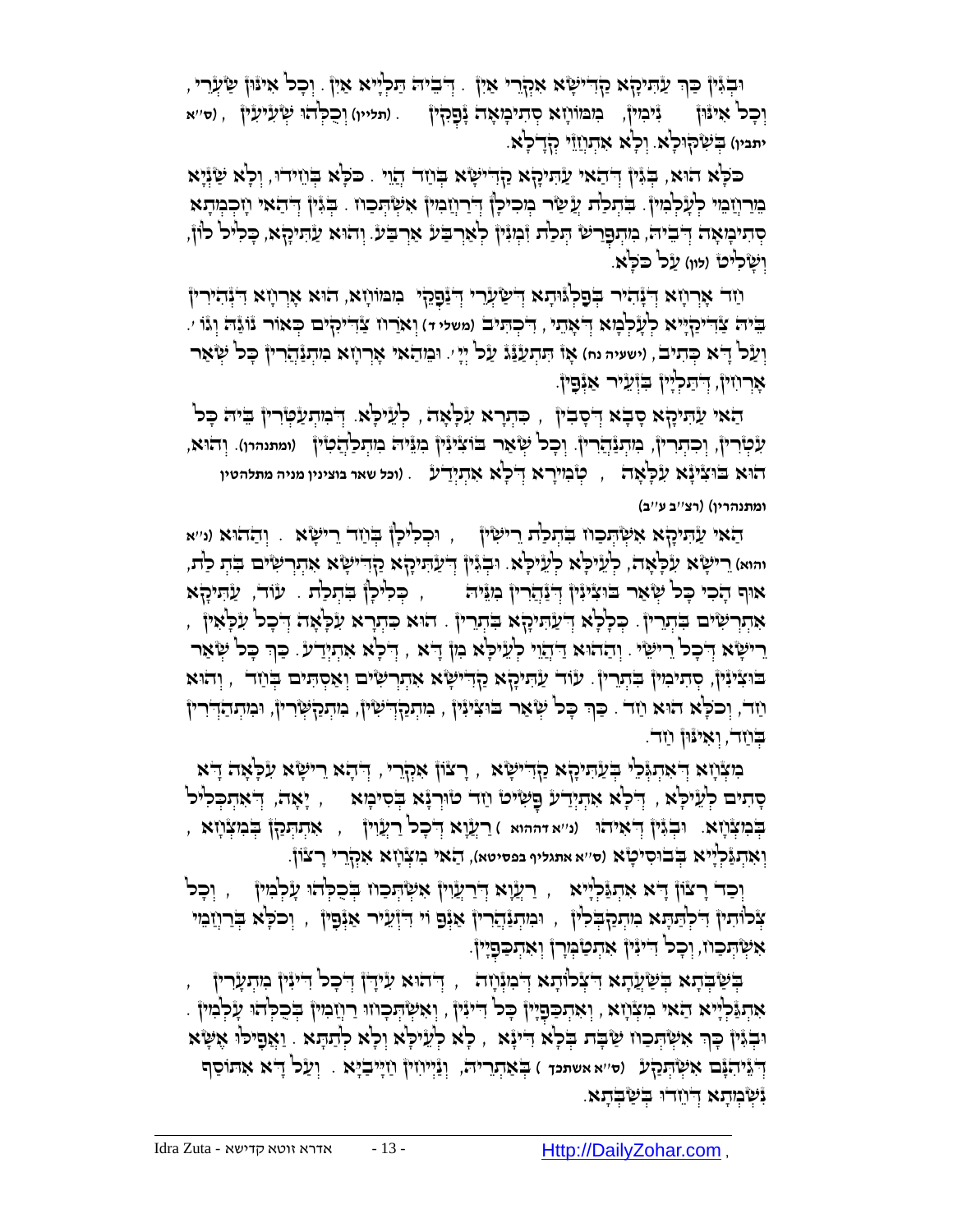וּבְגִּין כַּךְ עַתִּיקָא קַדִּישָׁא אִקְרֵי אַיִן. דְּבֵיהּ תַּלְיָיא אַיִן. וְכָל אִינּוּן שַׂעֲרֵי, וְכָל אִינּוּן נִימִין, מִמּוֹחָא סְתִימָאָה נָפְקִין (תליין) וְכֻלְּהוּ שְׁעִיעִין, (ס"א יתבין) בְּשַׁקּוֹלָא. וְלָא אִתְחֲזֵי קָדָלָא.

כֹּלָּא הוּא, בְּגִין דְּהַאי עַתִּיקָא קַדִּישָׁא בְּחַד הֲוֵי. כֹּלָּא בְּחֵידוּ, וְלָא שַׁנְיָא מֵרַחֲמֵי לְעָלְמִין. בִּתְלַת עֲשַׂר מְכִילָן דְּרַחֲמִין אִשְׁתְּכַח. בְּגִין דְּהַאי חָכְמְתָא סְתִימָאָה דְּבֵיהּ, מִתְפָּרְשָׁא תְּלַת זִמְנִין לְאַרְבַּע אַרְבַּע. וְהוּא עַתִּיקָא, כָּלִיל לוֹן, וְשַׁלִּיט (לון) עַל כֹּלָּא.

חַד אָרְחָא דְּנָהִיר בְּפַלְגּוּתָא דְשַׂעֲרֵי דְּנָפְקֵי מִמּוֹחָא, הוּא אָרְחָא דִּנְהִירִין בֵּיהּ צַדִּיקַיָּיא לְעָלְמָא דְּאָתֵי, דִּכְתִיב (משלי ד) וְאֹרַח צַדִּיקִים כְּאוֹר נֹגַהּ וְגוֹ'. וְעַל דָּא כְּתִיב, (ישעיה נח) אָז תִּתְעַנַּג עַל יְיָ'. וּמֵהַאי אָרְחָא מִתְנַהֲרִין כָּל שְׁאַר אָרְחִין, דְּתַלְיָין בִּזְעֵיר אַנְפִּין.

הַאי עַתִּיקָא סָבָא דְּסָבִין, כִּתְרָא עִלָּאָה, לְעֵילָּא. דְּמִתְעַטְּרִין בֵּיהּ כָּל עִטְרִין, וְכִתְרִין, מִתְנַהֲרִין. וְכָל שְׁאַר בּוֹצִינִין מִנֵּיהּ מִתְלַהֲטִין (ומתנהרו). וְהוּא, הוּא בּוֹצִינָא עִלָּאָה, טְמִירָא דְּלָא אִתְיְדַע. (וכל שאר בוצינין מניה מתלהטין ומתנהרין) (רצ"ב ע"ב)

הַאי עַתִּיקָא אִשְׁתְּכַח בִּתְלַת רֵישִׁין, וּכְלִילָן בְּחַד רֵישָׁא. וְהַהוּא (נ"א והוא) רֵישָׁא עִלָּאָה, לְעֵילָּא לְעֵילָּא. וּבְגִּין דְּעַתִּיקָא קַדִּישָׁא אִתְרְשִׁים בִּתְלַת, אוּף הָכִי כָּל שְׁאַר בּוֹצִינִין דְּנַהֲרִין מִנֵּיהּ, כְּלִילָן בִּתְלַת. עוֹד, עַתִּיקָא אִתְרְשִׁים בִּתְרֵין. כְּלָלָא דְּעַתִּיקָא בִּתְרֵין. הוּא כִּתְרָא עִלָּאָה דְּכָל עִלָּאִין, רֵישָׁא דְּכָל רֵישֵׁי. וְהַהוּא דַּהֲוֵי לְעֵילָּא מִן דָּא, דְּלָא אִתְיְדַע. כַּךְ כָּל שְׁאַר בּוֹצִינִין, סְתִימִין בִּתְרֵין. עוֹד עַתִּיקָא קַדִּישָׁא אִתְרְשִׁים וְאִסְתִּים בְּחַד, וְהוּא חַד, וְכֹלָּא הוּא חַד. כַּךְ כָּל שְׁאַר בּוֹצִינִין, מִתְקַדְּשִׁין, מִתְקַשְּׁרִין, וּמִתְהַדְּרִין בְּחַד, וְאִינּוּן חַד.

מִצְחָא דְּאִתְגְּלֵי בְּעַתִּיקָא קַדִּישָׁא, רָצוֹן אִקְרֵי, דְּהָא רֵישָׁא עִלָּאָה דָּא סָתִים לְעֵילָּא, דְּלָא אִתְיְדַע פָּשִׁיט חַד טוּרְנָא בְּסִימָא, יָאֶה, דְּאִתְכְּלִיל בְּמִצְחָא. וּבְגִּין דְּאִיהוּ (נ"א דההוא) רַעֲוָא דְּכָל רַעֲוִין, אִתְתְּקַן בְּמִצְחָא, וְאִתְגַּלְיָיא בְּבוּסִיטָא (ס"א אתגליף בפסיטא), הַאי מִצְחָא אִקְרֵי רָצוֹן.

וְכַד רָצוֹן דָּא אִתְגַּלְיָיא, רַעֲוָא דְּרַעֲוִין אִשְׁתְּכַח בְּכֻלְּהוּ עָלְמִין, וְכָל צְלוֹתִין דִּלְתַתָּא מִתְקַבְּלִין, וּמִתְנַהֲרִין אַנְפּוֹי דִּזְעֵיר אַנְפִּין, וְכֹלָּא בְּרַחֲמֵי אִשְׁתְּכַח, וְכָל דִּינִין אִתְטַמְּרָן וְאִתְכַּפְיָין.

בְּשַׁבְּתָא בְּשַׁעְתָּא דִּצְלוֹתָא דְּמִנְחָה, דְּהוּא עִידָן דְּכָל דִּינִין מִתְעָרִין, אִתְגַּלְיָיא הַאי מִצְחָא, וְאִתְכַּפְיָין כָּל דִּינִין, וְאִשְׁתְּכָחוּ רַחֲמִין בְּכֻלְּהוּ עָלְמִין. וּבְגִּין כַּךְ אִשְׁתְּכַח שַׁבָּת בְּלָא דִּינָא, לָא לְעֵילָּא וְלָא לְתַתָּא. וַאֲפִילּוּ אֶשָּׁא דְּגֵיהִנָּם אִשְׁתְּקַע (ס"א אשתכך) בְּאַתְרֵיהּ, וְנַיְיחִין חַיָּיבַיָּא. וְעַל דָּא אִתּוֹסַף נִשְׁמְתָא דְּחֵידוּ בְּשַׁבְּתָא.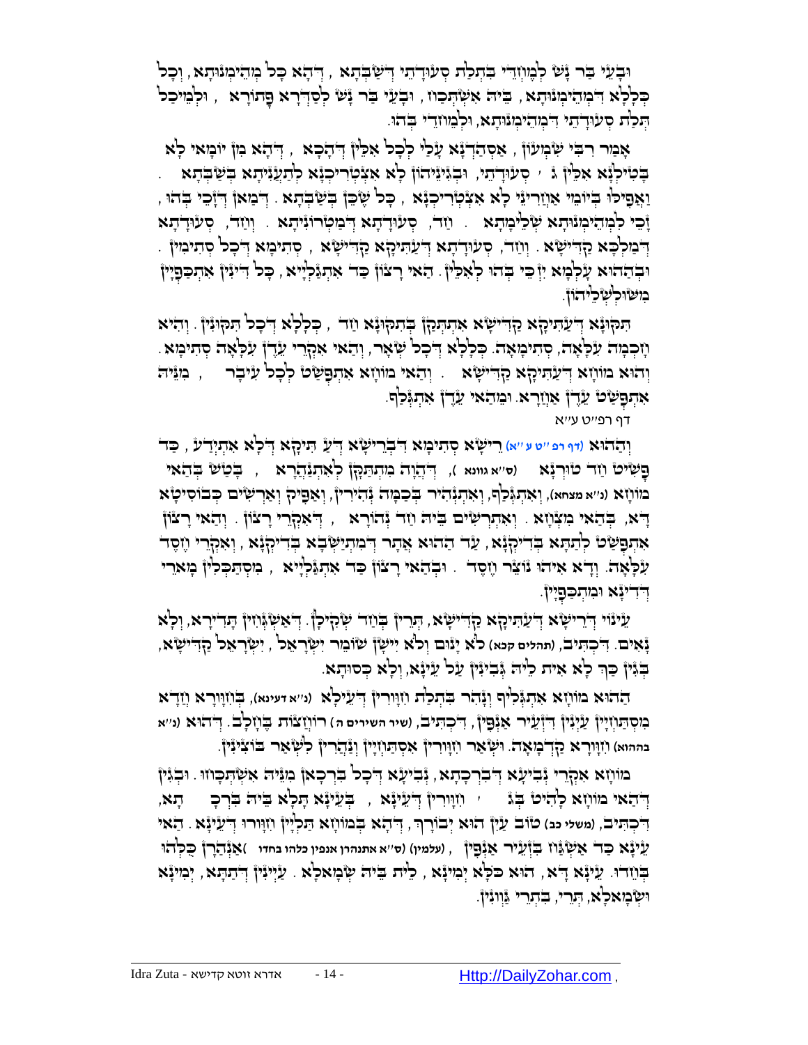וּבָעֵי בַּר נָשׁ לְמֶחֱזֵי בִּתְלַת סְעוּדָתֵי דְּשַׁבַּתָּא, דְּהָא כָּל מְהֵימְנוּתָא, וְכָל כְּלָלָא דִּמְהֵימְנוּתָא, בֵּיהּ אִשְׁתְּכַח, וּבָעֵי בַּר נָשׁ לְסַדְּרָא פָּתוֹרָא, וּלְמֵיכַל תְּלַת סְעוּדָתֵי דִּמְהֵימְנוּתָא, וּלְמֶחֱדֵי בְּהוּ.

אָמַר רִבִּי שִׁמְעוֹן, אַסְהַדְנָא עָלַי לְכָל אִלֵּין דְּהָכָא, דְּהָא מִן יוֹמַאי לָא בְּטִילְנָא אִלֵּין ג' סְעוּדָתֵי, וּבְגִינֵיהוֹן לָא אִצְטְרִיכְנָא לְתַעֲנִיתָא בְּשַׁבַּתָּא. וַאֲפִילּוּ בְּיוֹמֵי אַחֲרִינֵי לָא אִצְטְרִיכְנָא, כָּל שֶׁכֵּן בְּשַׁבַּתָּא. דְּמַאן דְּזָכֵי בְּהוּ, זָכֵי לִמְהֵימְנוּתָא שְׁלֵימְתָא. חַד, סְעוּדָתָא דְּמַטְרוֹנִיתָא. וְחַד, סְעוּדָתָא דְּמַלְכָּא קַדִּישָׁא. וְחַד, סְעוּדָתָא דְּעַתִּיקָא קַדִּישָׁא, סְתִימָא דְּכָל סְתִימִין. וּבְהַהוּא עָלְמָא יִזְכֵּי בְּהוּ לְאִלֵּין. הַאי רָצוֹן כַּד אִתְגַּלְיָיא, כָּל דִּינִין אִתְכַּפְיָין מִשּׁוּלְשְׁלֵיהוֹן.

תִּקּוּנָא דְּעַתִּיקָא קַדִּישָׁא אִתְתָּקַן בְּתִקּוּנָא חַד, כְּלָלָא דְּכָל תִּקּוּנִין. וְהִיא חָכְמָה עִלָּאָה, סְתִימָאָה. כְּלָלָא דְּכָל שְׁאָר, וְהַאי אִקְרֵי עֵדֶן עִלָּאָה סְתִימָא. וְהוּא מוֹחָא דְּעַתִּיקָא קַדִּישָׁא. וְהַאי מוֹחָא אִתְפַּשַּׁט לְכָל עִיבָר, מִנֵּיהּ אִתְפַּשַּׁט עֵדֶן אַחֲרָא. וּמֵהַאי עֵדֶן אִתְגְּלִיף.

דף רפ"ט ע"א

וְהַהוּא (דף רפ"ט ע"א) רֵישָׁא סְתִימָא דִּבְרֵישָׁא דְּעַ תִּיקָא דְּלָא אִתְיְדַע, כַּד פָּשִׁיט חַד טוּרְנָא (ס"א גוונא), דְּהֲוָה מִתְתָּקַן לְאִתְנַהֲרָא, בָּטַשׁ בְּהַאי מוֹחָא (נ"א מצחא), וְאִתְגְּלִיף, וְאִתְנְהִיר בְּכַמָּה נְהִירִין, וְאַפִּיק וְאַרְשִׁים כְּבוֹסִיטָא דָא, בְּהַאי מִצְחָא. וְאִתְרְשִׁים בֵּיהּ חַד נְהוֹרָא, דְּאִקְרֵי רָצוֹן. וְהַאי רָצוֹן אִתְפַּשַּׁט לְתַתָּא בִּדְיקְנָא, עַד הַהוּא אֲתַר דְּמִתְיַשְּׁבָא בִּדְיקְנָא, וְאִקְרֵי חֶסֶד עִלָּאָה. וְדָא אִיהוּ נוֹצֵר חֶסֶד. וּבְהַאי רָצוֹן כַּד אִתְגַּלְיָיא, מִסְתַּכְּלִין מָארֵי דְּדִינָא וּמִתְכַּפְיָין.

עֵינוֹי דְּרֵישָׁא דְּעַתִּיקָא קַדִּישָׁא, תְּרֵין בְּחַד שְׁקִילָן. דְּאַשְׁגְּחָן תְּדִירָא, וְלָא נָאִים. דִּכְתִּיב, (תהלים קכא) לֹא יָנוּם וְלֹא יִישָׁן שׁוֹמֵר יִשְׂרָאֵל, יִשְׂרָאֵל קַדִּישָׁא, בְּגִין כַּךְ לָא אִית לֵיהּ גְּבִינִין עַל עֵינָא, וְלָא כְּסוּתָא.

הַהוּא מוֹחָא אִתְגְּלִיף וְנָהִיר בִּתְלַת חִוָּורִין דְּעֵילָא (נ"א דעינא), בְּחִוָּורָא וַחֲדָא מִסְתַּחֲיָין עֵינִין דִּזְעֵיר אַנְפִּין, דִּכְתִּיב, (שיר השירים ה) רוֹחֲצוֹת בֶּחָלָב. דְּהוּא (נ"א בההוא) חִוָּורָא קַדְמָאָה. וּשְׁאַר חִוָּורִין אִסְתַּחֲיָין וְנָהֲרִין לִשְׁאַר בּוּצִינִין.

מוֹחָא אִקְרֵי גְּבִיעָא דְּבִרְכָתָא, גְּבִיעָא דְּכָל בִּרְכָאן מִנֵּיהּ אִשְׁתְּכָחוּ. וּבְגִין דְּהַאי מוֹחָא לָהִיט בְּג' חִוָּורִין דְּעֵינָא, בְּעֵינָא תָּלְיָא בֵּיהּ בִּרְכָתָא, דִּכְתִּיב, (משלי כב) טוֹב עַיִן הוּא יְבוֹרָךְ, דְּהָא בְּמוֹחָא תַּלְיָין חִוָּורוּ דְּעֵינָא. הַאי עֵינָא כַּד אַשְׁגַּח בִּזְעֵיר אַנְפִּין, (עלמין) (ס"א אתנהרו אנפין כלהו בחדו) אַנְהֲרָן כֻּלְּהוּ בְּחֶדְוָה. עֵינָא דָא, הוּא כֹּלָּא יְמִינָא, לֵית בֵּיהּ שְׂמָאלָא. עֵינִין דִּלְתַתָּא, יְמִינָא וּשְׂמָאלָא, תְּרֵי, בִּתְרֵי גַּוְונִין.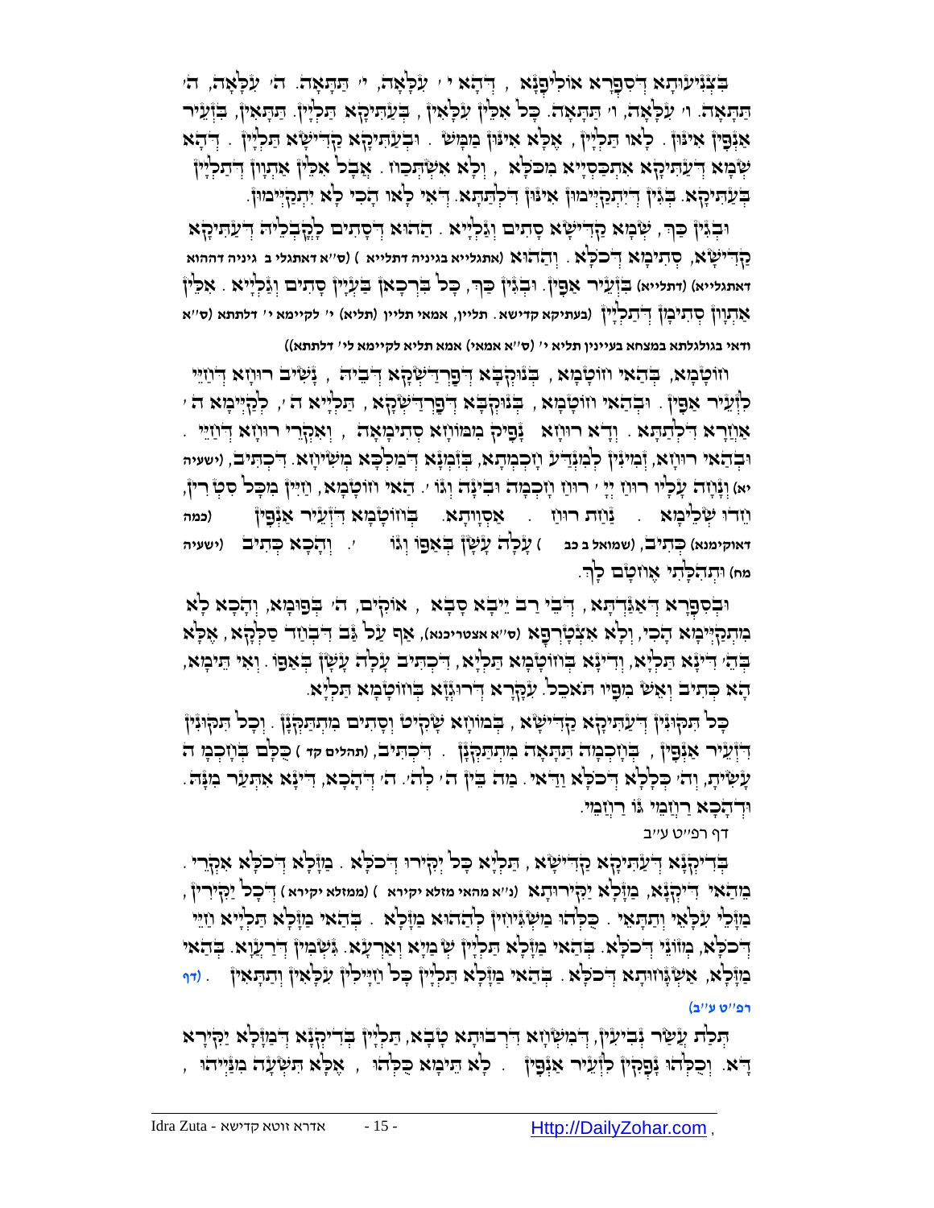בִּצְנִיעוּתָא דְּסִפְרָא אוֹלִיפְנָא , דְּהָא יו״ד עִלָּאָה, יו״ד תַּתָּאָה. ה׳ עִלָּאָה, ה׳ תַּתָּאָה. ו׳ עִלָּאָה, ו׳ תַּתָּאָה. כֹּל אִלֵּין עִלָּאִין, בְּעַתִּיקָא תַּלְיָין. תַּתָּאִין, בִּזְעֵיר אַנְפִּין אִינּוּן. לָאו תַּלְיָין , אֶלָּא אִינּוּן מַמָּשׁ . וּבְעַתִּיקָא קַדִּישָׁא תַּלְיָין . דְּהָא שְׁמָא דְּעַתִּיקָא אִתְכַּסְיָיא מִכֹּלָּא , וְלָא אִשְׁתְּכַח . אֲבָל אִלֵּין אַתְוָון דְּתַלְיָין בְּעַתִּיקָא. בְּגִין דְּיִתְקַיְּימוּן אִינּוּן דִּלְתַתָּא. דְּאִי לָאו הָכִי לָא יִתְקַיְּימוּן.

וּבְגִין כַּךְ , שְׁמָא קַדִּישָׁא סָתִים וְגַלְיָיא . הַהוּא דְּסָתִים לָקֳבְלֵיהּ דְּעַתִּיקָא קַדִּישָׁא, סְתִימָא דְּכֹלָּא . וְהַהוּא (אתגליא בגניזה דתלייא ) (ס״א דאתגלי ב גניזה דההוא דאתגלייא) (דתלייא) בִּזְעֵיר אַפִּין. וּבְגִין כַּךְ, כָּל בִּרְכָאן בַּעְיָין סָתִים וְגַלְיָיא . אִלֵּין אַתְוָון סְתִימָן דְּתַלְיָין (בעתיקא קדישא. תליין, אמאי תליין (תליא) י׳ לקיימא י׳ דלתתא (ס״א ודאי בגולגלתא במצחא בעיינין תליא י׳ (ס״א אמאי) אמאי תליא לקיימא לי׳ דלתתא))

וְחוֹטָמָא, בְּהַאי חוֹטָמָא , בְּנוּקְבָא דְּפַרְדַּשְׁקָא דְּבֵיהּ , נָשִׁיב רוּחָא דְּחַיֵּי לִזְעֵיר אַפִּין . וּבְהַאי חוֹטָמָא , בְּנוּקְבָא דְּפַרְדַּשְׁקָא , תַּלְיָיא ה׳, לְקַיְּימָא ה׳ אַחֲרָא דִּלְתַתָּא . וְדָא רוּחָא נָפִיק מִמּוֹחָא סְתִימָאָה , וְאִקְרֵי רוּחָא דְּחַיֵּי . וּבְהַאי רוּחָא, זְמִינִין לְמִנְדַּע חָכְמְתָא, בְּזִמְנָא דְּמַלְכָּא מְשִׁיחָא. דִּכְתִיב, (ישעיה יא) וְנָחָה עָלָיו רוּחַ יְיָ רוּחַ חָכְמָה וּבִינָה וְגוֹ׳. הַאי חוֹטָמָא, חַיִּין מִכָּל סְטָר רִין, חֵדוּ שְׁלֵימָא . נַחַת רוּחַ . אַסְוָותָא. בְּחוֹטָמָא דִּזְעֵיר אַנְפִּין (כמה דאוקימנא) כְּתִיב, (שמואל ב כב ) עָלָה עָשָׁן בְּאַפּוֹ וְגוֹ׳. וְהָכָא כְּתִיב (ישעיה מח) וּתְהִלָּתִי אֶחֱטָם לָךְ.

וּבְסִפְרָא דְּאַגַּדְתָּא , דְּבֵי רַב יֵיבָא סָבָא , אוֹקִים, ה׳ בְּפוּמָא, וְהָכָא לָא מִתְקַיְּימָא הָכִי, וְלָא אִצְטְרִיךְ (ס״א אצטריכנא), אַף עַל גַּב דִּבְחַד סַלְקָא , אֶלָּא בְּהַ׳ דִּינָא תַּלְיָא, וְדִינָא בְּחוֹטָמָא תַּלְיָא, דִּכְתִיב עָלָה עָשָׁן בְּאַפּוֹ. וְאִי תֵּימָא, הָא כְּתִיב וְאֵשׁ מִפִּיו תֹּאכֵל. עִקָּרָא דְּרוּגְזָא בְּחוֹטָמָא תַּלְיָא.

כָּל תִּקּוּנִין דְּעַתִּיקָא קַדִּישָׁא , בְּמוֹחָא שָׁקִיט וְסָתִים מִתְתַּקְּנָן . וְכָל תִּקּוּנִין דִּזְעֵיר אַנְפִּין , בְּחָכְמָה תַּתָּאָה מִתְתַּקְּנָן . דִּכְתִיב, (תהלים קד ) כֻּלָּם בְּחָכְמָה עָשִׂיתָ, וְה׳ כְּלָלָא דְּכֹלָּא וַדַּאי. מַה בֵּין ה׳ לְהַ׳. ה׳ דְּהָכָא, דִּינָא אִתְּעַר מִנָּהּ. וּדְהָכָא רַחֲמֵי גּוֹ רַחֲמֵי.

דף רפ״ט ע״ב

בְּדִיקְנָא דְּעַתִּיקָא קַדִּישָׁא , תַּלְיָא כָּל יְקִירוּ דְּכֹלָּא . מַזָּלָא דְּכֹלָּא אִקְרֵי . מֵהַאי דִּיקְנָא, מַזָּלָא יַקִּירוּתָא (נ״א מהאי מזלא יקירא ) (ממזלא יקירא ) דְּכָל יַקִּירִין , מַזָּלֵי עִלָּאֵי וְתַתָּאֵי . כֻּלְּהוּ מַשְׁגִּיחִין לְהַהוּא מַזָּלָא . בְּהַאי מַזָּלָא תַּלְיָיא חַיֵּי דְּכֹלָּא, מְזוֹנֵי דְּכֹלָּא. בְּהַאי מַזָּלָא תַּלְיָין שְׁמַיָּא וְאַרְעָא. גִּשְׁמִין דִּרְעֲוָא. בְּהַאי מַזָּלָא, אַשְׁגָּחוּתָא דְּכֹלָּא. בְּהַאי מַזָּלָא תַּלְיָין כָּל חַיָּילִין עִלָּאִין וְתַתָּאִין . (דף רפ״ט ע״ב)

תְּלַת עֲשַׂר נְבִיעִין, דִּמְשַׁח רְבוּתָא טָבָא, תַּלְיָין בְּדִיקְנָא דְּמַזָּלָא יַקִּירָא דָּא. וְכֻלְּהוּ נָפְקִין לִזְעֵיר אַנְפִּין . לָא תֵּימָא כֻּלְּהוּ , אֶלָּא תִּשְׁעָה מִנַּיְיהוּ ,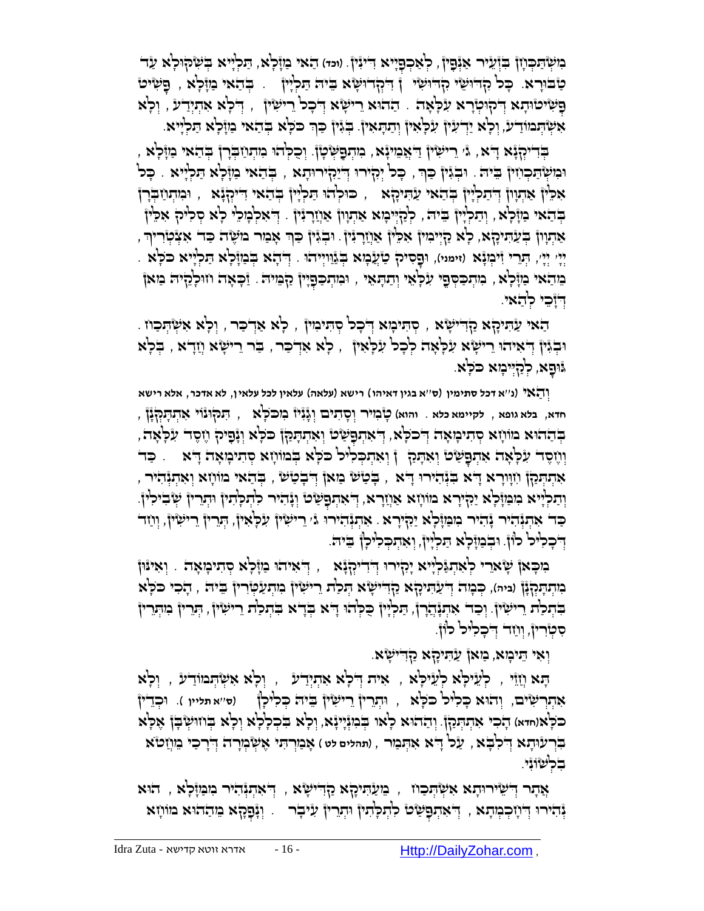מִשְׁתַּכְחָן בִּזְעֵיר אַנְפִּין, לְאַכְפְּיָיא דִּינִין. (וכד) הַאי מַזָּלָא, תַּלְיָיא בְּשִׂקּוּלָא עַד טַבּוּרָא. כָּל קְדוּשֵׁי קְדוּשֵׁי ן דִּקְדוּשָׁא בֵּיהּ תַּלְיָין. בְּהַאי מַזָּלָא, פָּשִׁיט פְּשִׁיטוּתָא דְּקוּטְרָא עִלָּאָה. הַהוּא רֵישָׁא דְּכָל רֵישִׁין, דְּלָא אִתְיְדַע, וְלָא אִשְׁתְּמוֹדַע, וְלָא יָדְעִין עִלָּאִין וְתַתָּאִין. בְּגִין כַּךְ כֹּלָּא בְּהַאי מַזָּלָא תַּלְיָיא.

בְּדִיקְנָא דָּא, ג׳ רֵישִׁין דַּאֲמֵינָא, מִתְפַּשְּׁטָן. וְכֻלְּהוּ מִתְחַבְּרָן בְּהַאי מַזָּלָא, וּמִשְׁתַּכְחִין בֵּיהּ. וּבְגִין כַּךְ, כָּל יְקִירוּ דְּיַקִּירוּתָא, בְּהַאי מַזָּלָא תַּלְיָיא. כָּל אִלֵּין אַתְוָון דְּתַלְיָין בְּהַאי עַתִּיקָא, כּוּלְּהוּ תַּלְיָין בְּהַאי דִּיקְנָא, וּמִתְחַבְּרָן בְּהַאי מַזָּלָא, וְתַלְיָין בֵּיהּ, לְקַיְּימָא אַתְוָון אַחֲרָנִין. דְּאִלְמָלֵי לָא סְלִיק אִלֵּין אַתְוָון בְּעַתִּיקָא, לָא קַיְימִין אִלֵּין אַחֲרָנִין. וּבְגִין כַּךְ אָמַר מֹשֶׁה כַּד אִצְטְרִיךְ, יְיָ׳ יְיָ׳, תְּרֵי זִמְנָא (זימני), וּפָסִיק טַעֲמָא בְּגַוַּויְיהוּ. דְּהָא בְּמַזָּלָא תַּלְיָיא כֹּלָּא. מֵהַאי מַזָּלָא, מִתְכַּסְפֵי עִלָּאֵי וְתַתָּאֵי, וּמִתְכַפְיָין קַמֵּיהּ. זַכָּאָה ווּלָקֵיהּ מַאן דְּזָכֵי לְהַאי.

הַאי עַתִּיקָא קַדִּישָׁא, סְתִימָא דְּכָל סְתִימִין, לָא אַדְּכַר, וְלָא אִשְׁתְּכַח. וּבְגִין דְּאִיהוּ רֵישָׁא עִלָּאָה לְכָל עִלָּאִין, לָא אִדְּכַר, בַּר רֵישָׁא חֲדָא, בְּלָא גּוּפָא, לְקַיְּימָא כֹּלָּא.

וְהַאי (נ״א דכל סתימין (ס״א בגין דאיהו) רישא (עלאה) עלאין לכל עלאין, לא אדכר, אלא רישא חדא, בלא גופא, לקיימא כלא. והוא) טָמִיר וְסָתִים וְגָנִיז מִכֹּלָּא, תִּקּוּנוֹי אִתְתְּקָנָן, בְּהַהוּא מוֹחָא סְתִימָאָה דְּכֹלָּא, דְּאִתְפָּשַּׁט וְאִתְתְּקַן כֹּלָּא וְנָפִיק חֶסֶד עִלָּאָה, וְחֶסֶד עִלָּאָה אִתְפָּשַּׁט וְאִתְתְּקַן ן וְאִתְכְּלִיל כֹּלָּא בְּמוֹחָא סְתִימָאָה דָּא. כַּד אִתְתְּקַן חִוָּורָא דָּא בִּנְהִירוּ דָּא, בָּטַשׁ מַאן דְּבָטַשׁ, בְּהַאי מוֹחָא וְאִתְנְהִיר, וְתַלְיָיא מִמַּזָּלָא יַקִּירָא מוֹחָא אַחֲרָא, דְּאִתְפָּשַּׁט וְנָהִיר לִתְלָתִין וּתְרֵין שְׁבִילִין. כַּד אִתְנְהִיר נָהִיר מִמַּזָּלָא יַקִּירָא. אִתְנְהִירוּ ג׳ רֵישִׁין עִלָּאִין, תְּרֵין רֵישִׁין, וְחַד דְּכָלִיל כּוּלְהוּ. וּבְמַזָּלָא תַּלְיָין, וְאִתְכְּלִילָן בֵּיהּ.

מִכָּאן שָׁארֵי לְאִתְגַּלְיָיא יַקִּירוּ דְּדִיקְנָא, דְּאִיהוּ מַזָּלָא סְתִימָאָה. וְאִינּוּן מִתְתַּקְנָן (ביה), כְּמָה דְּעַתִּיקָא קַדִּישָׁא תְּלַת רֵישִׁין מִתְעַטְּרִין בֵּיהּ, הָכִי כֹּלָּא בִּתְלַת רֵישִׁין. וְכַד אִתְנְהֲרָן, תַּלְיָין כֻּלְּהוּ דָּא בְּדָא בִּתְלַת רֵישִׁין, תְּרֵין מִתְּרֵין סִטְרִין, וְחַד דְּכָלִיל כּוּלְּהוּ.

וְאִי תֵּימָא, מַאן עַתִּיקָא קַדִּישָׁא.

תָּא חֲזֵי, לְעֵילָּא לְעֵילָּא, אִית דְּלָא אִתְיְדַע, וְלָא אִשְׁתְּמוֹדַע, וְלָא אִתְרְשִׁים, וְהוּא כָּלִיל כֹּלָּא, וּתְרֵין רֵישִׁין בֵּיהּ כְּלִילָן (ס״א תליין). וּכְדֵין כֹּלָּא(חדא) הָכִי אִתְתְּקַן. וְהַהוּא לָאו בְּמִנְיָינָא, וְלָא בִּכְלָלָא וְלָא בְּחוּשְׁבָּן אֶלָּא בִּרְעוּתָא דְּלִבָּא, עַל דָּא אִתְּמַר, (תהלים לט) אָמַרְתִּי אֶשְׁמְרָה דְּרָכַי מֵחֲטוֹא בִלְשׁוֹנִי.

אֲתַר דְּשֵׁירוּתָא אִשְׁתְּכַח, מֵעַתִּיקָא קַדִּישָׁא, דְּאִתְנְהִיר מִמַּזָּלָא, הוּא נְהִירוּ דְּזַכְמִתָא, דְּאִתְפְּשַׁט לִתְלָתִין וּתְרֵין עִיבָר. וְנָפְקָא מֵהַהוּא מוֹחָא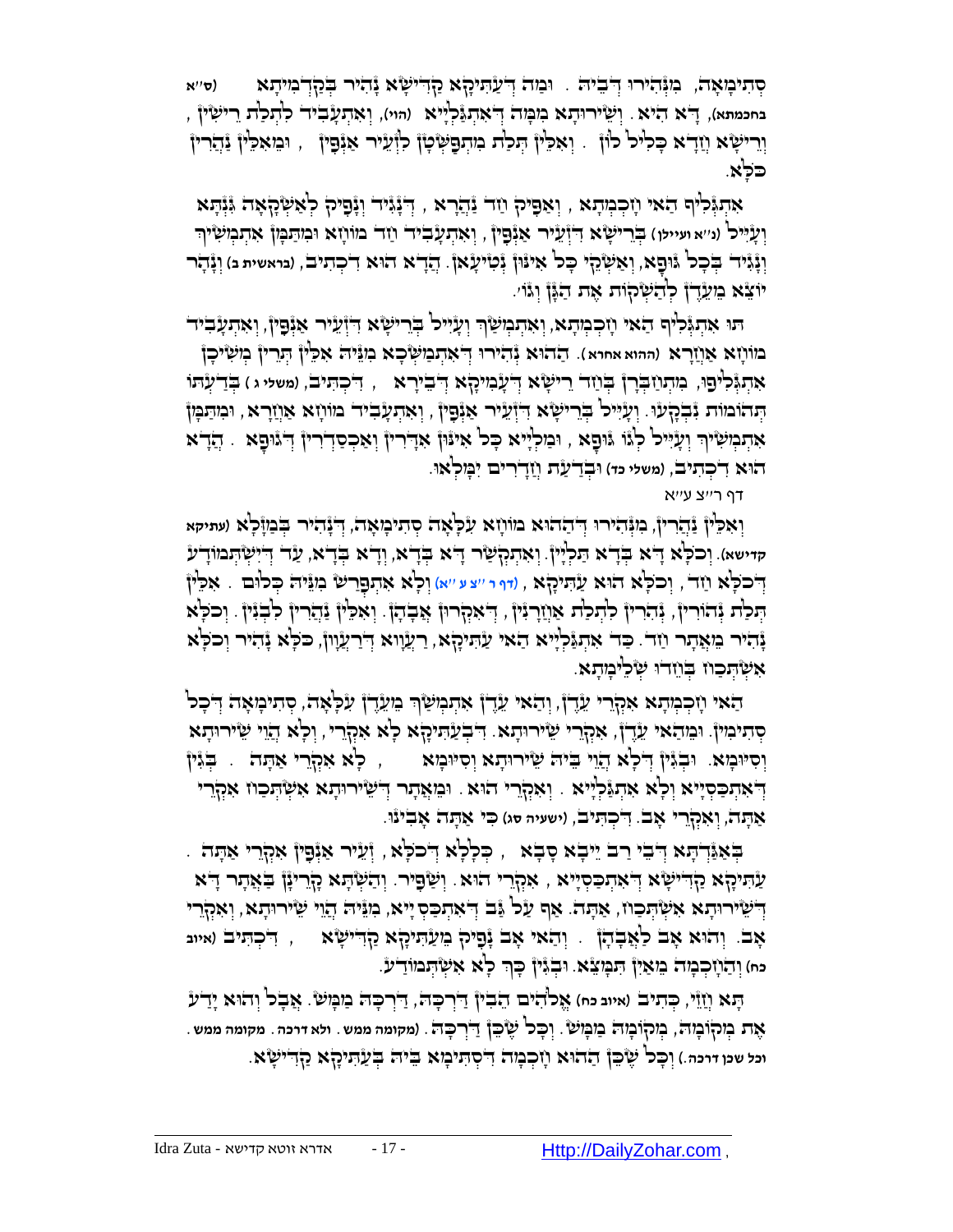סְתִימָאָה, מִנְּהִירוּ דְּבֵיהּ. וּמַה דְּעַתִּיקָא קַדִּישָׁא נָהִיר בְּקַדְמִיתָא (ס"א בחכמתא), דָא הִיא. וְשֵׁירוּתָא מִמַּה דְאִתְגַּלְיָיא (הוי), וְאִתְעָבִיד לִתְלַת רֵישִׁין, וְרֵישָׁא וַדָּא כָּלִיל לוֹן. וְאִלֵּין תְּלַת מִתְפַּשְּׁטָן לִזְעֵיר אַנְפִּין, וּמֵאִלֵּין נַהֲרִין כֹּלָּא.

אִתְגְּלִיף הַאי חָכְמְתָא, וְאַפִּיק וַחַד נַהֲרָא, דְּנָגִיד וְנָפִיק לְאַשְׁקָאָה גִּנְּתָא וְעָיֵיל (נ"א ועיילו) בְּרֵישָׁא דִּזְעֵיר אַנְפִּין, וְאִתְעָבִיד וַחַד מוֹחָא וּמִתַּמָּן אִתְמְשִׁיךְ וְנָגִיד בְּכָל גּוּפָא, וְאַשְׁקֵי כָּל אִינּוּן נְטִיעָאן. הֲדָא הוּא דִכְתִיב, (בראשית ב) וְנָהָר יוֹצֵא מֵעֵדֶן לְהַשְׁקוֹת אֶת הַגָּן וְגוֹ'.

תוּ אִתְגְּלִיף הַאי חָכְמְתָא, וְאִתְמְשַׁךְ וְעָיֵיל בְּרֵישָׁא דִּזְעֵיר אַנְפִּין, וְאִתְעָבִיד מוֹחָא אַוֲרָא (ההוא אחרא). הַהוּא נְהִירוּ דְּאִתְמַשְׁכָא מִנֵּיהּ אִלֵּין תְּרֵין מְשִׁיכָן אִתְגְּלִיפוּ, מִתְחַבְּרָן בַּוַחַד רֵישָׁא דְּעָמִיקָא דְּבֵירָא, דִּכְתִיב, (משלי ג) בְּדַעְתּוֹ תְּהוֹמוֹת נִבְקָעוּ. וְעָיֵיל בְּרֵישָׁא דִּזְעֵיר אַנְפִּין, וְאִתְעָבִיד מוֹחָא אַוֲרָא, וּמִתַּמָּן אִתְמְשִׁיךְ וְעָיֵיל לְגוֹ גּוּפָא, וּמַלְיָיא כָּל אִינּוּן אִדְּרִין וְאַכְסַדְרִין דְּגוּפָא. הֲדָא הוּא דִכְתִיב, (משלי כד) וּבְדַעַת חֲדָרִים יִמָּלְאוּ.

דף ר"צ ע"א

וְאִלֵּין נַהֲרִין, מִנְּהִירוּ דְּהַהוּא מוֹחָא עִלָּאָה סְתִימָאָה, דְּנָהִיר בְּמַזָּלָא (עתיקא קדישא). וְכֹלָּא דָא בְּדָא תַּלְיָין. וְאִתְקְשַׁר דָא בְּדָא, וְדָא בְּדָא, עַד דְּיִשְׁתְּמוֹדַע דְּכֹלָּא וַחַד, וְכֹלָּא הוּא עַתִּיקָא, (דף ר"צ ע"א) וְלָא אִתְפָּרַשׁ מִנֵּיהּ כְּלוּם. אִלֵּין תְּלַת נְהוֹרִין, נָהֲרִין לִתְלַת אַוֲרָנִין, דְּאִקְרוּן אֲבָהָן. וְאִלֵּין נַהֲרִין לִבְנִין. וְכֹלָּא נָהִיר מֵאֲתָר וַחַד. כַּד אִתְגַּלְיָיא הַאי עַתִּיקָא, רַעֲוָא דְרַעֲוִין, כֹּלָּא נָהִיר וְכֹלָּא אִשְׁתְּכַח בְּוֶדוּ שְׁלֵימָתָא.

הַאי חָכְמְתָא אִקְרֵי עֵדֶן, וְהַאי עֵדֶן אִתְמְשַׁךְ מֵעֵדֶן עִלָּאָה, סְתִימָאָה דְּכָל סְתִימִין. וּמֵהַאי עֵדֶן, אִקְרֵי שֵׁירוּתָא. דִּבְעַתִּיקָא לָא אִקְרֵי, וְלָא הֲוֵי שֵׁירוּתָא וְסִיּוּמָא. וּבְגִין דְּלָא הֲוֵי בֵּיהּ שֵׁירוּתָא וְסִיּוּמָא, לָא אִקְרֵי אַתָּה. בְּגִין דְּאִתְכַּסְיָיא וְלָא אִתְגַּלְיָיא. וְאִקְרֵי הוּא. וּמֵאֲתַר דְּשֵׁירוּתָא אִשְׁתְּכַח אִקְרֵי אַתָּה, וְאִקְרֵי אָב. דִּכְתִיב, (ישעיה סג) כִּי אַתָּה אָבִינוּ.

בְּאִדַּרְתָּא דְּבֵי רַב יֵיבָא סָבָא, כְּלָלָא דְּכֹלָּא, זְעֵיר אַנְפִּין אִקְרֵי אַתָּה. עַתִּיקָא קַדִּישָׁא דְּאִתְכַּסְיָיא, אִקְרֵי הוּא. וְשַׁפִּיר. וְהַשְׁתָּא קָרֵינָן בַּאֲתַר דָּא דְּשֵׁירוּתָא אִשְׁתְּכַח, אַתָּה. אַף עַל גַּב דְּאִתְכַּסְיָיא, מִנֵּיהּ הֲוֵי שֵׁירוּתָא, וְאִקְרֵי אָב. וְהוּא אָב לַאֲבָהָן. וְהַאי אָב נָפִיק מֵעַתִּיקָא קַדִּישָׁא, דִּכְתִיב (איוב כח) וְהַחָכְמָה מֵאַיִן תִּמָּצֵא. וּבְגִין כָּךְ לָא אִשְׁתְּמוֹדַע.

תָּא וַזֵּי, כְּתִיב (איוב כח) אֱלֹהִים הֵבִין דַּרְכָּהּ, דַּרְכָּהּ מַמָּשׁ. אֲבָל וְהוּא יָדַע אֶת מְקוֹמָהּ, מְקוֹמָהּ מַמָּשׁ. וְכָל שֶׁכֵּן דַּרְכָּהּ. (מקומה ממש. ולא דרכה. מקומה ממש. וכל שכן דרכה.) וְכָל שֶׁכֵּן הַהוּא חָכְמָה דִסְתִימָא בֵּיהּ בְּעַתִּיקָא קַדִּישָׁא.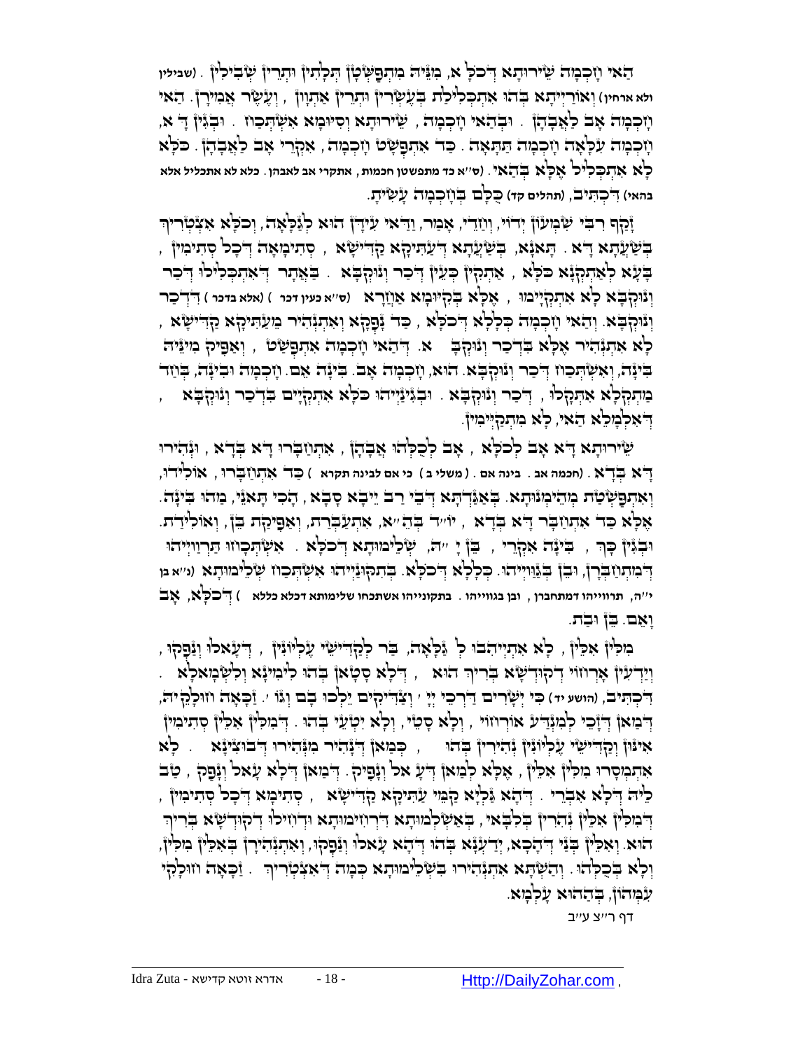הַאי וָזכְמָה שֵׁירוּתָא דְּכֹלָּא, מִנֵּיהּ מִתְפַּשְּׁטָן תְּלָתִין וּתְרֵין שְׁבִילִין. (שבילין ולא ארחין) וְאוֹרַיְיתָא בְּהוּ אִתְכְּלִילַת בְּעֶשְׂרִין וּתְרֵין אַתְוָון, וְעֶשֶׂר אֲמִירָן. הַאי וָזכְמָה אָב לַאֲבָהָן. וּבְהַאי וָזכְמָה, שֵׁירוּתָא וְסִיּוּמָא אִשְׁתְּכַוז. וּבְגִין דָּא, וָזכְמָה עִלָּאָה וָזכְמָה תַּתָּאָה. כַּד אִתְפַּשָּׁט וָזכְמָה, אִקְרֵי אָב לַאֲבָהָן. כֹּלָּא לָא אִתְכְּלִיל אֶלָּא בְּהַאי. (ס"א כד מתפשטן חכמות, אתקרי אב לאבהן. כלא לא אתכליל אלא בהאי) דִּכְתִּיב, (תהלים קד) כֻּלָּם בְּוָזכְמָה עָשִׂיתָ.

זָקַף רִבִּי שִׁמְעוֹן יְדוֹי, וְוָזדֵי, אָמַר, וַדַּאי עִידָן הוּא לְגַלָּאָה, וְכֹלָּא אִצְטְרִיךְ בְּשַׁעֲתָא דָּא. תָּאנָא, בְּשַׁעֲתָא דְּעַתִּיקָא קַדִּישָׁא, סְתִימָאָה דְּכָל סְתִימִין, בָּעָא לְאִתְתַקְּנָא כֹּלָּא, אַתְקִין כְּעֵין דְּכַר וְנוּקְבָא. בַּאֲתַר דְּאִתְכְּלִילוּ דְּכַר וְנוּקְבָא לָא אִתְקַיְּימוּ, אֶלָּא בְּקִיּוּמָא אַוְזרָא (ס"א כעין דכר) (אלא בדכר) דִּדְכַר וְנוּקְבָא. וְהַאי וָזכְמָה כְּלָלָא דְּכֹלָּא, כַּד נָפְקָא וְאִתְנְהִיר מֵעַתִּיקָא קַדִּישָׁא, לָא אִתְנְהִיר אֶלָּא בִּדְכַר וְנוּקְבָא. דְּהַאי וָזכְמָה אִתְפַּשַּׁט, וְאַפִּיק מִינֵּיהּ בִּינָה, וְאִשְׁתְּכַוז דְּכַר וְנוּקְבָא. הוּא, וָזכְמָה אָב. בִּינָה אֵם. וָזכְמָה וּבִינָה, בְּוַזד מַתְקְלָא אִתְקָלוּ, דְּכַר וְנוּקְבָא. וּבְגִינַיְיהוּ כֹּלָּא אִתְקַיָּים בִּדְכַר וְנוּקְבָא, דְּאִלְמָלֵא הַאי, לָא מִתְקַיְּימִין.

שֵׁירוּתָא דָּא אָב לְכֹלָּא, אָב לְכֻלְּהוּ אֲבָהָן, אִתְוַזבָּרוּ דָּא בְּדָא, וּנְהִירוּ דָּא בְּדָא. (חכמה אב. בינה אם. (משלי ב) כי אם לבינה תקרא) כַּד אִתְוַזבָּרוּ, אוֹלִידוּ, וְאִתְפַּשְּׁטַת מְהֵימְנוּתָא. בְּאַגַּדְתָּא דְּבֵי רַב יֵיבָא סָבָא, הָכִי תָּאנֵי, מַהוּ בִּינָה. אֶלָּא כַּד אִתְוַזבַּר דָּא בְּדָא, יו"ד בְּהֵ"א, אִתְעַבְּרַת, וְאַפִּיקַת בֵּן, וְאוֹלִידַת. וּבְגִין כָּךְ, בִּינָה אִקְרֵי, בֵּן יָ"הּ, שְׁלִימוּתָא דְּכֹלָּא. אִשְׁתְּכָוזוּ תַּרְוַויְיהוּ דְּמִתְוַזבְּרָן, וּבֵן בְּגַוַויְיהוּ. כְּלָלָא דְּכֹלָּא. בְּתִקּוּנַיְיהוּ אִשְׁתְּכַוז שְׁלִימוּתָא (נ"א בן י"ה, תרווייהו דמתחברן, ובן בגווייהו. בתקונייהו אשתכחו שלימותא דכלא כללא) דְּכֹלָּא, אָב וָאֵם. בֵּן וּבַת.

מִלִּין אִלֵּין, לָא אִתְיְיהִבוּ לְגַלָּאָה, בַּר לְקַדִּישֵׁי עֶלְיוֹנִין, דְּעָאלוּ וְנָפְקוּ, וְיָדְעִין אָרְוזוֹי דְּקוּדְשָׁא בְּרִיךְ הוּא, דְּלָא סָטָאן בְּהוּ לִימִינָא וְלִשְׂמָאלָא. דִּכְתִּיב, (הושע יד) כִּי יְשָׁרִים דַּרְכֵי יְיָ' וְצַדִּיקִים יֵלְכוּ בָם וְגוֹ'. זַכָּאָה וְזוּלָקֵיהּ, דְּמַאן דְּזָכֵי לְמִנְדַּע אוֹרְוזוֹי, וְלָא סָטֵי, וְלָא יִטְעֵי בְּהוּ. דְּמִלִּין אִלֵּין סְתִימִין אִינּוּן וְקַדִּישֵׁי עֶלְיוֹנִין נְהִירִין בְּהוּ, כְּמַאן דְּנָהִיר מִנְּהִירוּ דְּבוּצִינָא. לָא אִתְמְסָרוּ מִלִּין אִלֵּין, אֶלָּא לְמַאן דְּעָאל וְנָפִיק. דְּמַאן דְּלָא עָאל וְנָפַק, טַב לֵיהּ דְּלָא אִבְרֵי. דְּהָא גַּלְיָא קַמֵּי עַתִּיקָא קַדִּישָׁא, סְתִימָא דְּכָל סְתִימִין, דְּמִלִּין אִלֵּין נְהִרִין בְּלִבָּאִי, בְּאַשְׁלְמוּתָא דִּרְוזִימוּתָא וּדְחִילוּ דְּקוּדְשָׁא בְּרִיךְ הוּא. וְאִלֵּין בְּנֵי דְּהָכָא, יַדְעִנָא בְּהוּ דְּהָא עָאלוּ וְנָפְקוּ, וְאִתְנְהִירָן בְּאִלֵּין מִלִּין, וְלָא בְּכֻלְּהוּ. וְהַשְׁתָּא אִתְנְהִירוּ בִּשְׁלֵימוּתָא כְּמָה דְּאִצְטְרִיךְ. זַכָּאָה וְזוּלָקִי עִמְּהוֹן, בְּהַהוּא עָלְמָא.

דף ר"צ ע"ב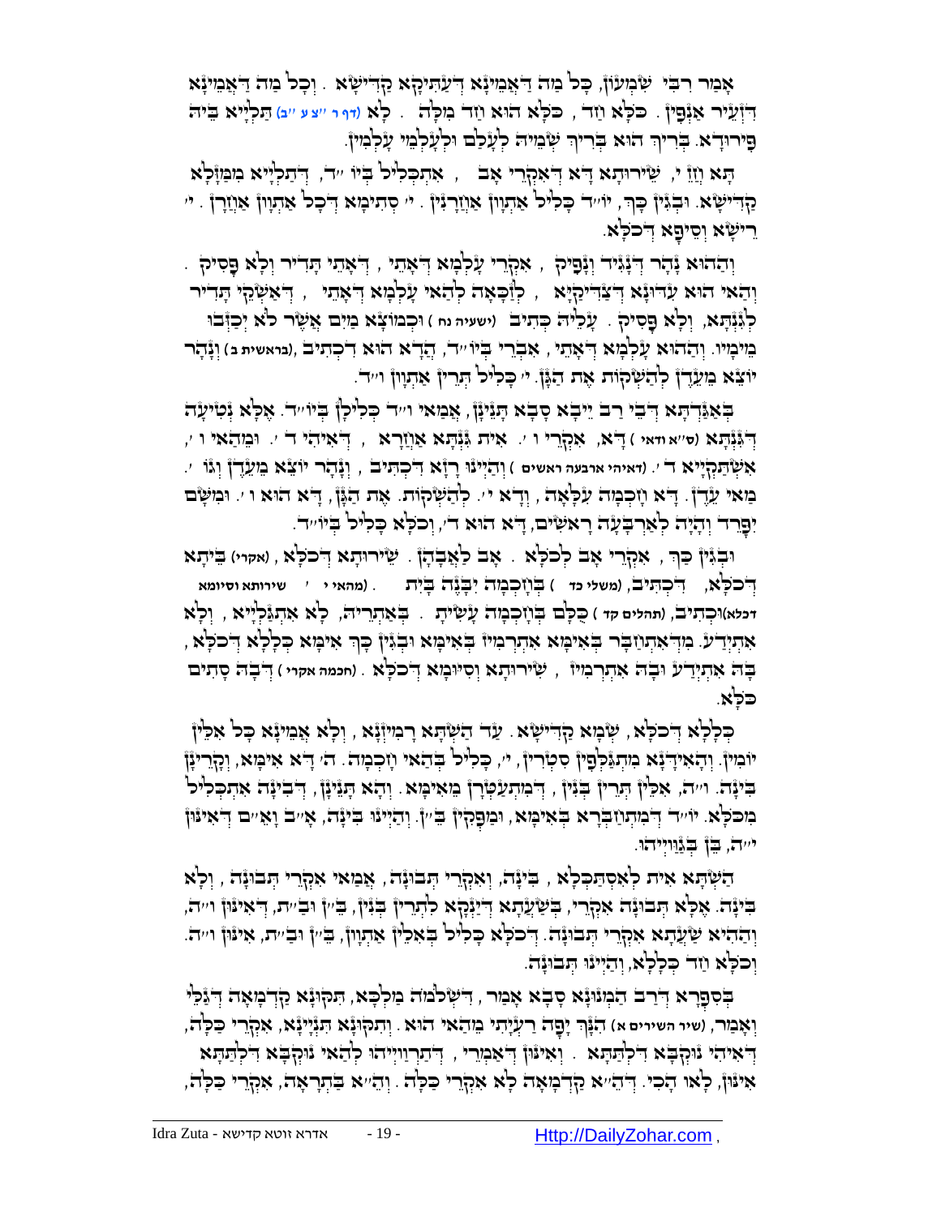אָמַר רִבִּי שִׁמְעוֹן, כָּל מַה דַּאֲמֵינָא דְּעַתִּיקָא קַדִּישָׁא. וְכָל מַה דַּאֲמֵינָא דִּזְעִיר אַנְפִּין. כֹּלָּא חַד, כֹּלָּא הוּא חַד מִלָּה. לָא (דף ר״צ ע״ב) תַּלְיָיא בֵּיהּ פֵּירוּדָא. בְּרִיךְ הוּא בְּרִיךְ שְׁמֵיהּ לְעָלַם וּלְעָלְמֵי עָלְמִין.

תָּא חֲזֵי, שֵׁירוּתָא דָּא דְּאִקְרֵי אָב, אִתְכְּלִיל בְּיוֹ״ד, דְּתַלְיָיא מִמַּזָּלָא קַדִּישָׁא. וּבְגִין כָּךְ, יוֹ״ד כָּלִיל אַתְוָון אַחֲרָנִין. י׳ סְתִימָא דְּכָל אַתְוָון אַחֲרָן. י׳ רֵישָׁא וְסֵיפָא דְּכֹלָּא.

וְהַהוּא נָהָר דְּנָגִיד וְנָפִיק, אִקְרֵי עָלְמָא דְּאָתֵי, דְּאָתֵי תָּדִיר וְלָא פָּסִיק. וְהַאי הוּא עִדּוּנָא דְּצַדִּיקַיָּיא, לְזָכְאָה לְהַאי עָלְמָא דְּאָתֵי, דְּאַשְׁקֵי תָּדִיר לְגִנְּתָא, וְלָא פָּסִיק. עָלֵיהּ כְּתִיב (ישעיה נח) וּכְמוֹצָא מַיִם אֲשֶׁר לֹא יְכַזְּבוּ מֵימָיו. וְהַהוּא עָלְמָא דְּאָתֵי, אִתְבְּרֵי בְּיוֹ״ד, הֲדָא הוּא דִּכְתִיב (בראשית ב) וְנָהָר יוֹצֵא מֵעֵדֶן לְהַשְׁקוֹת אֶת הַגָּן. י׳ כָּלִיל תְּרֵין אַתְוָון ו״ד.

בְּאַגַּדְתָּא דְּבֵי רַב יֵיבָא סָבָא תָּנֵינָן, אֲמַאי ו״ד כְּלִילָן בְּיוֹ״ד. אֶלָּא נְטִיעָה דְּגִנְּתָא (ס״א ודאי) דָּא, אִקְרֵי ו׳. אִית גִּנְּתָא אַחֲרָא, דְּאִיהִי ד׳. וּמֵהַאי ו׳, אִשְׁתַּקְיָיא ד׳. (דאיהי ארבעה ראשים) וְהַיְינוּ רָזָא דִּכְתִיב, וְנָהָר יוֹצֵא מֵעֵדֶן וְגוֹ׳. מַאי עֵדֶן. דָּא חָכְמָה עִלָּאָה, וְדָא י׳. לְהַשְׁקוֹת. אֶת הַגָּן, דָּא הוּא ו׳. וּמִשָּׁם יִפָּרֵד וְהָיָה לְאַרְבָּעָה רָאשִׁים, דָּא הוּא ד׳, וְכֹלָּא כָּלִיל בְּיוֹ״ד.

וּבְגִין כַּךְ, אִקְרֵי אָב לְכֹלָּא. אָב לַאֲבָהָן. שֵׁירוּתָא דְּכֹלָּא, (אקרי) בֵּיתָא דְּכֹלָּא, דִּכְתִיב, (משלי כד) בְּחָכְמָה יִבָּנֶה בָּיִת. (מהאי י׳ שירותא וסיומא דכלא) וּכְתִיב, (תהלים קד) כֻּלָּם בְּחָכְמָה עָשִׂיתָ. בְּאַתְרֵיהּ, לָא אִתְגַּלְיָיא, וְלָא אִתְיְדַע. מִדְּאִתְחַבַּר בְּאִימָּא אִתְרְמִיז בְּאִימָּא וּבְגִין כָּךְ אִימָּא כְּלָלָא דְּכֹלָּא, בָּהּ אִתְיְדַע וּבָהּ אִתְרְמִיז, שֵׁירוּתָא וְסִיּוּמָא דְּכֹלָּא. (חכמה אקרי) דְּבָהּ סָתִים כֹּלָּא.

כְּלָלָא דְּכֹלָּא, שְׁמָא קַדִּישָׁא. עַד הַשְׁתָּא רְמִיזָנָא, וְלָא אֲמֵינָא כָּל אִלֵּין יוֹמִין. וְהָאִידָּנָא מִתְגַּלְּפִין סִטְרִין, י׳, כָּלִיל בְּהַאי חָכְמָה. ה׳ דָּא אִימָּא, וְקָרֵינָן בִּינָה. ו״ה, אִלֵּין תְּרֵין בְּנִין, דְּמִתְעַטְּרָן מֵאִימָּא. וְהָא תָּנֵינָן, דְּבִינָה אִתְכְּלִיל מִכֹּלָּא. יוֹ״ד דְּמִתְחַבְּרָא בְּאִימָּא, וּמַפְּקָן בֵּ״ן. וְהַיְינוּ בִּינָה, אָ״ב וְאֵ״ם דְּאִינּוּן י״ה, בֵּן בְּגַוַּויְיהוּ.

הַשְׁתָּא אִית לְאִסְתַּכְּלָא, בִּינָה, וְאִקְרֵי תְּבוּנָה, אֲמַאי אִקְרֵי תְּבוּנָה, וְלָא בִּינָה. אֶלָּא תְּבוּנָה אִקְרֵי, בְּשַׁעֲתָא דְּיַנְקָא לִתְרֵין בְּנִין, בֵּ״ן וּבַ״ת, דְּאִינּוּן ו״ה, וְהַהִיא שַׁעֲתָא אִקְרֵי תְּבוּנָה. דְּכֹלָּא כָּלִיל בְּאִלֵּין אַתְוָון, בֵּ״ן וּבַ״ת, אִינּוּן ו״ה. וְכֹלָּא חַד כְּלָלָא, וְהַיְינוּ תְּבוּנָה.

בְּסִפְרָא דְּרַב הַמְנוּנָא סָבָא אָמַר, דִּשְׁלֹמֹה מַלְכָּא, תִּקּוּנָא קַדְמָאָה דְּגַלֵּי וְאָמַר, (שיר השירים א) הִנָּךְ יָפָה רַעְיָתִי מֵהַאי הוּא. וְתִקּוּנָא תִּנְיָינָא, אִקְרֵי כַּלָּה, דְּאִיהִי נוּקְבָא דִּלְתַתָּא. וְאִינּוּן דְּאַמְרֵי, דְּתַרְוַויְיהוּ לְהַאי נוּקְבָא דִּלְתַתָּא אִינּוּן, לָאו הָכִי. דְּהַ״א קַדְמָאָה לָא אִקְרֵי כַּלָּה. וְהֵ״א בַּתְרָאָה, אִקְרֵי כַּלָּה,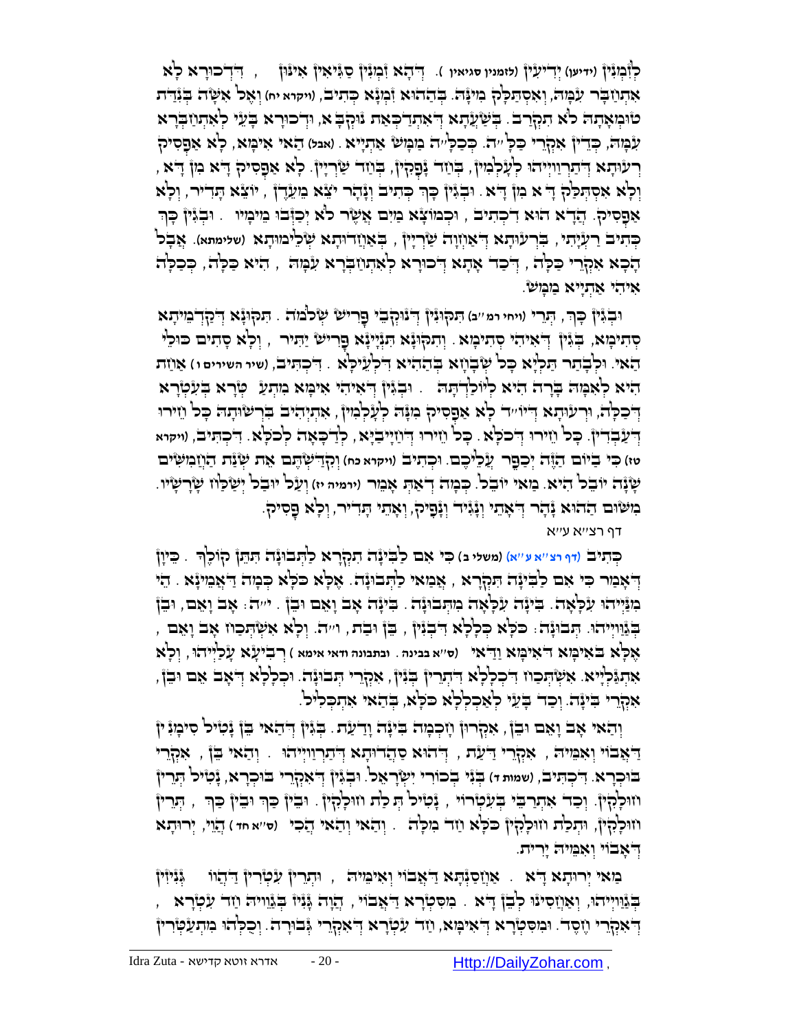לְזִמְנִין (ידיעו) יְדִיעָן (לזמנין סגיאין). דְּהָא זִמְנִין סַגִּיאִין אִינּוּן, דִּדְכוּרָא לָא אִתְחַבָּר עִמָּהּ, וְאִסְתַּלַּק מִינָּהּ. בְּהַהוּא זִמְנָא כְּתִיב, (ויקרא יח) וְאֶל אִשָּׁה בְּנִדַּת טוּמְאָתָהּ לֹא תִקְרַב. בְּשַׁעֲתָא דְּאִתְדַּכְּאַת נוּקְבָא, וּדְכוּרָא בָּעֵי לְאִתְחַבְּרָא עִמָּהּ, כְּדֵין אִקְרֵי כַּלָּ"ה. כְּכַלָּ"ה מַמָּשׁ אַתְיָיא. (אבל) הַאי אִימָּא, לָא אַפְסִיק רְעוּתָא דְּתַרְוַויְיהוּ לְעָלְמִין, בְּחַד נָפְקִין, בְּחַד שַׁרְיָין. לָא אַפְסִיק דָּא מִן דָּא, וְלָא אִסְתַּלַּק דָּ א מִן דָּא. וּבְגִין כָּךְ כְּתִיב וְנָהָר יֹצֵא מֵעֵדֶן, יוֹצֵא תָּדִיר, וְלָא אַפְסִיק. הֲדָא הוּא דִּכְתִיב, וּכְמוֹצָא מַיִם אֲשֶׁר לֹא יְכַזְּבוּ מֵימָיו. וּבְגִין כָּךְ כְּתִיב רַעְיָתִי, בִּרְעוּתָא דְּאַחֲוָה שַׁרְיָין, בְּאַחֲדוּתָא שְׁלִימוּתָא (שלימתא). אֲבָל הָכָא אִקְרֵי כַּלָּה, דְּכַד אָתָא דְּכוּרָא לְאִתְחַבְּרָא עִמָּהּ, הִיא כַּלָּה, כְּכַלָּה אִיהִי אַתְיָיא מַמָּשׁ.

וּבְגִין כָּךְ, תְּרֵי (ויחי רמ"ב) תִּקּוּנִין דְּנוּקְבֵי פָּרִישׁ שְׁלֹמֹה. תִּקּוּנָא דְּקַדְמֵיתָא סְתִימָא, בְּגִין דְּאִיהִי סְתִימָא. וְתִקּוּנָא תִּנְיָינָא פָּרִישׁ יַתִּיר, וְלָא סָתִים כּוּלֵּי הַאי. וּלְבָתַר תַּלְיָא כָּל שִׁבְחָא בְּהַהִיא דִּלְעֵילָּא. דִּכְתִיב, (שיר השירים ו) אַחַת הִיא לְאִמָּהּ בָּרָה הִיא לְיוֹלַדְתָּהּ. וּבְגִין דְּאִיהִי אִימָּא מִתְעַטְּרָא בְּעִטְרָא דְּכַלָּה, וּרְעוּתָא דְּיוֹ"ד לָא אַפְסִיק מִנָּהּ לְעָלְמִין, אִתְיְהִיב בִּרְשׁוּתָהּ כָּל חֵירוּ דְּעַבְדִין. כָּל חֵירוּ דְּכֹלָּא. כָּל חֵירוּ דְּחַיָּיבַיָּא, לְדַכָּאָה לְכֹלָּא. דִּכְתִיב, (ויקרא טז) כִּי בַיּוֹם הַזֶּה יְכַפֵּר עֲלֵיכֶם. וּכְתִיב (ויקרא כה) וְקִדַּשְׁתֶּם אֵת שְׁנַת הַחֲמִשִּׁים שָׁנָה יוֹבֵל הִיא. מַאי יוֹבֵל. כְּמָה דְּאַתְּ אָמֵר (ירמיה יז) וְעַל יוּבַל יְשַׁלַּח שָׁרָשָׁיו. מִשּׁוּם הַהוּא נָהָר דְּאָתֵי וְנָגִיד וְנָפִיק, וְאָתֵי תָּדִיר, וְלָא פָּסִיק.

דף רצ"א ע"א

כְּתִיב (דף רצ"א ע"א) (משלי ב) כִּי אִם לַבִּינָה תִקְרָא לַתְּבוּנָה תִּתֵּן קוֹלֶךָ. כֵּיוָן דְּאָמַר כִּי אִם לַבִּינָה תִקְרָא, אֲמַאי לַתְּבוּנָה. אֶלָּא כֹּלָּא כְּמָה דַּאֲמֵינָא. הַיְינוּ עִלָּאָה. בִּינָה אָב וָאֵם וּבֵן. י"ה: אָב וָאֵם, וּבֵן מִנַּיְיהוּ עִלָּאָה. בִּינָה אָב וָאֵם וּבֵן, וְלָא אִשְׁתְּכַח אָב וָאֵם, אֶלָּא בְּאִימָּא דְּאִימָּא וַדַּאי (ס"א בבינה. ובתבונה ודאי אימא) רְבִיעָא עָלַיְיהוּ, וְלָא אִתְגַּלְיָיא. אִשְׁתְּכַח דִּכְלָלָא דִּתְרֵין בְּנִין, אִקְרֵי תְּבוּנָה. וּכְלָלָא דְּאָב אֵם וּבֵן, אִקְרֵי בִּינָה. וְכַד בָּעֵי לְאַכְלְלָא כֹּלָּא, בְּהַאי אִתְכְּלִיל.

וְהַאי אָב וָאֵם וּבֵן, אִקְרוּן חָכְמָה בִּינָה וָדַעַת. בְּגִין דְּהַאי בֵּן נָטִיל סִימָנִין דַּאֲבוֹי וְאִמֵּיהּ, אִקְרֵי דַּעַת, דְּהוּא סַהֲדוּתָא דְּתַרְוַויְיהוּ. וְהַאי בֵּן, אִקְרֵי בּוּכְרָא. דִּכְתִיב, (שמות ד) בְּנִי בְכוֹרִי יִשְׂרָאֵל. וּבְגִין דְּאִקְרֵי בּוּכְרָא, נָטִיל תְּרֵין חוּלָקִין. וְכַד אִתְרַבֵּי בְּעִטְרוֹי, נָטִיל תְּלַת חוּלָקִין. וּבֵין כַּךְ וּבֵין כַּךְ, תְּרֵין חוּלָקִין, וּתְלַת חוּלָקִין כֹּלָּא חַד מִלָּה. וְהַאי וְהַאי הָכִי (ס"א חד) הֲוֵי, יְרוּתָא דַּאֲבוֹי וְאִמֵּיהּ יָרִית.

מַאי יְרוּתָא דָּא. אַחֲסַנְתָּא דַּאֲבוֹי וְאִמֵּיהּ, וּתְרֵין עִטְרִין דַּהֲווֹ גְּנִיזִין בְּגַוַּויְיהוּ, וְאַחֲסִינוּ לְבֵּן דָּא. מִסִּטְרָא דַּאֲבוֹי, הֲוָה גָּנִיז בְּגַוֵּיהּ חַד עִטְרָא, דְּאִקְרֵי חֶסֶד. וּמִסִּטְרָא דְּאִימָּא, חַד עִטְרָא דְּאִקְרֵי גְּבוּרָה. וְכֻלְּהוּ מִתְעַטְּרִין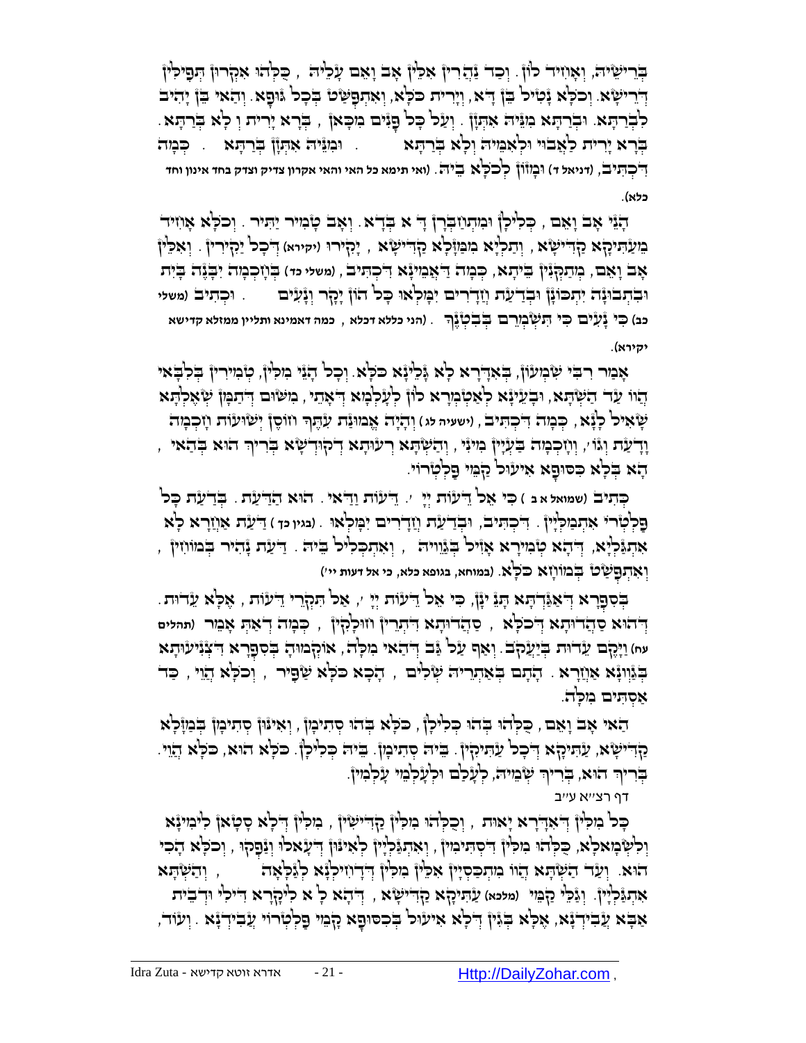בְּרֵישֵׁיהּ, וְאָזִיד לוֹן. וְכַד נַהֲרִין אִלֵּין אַב וָאֵם עָלֵיהּ, כֻּלְּהוּ אִקְרוּן תְּפִילִּין דְּרֵישָׁא. וְכֹלָּא נָטִיל בֵּן דָּא, וְיָרִית כֹּלָּא, וְאִתְפַּשַּׁט בְּכָל גּוּפָא. וְהַאי בֵּן יָהִיב לְבְרַתָּא. וּבְרַתָּא מִנֵּיהּ אִתְזַן. וְעַל כָּל פָּנִים מִכָּאן, בְּרָא יָרִית וְלָא בְּרַתָּא. בְּרָא יָרִית לַאֲבוּי וּלְאִמֵּיהּ וְלָא בְּרַתָּא. וּמִנֵּיהּ אִתְזַן בְּרַתָּא. כְּמָה דִּכְתִּיב, (דניאל ד) וּמָזוֹן לְכֹלָּא בֵּיהּ. (ואי תימא כל האי והאי אקרון צדיק וצדק בחד אינון וחד כלא).

הָנֵי אַב וָאֵם, כְּלִילָן וּמִתְחַבְּרָן דָּא בְּדָא. וְאַב טָמִיר יַתִּיר. וְכֹלָּא אָזִיד מֵעַתִּיקָא קַדִּישָׁא, וְתַלְיָא מִמַּזָּלָא קַדִּישָׁא, יַקִּירוּ (יקירא) דְּכָל יַקִּירִין. וְאִלֵּין אַב וָאֵם, מִתַּקְנָן בֵּיתָא, כְּמָה דַּאֲמִינָא דִּכְתִּיב, (משלי כד) בְּחָכְמָה יִבָּנֶה בָּיִת וּבִתְבוּנָה יִתְכּוֹנָן וּבְדַעַת חֲדָרִים יִמָּלְאוּ כָּל הוֹן יָקָר וְנָעִים. וּכְתִיב (משלי כב) כִּי נָעִים כִּי תִשְׁמְרֵם בְּבִטְנֶךָ. (הני כללא דכלא, כמה דאמינא ותליין ממזלא קדישא יקירא).

אָמַר רִבִּי שִׁמְעוֹן, בְּאִדָּרָא לָא גַּלֵּינָא כֹּלָּא. וְכָל הָנֵי מִלִּין, טְמִירִין בְּלִבָּאי הֲווּ עַד הַשְׁתָּא, וּבָעֵינָא לְאַטְמָרָא לוֹן לְעָלְמָא דְּאָתֵי, מִשּׁוּם דְּתַמָּן שְׁאֶלְתָּא שָׁאִיל לָנָא, כְּמָה דִּכְתִּיב, (ישעיה לג) וְהָיָה אֱמוּנַת עִתֶּיךָ חוֹסֶן יְשׁוּעוֹת חָכְמָה וָדַעַת וְגוֹ', וְחָכְמָה בַּעְיָין מִינַּי, וְהַשְׁתָּא רְעוּתָא דְּקוּדְשָׁא בְּרִיךְ הוּא בְּהַאי, הָא בְּלָא כִּסּוּפָא אֵיעוּל קַמֵּי פַּלְטְרוֹי.

כְּתִיב (שמואל א ב) כִּי אֵל דֵּעוֹת יְיָ'. דֵּעוֹת וַדַּאי. הוּא הַדַּעַת. בְּדַעַת כָּל פַּלְטְרֵי אִתְמַלְיָין. דִּכְתִּיב, וּבְדַעַת חֲדָרִים יִמָּלְאוּ. (בגין כך) דַּעַת אַחֲרָא לָא אִתְגַּלְיָא, דְּהָא טְמִירָא אָזִיל בְּגַוֵּיהּ, וְאִתְכְּלִיל בֵּיהּ. דַּעַת נָהִיר בְּמוֹחִין, וְאִתְפַּשַּׁט בְּמוֹחָא כֹּלָּא. (במוחא, בגופא כלא, כי אל דעות יי')

בְּסִפְרָא דְּאַגַּדְתָּא תָּנֵי יְנָן, כִּי אֵל דֵּעוֹת יְיָ', אַל תִּקְרֵי דֵּעוֹת, אֶלָּא עֵדוּת. דְּהוּא סַהֲדוּתָא דְּכֹלָּא, סַהֲדוּתָא דִּתְרֵין חוּלָקִין, כְּמָה דְּאַתְּ אָמֵר (תהלים עח) וַיָּקֶם עֵדוּת בְּיַעֲקֹב. וְאַף עַל גַּב דְּהַאי מִלָּה, אוֹקְמוּהָ בְּסִפְרָא דִּצְנִיעוּתָא בְּגַוְונָא אַחֲרָא. הָתָם בְּאַתְרֵיהּ שְׁלִים, הָכָא כֹּלָּא שַׁפִּיר, וְכֹלָּא חֲזֵי, כַּד אַסְתִּים מִלָּה.

הַאי אַב וָאֵם, כֻּלְּהוּ בְּהוּ כְּלִילָן, כֹּלָּא בְּהוּ סְתִימָן, וְאִינּוּן סְתִימָן בְּמַזָּלָא קַדִּישָׁא, עַתִּיקָא דְּכָל עַתִּיקִין. בֵּיהּ סְתִימָן. בֵּיהּ כְּלִילָן. כֹּלָּא הוּא, כֹּלָּא חֲזֵי. בְּרִיךְ הוּא, בְּרִיךְ שְׁמֵיהּ, לְעָלַם וּלְעָלְמֵי עָלְמִין.

דף רצ"א ע"ב

כָּל מִלִּין דְּאִדָּרָא יָאוּת, וְכֻלְּהוּ מִלִּין קַדִּישִׁין, מִלִּין דְּלָא סָטָאן לִימִינָא וְלִשְׂמָאלָא, כֻּלְּהוּ מִלִּין דִּסְתִימִין, וְאִתְגַּלְיָין לְאִינּוּן דְּעָאלוּ וְנַפְקוּ, וְכֹלָּא הָכִי הוּא. וְעַד הַשְׁתָּא הֲווּ מִתְכַּסְיָין אִלֵּין מִלִּין דַּדְחִילְנָא לְגַלָּאָה, וְהַשְׁתָּא אִתְגַּלְיָין. וְגַלֵּי קַמֵּי (מלכא) עַתִּיקָא קַדִּישָׁא, דְּהָא לָאו לִיקָרָא דִּילִי וּדְבֵית אַבָּא עֲבִידְנָא, אֶלָּא בְּגִין דְּלָא אֵיעוּל בְּכִסּוּפָא קַמֵּי פַּלְטְרוֹי עֲבִידְנָא. וְעוֹד,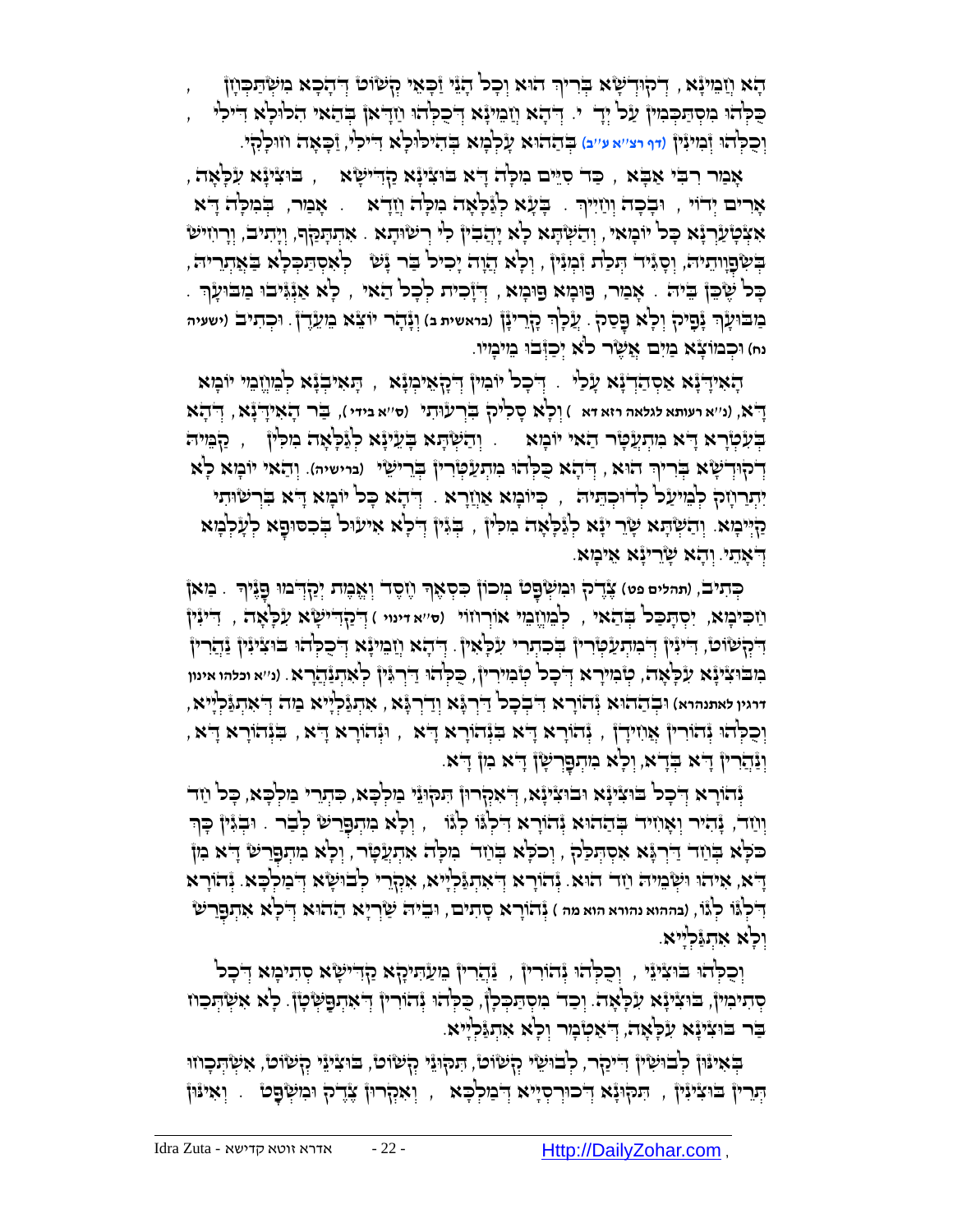הָא חֲמֵינָא, דְּקוּדְשָׁא בְּרִיךְ הוּא וְכָל הָנֵּי זַכָּאֵי קְשׁוֹט דְּהָכָא מִשְׁתַּכְחָן, כֻּלְּהוּ מִסְתַּכְּמִין עַל יְדָךְ י'. דְּהָא חֲמֵינָא דְּכֻלְּהוּ חַדָאן בְּהַאי הִלּוּלָא דִּילָךְ, וְכֻלְּהוּ זְמִינִין (דף רצ"א ע"ב) בְּהַהוּא עָלְמָא בְּהִילוּלָא דִּילָךְ, זַכָּאָה חוּלָקָךְ.

אָמַר רִבִּי אַבָּא, כַּד סַיֵּים מִלָּה דָּא בּוּצִינָא קַדִּישָׁא, בּוּצִינָא עִלָּאָה, אָרִים יְדוֹי, וּבָכָה וְחַיִּיךְ. בָּעָא לְגַלָּאָה מִלָּה חֲדָא. אָמַר, בְּמִלָּה דָּא אִצְטַעֲרָנָא כָּל יוֹמַאי, וְהַשְׁתָּא לָא יָהֲבִין לִי רְשׁוּתָא. אִתְתָּקַף, וְיָתִיב, וְרָחִישׁ בְּשִׂפְוָותֵיהּ, וְסָגִיד תְּלַת זִמְנִין, וְלָא הֲוָה יָכִיל בַּר נָשׁ לְאִסְתַּכְּלָא בַּאֲתָרֵיהּ, כָּל שֶׁכֵּן בֵּיהּ. אָמַר, פּוּמָא פּוּמָא, דְּזָכִית לְכָל הַאי, לָא אַגְּנִיבוּ מַבּוּעָךְ. מַבּוּעָךְ נָפִיק וְלָא פָּסַק. עֲלָךְ קָרֵינָן (בראשית ב) וְנָהָר יוֹצֵא מֵעֵדֶן. וּכְתִיב (ישעיה נח) וּכְמוֹצָא מַיִם אֲשֶׁר לֹא יְכַזְּבוּ מֵימָיו.

הָאִידָּנָא אַסְהַדְנָא עָלַי. דְּכָל יוֹמִין דְּקָאֵימְנָא, תָּאִיבְנָא לְמֶחֱמֵי יוֹמָא דָּא, (נ"א רעותא לגלאה רזא דא) וְלָא סָלִיק בִּרְעוּתִי (ס"א בידי), בַּר הָאִידָּנָא, דְּהָא בְּעִטְרָא דָּא מִתְעַטָּר הַאי יוֹמָא. וְהַשְׁתָּא בָּעֵינָא לְגַלָּאָה מִלִּין, קַמֵּיהּ דְּקוּדְשָׁא בְּרִיךְ הוּא, דְּהָא כֻּלְּהוּ מִתְעַטְּרִין בְּרֵישִׁי (ברישיה). וְהַאי יוֹמָא לָא יִתְרַחַק לְמֵיעַל לְדוּכְתֵּיהּ, כְּיוֹמָא אַחֲרָא. דְּהָא כָּל יוֹמָא דָּא בִּרְשׁוּתִי קַיְימָא. וְהַשְׁתָּא שָׁרֵי יָּאָה לְגַלָּאָה מִלִּין, בְּגִין דְּלָא אֵיעוּל בְּכִסּוּפָא לְעָלְמָא דְּאָתֵי. וְהָא שָׁרֵינָא אֵימָא.

כְּתִיב, (תהלים פט) צֶדֶק וּמִשְׁפָּט מְכוֹן כִּסְאֶךָ חֶסֶד וֶאֱמֶת יְקַדְּמוּ פָנֶיךָ. מַאן חַכִּימָא, יִסְתַּכַּל בְּהַאי, לְמֶחֱמֵי אוֹרְחוֹי (ס"א דינוי) דְּקַדִּישָׁא עִלָּאָה, דִּינִין דִּקְשׁוֹט, דִּינִין דְּמִתְעַטְּרִין בְּכִתְרֵי עִלָּאִין. דְּהָא חֲמֵינָא דְּכֻלְּהוּ בּוּצִינִין נַהֲרִין מִבּוּצִינָא עִלָּאָה, טְמִירָא דְּכָל טְמִירִין, כֻּלְּהוּ דַּרְגִּין לְאִתְנַהֲרָא. (נ"א וכלהו אינון דרגין לאתנהרא) וּבְהַהוּא נְהוֹרָא דְּבְכָל דַּרְגָּא וְדַרְגָּא, אִתְגַּלְיָיא מַה דְּאִתְגַּלְיָיא, וְכֻלְּהוּ נְהוֹרִין אֲחִידָן, נְהוֹרָא דָּא בִּנְהוֹרָא דָּא, וּנְהוֹרָא דָּא, בִּנְהוֹרָא דָּא, וְנַהֲרִין דָּא בְּדָא, וְלָא מִתְפָּרְשָׁן דָּא מִן דָּא.

נְהוֹרָא דְּכָל בּוּצִינָא וּבוּצִינָא, דְּאִקְרוּן תִּקּוּנֵי מַלְכָּא, כִּתְרֵי מַלְכָּא, כָּל חַד וְחַד, נָהִיר וְאָחִיד בְּהַהוּא נְהוֹרָא דִּלְגוֹ לְגוֹ, וְלָא מִתְפָּרַשׁ לְבַר. וּבְגִין כָּךְ כֹּלָּא בְּחַד דַּרְגָּא אִסְתַּלָּק, וְכֹלָּא בְּחַד מִלָּה אִתְעֲטָר, וְלָא מִתְפָּרַשׁ דָּא מִן דָּא, אִיהוּ וּשְׁמֵיהּ חַד הוּא. נְהוֹרָא דְּאִתְגַּלְיָיא, אִקְרֵי לְבוּשָׁא דְּמַלְכָּא. נְהוֹרָא דִּלְגוֹ לְגוֹ, (בההוא נהורא הוא מה) נְהוֹרָא סָתִים, וּבֵיהּ שַׁרְיָא הַהוּא דְּלָא אִתְפָּרַשׁ וְלָא אִתְגַּלְיָיא.

וְכֻלְּהוּ בּוּצִינֵי, וְכֻלְּהוּ נְהוֹרִין, נַהֲרִין מֵעַתִּיקָא קַדִּישָׁא סְתִימָא דְּכָל סְתִימִין, בּוּצִינָא עִלָּאָה. וְכַד מִסְתַּכְּלָן, כֻּלְּהוּ נְהוֹרִין דְּאִתְפַּשְּׁטָן. לָא אִשְׁתְּכַח בַּר בּוּצִינָא עִלָּאָה, דְּאִטְמַר וְלָא אִתְגַּלְיָיא.

בְּאִינּוּן לְבוּשִׁין דִּיקָר, לְבוּשֵׁי קְשׁוֹט, תִּקּוּנֵי קְשׁוֹט, בּוּצִינֵי קְשׁוֹט, אִשְׁתְּכָחוּ תְּרֵין בּוּצִינִין, תִּקּוּנָא דְּכוּרְסְיָיא דְּמַלְכָּא, וְאִקְרוּן צֶדֶק וּמִשְׁפָּט. וְאִינּוּן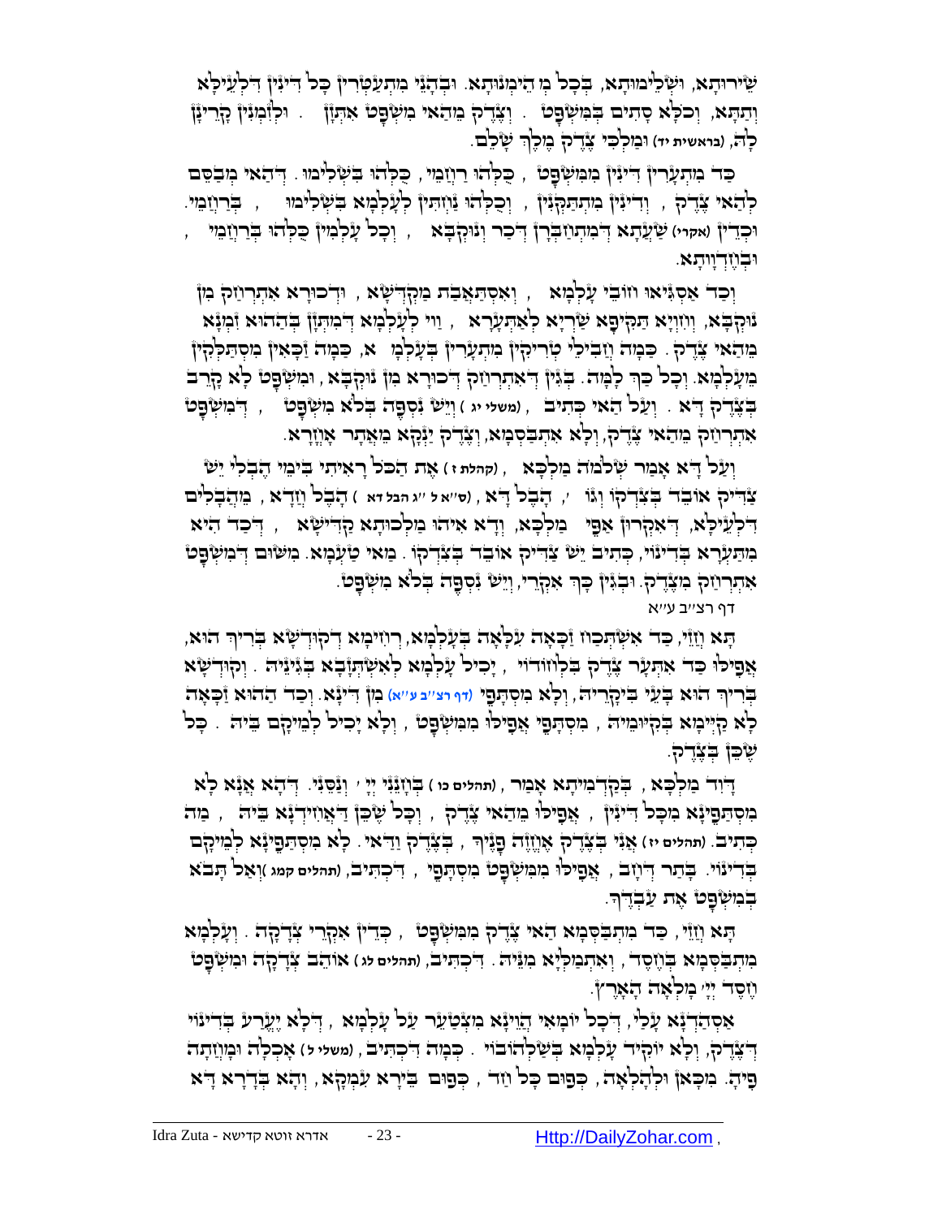שֵׁירוּתָא, וּשְׁלִימוּתָא, בְּכָל מְהֵימְנוּתָא. וּבְהָנֵי מִתְעַטְּרִין כָּל דִּינִין דִּלְעֵילָּא וְתַתָּא, וְכֹלָּא סָתִים בְּמִשְׁפָּט . וְצֶדֶק מֵהַאי מִשְׁפָּט אִתְזָן . וּלְזִמְנִין קָרֵינָן לָהּ, (בראשית יד) וּמַלְכִּי צֶדֶק מֶלֶךְ שָׁלֵם.

כַּד מִתְעָרִין דִּינִין מִמִּשְׁפָּט , כֻּלְּהוּ רַחֲמֵי , כֻּלְּהוּ בִּשְׁלִימוּ. דְּהַאי מְבַסֵּם לְהַאי צֶדֶק , וְדִינִין מִתְתַּקְּנָן , וְכֻלְּהוּ נַיְיחִין לְעָלְמָא בִּשְׁלִימוּ , בְּרַחֲמֵי. וּכְדֵין (אקרי) שַׁעֲתָא דְּמִתְחַבְּרָן דְּכַר וְנוּקְבָא , וְכָל עָלְמִין כֻּלְּהוּ בְּרַחֲמֵי , וּבְחֶדְוָותָא.

וְכַד אַסְגִּיאוּ חוֹבֵי עָלְמָא , וְאִסְתַּאֲבַת מַקְדְּשָׁא , וּדְכוּרָא אִתְרְחַק מִן נוּקְבָא, וְחִוְיָא תַּקִּיפָא שָׁרְיָא לְאִתְּעָרָא , וַוי לְעָלְמָא דְּמִתְזַן בְּהַהוּא זִמְנָא מֵהַאי צֶדֶק . כַּמָּה וַחֲבִילֵי טְרִיקִין מִתְעָרִין בְּעָלְמָ א, כַּמָּה זַכָּאִין מִסְתַּלְּקִין מֵעָלְמָא. וְכָל כָּךְ לָמָּה. בְּגִין דְּאִתְרְחַק דְּכוּרָא מִן נוּקְבָא , וּמִשְׁפָּט לָא קָרֵב בְּצֶדֶק דָּא . וְעַל הַאי כְּתִיב , (משלי יג ) וְיֵשׁ נִסְפֶּה בְּלֹא מִשְׁפָּט , דְּמִשְׁפָּט אִתְרְחַק מֵהַאי צֶדֶק, וְלָא אִתְבַּסְּמָא, וְצֶדֶק יַנְקָא מֵאֲתַר אָחֳרָא.

וְעַל דָּא אָמַר שְׁלֹמֹה מַלְכָּא , (קהלת ז ) אֶת הַכֹּל רָאִיתִי בִּימֵי הֶבְלִי יֵשׁ צַדִּיק אוֹבֵד בְּצִדְקוֹ וְגוֹ ', הֶבֶל דָּא , (ס"א ל "ג הבל דא ) הֶבֶל וַדַּאי , מֵהֲבָלִים דִּלְעֵילָּא, דְּאִקְרוּן אַפֵּי מַלְכָּא, וְדָא אִיהוּ מַלְכוּתָא קַדִּישָׁא , דְּכַד הִיא מִתְעָרָא בְּדִינוֹי, כְּתִיב יֵשׁ צַדִּיק אוֹבֵד בְּצִדְקוֹ . מַאי טַעְמָא. מִשּׁוּם דְּמִשְׁפָּט אִתְרְחַק מִצֶּדֶק. וּבְגִין כָּךְ אִקְרֵי, וְיֵשׁ נִסְפֶּה בְּלֹא מִשְׁפָּט.

דף רצ"ב ע"א

תָּא חֲזֵי, כַּד אִשְׁתְּכַח זַכָּאָה עִלָּאָה בְּעָלְמָא, רְחִימָא דְּקוּדְשָׁא בְּרִיךְ הוּא, אֲפִילוּ כַּד אִתְעָר צֶדֶק בִּלְחוֹדוֹי , יָכִיל עָלְמָא לְאִשְׁתְּזָבָא בְּגִינֵיהּ . וְקוּדְשָׁא בְּרִיךְ הוּא בָּעֵי בִּיקָרֵיהּ, וְלָא מִסְתָּפֵי (דף רצ"ב ע"א) מִן דִּינָא. וְכַד הַהוּא זַכָּאָה לָא קַיְימָא בְּקִיּוּמֵיהּ , מִסְתָּפֵי אֲפִילוּ מִמִּשְׁפָּט , וְלָא יָכִיל לְמֵיקָם בֵּיהּ . כָּל שֶׁכֵּן בְּצֶדֶק.

דָּוִד מַלְכָּא , בְּקַדְמֵיתָא אָמַר , (תהלים כו ) בְּחָנֵנִי יְיָ ' וְנַסֵּנִי. דְּהָא אֲנָא לָא מִסְתַּפֵּינָא מִכָּל דִּינִין , אֲפִילוּ מֵהַאי צֶדֶק , וְכָל שֶׁכֵּן דְּאִתְחַבְּרָא בֵּיהּ , מַה כְּתִיב. (תהלים יז) אֲנִי בְּצֶדֶק אֶחֱזֶה פָנֶיךָ , בְּצֶדֶק וַדַּאי. לָא מִסְתַּפֵּינָא לְמֵיקָם בְּדִינוֹי. בָּתַר דְּחָב , אֲפִילוּ מִמִּשְׁפָּט מִסְתָּפֵי , דִּכְתִיב, (תהלים קמג )וְאַל תָּבֹא בְמִשְׁפָּט אֶת עַבְדֶּךָ.

תָּא חֲזֵי, כַּד מִתְבַּסְּמָא הַאי צֶדֶק מִמִּשְׁפָּט , כְּדֵין אִקְרֵי צְדָקָה . וְעָלְמָא מִתְבַּסְּמָא בְּחֶסֶד , וְאִתְמַלְיָא מִנֵּיהּ . דִּכְתִיב, (תהלים לג) אוֹהֵב צְדָקָה וּמִשְׁפָּט חֶסֶד יְיָ' מָלְאָה הָאָרֶץ.

אִסְהַדְנָא עָלַי, דְּכָל יוֹמַי הֲוֵינָא מִצְטַעַר עַל עָלְמָא , דְּלָא יֶעֱרַע בְּדִינוֹי דְּצֶדֶק, וְלָא יוֹקִיד עָלְמָא בְּשַׁלְהוֹבוֹי . כְּמָה דִּכְתִיב , (משלי ל) אָכְלָה וּמָחֲתָה פִּיהָ. מִכָּאן וּלְהָלְאָה, כְּפוּם כָּל חַד , כְּפוּם בֵּירָא עַמִּקָא , וְהָא בְּדָרָא דָּא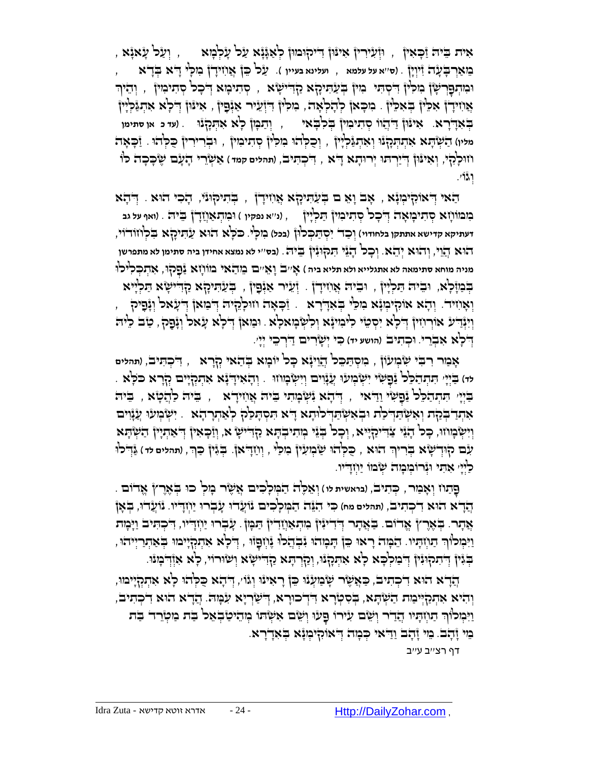אִית בֵּיהּ זַכָּאִין, וּזְעִירִין אִינּוּן דְּיָקוּמוּן לְאַגָּנָא עַל עָלְמָא, וְעַל עָאנָא, מֵאַרְבָּעָה זִוְיָין. (ס"א על עלמא, ועלינא בעיין). עַל כֵּן אֲוִידָן מִלֵּי דָא בְּדָא, וּמִתְפָּרְשָׁן מִלִּין דִּסְתִּי מִין בְּעַתִּיקָא קַדִּישָׁא, סְתִימָא דְּכָל סְתִימִין, וְהֵיךְ אֲוִידָן אִלֵּין בְּאִלֵּין. מִכָּאן לְהָלְאָה, מִלִּין דִּזְעֵיר אַנְפִּין, אִינּוּן דְּלָא אִתְגַּלְיָין בְּאִדְּרָא. אִינּוּן דַּהֲווֹ סְתִימִין בִּלְבָבִי, וְתַמָּן לָא אִתְקָנוּ. (עד כ אן סתימן מלין) הַשְׁתָּא אִתְתְּקָנוּ וְאִתְגַּלְיָין, וְכֻלְּהוּ מִלִּין סְתִימִין, וּבְרִירִין כֻּלְּהוּ. זַכָּאָה חוּלָקִי, וְאִינּוּן דְּיָרְתוּ יְרוּתָא דָא, דִּכְתִּיב, (תהלים קמד) אַשְׁרֵי הָעָם שֶׁכָּכָה לוֹ וְגוֹ'.

הַאי דְּאוּקִימְנָא, אָבָ וְאָ ם בְּעַתִּיקָא אֲוִידָן, בְּתִיקּוּנֵי, הָכִי הוּא. דְּהָא מִמּוֹחָא סְתִימָאָה דְּכָל סְתִימִין תַּלְיָין, (נ"א נפקין) וּמִתְאַחֲדָן בֵּיהּ. (ואף על גב דעתיקא קדישא אתתקן בלחודוי) וְכַד יִסְתַּכְּלוּן (בכל) מִלֵּי. כֹּלָּא הוּא עַתִּיקָא בִּלְחוֹדוֹי, הוּא הֲוֵי, וְהוּא יְהֵא. וְכָל הָנֵי תִּקּוּנִין בֵּיהּ. (בס"י לא נמצא אחידן ביה סתימן לא מתפרשן מניה מוחא סתימאה לא אתגלייא ולא תליא ביה) אָ"בָ וְאָ"ם מֵהַאי מוֹחָא נַפְקוּ, אִתְכְּלִילוּ בְּמַזָּלָא, וּבֵיהּ תַּלְיָין, וּבֵיהּ אֲוִידָן. זְעֵיר אַנְפִּין, בְּעַתִּיקָא קַדִּישָׁא תַּלְיָיא וְאָחִיד. וְהָא אוּקִימְנָא מִלֵּי בְּאִדְּרָא. זַכָּאָה חוּלָקֵיהּ דְּמַאן דְּעָאל וְנָפִיק, וְיִנְדַּע אוֹרְחִין דְּלָא יִסְטֵי לִימִינָא וְלִשְׂמָאלָא. וּמַאן דְּלָא עָאל וְנָפַק, טַב לֵיהּ דְּלָא אִבְרֵי. וּכְתִיב (הושע יד) כִּי יְשָׁרִים דַּרְכֵי יְיָ'.

אָמַר רִבִּי שִׁמְעוֹן, מִסְתַּכֵּל הֲוֵינָא כָּל יוֹמָא בְּהַאי קְרָא, דִּכְתִּיב, (תהלים לד) בַּיְיָ' תִּתְהַלֵּל נַפְשִׁי יִשְׁמְעוּ עֲנָוִים וְיִשְׂמָחוּ. וְהָאִידָּנָא אִתְקַיַּים קְרָא כֹּלָּא. בַּיְיָ' תִּתְהַלֵּל נַפְשִׁי וַדַּאי, דְּהָא נִשְׁמָתִי בֵּיהּ אֲוִידָא, בֵּיהּ לַהֲטָא, בֵּיהּ אִתְדַּבְקַת וְאִשְׁתַּדְּלַת וּבְאִשְׁתַּדְּלוּתָא דָא תִּסְתַּלַּק לְאַתְרָהָא. יִשְׁמְעוּ עֲנָוִים וְיִשְׂמָחוּ, כָּל הָנֵי צַדִּיקַיָּיא, וְכָל בְּנֵי מְתִיבְתָּא קַדִּישָׁא, וְזַכָּאִין דְּאַתְיָין הַשְׁתָּא עִם קוּדְשָׁא בְּרִיךְ הוּא, כֻּלְּהוּ שַׁמְעִין מִלַּי, וְחַדָאן. בְּגִין כַּךְ, (תהלים לד) גַּדְּלוּ לַיְיָ' אִתִּי וּנְרוֹמְמָה שְׁמוֹ יַחְדָּיו.

פָּתַח וְאָמַר, כְּתִיב, (בראשית לו) וְאֵלֶּה הַמְּלָכִים אֲשֶׁר מָלְכוּ בְּאֶרֶץ אֱדוֹם. הֲדָא הוּא דִּכְתִּיב, (תהלים מח) כִּי הִנֵּה הַמְּלָכִים נוֹעֲדוּ עָבְרוּ יַחְדָּיו. נוֹעֲדוּ, בְּאָן אֲתָר. בְּאֶרֶץ אֱדוֹם. בַּאֲתָר דְּדִינִין מִתְאַחֲדִין תַּמָּן. עָבְרוּ יַחְדָּיו, דִּכְתִּיב וַיָּמָת וַיִּמְלוֹךְ תַּחְתָּיו. הֵמָּה רָאוּ כֵּן תָּמָהוּ נִבְהֲלוּ נֶחְפָּזוּ, דְּלָא אִתְקַיָּימוּ בְּאַתְרַיְיהוּ, בְּגִין דְּתִקּוּנִין דְּמַלְכָּא לָא אִתְקָנוּ, וְקַרְתָּא קַדִּישָׁא וְשׁוּרוֹי, לָא אִזְדְּמָנוּ.

הֲדָא הוּא דִּכְתִּיב, כַּאֲשֶׁר שָׁמַעְנוּ כֵּן רָאִינוּ וְגוֹ', דְּהָא כֻּלְּהוּ לָא אִתְקַיָּימוּ, וְהִיא אִתְקַיְּימַת הַשְׁתָּא, בְּסִטְרָא דִּדְכוּרָא, דְּשַׁרְיָא עִמָּהּ. הֲדָא הוּא דִּכְתִּיב, וַיִּמְלוֹךְ תַּחְתָּיו הֲדַר וְשֵׁם עִירוֹ פָּעוּ וְשֵׁם אִשְׁתּוֹ מְהֵיטַבְאֵל בַּת מַטְרֵד בַּת מֵי זָהָב. מֵי זָהָב וַדַּאי כְּמָה דְּאוּקִימְנָא בְּאִדְּרָא.

דף רצ"ב ע"ב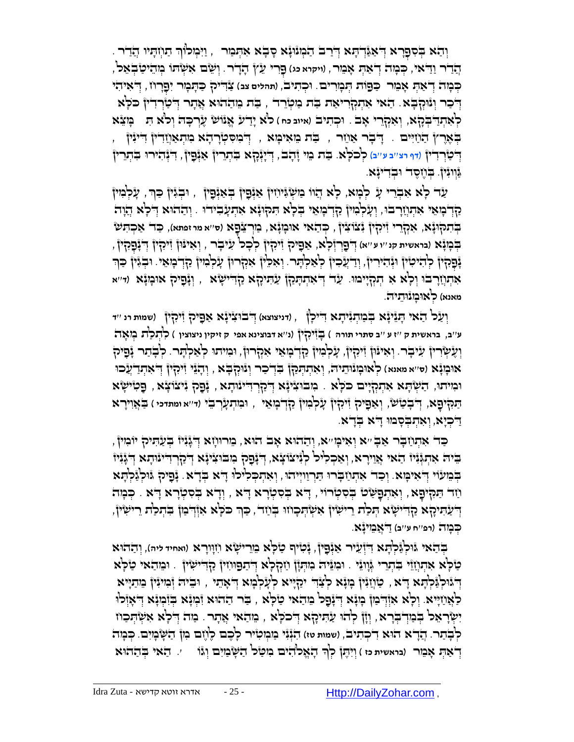וְהָא בְּסִפְרָא דְאַגַּדְתָּא דְּרַב הַמְנוּנָא סָבָא אִתְּמַר , וַיִּמְלוֹךְ תַּחְתָּיו הֲדַר . הֲדַר וַדַּאי, כְּמָה דְאַתְּ אָמֵר (ויקרא כג) פְּרִי עֵץ הָדָר . וְשֵׁם אִשְׁתּוֹ מְהֵיטַבְאֵל, כְּמָה דְאַתְּ אָמֵר כַּפּוֹת תְּמָרִים . וּכְתִיב (תהלים צב) צַדִּיק כַּתָּמָר יִפְרָח, דְּאִיהִי דְּכַר וְנוּקְבָא. הָאי אִתְקְרִיאַת בַּת מַטְרֵד , בַּת מֵהַהוּא אֲתַר דְּטַרְדִין כֹּלָּא לְאִתְדַּבְקָא, וְאִקְרֵי אָב . וּכְתִיב (איוב כח) לֹא יָדַע אֱנוֹשׁ עֶרְכָּהּ וְלֹא תִמָּצֵא בְּאֶרֶץ הַחַיִּים . דְּבָר אַחֵר , בַּת מֵאִימָּא , דְּמִסְטְרָהָא מִתְאַחֲדִין דִּינִין , דְּטַרְדִין (דף רצ"ב ע"ב) לְכֹלָּא. בַּת מֵי זָהָב, דִּינָקָא בִּתְרֵין אַנְפִּין, דִּנְהִירוּ בִּתְרֵין גַּוְונִין. בְּחֶסֶד וּבְדִינָא.

עַד לָא אִבְרֵי עָלְמָא, לָא הֲווֹ מַשְׁגִּיחִין אַנְפִּין בְּאַנְפִּין , וּבְגִין כָּךְ, עָלְמִין קַדְמָאֵי אִתְחֲרָבוּ, וְעָלְמִין קַדְמָאֵי בְּלָא תִּקּוּנָא אִתְעֲבִידוּ . וְהַהוּא דְּלָא הֲוָה בְּתִקּוּנָא, אִקְרֵי זִיקִין נִצּוֹצִין, כְּהָאי אוּמָּנָא, מַרְצְפָא (ס"א מר זפתא), כַּד אַכְתִּישׁ בְּמָנָא (בראשית קנ"ו ע"א) דְּפַרְזְלָא, אַפֵּיק זִיקִין לְכָל עִיבָר , וְאִינּוּן זִיקִין דְּנָפְקִין, נָפְקִין לְהִיטִין וּנְהִירִין, וְדַעֲכִין לְאַלְתָּר. וְאִלֵּין אִקְרוּן עָלְמִין קַדְמָאֵי. וּבְגִין כָּךְ אִתְחֲרָבוּ וְלָא אִתְקַיָּימוּ. עַד דְּאִתְתַּקַּן עַתִּיקָא קַדִּישָׁא , וְנָפִיק אוּמָנָא (ד"א מאנא) לְאוּמָנוּתֵיהּ.

וְעַל הַאי תָּנֵינָא בְּמַתְנִיתָא דִּילָן , (דניצוצא) דְּבוּצִינָא אַפֵּיק זִיקִין (שמות רנ"ד ע"ב, בראשית ק"ז ע"ב סתרי תורה ) (נ"א דבוצינא אפי ק זיקין ניצוצין ) בְּזִיקִין לִתְלַת מְאָה וְעֶשְׂרִין עִיבָר. וְאִינּוּן זִיקִין, עָלְמִין קַדְמָאֵי אִקְרוּן, וּמִיתוּ לְאַלְתָּר. לְבָתַר נָפִיק אוּמָנָא (ס"א מאנא) לְאוּמָנוּתֵיהּ, וְאִתְתַּקַּן בִּדְכַר וְנוּקְבָא , וְהָנֵי זִיקִין דְּאִתְדַּעֲכוּ וּמִיתוּ, הַשְׁתָּא אִתְקַיָּים כֹּלָּא . מִבּוּצִינָא דְּקַרְדִינוּתָא, נָפַק נִיצוֹצָא, פַּטִּישָׁא תַּקִּיפָא, דְּבָטַשׁ, וְאַפֵּיק זִיקִין עָלְמִין קַדְמָאֵי , וּמִתְעָרְבֵי (ד"א ומתדכי ) בַּאֲוִירָא דַּכְיָא, וְאִתְבַּסְּמוּ דָא בְּדָא.

כַּד אִתְחַבַּר אַבָּ"א וְאִימָּ"א, וְהַהוּא אָב הוּא, מֵרוּוְחָא דִּגְנִיז בְּעַתִּיק יוֹמִין, בֵּיהּ אִתְגְּנִיז הַאי אֲוִירָא, וְאַכְלִיל לְנִיצוֹצָא, דְּנָפַק מִבּוּצִינָא דְקַרְדִינוּתָא דִּגְנִיז בִּמְעוֹי דְּאִימָּא. וְכַד אִתְחַבְּרוּ תַּרְוַויְיהוּ, וְאִתְכְּלִילוּ דָּא בְּדָא. נָפִיק גּוּלְגַּלְתָּא חַד תַּקִּיפָא, וְאִתְפָּשַׁט בִּסְטְרוֹי , דָּא בְּסִטְרָא דָּא , וְדָא בְּסִטְרָא דָּא . כְּמָה דְּעַתִּיקָא קַדִּישָׁא תְּלַת רֵישִׁין אִשְׁתְּכָחוּ בְּחַד, כָּךְ כֹּלָּא אִזְדַּמַּן בִּתְלַת רֵישִׁין, כְּמָה (רפ"ח ע"ב) דַּאֲמֵינָא.

בְּהַאי גּוּלְגַּלְתָּא דִּזְעֵיר אַנְפִּין, נָטִיף טַלָּא מֵרֵישָׁא חִוָּורָא (ואחיד ליה), וְהַהוּא טַלָּא אִתְחֲזֵי בִּתְרֵי גַּוְונֵי . וּמִנֵּיהּ מִתְזָּן חַקְלָא דְּתַפּוּחִין קַדִּישִׁין . וּמֵהַאי טַלָּא דְּגוּלְגַּלְתָּא דָּא, טָחֲנִין מַנָּא לְצַדִּיקַיָּיא לְעָלְמָא דְּאָתֵי , וּבֵיהּ זְמִינִּין מֵתַיָּיא לְאַחֲיָיא. וְלָא אִזְדַּמַּן מַנָּא דְּנָפַל מֵהַאי טַלָּא , בַּר הַהוּא זִמְנָא בִּזְמְנָא דְּאָזְלוּ יִשְׂרָאֵל בְּמַדְבְּרָא , וְזָן לְהוּ עַתִּיקָא דְּכֹלָּא , מֵהַאי אֲתַר. מַה דְּלָא אִשְׁתְּכַח לְבָתַר. הֲדָא הוּא דִּכְתִיב, (שמות טז) הִנְנִי מַמְטִיר לָכֶם לֶחֶם מִן הַשָּׁמָיִם. כְּמָה דְאַתְּ אָמֵר (בראשית כז) וְיִתֶּן לְךָ הָאֱלֹהִים מִטַּל הַשָּׁמַיִם וְגוֹ' . הַאי בְּהַהוּא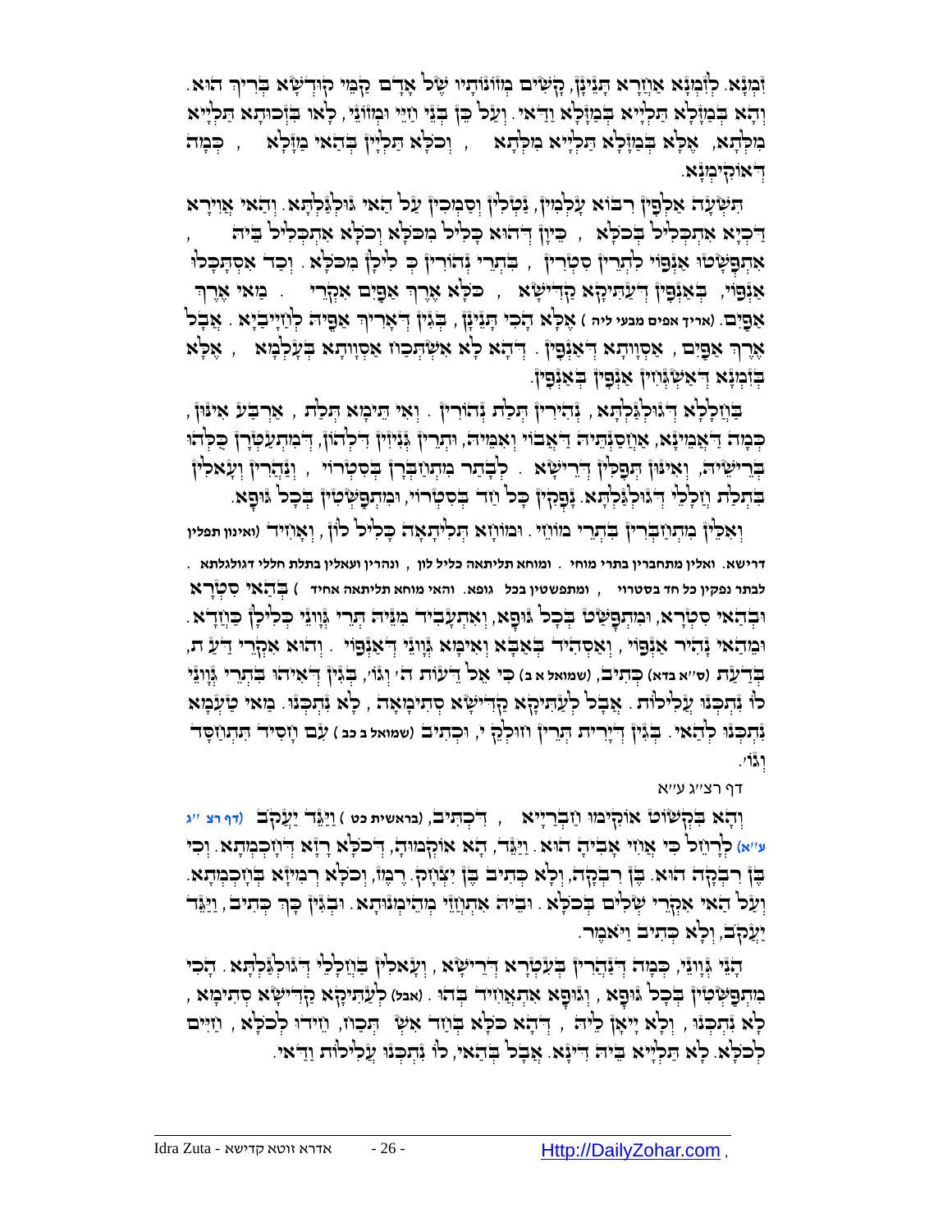זִמְנָא. לְזִמְנָא אַחֲרָא תָּנִינָן, קָשִׁים מְזוֹנוֹתָיו שֶׁל אָדָם כְּקַמֵּי קוּדְשָׁא בְּרִיךְ הוּא. וְהָא בְּמַזָּלָא תַּלְיָיא בְּמַזָּלָא וַדַּאי. וְעַל כֵּן בְּנֵי וַחַיֵּי וּמְזוֹנֵי, לָאו בִּזְכוּתָא תַּלְיָיא מִלְּתָא, אֶלָּא בְּמַזָּלָא תַּלְיָיא מִלְּתָא, וְכֻלְּהוּ תַּלְיָין בְּהַאי מַזָּלָא, כְּמָה דְּאוֹקִימְנָא.

תִּשְׁעָה אַלְפִּין רִבּוֹא עָלְמִין, נַטְלִין וְסַמְכִין עַל הַאי גּוּלְגַּלְתָּא. וְהַאי אֲוִירָא דַּכְיָא אִתְכְּלִיל בְּכֹלָּא, כֵּיוָן דְּהוּא כָּלִיל מִכֹּלָּא וְכֹלָּא אִתְכְּלִיל בֵּיהּ, אִתְפָּשְׁטוּ אַנְפּוֹי לִתְרֵין סִטְרִין, בִּתְרֵי נְהוֹרִין כ' לִיכְלָן מִכֹּלָּא. וְכַד אִסְתַּכְּלוּ אַנְפּוֹי, בְּאַנְפִּין דְּעַתִּיקָא קַדִּישָׁא, כֹּלָּא אֶרֶךְ אַפַּיִם אִקְרֵי. מַאי אֶרֶךְ אַפַּיִם. (ארוך אפים מבעי ליה) אֶלָּא הָכִי תָּנִינָן, בְּגִין דְּאָרִיךְ אַפֵּיהּ לְחַיָּיבַיָּא. אֲבָל אֶרֶךְ אַפַּיִם, אַסְוָותָא דְּאַנְפִּין. דְּהָא לָא אִשְׁתְּכַח אַסְוָותָא בְּעָלְמָא, אֶלָּא בְּזִמְנָא דְּאִשְׁגְּחָן אַנְפִּין בְּאַנְפִּין.

בַּחֲלָלָא דְּגוּלְגַּלְתָּא, נְהִירִין תְּלַת נְהוֹרִין. וְאִי תֵּימָא תְּלַת, אַרְבַּע אִינּוּן, כְּמָה דַּאֲמֵינָא, אַחְסַנְתֵּיהּ דַּאֲבוֹי וְאִמֵּיהּ, וּתְרֵין גְּנִיזִין דִּלְהוֹן, דְּמִתְעַטְּרָן כֻּלְּהוּ בְּרֵישֵׁיהּ, וְאִינּוּן תְּפִלִּין דְּרֵישָׁא. לְבָתַר מִתְחַבְּרָן בְּסִטְרוֹי, וְנַהֲרִין וְעָאלִין בִּתְלַת חַלָלֵי דְּגוּלְגַּלְתָּא. נָפְקִין כָּל חַד בְּסִטְרוֹי, וּמִתְפַּשְּׁטִין בְּכָל גּוּפָא.

וְאִלֵּין מִתְחַבְּרִין בִּתְרֵי מוֹחֵי. וּמוֹחָא תְּלִיתָאָה כָּלִיל לוֹן, וְאָחִיד (ואינון תפלין דרישא. ואלין מתחברין בתרי מוחי. ומוחא תליתאה כליל לון, ונהרין ועאלין בתלת חללי דגולגלתא. לבתר נפקין כל חד בסטרוי, ומתפשטין בכל גופא. והאי מוחא תליתאה אחיד) בְּהַאי סִטְרָא וּבְהַאי סִטְרָא, וּמִתְפַּשַּׁט בְּכָל גּוּפָא, וְאִתְעָבֵיד מִנֵּיהּ תְּרֵי גַּוְונֵי כְּלִילָן כַּחֲדָא. וּמֵהַאי נָהִיר אַנְפּוֹי, וְאַסְחֵיד בְּאַבָּא וְאִימָּא גַּוְונֵי דְּאַנְפּוֹי. וְהוּא אִקְרֵי דַּעַ ת, בְּדַעַת (ס"א בדא) כְּתִיב, (שמואל א ב) כִּי אֵל דֵּעוֹת ה' וְגוֹ', בְּגִין דְּאִיהוּ בִּתְרֵי גַּוְונֵי לוֹ נִתְכְּנוּ עֲלִילוֹת. אֲבָל לְעַתִּיקָא קַדִּישָׁא סְתִימָאָה, לָא נִתְכְּנוּ. מַאי טַעְמָא נִתְכְּנוּ לְהַאי. בְּגִין דִּירָרִית תְּרֵין וזוּלְךָ י', וּכְתִיב (שמואל ב כב) עִם וְחָסִיד תִּתְחַסָּד וְגוֹ'.

דף רצ"ג ע"א

וְהָא בִּקְשׁוֹט אוֹקִימוּ חַבְרַיָּיא, דִּכְתִיב, (בראשית כט) וַיַּגֵּד יַעֲקֹב (דף רצ"ג ע"א) לְרָחֵל כִּי אֲחִי אָבִיהָ הוּא. וַיַּגֵּד, הָא אוֹקְמוּהָ, דְּכֹלָּא רָזָא דְּחָכְמְתָא. וְכִי בֶּן רִבְקָה הוּא. בֶּן רִבְקָה, וְלָא כְּתִיב בֶּן יִצְחָק. רֶמֶז, וְכֹלָּא רְמִיזָא בְּחָכְמְתָא. וְעַל הַאי אִקְרֵי שְׁלֵים בְּכֹלָּא. וּבֵיהּ אִתְחַזֵּי מְהֵימְנוּתָא. וּבְגִין כָּךְ כְּתִיב, וַיַּגֵּד יַעֲקֹב, וְלָא כְּתִיב וַיֹּאמֶר.

הָנֵי גַּוְונֵי, כְּמָה דְּנַהֲרִין בְּעִטְרָא דְּרֵישָׁא, וְעָאלִין בַּחֲלָלֵי דְּגוּלְגַּלְתָּא. הָכִי מִתְפַּשְּׁטִין בְּכָל גּוּפָא, וְגוּפָא אִתְאֲחִיד בְּהוּ. (אבל) לְעַתִּיקָא קַדִּישָׁא סְתִימָא, לָא נִתְכְּנוּ, וְלָא יָאָן לֵיהּ, דְּהָא כֹּלָּא בְּחַד אִשְׁתְּכַח, וְיִדוּ לְכֹלָּא, וְחַיִּים לְכֹלָּא. לָא תַלְיָיא בֵּיהּ דִּינָא. אֲבָל בְּהַאי, לוֹ נִתְכְּנוּ עֲלִילוֹת וַדַּאי.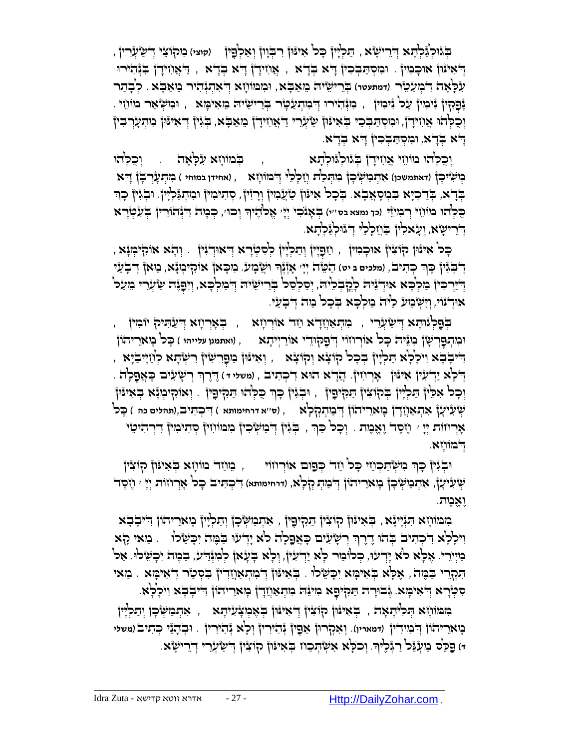בְּגוּלְגַּלְתָּא דְּרֵישָׁא, תַּלְיָין כָּל אִינּוּן רִבְוָון וְאַלְפִין (קוצי) מִקּוֹצֵי דְּשַׂעְרִין, דְּאִינּוּן אוּכָמִין. וּמִסְתַּבְּכִין דָּא בְּדָא, אֲחִידָן דָּא בְּדָא, דַּאֲחִידָן בִּנְהִירוּ עִלָּאָה דִּמְעַטַּר (דמתעטר) בְּרֵישֵׁיהּ מֵאַבָּא, וּמִמּוֹחָא דְּאִתְנְהִיר מֵאַבָּא. לְבָתַר נָפְקִין נִימִין עַל נִימִין, מִנְּהִירוּ דְּמִתְעַטַּר בְּרֵישֵׁיהּ מֵאִימָּא, וּמִשְּׁאַר מוֹחֵי. וְכֻלְּהוּ אֲחִידָן, וּמִסְתַּבְּכֵי בְּאִינּוּן שַׂעְרֵי דַּאֲחִידָן מֵאַבָּא, בְּגִין דְּאִינּוּן מִתְעָרְבִין דָּא בְּדָא, וּמִסְתַּבְּכִין דָּא בְּדָא.

וְכֻלְּהוּ מוֹחֵי אֲחִידָן בְּגוּלְגּוּלְתָּא, בְּמוֹחָא עִלָּאָה. וְכֻלְּהוּ מְשִׁיכָן (דאתמשכן) אִתְמַשְׁכָן מִתְּלַת חַלָּלֵי דְּמוֹחָא, (אחידן במוחי) מִתְעָרְבָן דָּא בְּדָא, בִּדְכְיָא בְּמִסְאֲבָא. בְּכָל אִינּוּן טַעֲמִין וְרָזִין, סְתִימִין וּמִתְגַּלְיָין. וּבְגִין כָּךְ כֻּלְּהוּ מוֹחֵי רְמִיזֵי (כך נמצא בס״י) בְּאָנֹכִי יְיָ׳ אֱלֹהֶיךָ וְכוּ׳, כְּמָה דִּנְהוֹרִין בְּעִטְרָא דְּרֵישָׁא, וְעָאלִין בַּחֲלָלֵי דְּגוּלְגַּלְתָּא.

כָּל אִינּוּן קוֹצִין אוּכָמִין, וַתַּקִּיפִין וְתַלְיָין לִסְטְרָא דְּאוּדְנִין. וְהָא אוֹקִימְנָא, דִּבְגִין כָּךְ כְּתִיב, (מלכים ב יט) הַטֵּה יְיָ׳ אָזְנְךָ וּשְׁמָע. מִכָּאן אוֹקִימְנָא, מַאן דְּבָעֵי דְּיַרְכִּין מַלְכָּא אוּדְנֵיהּ לְקַבְּלֵיהּ, יְסַלְסֵל בְּרֵישֵׁיהּ דְּמַלְכָּא, וְיִפְנֶה שַׂעְרֵי מֵעַל אוּדְנוֹי, וְיִשְׁמַע לֵיהּ מַלְכָּא בְּכָל מַה דְּבָעֵי.

בְּפַלְגּוּתָא דְּשַׂעְרֵי, מִתְאַחֲדָא חַד אוֹרְחָא, בְּאָרְחָא דְּעַתִּיק יוֹמִין, וּמִתְפָּרְשָׁן מִנֵּיהּ כָּל אוֹרְחוֹי דְּפִקּוּדֵי אוֹרַיְיתָא, (ואתמנן עלייהו) כָּל מָארֵיהוֹן דְּיִבָבָא וִילָלָא תַּלְיָין בְּכָל קוֹצָא וְקוֹצָא, וְאִינּוּן מַפְרִישִׁין רִשְׁתָּא לְחַיָּיבַיָּא, דְּלָא יַדְעִין אִינּוּן אָרְחִין. הֲדָא הוּא דִכְתִיב, (משלי ד) דֶּרֶךְ רְשָׁעִים כָּאֲפֵלָה. וְכָל אִלֵּין תַּלְיָין בְּקוֹצִין תַּקִּיפִין, וּבְגִין כָּךְ כֻּלְּהוּ תַּקִּיפִין. וְאוֹקִימְנָא בְּאִינּוּן שְׁעִיעָן אִתְאַחֲדָן מָארֵיהוֹן דְּמִתְקְלָא, (ס״א דרחימותא) דִּכְתִיב, (תהלים כה) כָּל אָרְחוֹת יְיָ׳ חֶסֶד וֶאֱמֶת. וְכָל כַּךְ, בְּגִין דְּמַשְׁכִין מִמּוֹחִין סְתִימִין דִּרְהִיטֵי דְּמוֹחָא.

וּבְגִין כָּךְ מִשְׁתַּכְחֵי כָּל חַד כְּפוּם אוֹרְחוֹי, מֵחַד מוֹחָא בְּאִינּוּן קוֹצִין שְׁעִיעָן, אִתְמַשְׁכָן מָארֵיהוֹן דְּמַתְקְלָא, (דרחימותא) דִּכְתִיב כָּל אָרְחוֹת יְיָ׳ חֶסֶד וֶאֱמֶת.

מִמּוֹחָא תִּנְיָינָא, בְּאִינּוּן קוֹצִין תַּקִּיפִין, אִתְמַשְׁכָן וְתַלְיָין מָארֵיהוֹן דְּיִבָבָא וִילָלָא דִּכְתִיב בְּהוּ דֶּרֶךְ רְשָׁעִים כָּאֲפֵלָה לֹא יָדְעוּ בַּמֶּה יִכָּשֵׁלוּ. מַאי קָא מַיְירֵי. אֶלָּא לֹא יָדְעוּ, כְּלוֹמַר לָא יַדְעִין, וְלָא בָּעָאן לְמִנְדַּע, בַּמֶּה יִכָּשֵׁלוּ. אַל תִּקְרֵי בַּמֶּה, אֶלָּא בְּאִימָּא יִכָּשֵׁלוּ. בְּאִינּוּן דְּמִתְאַחֲדִין בִּסְטַר דְּאִימָּא. מַאי סִטְרָא דְּאִימָּא. גְּבוּרָה תַּקִּיפָא מִנֵּיהּ מִתְאַחֲדָן מָארֵיהוֹן דְּיִבָבָא וִילָלָא.

מִמּוֹחָא תְּלִיתָאָה, בְּאִינּוּן קוֹצִין דְּאִינּוּן בְּאֶמְצָעִיתָא, אִתְמַשְׁכָן וְתַלְיָין מָארֵיהוֹן דְּמִידִין (דמארין). וְאִקְרוּן אַפִּין נְהִירִין וְלָא נְהִירִין. וּבְהָנֵי כְּתִיב (משלי ד) פַּלֵּס מַעְגַּל רַגְלֶיךָ. וְכֹלָּא אִשְׁתְּכַח בְּאִינּוּן קוֹצִין דְּשַׂעְרֵי דְּרֵישָׁא.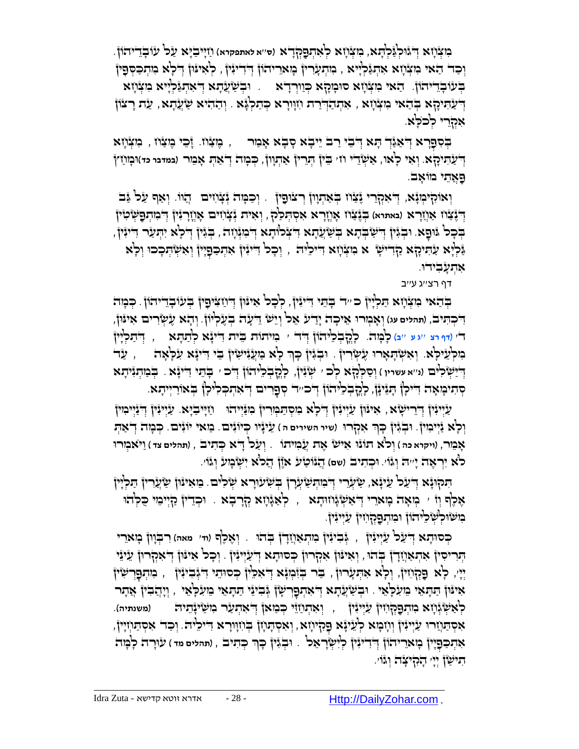מִצְחָא דְּגוּלְגַּלְתָּא, מִצְחָא לְאִתְפַּקְּדָא (ס"א לאתפקרא) וַחֲיָבַיָּא עַל עוֹבָדֵיהוֹן. וְכַד הַאי מִצְחָא אִתְגַּלְיָיא, מִתְעָרִין מָארֵיהוֹן דְּדִינִין, לְאִינּוּן דְּלָא מִתְכַּסְפִּין בְּעוֹבָדֵיהוֹן. הַאי מִצְחָא סוּמָקָא כְּוַורְדָא. וּבְשַׁעְתָא דְּאִתְגַּלְיָיא מִצְחָא דְּעַתִּיקָא בְּהַאי מִצְחָא, אִתְהַדְּרַת וַוְרָא כְּחַלְבָּא. וְהַהִיא שַׁעֲתָא, עֵת רָצוֹן אִקְרֵי לְכֹלָּא.

בְּסִפְרָא דְּאַגַּדְתָּא דְּבֵי רַב יֵיבָא סָבָא אָמַר, מֵצַח. זָכֵי מֵצַח, מִצְחָא דְּעַתִּיקָא. וְאִי לָאו, אַשְׁדֵּי ו"ו בֵּין תְּרֵין אַתְוָון, כְּמָה דְּאַתְּ אָמֵר (במדבר כד) וּמָחַץ פַּאֲתֵי מוֹאָב.

וְאוֹקִימְנָא, דְּאִקְרֵי נֶצַח בְּאַתְוָון רְצוּפִין. וְכַמָּה נְצָחִים הֲווֹ. וְאַף עַל גַּב דְּנֶצַח אַחֲרָא (באתרא) בְּנֶצַח אָחֳרָא אִסְתַּלָּק, וְאִית נְצָחִים אָחֳרָנִין דְּמִתְפַּשְּׁטִין בְּכָל גּוּפָא. וּבְגִין דְּשַׁבְתָּא בְּשַׁעֲתָא דִּצְלוֹתָא דְּמִנְחָה, בְּגִין דְּלָא יִתְּעַר דִּינִין, גַּלְיָא עַתִּיקָא קַדִּישָׁא מִצְחָא דִּילֵיהּ, וְכָל דִּינִין אִתְכַּפְיָין וְאִשְׁתְּכָכוּ וְלָא אִתְעֲבִידוּ.

דף רצ"ג ע"ב

בְּהַאי מִצְחָא תַּלְיָין כ"ד בָּתֵּי דִּינִין, לְכָל אִינּוּן דְּחַצִּיפִין בְּעוֹבָדֵיהוֹן. כְּמָה דִּכְתִיב, (תהלים עג) וְאָמְרוּ אֵיכָה יָדַע אֵל וְיֵשׁ דֵּעָה בְעֶלְיוֹן. וְהָא עֶשְׂרִים אִינּוּן, ד' (דף רצ"ג ע"ב) לָמָּה. לָקֳבְלֵיהוֹן דְּד' מִיתוֹת בֵּית דִּינָא לְתַתָּא, דְּתַלְיָין מִלְעֵילָּא. וְאִשְׁתָּאֲרוּ עֶשְׂרִין. וּבְגִין כָּךְ לָא מַעֲנִישִׁין בֵּי דִּינָא עִלָּאָה, עַד דְּיִשְׁלִים (נ"א עשרין) וְסַלְקָא לְכ' שְׁנִין, לָקֳבְלֵיהוֹן דְּכ' בָּתֵּי דִּינָא. בְּמַתְנִיתָא סְתִימָאָה דִּילָן תָּנֵינָן, לָקֳבְלֵיהוֹן דְּכ"ד סְפָרִים דְּאִתְכְּלִילָן בְּאוֹרַיְיתָא.

עַיְינִין דְּרֵישָׁא, אִינּוּן עַיְינִין דְּלָא מִסְתַּמְּרִין מִנַּיְיהוּ חַיָּיבַיָּא. עַיְינִין דְּנַיְימִין וְלָא נַיְימִין. וּבְגִין כָּךְ אִקְרוּ (שיר השירים ה) עֵינָיו כְּיוֹנִים. מַאי יוֹנִים. כְּמָה דְּאַתְּ אָמַר, (ויקרא כה) וְלֹא תוֹנוּ אִישׁ אֶת עֲמִיתוֹ. וְעַל דָּא כְּתִיב, (תהלים צד) וַיֹּאמְרוּ לֹא יִרְאֶה יָ"הּ וְגוֹ'. וּכְתִיב (שם) הֲנוֹטַע אֹזֶן הֲלֹא יִשְׁמָע וְגוֹ'.

תִּקּוּנָא דְּעַל עֵינָא, שַׂעֲרֵי דְּמִתְּשַׂעֲרָן בְּשִׂעוּרָא שְׁלִים. מֵאִינּוּן שַׂעֲרִין תַּלְיָין אֶלֶף וז' מְאָה מָארֵי דְּאַשְׁגָּחוּתָא, לְאַגָּחָא קְרָבָא. וּכְדֵין קַיְימֵי כֻּלְהוּ מִשּׁוּלְשְׁלֵיהוֹן וּמִתְפַּקְחִין עַיְינִין.

כְּסוּתָא דְּעַל עַיְינִין, גְּבִינִין מִתְאַחֲדָן בְּהוּ. וְאֶלֶף (וז' מאה) רִבְּוָון מָארֵי תְּרִיסִין אִתְאַחֲדָן בְּהוּ, וְאִינּוּן אִקְרוּן כְּסוּתָא דְּעַיְינִין. וְכָל אִינּוּן דְּאִקְרוּן עֵינֵי יְיָ, לָא פַּקְחִין, וְלָא אִתְעָרוּן, בַּר בְּזִמְנָא דְּאִלֵּין כְּסוּתֵי דִּגְבִינִין, מִתְפָּרְשִׁין אִינּוּן תַּתָּאֵי מֵעִלָּאֵי. וּבְשַׁעֲתָא דְּאִתְפָּרְשָׁן גְּבִינֵּי תַּתָּאֵי מֵעִלָּאֵי, וְיָהֲבִין אֲתַר לְאַשְׁגָּחָא מִתְפַּקְּחִין עַיְינִין, וְאִתְחֲזֵי כְּמַאן דְּאִתְּעַר מִשֵּׁינְתֵיהּ (משנתיה). אִסְתַּחֲרוּ עַיְינִין וְחָמוּ לְעֵינָא פְּקִיחָא, וְאִסְתְּחָן בְּחִוָּורָא דִּילֵיהּ. וְכַד אִסְתַּחְיָין, אִתְכַּפְיָין מָארֵיהוֹן דְּדִינִין לְיִשְׂרָאֵל. וּבְגִין כָּךְ כְּתִיב, (תהלים מד) עוּרָה לָמָּה תִישַׁן יְיָ הָקִיצָה וְגוֹ'.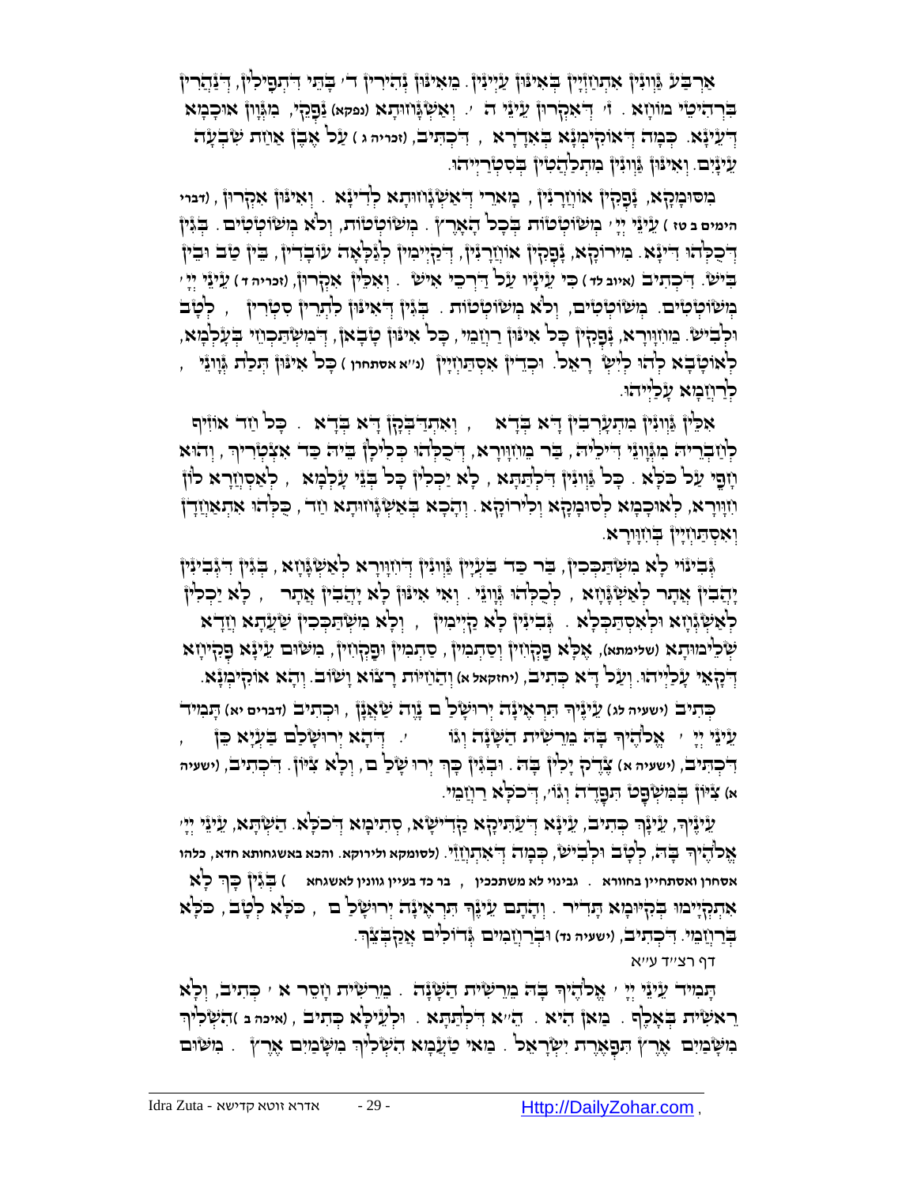אַרְבַּע גַּוְונִין אִתְחֲזְיָין בְּאִינּוּן עַיְינִין. מֵאִינּוּן נְהִירִין ד' בָּתֵּי דִּתְפִילִּין, דְּנַהֲרִין בִּרְהִיטֵי מוֹחָא. ז' דְּאִקְרוּן עֵינֵי ה'. וְאַשְׁגָּחוּתָא (נפקא) נָפְקִין, מִגַּוְון אוּכְמָא דְּעֵינָא. כְּמָה דְּאוּקִימְנָא בְּאִדְּרָא, דִּכְתִיב, (זכריה ג) עַל אֶבֶן אַחַת שִׁבְעָה עֵינָיִם. וְאִינּוּן גַּוְונִין מִתְלַהֲטִין בִּסְטְרַיְיהוּ.

מִסּוּמָקָא, נָפְקִין אוּוְרְנִין, מָארֵי דְּאַשְׁגָּחוּתָא לְדִינָא. וְאִינּוּן אִקְרוּן, (דברי הימים ב טז) עֵינֵי יְיָ' מְשׁוֹטְטוֹת בְּכָל הָאָרֶץ. מְשׁוֹטְטוֹת, וְלֹא מְשׁוֹטְטִים. בְּגִין דְּכֻלְּהוּ דִּינָא. מִירוֹקָא, נָפְקִין אוּוְרְנִין, דְּקַיְימִין לְגַלָּאָה עוֹבָדִין, בֵּין טַב וּבֵין בִּישׁ. דִּכְתִיב (איוב לד) כִּי עֵינָיו עַל דַּרְכֵי אִישׁ. וְאִלֵּין אִקְרוּן, (זכריה ד) עֵינֵי יְיָ' מְשׁוֹטְטִים. מְשׁוֹטְטִים, וְלֹא מְשׁוֹטְטוֹת. בְּגִין דְּאִינּוּן לִתְרֵין סִטְרִין, לְטָב וּלְבִישׁ. מֵחִוָּורָא, נָפְקִין כָּל אִינּוּן רַחֲמֵי, כָּל אִינּוּן טָבָאן, דְּמִשְׁתַּכְחֵי בְּעָלְמָא, לְאוֹטָבָא לְהוּ לְיִשְׂרָאֵל. וּכְדֵין אִסְתַּחְיָין (נ"א אסתחרון) כָּל אִינּוּן תְּלַת גַּוְונֵי, לְרַחֲמָא עֲלַיְיהוּ.

אִלֵּין גַּוְונִין מִתְעָרְבִין דָּא בְּדָא, וְאִתְדַּבְּקָן דָּא בְּדָא. כָּל חַד אוֹזִיף לְחַבְרֵיהּ מִגַּוְונֵי דִּילֵיהּ, בַּר מֵחִוָּורָא, דְּכֻלְּהוּ כְּלִילָן בֵּיהּ כַּד אִצְטְרִיךְ, וְהוּא וְהוּא עַל כֹּלָּא. כָּל גַּוְונִין דִּלְתַתָּא, לָא יַכְלִין כָּל בְּנֵי עָלְמָא, לְאַסְחֲרָא לוֹן חִוָּורָא, לְאוּכְמָא לְסוּמָקָא וּלְירוֹקָא. וְהָכָא בְּאַשְׁגָּחוּתָא חַד, כֻּלְּהוּ אִתְאַחֲדָן וְאִסְתַּחְיָין בְּחִוָּורָא.

גְּבִינוּי לָא מִשְׁתַּכְחִין, בַּר כַּד בָּעְיָין גַּוְונִין דְּחִוָּורָא לְאַשְׁגָּחָא, בְּגִין דִּגְבִינִין יָהֲבִין אֲתַר לְאַשְׁגָּחָא, לְכֻלְּהוּ גַּוְונֵי. וְאִי אִינּוּן לָא יָהֲבִין אֲתַר, לָא יַכְלִין לְאַשְׁגָּחָא וּלְאִסְתַּכְּלָא. גְּבִינִין לָא קַיְימִין, וְלָא מִשְׁתַּכְחִין שַׁעֲתָא וַדָּאי שְׁלֵימוּתָא (שלימתא), אֶלָּא פַּקְחִין וְסַתְמִין, סַתְמִין וּפַקְחִין, מִשּׁוּם עֵינָא פְּקִיחָא דְּקָאֵי עֲלַיְיהוּ. וְעַל דָּא כְּתִיב, (יחזקאל א) וְהַחַיּוֹת רָצוֹא וָשׁוֹב. וְהָא אוּקִימְנָא.

כְּתִיב (ישעיה לג) עֵינֶיךָ תִרְאֶינָה יְרוּשָׁלַ ִם נָוֶה שַׁאֲנָן, וּכְתִיב (דברים יא) תָּמִיד עֵינֵי יְיָ' אֱלֹהֶיךָ בָּהּ מֵרֵשִׁית הַשָּׁנָה וְגוֹ'. דְּהָא יְרוּשָׁלַ ִם בָּעְיָא כֵּן, דִּכְתִיב, (ישעיה א) צֶדֶק יָלִין בָּהּ. וּבְגִין כָּךְ יְרוּשָׁלַ ִם, וְלָא צִיּוֹן. דִּכְתִיב, (ישעיה א) צִיּוֹן בְּמִשְׁפָּט תִּפָּדֶה וְגוֹ', דְּכֹלָּא רַחֲמֵי.

עֵינֶיךָ, עֵינְךָ כְּתִיב, עֵינָא דְּעַתִּיקָא קַדִּישָׁא, סְתִימָא דְּכֹלָּא. הַשְׁתָּא, עֵינֵי יְיָ' אֱלֹהֶיךָ בָּהּ, לְטָב וּלְבִישׁ, כְּמָה דְּאִתְחֲזֵי. (לסומקא ולירוקא. והכא באשגחותא חדא, כלהו אסחרן ואסתחיין בחוורא. גבינוי לא משתכחין, בר כד בעיין גוונין לאשגחא) בְּגִין כָּךְ לָא אִתְקְיָימוּ בְּקִיּוּמָא תָּדִיר. וְהָתָם עֵינְךָ תִרְאֶינָה יְרוּשָׁלַ ִם, כֹּלָּא לְטָב, כֹּלָּא בְּרַחֲמֵי. דִּכְתִיב, (ישעיה נד) וּבְרַחֲמִים גְּדוֹלִים אֲקַבְּצֵךְ.

דף רצ"ד ע"א

תָּמִיד עֵינֵי יְיָ' אֱלֹהֶיךָ בָּהּ מֵרֵשִׁית הַשָּׁנָה. מֵרֵשִׁית חָסֵר א' כְּתִיב, וְלָא רֵאשִׁית בְּאָלֶף. מַאן הִיא. הֵ"א דִּלְתַתָּא. וּלְעֵילָּא כְּתִיב, (איכה ב) הִשְׁלִיךְ מִשָּׁמַיִם אֶרֶץ תִּפְאֶרֶת יִשְׂרָאֵל. מַאי טַעֲמָא הִשְׁלִיךְ מִשָּׁמַיִם אֶרֶץ. מִשּׁוּם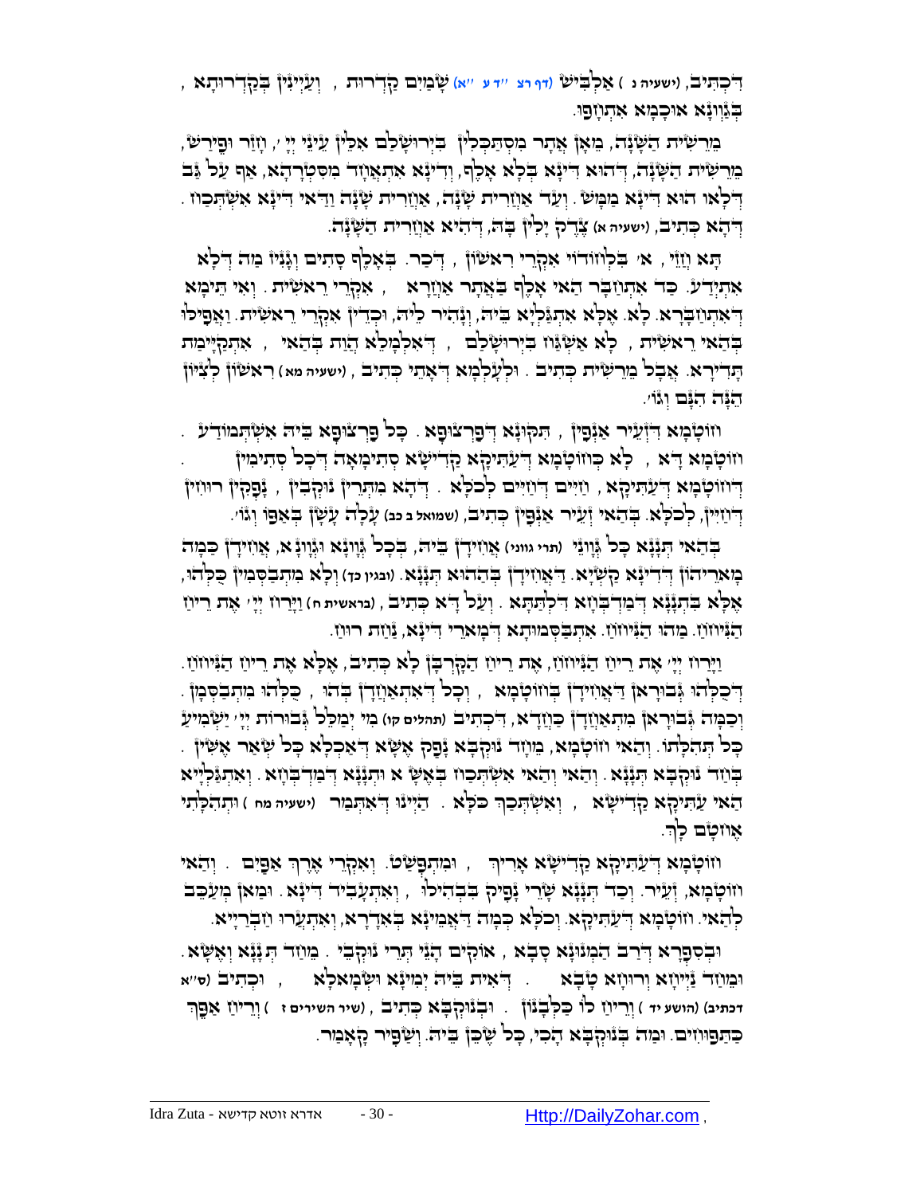דִּכְתִּיב, (ישעיה נ) אַלְבִּישׁ (דף רצ ע"א) שָׁמַיִם קַדְרוּת, וְעַיְינִין בְּקַדְרוּתָא, בְּגַוְונָא אוּכְמָא אִתְזָנוּ.

מֵרֵשִׁית הַשָּׁנָה, מֵאָן אֲתָר מִסְתַּכְּלִין בִּירוּשָׁלַם אִלֵּין עֵינֵי יְיָ, וְהָדַר וּפֵירַשׁ, מֵרֵשִׁית הַשָּׁנָה, דְּהוּא דִּינָא בְּלָא אָלֶף, וְדִינָא אִתְאֲחָד מִסִּטְרָהָא, אַף עַל גַּב דְּלָאו הוּא דִּינָא מַמָּשׁ. וְעַד אַחֲרִית שָׁנָה, אַחֲרִית שָׁנָה, וּדְאִי דִּינָא אִשְׁתְּכַח. דְּהָא כְּתִיב, (ישעיה א) צֶדֶק יָלִין בָּהּ, דְּהִיא אַחֲרִית הַשָּׁנָה.

תָּא חֲזֵי, א' בִּלְחוֹדוֹי אִקְרֵי רִאשׁוֹן, דְּכַר. בְּאָלֶף סָתִים וְגָנִיז מַה דְּלָא אִתְיְדַע. כַּד אִתְחַבָּר הַאי אָלֶף בַּאֲתָר אַחֲרָא, אִקְרֵי רֵאשִׁית. וְאִי תֵּימָא דְּאִתְחַבָּרָא. לָא. אֶלָּא אִתְגַּלְיָא בֵּיהּ, וְנָהִיר לֵיהּ, וּכְדֵין אִקְרֵי רֵאשִׁית. וַאֲפִילוּ בְּהַאי רֵאשִׁית, לָא אַשְׁגָּחוּ בִּירוּשָׁלַם, דְּאִלְמָלֵא הֲוַת בְּהַאי, אִתְקַיְּימַת תָּדִירָא. אֲבָל מֵרֵשִׁית כְּתִיב. וּלְעָלְמָא דְּאָתֵי כְּתִיב, (ישעיה מא) רִאשׁוֹן לְצִיּוֹן הִנֵּה הִנָּם וְגוֹ'.

חוֹטָמָא דִּזְעֵיר אַנְפִּין, תִּקּוּנָא דְּפַרְצוּפָא. כָּל פַּרְצוּפָא בֵּיהּ אִשְׁתְּמוֹדַע. חוֹטָמָא דָּא, לָאו כְּחוֹטָמָא דְּעַתִּיקָא קַדִּישָׁא סְתִימָאָה דְּכָל סְתִימִין. דְּחוֹטָמָא דְּעַתִּיקָא, חַיִּים דְּחַיִּים לְכֹלָּא. דְּהָא מִתְּרֵין נוּקְבִין, נָפְקִין רוּחִין דְּחַיִּין, לְכֹלָּא. בְּהַאי זְעֵיר אַנְפִּין כְּתִיב, (שמואל ב כב) עָלָה עָשָׁן בְּאַפּוֹ וְגוֹ'.

בְּהַאי תְּנָנָא כָּל גַּוְונֵי (תרי גווני) אֲחִידָן בֵּיהּ, בְּכָל גַּוְונָא וְגַוְונָא, אֲחִידָן כַּמָּה מָארֵיהוֹן דְּדִינָא קַשְׁיָא. דַּאֲחִידָן בְּהַהוּא תְּנָנָא. (ובגין כך) וְלָא מִתְבַּסְּמִין כֻּלְּהוּ, אֶלָּא בִּתְנָנָא דְּמַדְבְּחָא דִּלְתַּתָּא. וְעַל דָּא כְּתִיב, (בראשית ח) וַיָּרַח יְיָ אֶת רֵיחַ הַנִּיחוֹחַ. מַהוּ הַנִּיחוֹחַ. אִתְבַּסְּמוּתָא דְּמָארֵי דְּדִינָא, נַחַת רוּחַ.

וַיָּרַח יְיָ אֶת רֵיחַ הַנִּיחוֹחַ, אֶת רֵיחַ הַקָּרְבָּן לָא כְּתִיב, אֶלָּא אֶת רֵיחַ הַנִּיחוֹחַ. דְּכֻלְּהוּ גְּבוּרָאן דַּאֲחִידָן בְּחוֹטָמָא, וְכָל דְּאִתְאַחֲדָן בְּהוּ, כֻּלְּהוּ מִתְבַּסְּמָן. וְכַמָּה גְּבוּרָאן מִתְאַחֲדָן כַּחֲדָא, דִּכְתִּיב (תהלים קו) מִי יְמַלֵּל גְּבוּרוֹת יְיָ יַשְׁמִיעַ כָּל תְּהִלָּתוֹ. וְהַאי חוֹטָמָא, מֵחַד נוּקְבָא נָפַק אֶשָּׁא דְּאַכְלָא כָּל שְׁאָר אֶשִּׁין. בְּחַד נוּקְבָא תְּנָנָא. וְהַאי וְהַאי אִשְׁתְּכַח בְּאֶשָּׁא וּתְנָנָא דְּמַדְבְּחָא. וְאִתְגַּלְיָיא הַאי עַתִּיקָא קַדִּישָׁא, וְאִשְׁתְּכַךְ כֹּלָּא. הַיְינוּ דְּאִתְּמַר (ישעיה מח) וּתְהִלָּתִי אֶחֱטָם לָךְ.

חוֹטָמָא דְּעַתִּיקָא קַדִּישָׁא אָרִיךְ, וּמִתְפַּשַּׁט. וְאִקְרֵי אֶרֶךְ אַפַּיִם. וְהַאי חוֹטָמָא, זְעֵיר. וְכַד תְּנָנָא שָׁרֵי נָפִיק בִּבְהִילוּ, וְאִתְעָבֵיד דִּינָא. וּמַאן מְעַכֵּב לְהַאי. חוֹטָמָא דְּעַתִּיקָא. וְכֹלָּא כְּמָה דַּאֲמֵינָא בְּאִדְּרָא, וְאִתְעֲרוּ חַבְרַיָּיא.

וּבְסִפְרָא דְּרַב הַמְנוּנָא סָבָא, אוֹקִים הָנֵי תְּרֵי נוּקְבֵי. מֵחַד תְּנָנָא וְאֶשָּׁא. וּמֵחַד נַיְיחָא וְרוּחָא טָבָא. דְּאִית בֵּיהּ יְמִינָא וּשְׂמָאלָא, וּכְתִיב (ס"א דכתיב) (הושע יד) וְרֵיחַ לוֹ כַּלְּבָנוֹן. וּבְנוּקְבָא כְּתִיב, (שיר השירים ז) וְרֵיחַ אַפֵּךְ כַּתַּפּוּחִים. וּמַה בְּנוּקְבָא הָכִי, כָּל שֶׁכֵּן בֵּיהּ. וְשַׁפִּיר קָאָמַר.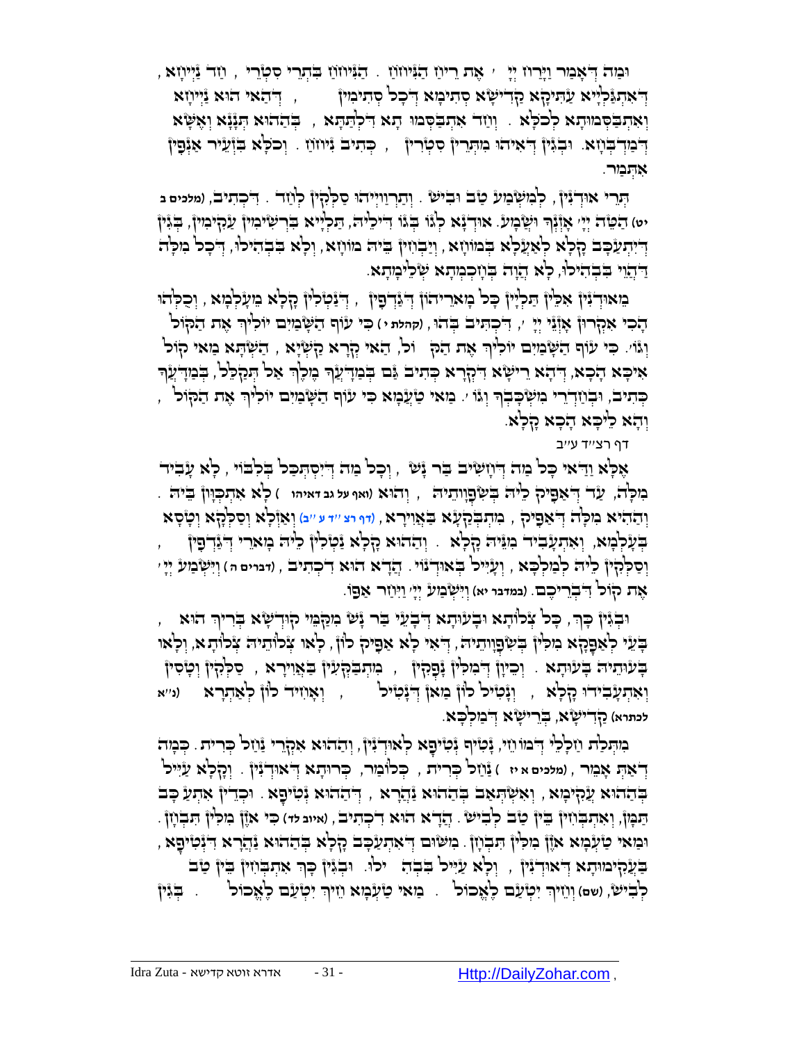וּמַה דְּאָמַר וַיָּרַח יְיָ ' אֶת רֵיחַ הַנִּיחֹחַ . הַנִּיחוֹחַ בִּתְרֵי סִטְרֵי , וְחַד נַיְיחָא , דְּאִתְגַּלְיָיא עַתִּיקָא קַדִּישָׁא סְתִימָא דְּכָל סְתִימִין , דְּהַאי הוּא נַיְיחָא וְאִתְבַּסְּמוּתָא לְכֹלָּא . וְחַד אִתְבַּסְּמוּ תָּא דִּלְתַתָּא , בְּהַהוּא תְּנָנָא וְאֶשָּׁא דְּמַדְבְּחָא. וּבְגִין דְּאִיהוּ מִתְּרֵין סִטְרִין , כְּתִיב נִיחוֹחַ . וְכֹלָּא בִּזְעֵיר אַנְפִּין אִתְּמַר.

תְּרֵי אוּדְנִין , לְמִשְׁמַע טַב וּבִישׁ . וְתַרְוַויְיהוּ סַלְּקִין לְחַד . דִּכְתִיב , (מלכים ב יט) הַטֵּה יְיָ ' אָזְנְךָ וּשֲׁמָע. אוּדְנָא לְגוֹ בְּגוֹ דִּילֵיהּ, תַּלְיָיא בִּרְשִׁימִין עֲקִימִין, בְּגִין דְּיִתְעַכַּב קָלָא לְאַעֲלָא בְּמוֹחָא , וְיִבְחִין בֵּיהּ מוֹחָא , וְלָא בִּבְהִילוּ , דְּכָל מִלָּה דַּהֲוֵי בִּבְהִילוּ, לָא הֲוֵה בְּחָכְמְתָא שְׁלֵימְתָא.

מֵאוּדְנִין אִלֵּין תַּלְיָין כָּל מָארֵיהוֹן דְּגַדְפִּין , דְּנַטְלִין קָלָא מֵעָלְמָא , וְכֻלְּהוּ הָכִי אִקְרוּן אָזְנֵי יְיָ ', דִּכְתִיב בְּהוּ , (קהלת י) כִּי עוֹף הַשָּׁמַיִם יוֹלִיךְ אֶת הַקּוֹל וְגוֹ'. כִּי עוֹף הַשָּׁמַיִם יוֹלִיךְ אֶת הַקֹּ וֹל, הַאי קְרָא קַשְׁיָא , הַשְׁתָּא מַאי קוֹל אִיכָּא הָכָא, דְּהָא רֵישָׁא דִּקְרָא כְּתִיב גַּם בְּמַדָּעֲךָ מֶלֶךְ אַל תְּקַלֵּל, בְּמַדָּעֲךָ כְּתִיב, וּבְחַדְרֵי מִשְׁכָּבְךָ וְגוֹ '. מַאי טַעֲמָא כִּי עוֹף הַשָּׁמַיִם יוֹלִיךְ אֶת הַקּוֹל , וְהָא לֵיכָּא הָכָא קָלָא.

דף רצ"ד ע"ב

אֶלָּא וַדַּאי כָּל מַה דְּחָשִׁיב בַּר נָשׁ , וְכָל מַה דְּיִסְתַּכַּל בְּלִבּוֹי , לָא עָבִיד מִלָּה, עַד דְּאַפִּיק לֵיהּ בְּשִׂפְוָותֵיהּ , וְהוּא (ואף על גב דאיהו ) לָא אִתְכְּוַון בֵּיהּ . וְהַהִיא מִלָּה דְּאַפִּיק , מִתְבַּקְעָא בַּאֲוִירָא , (דף רצ"ד ע"ב) וְאַזְלָא וְסַלְּקָא וְטָסָא בְּעָלְמָא , וְאִתְעָבִיד מִנֵּיהּ קָלָא . וְהַהוּא קָלָא נַטְלִין לֵיהּ מָארֵי דְּגַדְפִּין , וְסַלְּקִין לֵיהּ לְמַלְכָּא , וְעָיֵיל בְּאוּדְנוֹי. הֲדָא הוּא דִּכְתִיב , (דברים ה) וַיִּשְׁמַע יְיָ ' אֶת קוֹל דִּבְרֵיכֶם. (במדבר יא) וַיִּשְׁמַע יְיָ ' וַיִּחַר אַפּוֹ.

וּבְגִין כָּךְ , כָּל צְלוֹתָא וּבָעוּתָא דְּבָעֵי בַּר נָשׁ מִקַּמֵּי קוּדְשָׁא בְּרִיךְ הוּא , בָּעֵי לְאַפָּקָא מִלִּין בְּשִׂפְוָותֵיהּ, דְּאִי לָא אַפִּיק לוֹן , לָאו צְלוֹתֵיהּ צְלוֹתָא, וְלָאו בָּעוּתֵיהּ בָּעוּתָא . וְכֵיוָן דְּמִלִּין נָפְקִין , מִתְבַּקְעִין בַּאֲוִירָא , סַלְּקִין וְטָסִין וְאִתְעָבִידוּ קָלָא , וְנָטִיל לוֹן מַאן דְּנָטִיל , וְאָחִיד לוֹן לְאַתְרָא (נ"א לכתרא) קַדִּישָׁא, בְּרֵישָׁא דְּמַלְכָּא.

מִתְּלַת חַלָּלֵי דְּמוֹחַיִּי, נָטִיף נְטִיפָא לְאוּדְנִין, וְהַהוּא אִקְרֵי נַחַל כְּרִית. כְּמָה דְּאַתְּ אָמֵר , (מלכים א יז ) נַחַל כְּרִית , כְּלוֹמַר, כְּרוּתָא דְּאוּדְנִין . וְקָלָא עָיֵיל בְּהַהוּא עֲקִימָא , וְאִשְׁתְּאַב בְּהַהוּא נַהֲרָא , דְּהַהוּא נְטִיפָא . וּכְדֵין אִתְעַכַּב תַּמָּן, וְאִתְבְּחִין בֵּין טַב לְבִישׁ . הֲדָא הוּא דִּכְתִיב , (איוב לד) כִּי אֹזֶן מִלִּין תִּבְחָן . וּמַאי טַעְמָא אֹזֶן מִלִּין תִּבְחָן . מִשּׁוּם דְּאִתְעַכָּב קָלָא בְּהַהוּא נַהֲרָא דִּנְטִיפָא , בַּעֲקִימוּתָא דְּאוּדְנִין , וְלָא עָיֵיל בִּבְהִ ילוּ. וּבְגִין כָּךְ אִתְבְּחִין בֵּין טַב לְבִישׁ, (שם) וְחֵיךְ יִטְעַם לֶאֱכוֹל . מַאי טַעְמָא חֵיךְ יִטְעַם לֶאֱכוֹל . בְּגִין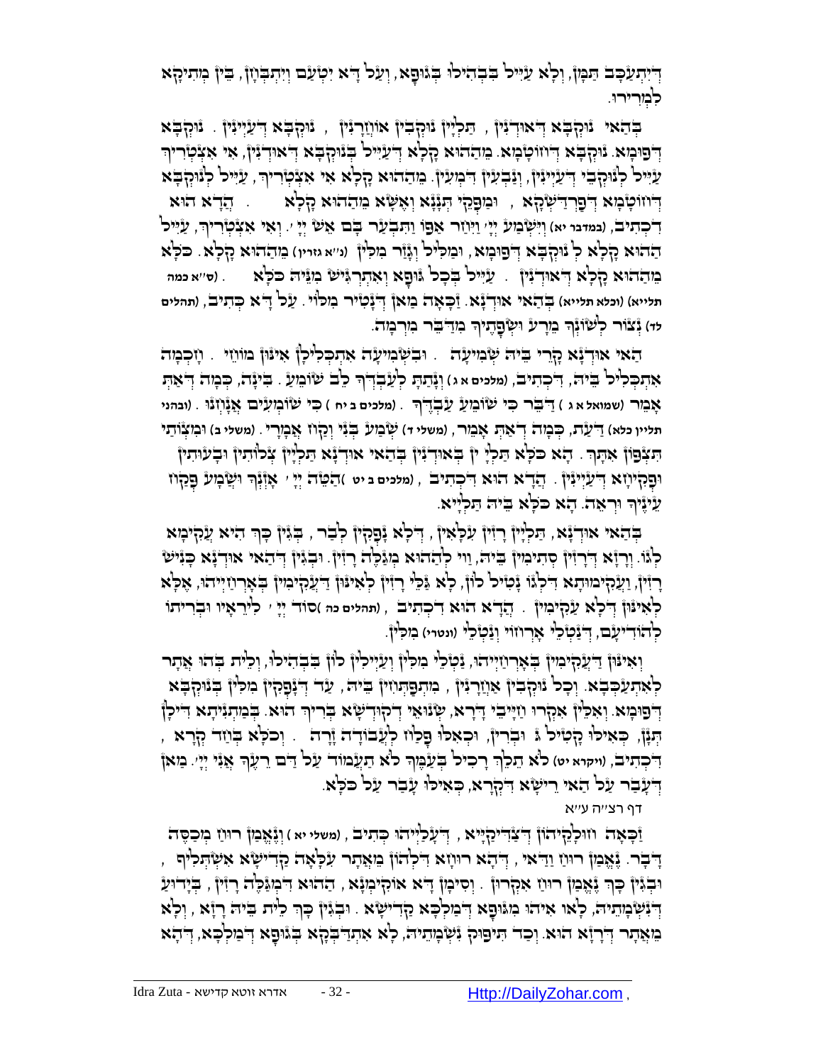דְּיִתְעַכָּב תַּמָּן, וְלָא עַיֵּיל בִּבְהִילוּ בְּגוּפָא, וְעַל דָּא יִטְעַם וְיִתְבְּוַן, בֵּין מְתִיקָא לִמְרִירוּ.

בְּהַאי נוּקְבָא דְּאוּדְנִין, תַּלְיָין נוּקְבִין אוּוְרָנִין, נוּקְבָא דְּעַיְינִין. נוּקְבָא דְּפוּמָא. נוּקְבָא דְּחוֹטָמָא. מֵהַהוּא קָלָא דְּעַיֵּיל בְּנוּקְבָא דְּאוּדְנִין, אִי אִצְטְרִיךְ עַיֵּיל לְנוּקְבֵי דְּעַיְינִין, וְנַבְעִין דִּמְעִין. מֵהַהוּא קָלָא אִי אִצְטְרִיךְ, עַיֵּיל לְנוּקְבָא דְּחוֹטָמָא דְּפַרְדַּשְׁקָא, וּמַפָּקֵי תְּנָנָא וְאֶשָּׁא מֵהַהוּא קָלָא. הֲדָא הוּא דִּכְתִיב, (במדבר יא) וַיִּשְׁמַע יְיָ' וַיִּחַר אַפּוֹ וַתִּבְעַר בָּם אֵשׁ יְיָ'. וְאִי אִצְטְרִיךְ, עַיֵּיל הַהוּא קָלָא לְ נוּקְבָא דְּפוּמָא, וּמַלִּיל וְגָזַר מִלִּין (נ"א גזרין) מֵהַהוּא קָלָא. כֹּלָּא מֵהַהוּא קָלָא דְּאוּדְנִין. עַיֵּיל בְּכָל גּוּפָא וְאִתְרְגִּישׁ מִנֵּיהּ כֹּלָּא (ס"א כמה תלייא) (וכלא תלייא) בְּהַאי אוּדְנָא. זַכָּאָה מַאן דְּנָטִיר מִלּוֹי. עַל דָּא כְּתִיב, (תהלים לד) נְצוֹר לְשׁוֹנְךָ מֵרָע וּשְׂפָתֶיךָ מִדַּבֵּר מִרְמָה.

הַאי אוּדְנָא קָרֵי בֵּיהּ שְׁמִיעָה. וּבִשְׁמִיעָה אִתְכְּלִילָן אִינּוּן מוֹחֵי. וְחָכְמָה אִתְכְּלִיל בֵּיהּ, דִּכְתִיב, (מלכים א ג) וְנָתַתָּ לְעַבְדְּךָ לֵב שׁוֹמֵעַ. בִּינָה, כְּמָה דְּאַתְּ אָמֵר (שמואל א ג) דַּבֵּר כִּי שׁוֹמֵעַ עַבְדֶּךָ. (מלכים ב יח) כִּי שֹׁמְעִים אֲנָחְנוּ. (ובהני תליין כלא) דַּעַת, כְּמָה דְּאַתְּ אָמֵר, (משלי ד) שְׁמַע בְּנִי וְקַח אֲמָרַי. (משלי ב) וּמִצְוֹתַי תִּצְפֹּן אִתָּךְ. הָא כֹּלָּא תַּלְיָ ין בְּאוּדְנִין בְּהַאי אוּדְנָא תַּלְיָין צְלוֹתִין וּבָעוּתִין וּפְקִיחָא דְּעַיְינִין. הֲדָא הוּא דִּכְתִיב, (מלכים ב יט) הַטֵּה יְיָ' אָזְנְךָ וּשְׁמָע פְּקַח עֵינֶיךָ וּרְאֵה. הָא כֹּלָּא בֵּיהּ תַּלְיָיא.

בְּהַאי אוּדְנָא, תַּלְיָין רָזִין עִלָּאִין, דְּלָא נָפְקִין לְבַר, בְּגִין כָּךְ הִיא עֲקִימָא לְגוֹ. וְרָזָא דְּרָזִין סְתִימִין בֵּיהּ, וַוי לְהַהוּא מְגַלֶּה רָזִין. וּבְגִין דְּהַאי אוּדְנָא כָּנִישׁ רָזִין, וַעֲקִימוּתָא דִּלְגוֹ נָטִיל לוֹן, לָא גַּלֵּי רָזִין לְאִינּוּן דַּעֲקִימִין בְּאָרְחַיְיהוּ, אֶלָּא לְאִינּוּן דְּלָא עֲקִימִין. הֲדָא הוּא דִּכְתִיב, (תהלים כה) סוֹד יְיָ' לִירֵאָיו וּבְרִיתוֹ לְהוֹדִיעָם, דְּנַטְלֵי אָרְחוֹי וְנַטְלֵי (ונטרי) מִלִּין.

וְאִינּוּן דַּעֲקִימִין בְּאָרְחַיְיהוּ, נַטְלֵי מִלִּין וְעַיְילִין לוֹן בִּבְהִילוּ, וְלֵית בְּהוּ אֲתַר לְאִתְעַכְּבָא. וְכָל נוּקְבִין אַחֲרָנִין, מִתְפַּתְּחִין בֵּיהּ, עַד דְּנָפְקִין מִלִּין בְּנוּקְבָא דְּפוּמָא. וְאִלֵּין אִקְרוּ חַיָּיבֵי דָּרָא, שְׂנוּאֵי דְּקוּדְשָׁא בְּרִיךְ הוּא. בְּמַתְנִיתָא דִּילָן תְּנָן, כְּאִילוּ קָטִיל ג' וּבְרִין, וּכְאִילוּ פָּלַח לַעֲבוֹדָה זָרָה. וְכֹלָּא בְּחַד קְרָא, דִּכְתִיב, (ויקרא יט) לֹא תֵלֵךְ רָכִיל בְּעַמֶּךָ לֹא תַעֲמֹד עַל דַּם רֵעֶךָ אֲנִי יְיָ'. מַאן דְּעָבַר עַל הַאי רֵישָׁא דִּקְרָא, כְּאִילוּ עָבַר עַל כֹּלָּא.

דף רצ"ה ע"א

זַכָּאָה חוּלָקֵיהוֹן דְּצַדִּיקַיָּיא, דַּעֲלַיְיהוּ כְּתִיב, (משלי יא) וְנֶאֱמַן רוּחַ מְכַסֶּה דָבָר. נֶאֱמַן רוּחַ וַדַּאי, דְּהָא רוּחָא דִּלְהוֹן מֵאֲתַר עִלָּאָה קַדִּישָׁא אִשְׁתְּלִיף, וּבְגִין כָּךְ נֶאֱמַן רוּחַ אִקְרוּן. וּסְתִימָן דָּא אוּקִימְנָא, הַהוּא דִּמְגַלֶּה רָזִין, בִּידוּעַ דְּנִשְׁמָתֵיהּ, לָאו אִיהוּ מִגּוּפָא דְּמַלְכָּא קַדִּישָׁא. וּבְגִין כָּךְ לֵית בֵּיהּ רָזָא, וְלָא מֵאֲתַר דְּרָזָא הוּא. וְכַד תִּיפּוּק נִשְׁמָתֵיהּ, לָא אִתְדַּבְקָא בְּגוּפָא דְּמַלְכָּא, דְּהָא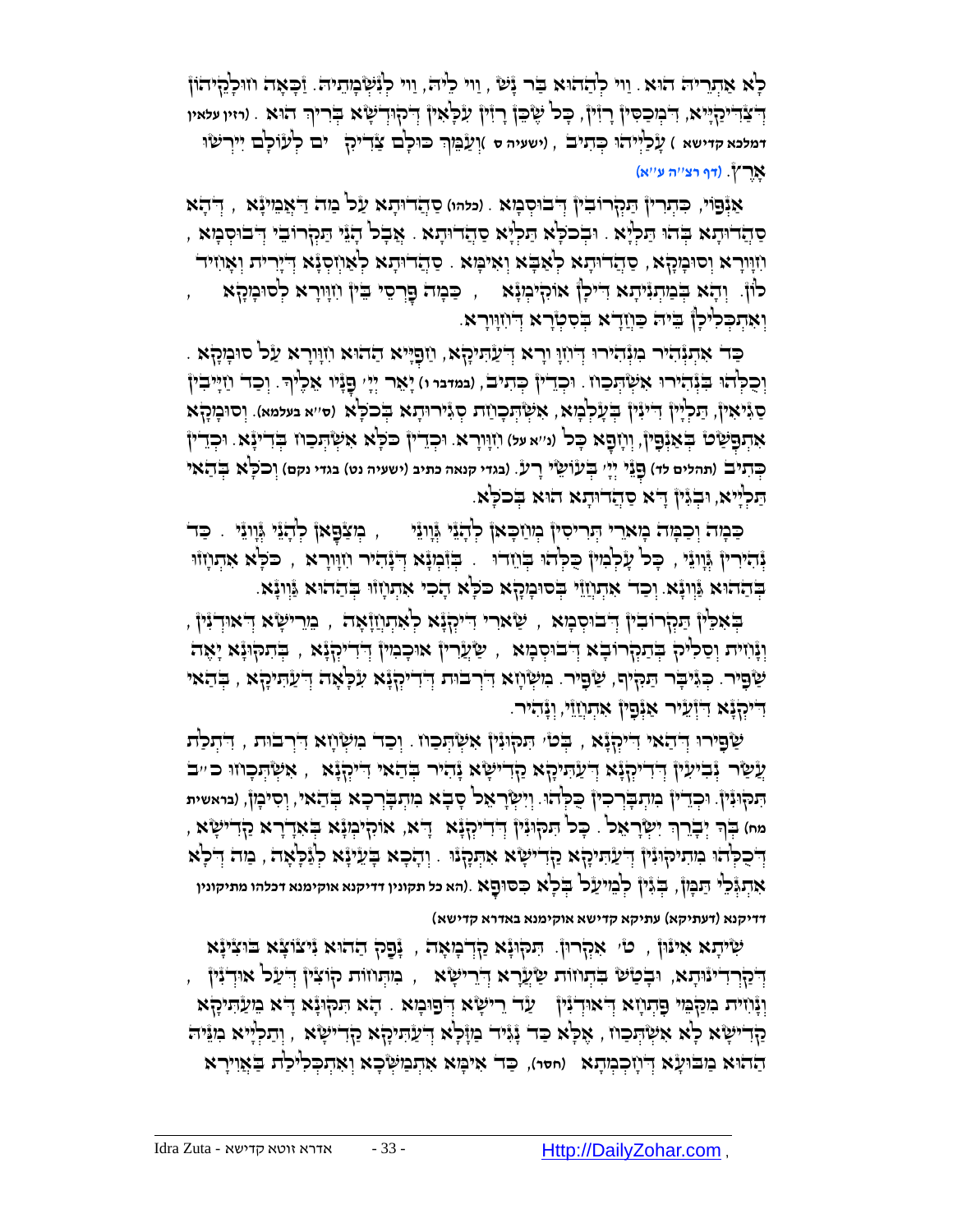לָא אַתְרֵיהּ הוּא. וַוי לְהַהוּא בַּר נָשׁ, וַוי לֵיהּ, וַוי לְנִשְׁמָתֵיהּ. זַכָּאָה ווּלְקֵיהוֹן דְּצַדִּיקַיָּיא, דִּמְכַסְּיָין רָזִין, כָּל שֶׁכֵּן רָזִין עִלָּאִין דְּקוּדְשָׁא בְּרִיךְ הוּא. (רזין עלאין דמלכא קדישא) עֲלַיְיהוּ כְּתִיב, (ישעיה ס) וְעַמֵּךְ כּוּלָּם צַדִּיקִים לְעוֹלָם יִירְשׁוּ אָרֶץ. (דף רצ"ה ע"א)

אַנְפּוֹי, כִּתְרִין תַּקְרוּבִין דְּבוּסְמָא. (כלהו) סַהֲדוּתָא עַל מַה דַּאֲמֵינָא, דְּהָא סַהֲדוּתָא בְּהוּ תַּלְיָא. וּבְכֹלָּא תַּלְיָא סַהֲדוּתָא. אֲבָל הָנֵי תַּקְרוּבֵי דְּבוּסְמָא, חִוָּורָא וְסוּמָקָא, סַהֲדוּתָא לְאַבָּא וְאִימָּא. סַהֲדוּתָא לְאַחְסָנָא דְּיָרִית וְאָחִיד לוֹן. וְהָא בְּמַתְנִיתָא דִּילָן אוֹקִימְנָא, כַּמָּה פָּרְסֵי בֵּין חִוָּורָא לְסוּמָקָא, וְאִתְכְּלִילָן בֵּיהּ כַּחֲדָא בְּסִטְרָא דְּחִוָּורָא.

כַּד אִתְנְהִיר מִנְּהִירוּ דְּחִוָּורָא דְּעַתִּיקָא, חַפְיָיא הַהוּא חִוָּורָא עַל סוּמָקָא. וְכֻלְּהוּ בִּנְהִירוּ אִשְׁתְּכָחוּ. וּכְדֵין כְּתִיב, (במדבר ו) יָאֵר יְיָ' פָּנָיו אֵלֶיךָ. וְכַד חַיָּיבִין סַגִּיאִין, תַּלְיָין דִּינִין בְּעָלְמָא, אִשְׁתְּכָחַת סְגִירוּתָא בְּכֹלָּא (ס"א בעלמא). וְסוּמָקָא אִתְפָּשַּׁט בְּאַנְפִּין, וְחָפָא כָּל (נ"א על) חִוָּורָא. וּכְדֵין כֹּלָּא אִשְׁתְּכָחוּ בְּדִינָא. וּכְדֵין כְּתִיב (תהלים לד) פְּנֵי יְיָ' בְּעוֹשֵׂי רָע. (בגדי קנאה כתיב (ישעיה נט) בגדי נקם) וְכֹלָּא בְּהַאי תַּלְיָיא, וּבְגִין דָּא סַהֲדוּתָא הוּא בְּכֹלָּא.

כַּמָּה וְכַמָּה מָארֵי תְּרִיסִין מְחַכָּאן לְהָנֵי גַּוָונֵי, מְצַפָּאן לְהָנֵי גַּוָונֵי. כַּד נְהִירִין גַּוָונֵי, כָּל עָלְמִין כֻּלְּהוּ בְּחֶדְוָה. בְּזִמְנָא דְּנָהִיר חִוָּורָא, כֹּלָּא אִתְחֲזוּ בְּהַהוּא גַּוָונָא. וְכַד אִתְחֲזֵי בְּסוּמָקָא כֹּלָּא הָכִי אִתְחֲזוּ בְּהַהוּא גַּוָונָא.

בְּאִלֵּין תַּקְרוּבִין דְּבוּסְמָא, שֵׁארֵי דִּיקְנָא לְאִתְחֲזָאָה, מֵרֵישָׁא דְּאוּדְנִין, וְנָחִית וְסָלִיק בְּתַקְרוּבָא דְּבוּסְמָא, שַׂעֲרִין אוּכָמִין דְּדִיקְנָא, בְּתִקּוּנָא יָאֶה שַׁפִּיר. כְּגִיבָּר תַּקִּיף, שַׁפִּיר. מִשְׁחָא דִּרְבוּת דְּדִיקְנָא עִלָּאָה דְּעַתִּיקָא, בְּהַאי דִּיקְנָא דִּזְעֵיר אַנְפִּין אִתְחֲזֵי, וְנָהִיר.

שַׁפִּירוּ דְּהַאי דִּיקְנָא, בְּט' תִּקּוּנִין אִשְׁתְּכָחוּ. וְכַד מִשְׁחָא דִּרְבוּת, דִּתְלַת עֲשַׂר נְבִיעִין דְּדִיקְנָא דְּעַתִּיקָא קַדִּישָׁא נָהִיר בְּהַאי דִּיקְנָא, אִשְׁתְּכָחוּ כ"ב תִּקּוּנִין. וּכְדֵין מִתְבָּרְכִין כֻּלְּהוּ. וְיִשְׂרָאֵל סָבָא מִתְבָּרְכָא בְּהַאי, וְסִימָן, (בראשית מח) בְּךָ יְבָרֵךְ יִשְׂרָאֵל. כָּל תִּקּוּנִין דְּדִיקְנָא דָּא, אוֹקִימְנָא בְּאִדְּרָא קַדִּישָׁא, דְּכֻלְּהוּ מִתִּיקּוּנִין דְּעַתִּיקָא קַדִּישָׁא אִתְתְּקָנוּ. וְהָכָא בָּעֵינָא לְגַלָּאָה, מַה דְּלָא אִתְגְּלֵי תַּמָּן, בְּגִין לְמֵיעַל בְּלָא כִּסּוּפָא. (הא כל תקונין דדיקנא אוקימנא דכלהו מתיקונין דדיקנא (דעתיקא) עתיקא קדישא אוקימנא באדרא קדישא)

שִׁיתָא אִינּוּן, ט' אִקְרוּן. תִּקּוּנָא קַדְמָאָה, נָפַק הַהוּא נִיצוֹצָא בּוּצִינָא דְּקַרְדִּינוּתָא, וּבָטַשׁ בִּתְחוֹת שַׂעֲרָא דְּרֵישָׁא, מִתְּחוֹת קוֹצִין דְּעַל אוּדְנִין, וְנָחִית מִקַּמֵּי פִּתְחָא דְּאוּדְנִין עַד רֵישָׁא דְּפוּמָא. הָא תִּקּוּנָא דָּא מֵעַתִּיקָא קַדִּישָׁא לָא אִשְׁתְּכָחוּ, אֶלָּא כַּד נָגִיד מַזָּלָא דְּעַתִּיקָא קַדִּישָׁא, וְתַלְיָיא מִנֵּיהּ הַהוּא מַבּוּעָא דְּחָכְמְתָא (חסר), כַּד אִימָּא אִתְמַשְׁכָא וְאִתְכְּלִילַת בַּאֲוִירָא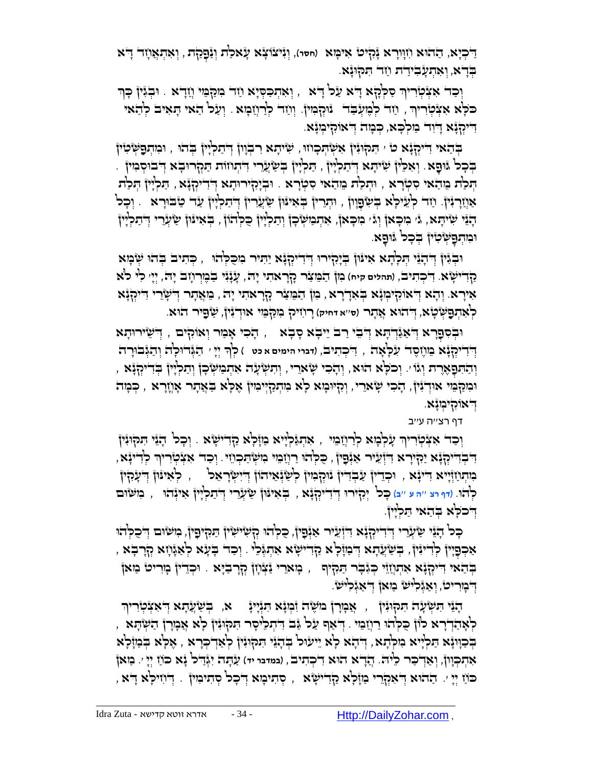דִּכְיָא, הַהוּא זְוָורָא נָקִיט אִימָּא (חסר), וְנִיצוֹצָא עָאלַת וְנַפְקַת, וְאִתְאֲחָד דָּא בְּדָא, וְאִתְעֲבִידַת חַד תִּקּוּנָא.

וְכַד אִצְטְרִיךְ סַלְקָא דָּא עַל דָּא, וְאִתְכַּסְיָא חַד מִקַּמֵּי וְחָדָא. וּבְגִין כָּךְ כֹּלָּא אִצְטְרִיךְ, חַד לְמֶעְבַּד נוּקְמִין. וְחַד לְרַחֲמָא. וְעַל הַאי תָּאִיב לְהַאי דִּיקְנָא דָוִד מַלְכָּא, כְּמָה דְאוֹקִימְנָא.

בְּהַאי דִּיקְנָא ט' תִּקּוּנִין אִשְׁתְּכָחוּ, שִׁיתָא רִבְוָון דְּתַלְיָין בְּהוּ, וּמִתְפַּשְּׁטִין בְּכָל גּוּפָא. וְאִלֵּין שִׁיתָא דְתַלְיָין, תַּלְיָין בְּשַׂעֲרֵי דְתְוּוֹת תַּקְרוּבָא דְבוּסְמִין. תְּלַת מֵהַאי סִטְרָא, וּתְלַת מֵהַאי סִטְרָא. וּבִיקִּירוּתָא דְדִיקְנָא, תַּלְיָין תְּלַת אַחֲרָנִין. חַד לְעֵילָא בְשִׁפְוָון, וּתְרֵין בְּאִינּוּן שַׂעֲרִין דְּתַלְיָין עַד טַבּוּרָא. וְכָל הָנֵי שִׁיתָא, ג' מִכָּאן וְג' מִכָּאן, אִתְמַשְׁכָן וְתַלְיָין כֻּלְּהוֹן, בְּאִינּוּן שַׂעֲרֵי דְתַלְיָין וּמִתְפַּשְּׁטִין בְּכָל גּוּפָא.

וּבְגִין דְּהָנֵי תְּלָתָא אִינּוּן בִּיקִּירוּ דְּדִיקְנָא יַתִּיר מִכֻּלְּהוּ, כְּתִיב בְּהוּ שְׁמָא קַדִּישָׁא. דִּכְתִיב, (תהלים קיח) מִן הַמֵּצַר קָרָאתִי יָהּ, עָנָנִי בַמֶּרְחָב יָהּ, יְיָ' לִי לֹא אִירָא. וְהָא דְאוֹקִימְנָא בְּאִדְרָא, מִן הַמֵּצַר קָרָאתִי יָהּ, מֵאֲתַר דְּשָׂרֵי דִּיקְנָא לְאִתְפַּשְּׁטָא, דְּהוּא אֲתַר (ס"א דחיק) רָחִיק מִקַּמֵּי אוּדְנִין, שַׁפִּיר הוּא.

וּבְסִפְרָא דְאַגַּדְתָּא דְבֵי רַב יֵיבָא סָבָא, הָכִי אָמַר וְאוּקִים, דְּשֵׁירוּתָא דְדִיקְנָא מֵחֶסֶד עִלָּאָה, דִּכְתִיב, (דברי הימים א כט) לְךָ יְיָ' הַגְּדוּלָּה וְהַגְּבוּרָה וְהַתִּפְאֶרֶת וְגוֹ'. וְכֹלָּא הוּא, וְהָכִי שָׁארֵי, וְתִשְׁעָה אִתְמַשְׁכָן וְתַלְיָין בְּדִיקְנָא, וּמִקַּמֵּי אוּדְנִין, הָכִי שָׁארֵי, וְקִיּוּמָא לָא מִתְקַיְּימִין אֶלָּא בַּאֲתַר אָחֳרָא, כְּמָה דְאוֹקִימְנָא.

דף רצ"ה ע"ב

וְכַד אִצְטְרִיךְ עָלְמָא לְרַחֲמֵי, אִתְגַּלְיָיא מַזָּלָא קַדִּישָׁא. וְכָל הָנֵי תִּקּוּנִין דִּבְדִיקְנָא יַקִּירָא דִזְעֵיר אַנְפִּין, כֻּלְּהוּ רַחֲמֵי מִשְׁתַּכְּחֵי. וְכַד אִצְטְרִיךְ לְדִינָא, מִתְחַזְּיָיא דִינָא, וּכְדֵין עַבְדִּין נוּקְמִין לְשַׂנְאֵיהוֹן דְּיִשְׂרָאֵל, לְאִינּוּן דְּעָקִין לְהוּ. (דף רצ"ה ע"ב) כָּל יְקִירוּ דְדִיקְנָא, בְּאִינּוּן שַׂעֲרֵי דְתַלְיָין אִינְהוּ, מִשּׁוּם דְּכֹלָּא בְּהַאי תַּלְיָין.

כָּל הָנֵי שַׂעֲרֵי דְדִיקְנָא דִזְעֵיר אַנְפִּין, כֻּלְּהוּ קְשִׁישִׁין תַּקִּיפִין, מִשּׁוּם דְּכֻלְּהוּ אַכְפְּיָין לְדִינִין, בְּשַׁעֲתָא דְמַזָּלָא קַדִּישָׁא אִתְגְּלֵי. וְכַד בָּעָא לְאַגָּחָא קְרָבָא, בְּהַאי דִיקְנָא אִתְחֲזֵי כְּגִבָּר תַּקִּיף, מָארֵי נִצְחָן קְרָבַיָּא. וּכְדֵין מָרִיט מַאן דְּמָרִיט, וְאַגְלִישׁ מַאן דְּאַגְלִישׁ.

הָנֵי תִּשְׁעָה תִּקּוּנִין, אֲמָרָן מֹשֶׁה זִמְנָא תִּנְיָינָא, בְּשַׁעֲתָא דְאִצְטְרִיךְ לְאַהְדְּרָא לוֹן כֻּלְּהוּ רַחֲמֵי. דְּאַף עַל גַּב דִּתְלֵיסַר תִּקּוּנִין לָא אֲמָרָן הַשְׁתָּא, בְּכַוָּונָא תַלְיָיא מִלְּתָא, דְּהָא לָא יֵיעוֹל בְּהָנֵי תִּקּוּנִין לְאַדְכְּרָא, אֶלָּא בְּמַזָּלָא אִתְכַּוָּון, וְאַדְכַּר לֵיהּ. הֲדָא הוּא דִכְתִיב, (במדבר יד) עַתָּה יִגְדַּל נָא כֹּחַ יְיָ'. מַאן כֹּחַ יְיָ'. הַהוּא דְאִקְרֵי מַזָּלָא קַדִּישָׁא, סְתִימָא דְכָל סְתִימִין. דְּחֵילָא דָא,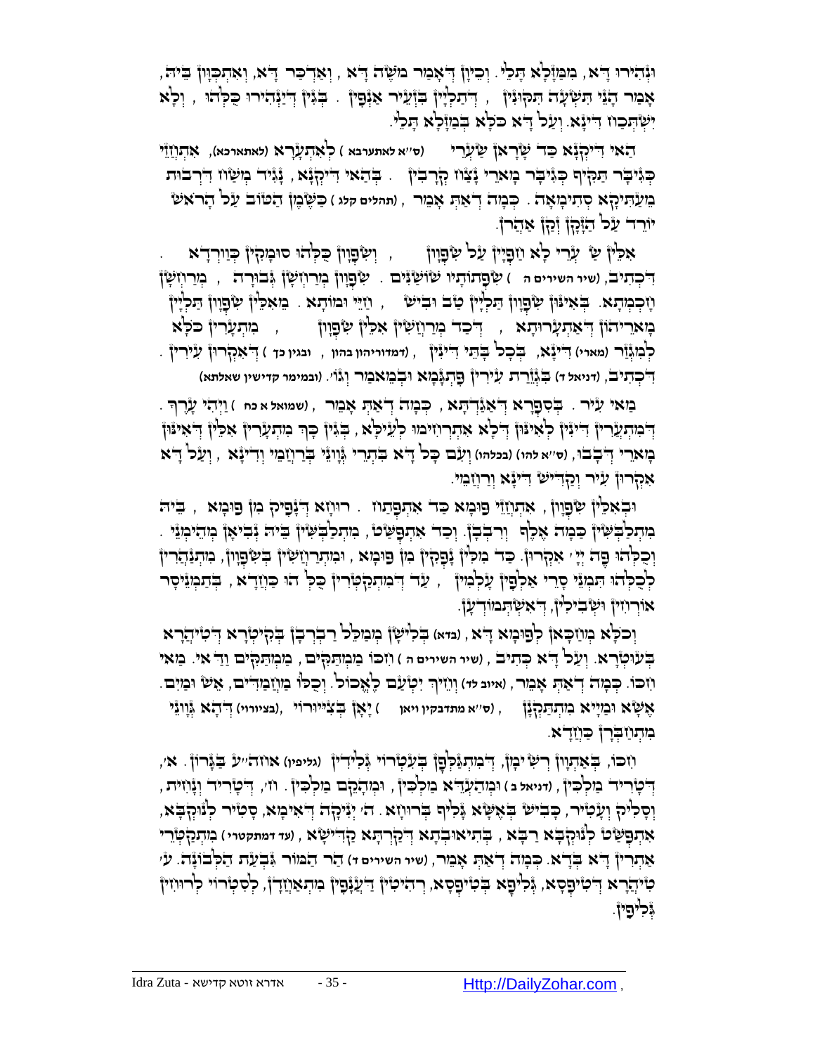וּנְהִירוּ דָּא, מִמַּזָּלָא תָּלֵי. וְכֵיוָן דְּאָמַר מֹשֶׁה דָּא, וְאַדְכַּר דָּא, וְאִתְכַּוָּון בֵּיהּ, אָמַר הָנֵי תִּשְׁעָה תִּקּוּנִין, דְּתַלְיָין בִּזְעֵיר אַנְפִּין. בְּגִין דְּיַנְהִירוּ כֻּלְּהוּ, וְלָא יִשְׁתְּכַחוּ דִּינָא. וְעַל דָּא כֹּלָּא בְּמַזָּלָא תָּלֵי.

הַאי דִּיקְנָא כַּד שָׁרָאן שַׂעְרֵי (ס"א לאתערבא) לְאִתְעָרָא (לאתארכא), אִתְחֲזֵי כְּגִיבָּר תַּקִּיף כְּגִיבָּר מְארֵי נָצוּן קְרָבִין. בְּהַאי דִּיקְנָא, נָגִיד מִשִּׁין דִּרְבוּת מֵעַתִּיקָא סְתִימָאָה. כְּמָה דְּאַתְּ אָמֵר, (תהלים קלג) כַּשֶּׁמֶן הַטּוֹב עַל הָרֹאשׁ יוֹרֵד עַל הַזָּקָן זְקַן אַהֲרֹן.

אִלֵּין שַׂ׳ עֲרֵי לָא וַתְּרָיִין עַל שִׂפְוָון, וְשִׂפְוָון כֻּלְּהוּ סוּמְקִין כְּוַורְדָּא. דִּכְתִיב, (שיר השירים ה) שִׂפְתוֹתָיו שׁוֹשַׁנִּים. שִׂפְוָון מְרַחֲשָׁן גְּבוּרָה, מְרַחֲשָׁן חָכְמְתָא. בְּאִינּוּן שִׂפְוָון תַּלְיָין טַב וּבִישׁ, חַיֵּי וּמוֹתָא. מֵאִלֵּין שִׂפְוָון תַּלְיָין מָארֵיהוֹן דְּאִתְעֲרוּתָא, דְּכַד מְרַחֲשִׁין אִלֵּין שִׂפְוָון, מִתְעָרִין כֹּלָּא לְמִגְּזַר (מארי) דִּינָא, בְּכָל בָּתֵּי דִּינִין, (דמדוריהון בהון, ובגין כך) דְּאִקְרוּן עִירִין. דִּכְתִיב, (דניאל ד) בִּגְזֵרַת עִירִין פִּתְגָּמָא וּבְמֵאמַר וְגוֹ׳. (ובמימר קדישין שאלתא)

מַאי עִיר. בְּסִפְרָא דְּאַגַּדְתָּא, כְּמָה דְּאַתְּ אָמֵר, (שמואל א כח) וַיְהִי עָרֶךָ. דְּמִתְעָרִין דִּינִין לְאִינּוּן דְּלָא אִתְרְחִימוּ לְעֵילָא, בְּגִין כָּךְ מִתְעָרִין אִלֵּין דְּאִינּוּן מָארֵי דְּדָבוּ, (ס"א להו) (בכלהו) וְעִם כָּל דָּא בִּתְרֵי גַּוְונֵי בְּרַחֲמֵי וְדִינָא, וְעַל דָּא אִקְרוּן עִיר וְקַדִּישׁ דִּינָא וְרַחֲמֵי.

וּבְאִלֵּין שִׂפְוָון, אִתְחֲזֵי פּוּמָא כַּד אִתְפַּתְּחוּ. רוּחָא דְּנָפִיק מִן פּוּמָא, בֵּיהּ מִתְלַבְּשִׁין כַּמָּה אֶלֶף וְרִבְבָן. וְכַד אִתְפָּשַׁט, מִתְלַבְּשִׁין בֵּיהּ נְבִיאָן מְהֵימְנֵי. וְכֻלְּהוּ פֶּה יְיָ׳ אִקְרוּן. כַּד מִלִּין נָפְקִין מִן פּוּמָא, וּמִתְרַחֲשִׁין בְּשִׂפְוָון, מִתְנַהֲרִין לְכֻלְּהוּ תְּמָנֵי סָרֵי אַלְפִין עָלְמִין, עַד דְּמִתְקַטְּרִין כֻּלְּהוּ כַּחֲדָא, בִּתְמְנֵיסַר אוֹרְחִין וּשְׁבִילִין, דְּאִשְׁתְּמוֹדְעָן.

וְכֹלָּא מְחַכָּאן לְפוּמָא דָּא, (בדא) בְּלִישָׁן מְמַלֵּל רַבְרְבָן בְּקִיטְרָא דְּטִיהֲרָא בְּעוּטְרָא. וְעַל דָּא כְּתִיב, (שיר השירים ה) חִכּוֹ מַמְתַקִּים, מַמְתַקִּים וַדַּאי. מַאי חִכּוֹ. כְּמָה דְּאַתְּ אָמֵר, (איוב לד) וְחֵיךְ יִטְעַם לֶאֱכוֹל. וְכֻלּוֹ מַחֲמַדִּים, אֶשׁ וּמַיִם. אֶשָּׁא וּמַיָּא מִתְתַּקְּנָן, (ס"א מתדבקין ויאן) יָאָן בְּצִיּוּרוֹי, (בציוריי) דְּהָא גַּוְונֵי מִתְחַבְּרָן כַּחֲדָא.

חִכּוֹ, בְּאַתְוָון רְשִׁימָן, דְּמִתְגַּלְּפָן בְּעִטְרוֹי גְּלִידִין (גליפין) אוֹתִ"עַ בְּגָרוֹן. א׳, דְּטָרִיד מַלְכִין, (דניאל ב) וּמְהַעְדֵּא מַלְכִין, וּמְהָקֵם מַלְכִין. ח׳, דְּטָרִיד וְנָחִית, וְסָלִיק וְעָטִיר, כָּבִישׁ בְּאֶשָּׁא גָּלִיף בְּרוּחָא. ה׳ יְנִיקָה דְּאִימָּא, סָטִיר לְנוּקְבָא, אִתְפָּשַׁט לְנוּקְבָא רַבָּא, בִּתְיאוּבְתָא דְּקַרְתָּא קַדִּישָׁא, (עד דמתקטרי) מִתְקַטְּרֵי אַתְרִין דָּא בְּדָא. כְּמָה דְּאַתְּ אָמֵר, (שיר השירים ד) הַר הַמּוֹר גִּבְעַת הַלְּבוֹנָה. ע׳ טִיהֲרָא דְּטִיפְסָא, גְּלִיפָא בְּטִיפְסָא, רְהִיטִין דַּעֲנָפִין מִתְאַחֲדָן, לְסִטְרוֹי לְרוּוְחִין גְּלִיפִין.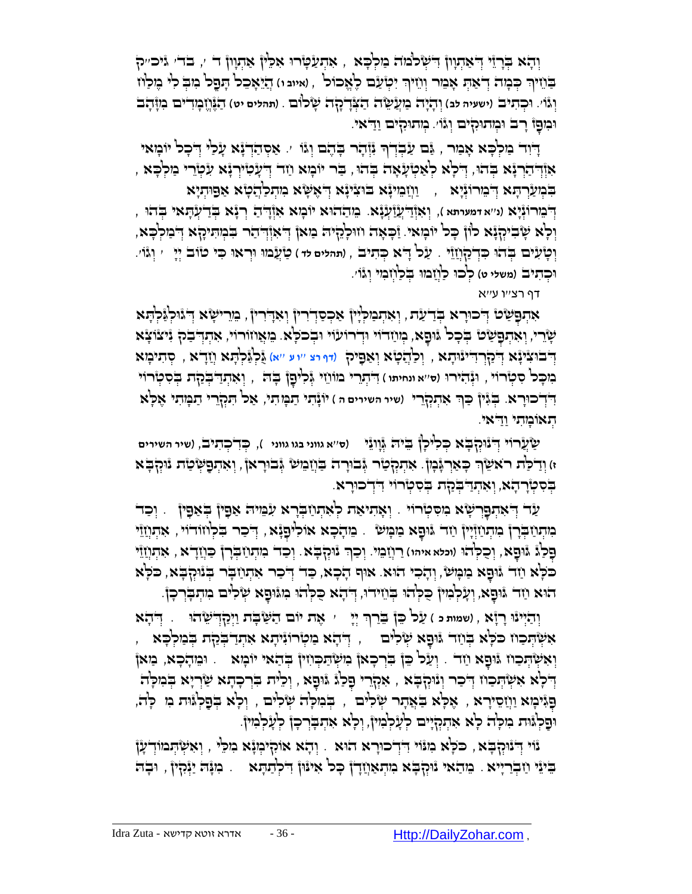וְהָא בְּרָזֵי דְאַתְוָון דִּשְׁלֹמֹה מַלְכָּא, אִתְעַטָּרוּ אִלֵּין אַתְוָון ד' ', בד' גִּיכ"ק בַּוֵּיךְ כְּמָה דְאַתְּ אָמֵר וְוֵיךְ יִטְעַם לֶאֱכוֹל, (איוב ו) הֲיֵאָכֵל תָּפֵל מִבְּלִי מֶלַח וְגוֹ'. וּכְתִיב (ישעיה לב) וְהָיָה מַעֲשֵׂה הַצְּדָקָה שָׁלוֹם. (תהלים יט) הַנֶּחֱמָדִים מִזָּהָב וּמִפָּז רָב וּמְתוּקִים וְגוֹ'. מְתוּקִים וַדַּאי.

דָּוִד מַלְכָּא אָמַר, גַּם עַבְדְּךָ נִזְהָר בָּהֶם וְגוֹ '. אַסְהֲדוּתָא עָלַי דְּכָל יוֹמַאי אִזְדְּהַרְנָא בְּהוּ, דְּלָא לְאַטְעָאָה בְּהוּ, בַּר יוֹמָא חַד דְּעַטִּירְנָא עִטְרֵי מַלְכָּא, בִּמְעַרְתָּא דְּמֵרוֹנְיָא, וַזְמֵינְנָא בוּצִינָא דְאֶשָּׁא מִתְלַהֲטָא אַפּוּתְיָא דְּמֵרוֹנְיָא (נ"א דמערתא), וְאִזְדַּעְזַעְנָא. מֵהַהוּא יוֹמָא אִזְדְּהַרְנָא בְּדַעְתָּאִי בְּהוּ, וְלָא שְׁבִיקְנָא לוֹן כָּל יוֹמַאי. זַכָּאָה ווּלָקֵיהּ מַאן דְּאִזְדְּהַר בִּמְתִיקָא דְּמַלְכָּא, וְטָעִים בְּהוּ כִּדְקָחֲזֵי. עַל דָּא כְּתִיב, (תהלים לד) טַעֲמוּ וּרְאוּ כִּי טוֹב יְיָ ' וְגוֹ'. וּכְתִיב (משלי ט) לְכוּ לַחֲמוּ בְלַחֲמִי וְגוֹ'.

דף רצ"ו ע"א

אִתְפַּשַּׁט דְּכוּרָא בְּדַעַת, וְאִתְמַלְיָין אַכְסַדְרִין וְאִדָּרִין, מֵרֵישָׁא דְגוּלְגַּלְתָּא שָׁרֵי, וְאִתְפַּשַּׁט בְּכָל גּוּפָא, מֵחַדּוֹי וּדְרוֹעוֹי וּבְכֹלָּא. מֵאֲחוֹרוֹי, אִתְדְּבַק נִיצוֹצָא דְבוּצִינָא דְקַרְדִינוּתָא, וְלַהֲטָא וְאַפִּיק (דף רצ"ו ע"א) גֻּלְגַּלְתָּא חֲדָא, סְתִימָא מִכָּל סִטְרוֹי, וּנְהִירוּ (ס"א ונחיתו) דִּתְרֵי מוֹחֵי גְּלִיפָן בָּהּ, וְאִתְדַּבְּקַת בְּסִטְרוֹי דִדְכוּרָא. בְּגִין כָּךְ אִתְקְרֵי (שיר השירים ה) יוֹנָתִי תַמָּתִי, אַל תִּקְרֵי תַמָּתִי אֶלָּא תְאוֹמָתִי וַדַּאי.

שַׂעֲרוֹי דְנוּקְבָּא כְּלִילָן בֵּיהּ גָּוָונֵי (ס"א גווני בגו גווני), כְּדִכְתִיב, (שיר השירים ז) וְדַלַּת רֹאשֵׁךְ כָּאַרְגָּמָן. אִתְקְטַר גְּבוּרָה בְּחָמֵשׁ גְּבוּרָאן, וְאִתְפַּשְׁטַת נוּקְבָּא בְּסִטְרָהָא, וְאִתְדַּבְּקַת בְּסִטְרוֹי דִדְכוּרָא.

עַד דְּאִתְפָּרְשָׁא מִסִּטְרוֹי, וְאָתִיאַת לְאִתְחַבְּרָא עִמֵּיהּ אַפִּין בְּאַפִּין. וְכַד מִתְחַבְּרָן מִתְחַזְיָין חַד גּוּפָא מַמָּשׁ. מֵהָכָא אוֹלִיפְנָא, דְּכַר בִּלְחוֹדוֹי, אִתְחֲזֵי פַּלְגּ גּוּפָא, וְכַלְהוּ (וכלא איהו) רַחֲמֵי. וְכֵן נוּקְבָּא. וְכַד מִתְחַבְּרָן כַּחֲדָא, אִתְחֲזֵי כֹּלָּא חַד גּוּפָא מַמָּשׁ, וְהָכִי הוּא. אוּף הָכָא, כַּד דְּכַר אִתְחַבַּר בְּנוּקְבָּא, כֹּלָּא הוּא חַד גּוּפָא, וְעָלְמִין כֻּלְּהוּ בְּחֵידוּ, דְּהָא כֻּלְּהוּ מִגּוּפָא שְׁלִים מִתְבָּרְכָן.

וְהַיְינוּ רָזָא, (שמות כ) עַל כֵּן בֵּרַךְ יְיָ ' אֶת יוֹם הַשַּׁבָּת וַיְקַדְּשֵׁהוּ. דְּהָא אִשְׁתְּכַח כֹּלָּא בְּחַד גּוּפָא שְׁלִים, דְּהָא מַטְרוֹנִיתָא אִתְדַּבְּקַת בְּמַלְכָּא, וְאִשְׁתְּכַח גּוּפָא חַד. וְעַל כֵּן בִּרְכָאן מִשְׁתַּכְחִין בְּהַאי יוֹמָא. וּמֵהָכָא, מַאן דְּלָא אִשְׁתְּכַח דְּכַר וְנוּקְבָּא, אִקְרֵי פַּלְגּ גּוּפָא, וְלֵית בִּרְכָתָא שַׁרְיָא בְּמִלָּה פְּגִימָא וַחֲסֵירָא, אֶלָּא בַּאֲתַר שְׁלִים, בְּמִלָּה שְׁלִים, וְלָא בְּפַלְגּוּת מִלָּה, וּפַלְגּוּת מִלָּה לָא אִתְקְיָים לְעָלְמִין, וְלָא אִתְבָּרְכָן לְעָלְמִין.

נוֹי דְנוּקְבָּא, כֹּלָּא מִנּוֹי דִּדְכוּרָא הוּא. וְהָא אוֹקִימְנָא מִלֵּי, וְאִשְׁתְּמוֹדְעָן בֵּינֵי חַבְרַיָּיא. מֵהַאי נוּקְבָּא מִתְאַחֲדָן כָּל אִינּוּן דִּלְתַתָּא. מִנָּהּ יַנְקִין, וּבָהּ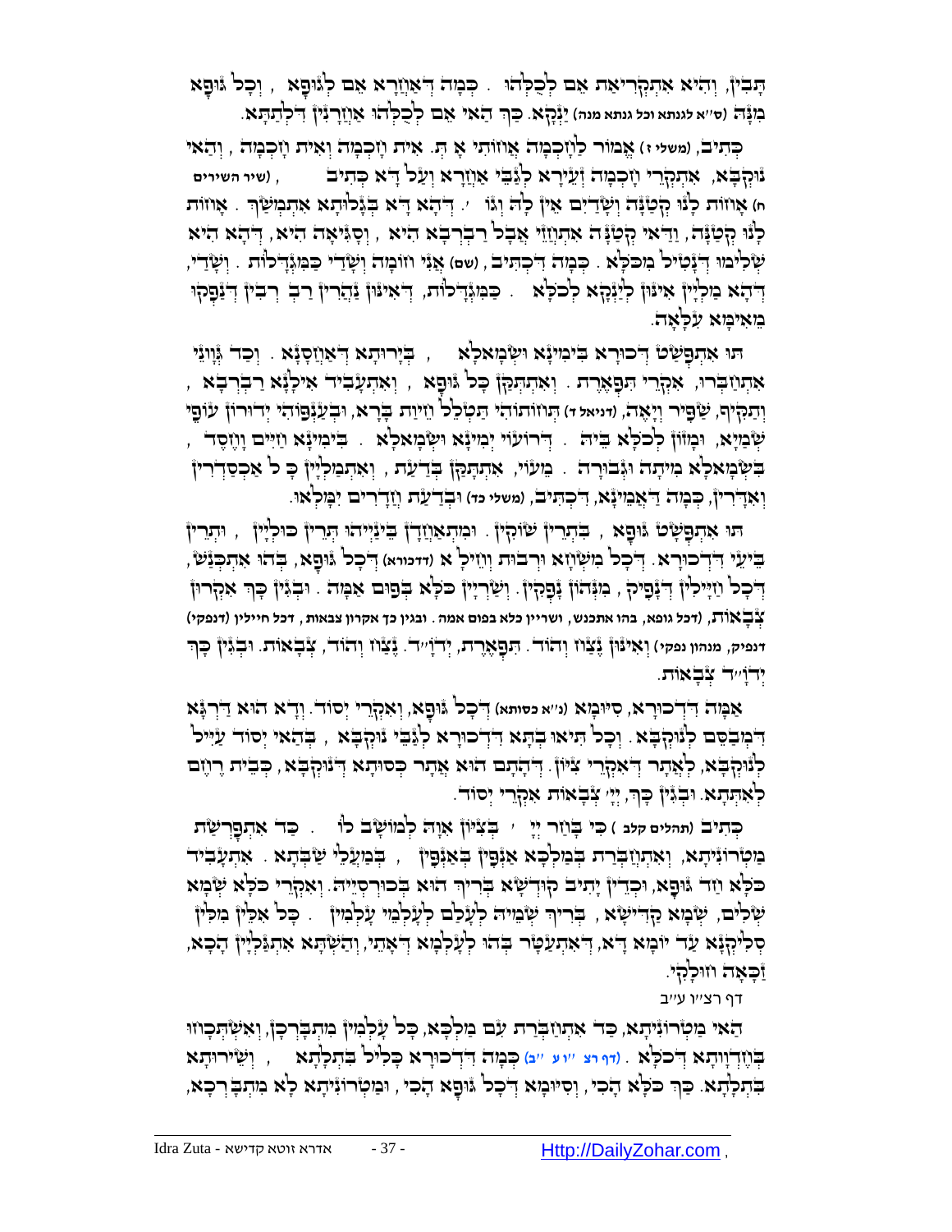תָּבִין, וְהִיא אִתְקְרִיאַת אֵם לְכֻלְּהוּ . כְּמָה דְּאַחֲרָא אֵם לְגוּפָא , וְכָל גּוּפָא מִנָּהּ (ס״א לגנתא וכל גנתא מנה) יַנְקָא. כָּךְ הַאי אֵם לְכֻלְּהוּ אַחֲרָנִין דִּלְתַתָּא.

כְּתִיב, (משלי ז) אֱמוֹר לַחָכְמָה אֲחוֹתִי אָתְּ. אִית חָכְמָה וְאִית חָכְמָה, וְהַאי נוּקְבָא, אִתְקְרֵי חָכְמָה זְעֵירָא לְגַבֵּי אַחֲרָא וְעַל דָּא כְּתִיב (שיר השירים ח) אָחוֹת לָנוּ קְטַנָּה וְשָׁדַיִם אֵין לָהּ וְגוֹ׳. דְּהָא דָּא בְּגָלוּתָא אִתְמְשַׁךְ . אָחוֹת לָנוּ קְטַנָּה, וַדַּאי קְטַנָּה אִתְחֲזֵי אֲבָל רַבְרְבָא הִיא, וְסַגִּיאָה הִיא, דְּהָא הִיא שְׁלִימוּ דְּנָטִיל מִכֹּלָּא. כְּמָה דִּכְתִיב, (שם) אֲנִי חוֹמָה וְשָׁדַי כַּמִּגְדָּלוֹת . וְשָׁדַי, דְּהָא מַלְיָין אִינּוּן לְיַנְקָא לְכֹלָּא . כַּמִּגְדָּלוֹת, דְּאִינּוּן נַהֲרִין רַב רַבִּין דְּנָפְקוּ מֵאִימָּא עִלָּאָה.

תּוּ אִתְפַּשַּׁט דְּכוּרָא בִּימִינָא וּשְׂמָאלָא , בְּיָרוּתָא דְּאַחֲסָנָא. וְכַד גְּוָונֵי אִתְחַבְּרוּ, אִקְרֵי תִּפְאֶרֶת. וְאִתְתַּקַּן כָּל גּוּפָא , וְאִתְעָבִיד אִילָנָא רַבְרְבָא , וְתַקִּיף, שַׁפִּיר וְיָאֶה, (דניאל ד) תְּחוֹתוֹהִי תַּטְלֵל חֵיוַת בָּרָא, וּבְעַנְפוֹהִי יְדוּרוּן עוֹפֵי שְׁמַיָּא, וּמָזוֹן לְכֹלָּא בֵּיהּ . דְּרוֹעוֹי יְמִינָא וּשְׂמָאלָא . בִּימִינָא חַיִּים וָחֶסֶד , בִּשְׂמָאלָא מִיתָה וּגְבוּרָה . מֵעוֹי, אִתְתַּקַּן בְּדַעַת , וְאִתְמַלְיָין כָּ ל אַכְסַדְרִין וְאִדָּרִין, כְּמָה דַּאֲמֵינָא, דִּכְתִיב, (משלי כד) וּבְדַעַת חֲדָרִים יִמָּלְאוּ.

תּוּ אִתְפַּשַּׁט גּוּפָא , בִּתְרֵין שׁוֹקִין . וּמִתְאַחֲדָן בֵּינַיְיהוּ תְּרֵין כּוּלְיָין , וּתְרֵין בֵּיעֵי דִּדְכוּרָא. דְּכָל מִשְׁחָא וּרְבוּת וְחֵילָ א (דדכורא) דְּכָל גּוּפָא, בְּהוּ אִתְכְּנַשׁ, דְּכָל חַיָּילִין דְּנָפִיק , מִנְּהוֹן נָפְקִין. וְשַׁרְיָין כֹּלָּא בְּפוּם אַמָּה . וּבְגִין כָּךְ אִקְרוּן צְבָאוֹת, (דכל גופא, בהו אתכנש, ושריין כלא בפום אמה ובגין כך אקרון צבאות, דכל חיילין (דנפקי) דנפיק, מנהון נפקי) וְאִינּוּן נֶצַח וְהוֹד. תִּפְאֶרֶת, יְדֹוָ״ד. נֶצַח וְהוֹד, צְבָאוֹת. וּבְגִין כָּךְ יְדֹוָ״ד צְבָאוֹת.

אַמָּה דִּדְכוּרָא, סִיּוּמָא (נ״א כסותא) דְּכָל גּוּפָא, וְאִקְרֵי יְסוֹד. וְדָא הוּא דַּרְגָּא דִּמְבַסֵּם לְנוּקְבָא. וְכָל תִּיאוּבְתָא דִּדְכוּרָא לְגַבֵּי נוּקְבָא , בְּהַאי יְסוֹד עַיֵּיל לְנוּקְבָא, לַאֲתַר דְּאִקְרֵי צִיּוֹן. דְּהָתָם הוּא אֲתַר כְּסוּתָא דְּנוּקְבָא, כְּבֵית רֶחֶם לְאִתְּתָא. וּבְגִין כָּךְ, יְיָ׳ צְבָאוֹת אִקְרֵי יְסוֹד.

כְּתִיב (תהלים קלב ) כִּי בָחַר יְיָ ׳ בְּצִיּוֹן אִוָּה לְמוֹשָׁב לוֹ . כַּד אִתְפָּרְשַׁת מַטְרוֹנִיתָא, וְאִתְחַבְּרַת בְּמַלְכָּא אַנְפִּין בְּאַנְפִּין , בְּמַעֲלֵי שַׁבְּתָא . אִתְעָבִיד כֹּלָּא חַד גּוּפָא, וּכְדֵין יָתִיב קוּדְשָׁא בְּרִיךְ הוּא בְּכוּרְסְיֵיהּ. וְאִקְרֵי כֹּלָּא שְׁמָא שְׁלִים, שְׁמָא קַדִּישָׁא , בְּרִיךְ שְׁמֵיהּ לְעָלַם לְעָלְמֵי עָלְמִין . כָּל אִלֵּין מִלִּין סְלִיקְנָא עַד יוֹמָא דָּא, דְּאִתְעַטָּר בְּהוּ לְעָלְמָא דְּאָתֵי, וְהַשְׁתָּא אִתְגַּלְיָין הָכָא, זַכָּאָה חוּלָקִי.

דף רצ״ו ע״ב

הַאי מַטְרוֹנִיתָא, כַּד אִתְחַבְּרַת עִם מַלְכָּא, כָּל עָלְמִין מִתְבָּרְכָן, וְאִשְׁתְּכָחוּ בְּחֶדְוָותָא דְּכֹלָּא . (דף רצ ״ו ע ״ב) כְּמָה דִּדְכוּרָא כָּלִיל בִּתְלָתָא , וְשֵׁירוּתָא בִּתְלָתָא. כָּךְ כֹּלָּא הָכִי, וְסִיּוּמָא דְּכָל גּוּפָא הָכִי, וּמַטְרוֹנִיתָא לָא מִתְבָּרְכָא,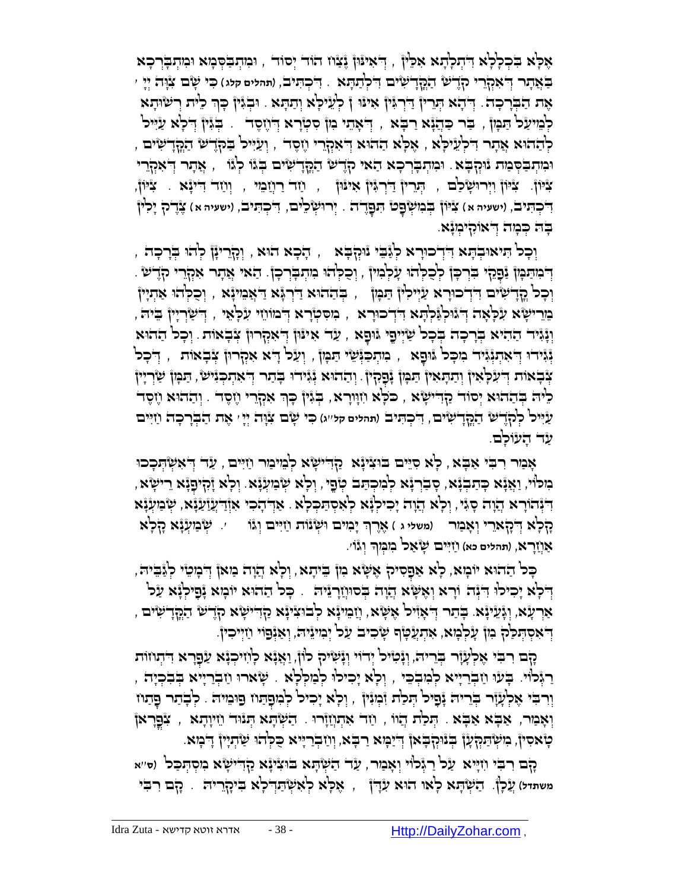אֶלָּא בִּכְלָלָא דִּתְלָתָא אִלֵּין, דְּאִינּוּן נֶּצַח הוֹד יְסוֹד, וּמִתְבַּסְּמָא וּמִתְבָּרְכָא בַּאֲתַר דְּאִקְרֵי קֹדֶשׁ הַקֳּדָשִׁים דִּלְתַתָּא. דִּכְתִיב, (תהלים קלג) כִּי שָׁם צִוָּה יְיָ' אֶת הַבְּרָכָה. דְּהָא תְּרֵין דַּרְגִּין אִינּוּ ן לְעֵילָּא וְתַתָּא. וּבְגִין כָּךְ לֵית רְשׁוּתָא לְמֵיעַל תַּמָּן, בַּר כַּהֲנָא רַבָּא, דְּאָתֵי מִן סִטְרָא דְּחֶסֶד. בְּגִין דְּלָא עָיֵיל לְהַהוּא אֲתַר דִּלְעֵילָּא, אֶלָּא הַהוּא דְּאִקְרֵי חֶסֶד, וְעָיֵיל בְּקֹדֶשׁ הַקֳּדָשִׁים, וּמִתְבַּסְּמַת נוּקְבָא. וּמִתְבָּרְכָא הַאי קֹדֶשׁ הַקֳּדָשִׁים בְּגוֹ לְגוֹ, אֲתָר דְּאִקְרֵי צִיּוֹן. צִיּוֹן וִירוּשָׁלַם, תְּרֵין דַּרְגִּין אִינּוּן, חַד רַחֲמֵי, וְחַד דִּינָא. צִיּוֹן, דִּכְתִיב, (ישעיה א) צִיּוֹן בְּמִשְׁפָּט תִּפָּדֶה. יְרוּשָׁלַיִם, דִּכְתִיב, (ישעיה א) צֶדֶק יָלִין בָּהּ כְּמָה דְּאוֹקִימְנָא.

וְכָל תִּיאוּבְתָּא דִּדְכוּרָא לְגַבֵּי נוּקְבָא, הָכָא הוּא, וְקָרֵינָן לְהוּ בְּרָכָה, דְּמִתַּמָּן נַפְקֵי בִּרְכָן לְכֻלְּהוּ עָלְמִין, וְכֻלְּהוּ מִתְבָּרְכָן. הַאי אֲתָר אִקְרֵי קֹדֶשׁ. וְכָל קֳדָשִׁים דִּדְכוּרָא עָיְילִין תַּמָּן, בְּהַהוּא דַּרְגָּא דַּאֲמֵינָא, וְכֻלְּהוּ אַתְיָין מֵרֵישָׁא עִלָּאָה דְּגוּלְגַּלְתָּא דִּדְכוּרָא, מִסִּטְרָא דְּמוֹחָא עִלָּאֵי, דְּשַׁרְיָין בֵּיהּ, וְנָגִיד הַהִיא בְּרָכָה בְּכָל שַׁיְיפֵי גּוּפָא, עַד אִינּוּן דְּאִקְרוּן צְבָאוֹת. וְכָל הַהוּא נְגִידוּ דְּאִתְנְגִיד מִכָּל גּוּפָא, מִתְכַּנְּשֵׁי תַּמָּן, וְעַל דָּא אִקְרוּן צְבָאוֹת, דְּכָל צְבָאוֹת דְּעִלָּאִין וְתַתָּאִין תַּמָּן נָפְקִין. וְהַהוּא נְגִידוּ בָּתַר דְּאִתְכְּנִישׁ, תַּמָּן שַׁרְיָין לֵיהּ בְּהַהוּא יְסוֹד קַדִּישָׁא, כֻּלָּא חִוָּורָא, בְּגִין כָּךְ אִקְרֵי חֶסֶד. וְהַהוּא חֶסֶד עָיֵיל לְקֹדֶשׁ הַקֳּדָשִׁים, דִּכְתִיב (תהלים קל"ג) כִּי שָׁם צִוָּה יְיָ' אֶת הַבְּרָכָה חַיִּים עַד הָעוֹלָם.

אָמַר רִבִּי אַבָּא, לָא סַיֵּים בּוּצִינָא קַדִּישָׁא לְמֵימַר חַיִּים, עַד דְּאִשְׁתְּכָכוּ מִלּוֹי, וַאֲנָא כָּתַבְנָא, סְבַרְנָא לְמִכְתַּב טְפֵי, וְלָא שְׁמַעְנָא. וְלָא זָקִיפְנָא רֵישָׁא, דִּנְהוֹרָא הֲוָה סַגֵּי, וְלָא הֲוָה יָכִילְנָא לְאִסְתַּכְּלָא. אַדְּהָכִי אִזְדַּעְזַעְנָא, שְׁמַעְנָא קָלָא דְּקָארֵי וְאָמַר (משלי ג) אֹרֶךְ יָמִים וּשְׁנוֹת חַיִּים וְגוֹ'. שְׁמַעְנָא קָלָא אַחֲרָא, (תהלים כא) חַיִּים שָׁאַל מִמְּךָ וְגוֹ'.

כָּל הַהוּא יוֹמָא, לָא אַפְסִיק אֶשָּׁא מִן בֵּיתָא, וְלָא הֲוָה מַאן דְּמָטֵי לְגַבֵּיהּ, דְּלָא יָכִילוּ דִּנְהוֹרָא וְאֶשָּׁא הֲוָה בְּסוּחֲרָנֵיהּ. כָּל הַהוּא יוֹמָא נָפִילְנָא עַל אַרְעָא, וְגָעֵינָא. בָּתַר דְּאָזִיל אֶשָּׁא, חֲמֵינָא לְבוּצִינָא קַדִּישָׁא קֹדֶשׁ הַקֳּדָשִׁים, דְּאִסְתַּלַּק מִן עָלְמָא, אִתְעֲטָף שָׁכִיב עַל יְמִינֵיהּ, וְאַנְפּוֹי חַיְיכִין.

קָם רִבִּי אֶלְעָזָר בְּרֵיהּ, וְנָטִיל יְדוֹי וְנָשִׁיק לוֹן, וַאֲנָא לָחִיכְנָא עַפְרָא דִּתְחוֹת רַגְלוֹי. בָּעוּ חַבְרַיָּיא לְמִבְכֵּי, וְלָא יָכִילוּ לְמַלְּלָא. שָׁארוּ חַבְרַיָּיא בִּבְכִיָּה, וְרִבִּי אֶלְעָזָר בְּרֵיהּ נָפִיל תְּלַת זִמְנִין, וְלָא יָכִיל לְמִפְתַּח פּוּמֵיהּ. לְבָתַר פָּתַח וְאָמַר, אַבָּא אַבָּא. תְּלַת הֲווֹ, חַד אִתְחֲזָרוּ. הַשְׁתָּא תְּנוּד חֵיוָתָא, צִפְּרָאן טָאסִין, מִשְׁתַּקְּעָן בְּנוּקְבָאן דְּיַמָּא רַבָּא, וְחַבְרַיָּיא כֻּלְּהוּ שַׁתְיָין דָּמָא.

קָם רִבִּי חִיָּיא עַל רַגְלוֹי וְאָמַר, עַד הַשְׁתָּא בּוּצִינָא קַדִּישָׁא מִסְתַּכֵּל (ס"א משתדל) עֲלָן. הַשְׁתָּא לָאו הוּא עִדָּן, אֶלָּא לְאִשְׁתַּדְּלָא בִּיקָרֵיהּ. קָם רִבִּי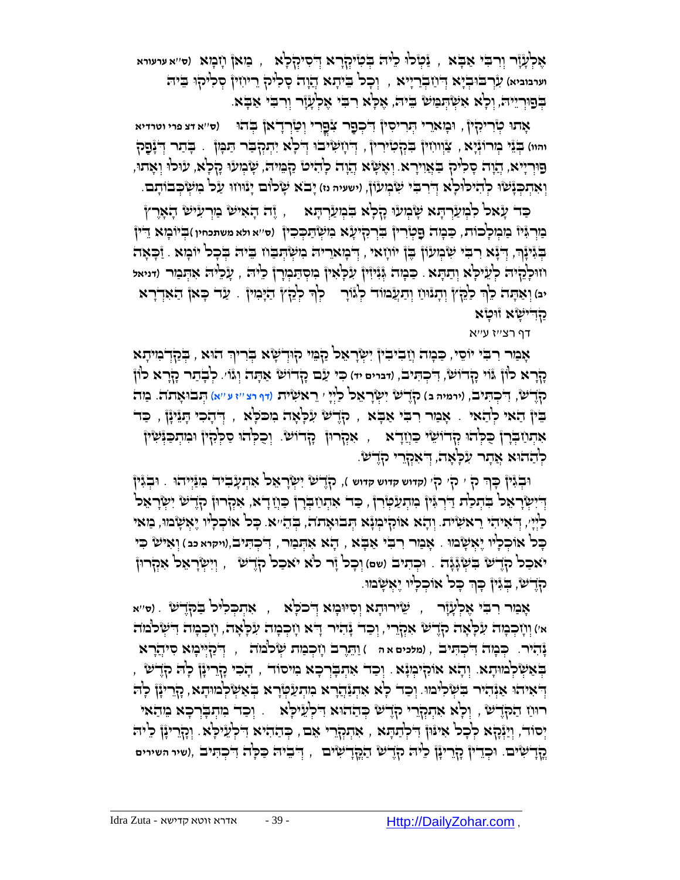אֶלְעָזָר וְרַבִּי אַבָּא , נַטְלוֹ לֵיהּ בְּטִיקְרָא דְּסִיקְלָא , מַאן וָמָּא (ס"א ערעורא וערבוביא) עִרְבּוּבְיָא דְּחַבְרַיָּא , וְכָל בֵּיתָא הֲוָה סָלִיק רֵיחִין סְלִיקוּ בֵּיהּ בְּפוּרְיֵיהּ, וְלָא אִשְׁתַּמַּשׁ בֵּיהּ, אֶלָּא רִבִּי אֶלְעָזָר וְרִבִּי אַבָּא.

אָתוּ טְרִיקִין , וּמָארֵי תְּרִיסִין דִּכְפַר צִפֹּרִי וְטָרְדָאן בְּהוּ (ס"א דצ פרי וטרדיא והוו) בְּנֵי מָרוֹנְיָא , צַוְוחִין בִּקְטִירִין , דְּחָשִׁיבוּ דְּלָא יִתְקְבַּר תַּמָּן . בָּתַר דְּנָפַק פּוּרְיָיא, הֲוָה סָלִיק בַּאֲוִירָא. וְאֶשָּׁא הֲוָה לָהִיט קַמֵּיהּ, שָׁמְעוּ קָלָא, עוּלוּ וְאָתוּ, וְאִתְכַּנָּשׁוּ לְהִילוּלָא דְּרִבִּי שִׁמְעוֹן, (ישעיה נז) יָבֹא שָׁלוֹם יָנוּחוּ עַל מִשְׁכְּבוֹתָם.

כַּד עָאל לִמְעַרְתָּא שָׁמְעוּ קָלָא בִּמְעַרְתָּא , זֶה הָאִישׁ מַרְעִישׁ הָאָרֶץ מַרְגִּיז מַמְלָכוֹת, כַּמָּה פַּטְרִין בִּרְקִיעָא מִשְׁתַּכְּכִין (ס"א ולא משתכחין) בְּיוֹמָא דֵּין בְּגִינָךְ, דְּנָא רִבִּי שִׁמְעוֹן בֶּן יוֹחָאי, דְּמָארֵיהּ מִשְׁתַּבַּח בֵּיהּ בְּכָל יוֹמָא . זַכָּאָה חוּלָקֵיהּ לְעֵילָּא וְתַתָּא . כַּמָּה גְּנִיזִין עִלָּאִין מִסְתַּמְּרָן לֵיהּ , עָלֵיהּ אִתְּמַר (דניאל יב) וְאַתָּה לֵךְ לַקֵּץ וְתָנוּחַ וְתַעֲמוֹד לְגוֹרָלְךָ לְקֵץ הַיָּמִין . עַד כָּאן הָאִדְרָא קַדִּישָׁא זוּטָא

דף רצ"ז ע"א

אָמַר רִבִּי יוֹסֵי, כַּמָּה חֲבִיבִין יִשְׂרָאֵל קַמֵּי קוּדְשָׁא בְּרִיךְ הוּא , בְּקַדְמִיתָא קָרָא לוֹן גּוֹי קָדוֹשׁ, דִּכְתִיב, (דברים יד) כִּי עַם קָדוֹשׁ אַתָּה וְגוֹ'. לְבָתַר קָרָא לוֹן קֹדֶשׁ, דִּכְתִיב, (ירמיה ב) קֹדֶשׁ יִשְׂרָאֵל לַיְיָ' רֵאשִׁית (דף רצ"ז ע"א) תְּבוּאָתֹה. מַה בֵּין הַאי לְהַאי . אָמַר רִבִּי אַבָּא , קֹדֶשׁ עִלָּאָה מִכֹּלָּא , דְּהָכִי תָּנֵינָן , כַּד אִתְחַבְּרָן כֻּלְּהוּ קְדוֹשֵׁי כַּחֲדָא , אִקְרוּן קָדוֹשׁ. וְכֻלְּהוּ סַלְקִין וּמִתְכַּנְּשִׁין לְהַהוּא אֲתַר עִלָּאָה, דְּאִקְרֵי קֹדֶשׁ.

וּבְגִין כָּךְ ק' ק' ק' (קדוש קדוש קדוש ), קֹדֶשׁ יִשְׂרָאֵל אִתְעָבִיד מִנַּיְיהוּ . וּבְגִין דְּיִשְׂרָאֵל בִּתְלַת דַּרְגִּין מִתְעַטְּרָן , כַּד אִתְחַבְּרָן כַּחֲדָא, אִקְרוּן קֹדֶשׁ יִשְׂרָאֵל לַיְיָ', דְּאִיהִי רֵאשִׁית. וְהָא אוֹקִימְנָא תְּבוּאָתֹה, בְּהֵ"א. כָּל אוֹכְלָיו יֶאְשָׁמוּ, מַאי כָּל אוֹכְלָיו יֶאְשָׁמוּ . אָמַר רִבִּי אַבָּא , הָא אִתְּמַר, דִּכְתִיב,(ויקרא כב) וְאִישׁ כִּי יֹאכַל קֹדֶשׁ בִּשְׁגָגָה . וּכְתִיב (שם) וְכָל זָר לֹא יֹאכַל קֹדֶשׁ , וְיִשְׂרָאֵל אִקְרוּן קֹדֶשׁ, בְּגִין כָּךְ כָּל אוֹכְלָיו יֶאְשָׁמוּ.

אָמַר רִבִּי אֶלְעָזָר , שֵׁירוּתָא וְסִיּוּמָא דְּכֹלָּא , אִתְכְּלִיל בְּקֹדֶשׁ . (ס"א א') וְחָכְמָה עִלָּאָה קֹדֶשׁ אִקְרֵי, וְכַד נָהִיר דָּא וָחָכְמָה עִלָּאָה, וָחָכְמָה דִּשְׁלֹמֹה נָהִיר. כְּמָה דִּכְתִיב , (מלכים א ה) וַתֵּרֶב וָחָכְמַת שְׁלֹמֹה , דְּקַיְּימָא סִיהֲרָא בְּאַשְׁלְמוּתָא. וְהָא אוֹקִימְנָא. וְכַד אִתְבָּרְכָא מִיסוֹד , הָכִי קָרֵינָן לָהּ קֹדֶשׁ , דְּאִיהוּ אַנְהִיר בִּשְׁלִימוּ. וְכַד לָא אִתְנַהֲרָא מִתְעַטְּרָא בְּאַשְׁלְמוּתָא, קָרֵינָן לָהּ רוּחַ הַקֹּדֶשׁ , וְלָא אִתְקְרֵי קֹדֶשׁ כְּהַהוּא דִּלְעֵילָּא . וְכַד מִתְבָּרְכָא מֵהַאי יְסוֹד, וְיַנְקָא לְכָל אִינּוּן דִּלְתַתָּא , אִתְקְרֵי אֵם, כְּהַהִיא דִּלְעֵילָּא. וְקָרֵינָן לֵיהּ קֳדָשִׁים. וּכְדֵין קָרֵינָן לֵיהּ קֹדֶשׁ הַקֳּדָשִׁים , דְּבֵיהּ כַּלָּה דִּכְתִיב ,(שיר השירים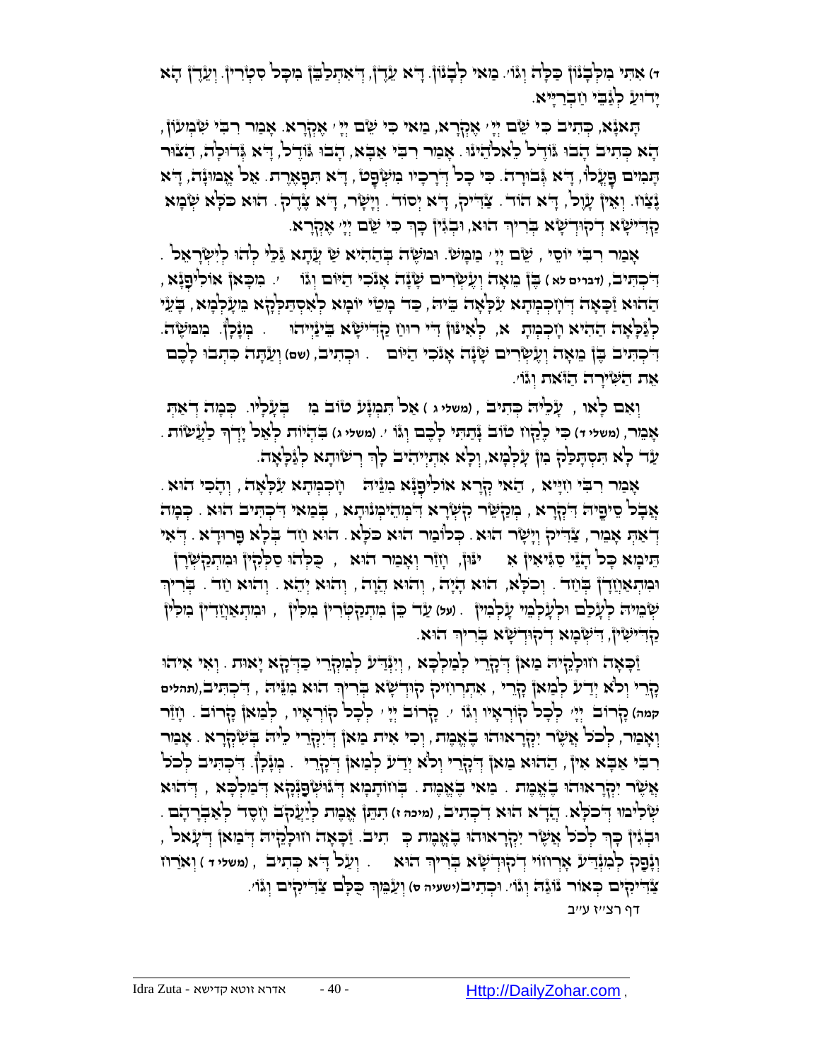ד) אִתִּי מִלְּבָנוֹן כַּלָּה וְגוֹ'. מַאי לְבָנוֹן. דָּא עֵדֶן, דְּאִתְלַבַּן מִכָּל סִטְרִין. וְעֵדֶן הָא יָדוּעַ לְגַבֵּי חַבְרַיָּיא.

תָּאנָא, כְּתִיב כִּי שֵׁם יְיָ' אֶקְרָא, מַאי כִּי שֵׁם יְיָ' אֶקְרָא. אָמַר רִבִּי שִׁמְעוֹן, הָא כְּתִיב הָבוּ גֹדֶל לֵאלֹהֵינוּ. אָמַר רִבִּי אַבָּא, הָבוּ גֹּדֶל, דָּא גְּדוּלָּה, הַצּוּר תָּמִים פָּעֳלוֹ, דָּא גְּבוּרָה. כִּי כָל דְּרָכָיו מִשְׁפָּט, דָּא תִּפְאֶרֶת. אֵל אֱמוּנָה, דָּא נֶצַח. וְאֵין עָוֶל, דָּא הוֹד. צַדִּיק, דָּא יְסוֹד. וְיָשָׁר, דָּא צֶדֶק. הוּא כֹּלָּא שְׁמָא קַדִּישָׁא דְּקוּדְשָׁא בְּרִיךְ הוּא, וּבְגִין כָּךְ כִּי שֵׁם יְיָ' אֶקְרָא.

אָמַר רִבִּי יוֹסֵי, שֵׁם יְיָ' מִמֹּשֶׁה. וּמֹשֶׁה בְּהַהִיא שַׁעֲתָא גַּלֵּי לְהוּ לְיִשְׂרָאֵל. דִּכְתִיב, (דברים לא) בֶּן מֵאָה וְעֶשְׂרִים שָׁנָה אָנֹכִי הַיּוֹם וְגוֹ'. מִכָּאן אוֹלִיפְנָא, הַהוּא זַכָּאָה דְּזָכְמִתָּא עִלָּאָה בֵּיהּ, כַּד מָטֵי יוֹמָא לְאִסְתַּלְּקָא מֵעָלְמָא, בָּעֵי לְגַלָּאָה הַהִיא חָכְמְתָא, לְאִינּוּן דְּרוּחַ קַדִּישָׁא בֵּינַיְיהוּ. מְנָלָן. מִמֹּשֶׁה. דִּכְתִיב בֶּן מֵאָה וְעֶשְׂרִים שָׁנָה אָנֹכִי הַיּוֹם. וּכְתִיב, (שם) וְעַתָּה כִּתְבוּ לָכֶם אֶת הַשִּׁירָה הַזֹּאת וְגוֹ'.

וְאִם לָאו, עָלֵיהּ כְּתִיב, (משלי ג) אַל תִּמְנַע טוֹב מִבְּעָלָיו. כְּמָה דְּאַתְּ אָמֵר, (משלי ד) כִּי לֶקַח טוֹב נָתַתִּי לָכֶם וְגוֹ'. (משלי ג) בִּהְיוֹת לְאֵל יָדְךָ לַעֲשׂוֹת. עַד לָא תִּסְתַּלַּק מִן עָלְמָא, וְלָא אִתְיְיהִיב לָךְ רְשׁוּתָא לְגַלָּאָה.

אָמַר רִבִּי חִיָּיא, הַאי קְרָא אוֹלִיפְנָא מִנֵּיהּ חָכְמְתָא עִלָּאָה, וְהָכִי הוּא. אֲבָל סֵיפֵיהּ דִּקְרָא, מְקַשֵּׁר קִשְׁרָא דִּמְהֵימְנוּתָא, בְּמַאי דִּכְתִיב הוּא. כְּמָה דְּאַתְּ אָמֵר, צַדִּיק וְיָשָׁר הוּא. כְּלוֹמַר הוּא כֹּלָּא. הוּא חַד בְּלָא פֵּרוּדָא. דְּאִי תֵּימָא כָּל הָנֵי סַגִּיאִין אִינּוּן, וְחָזַר וְאָמַר הוּא, כֻּלְּהוּ סַלְּקִין וּמִתְקַשְּׁרָן וּמִתְאַחֲדָן בְּחַד. וְכֹלָּא, הוּא הָיָה, וְהוּא הֹוֶה, וְהוּא יְהֵא. וְהוּא חַד. בְּרִיךְ שְׁמֵיהּ לְעָלַם וּלְעָלְמֵי עָלְמִין. (על) עַד כֵּן מִתְקַשְּׁרִין מִלִּין, וּמִתְאַחֲדִין מִלִּין קַדִּישִׁין, דִּשְׁמָא דְּקוּדְשָׁא בְּרִיךְ הוּא.

זַכָּאָה חוּלָקֵיהּ מַאן דְּקָרֵי לְמַלְכָּא, וְיָדַע לְמִקְרֵי כַּדְּקָא יָאוּת. וְאִי אִיהוּ קָרֵי וְלָא יָדַע לְמַאן קָרֵי, אִתְרְחִיק קוּדְשָׁא בְּרִיךְ הוּא מִנֵּיהּ, דִּכְתִיב, (תהלים קמה) קָרוֹב יְיָ' לְכָל קוֹרְאָיו וְגוֹ'. קָרוֹב יְיָ' לְכָל קוֹרְאָיו, לְמַאן קָרוֹב. וְחָזַר וְאָמַר, לְכֹל אֲשֶׁר יִקְרָאוּהוּ בֶּאֱמֶת, וְכִי אִית מַאן דְּיִקְרֵי לֵיהּ בְּשִׁקְרָא. אָמַר רִבִּי אַבָּא אִין. הַהוּא מַאן דְּקָרֵי וְלָא יָדַע לְמַאן דְּקָרֵי. מְנָלָן. דִּכְתִיב לְכֹל אֲשֶׁר יִקְרָאוּהוּ בֶּאֱמֶת. מַאי בֶּאֱמֶת. בְּחוֹתָמָא דְּגוּשְׁפַּנְקָא דְּמַלְכָּא, דְּהוּא שְׁלִימוּ דְּכֹלָּא. הֲדָא הוּא דִּכְתִיב, (מיכה ז) תִּתֵּן אֱמֶת לְיַעֲקֹב חֶסֶד לְאַבְרָהָם. וּבְגִין כָּךְ לְכֹל אֲשֶׁר יִקְרָאוּהוּ בֶּאֱמֶת כְּתִיב. זַכָּאָה חוּלָקֵיהּ דְּמַאן דְּעָאל וְנָפַק לְמִנְדַּע אָרְחוֹי דְּקוּדְשָׁא בְּרִיךְ הוּא. וְעַל דָּא כְּתִיב, (משלי ד) וְאֹרַח צַדִּיקִים כְּאוֹר נֹגַהּ וְגוֹ'. וּכְתִיב (ישעיה ס) וְעַמֵּךְ כֻּלָּם צַדִּיקִים וְגוֹ'.

דף רצ"ז ע"ב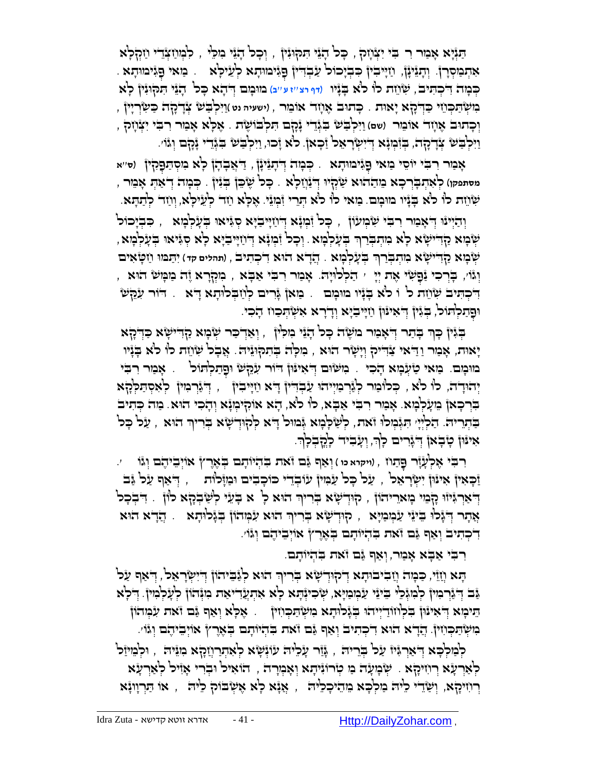תַּנְיָא אָמַר ר׳ בִּי יִצְחָק, כָּל הָנֵי תִּקּוּנִין, וְכָל הָנֵי מִלֵּי, לְמִוּחֲזֵבְדֵי וְחַקְלָא אִתְמַסְרָן. וְתַנְיָנָן, וְזַיְיבִין כִּבְיָכוֹל עַבְדִין פְּגִימוּתָא לְעֵילָּא. מַאי פְּגִימוּתָא. כְּמָה דִּכְתִיב, שׁוְּוֹת לוֹ לֹא בָּנָיו (דף רצ״ז ע״ב) מוּמָם דְּהָא כָּל הָנֵי תִּקּוּנִין לָא מִשְׁתַּכְחֵי כַּדְקָא יָאוּת. כְּתִיב אֶחָד אוֹמֵר, (ישעיה נט) וַיִּלְבַּשׁ צְדָקָה כַּשִּׁרְיָן, וְכָתוּב אֶחָד אוֹמֵר (שם) וַיִּלְבַּשׁ בִּגְדֵי נָקָם תִּלְבּוֹשֶׁת. אֶלָּא אָמַר רִבִּי יִצְחָק, וַיִּלְבַּשׁ צְדָקָה, בִּזְמְנָא דְּיִשְׂרָאֵל זַכָאן. לֹא זָכוּ, וַיִּלְבַּשׁ בִּגְדֵי נָקָם וְגוֹ׳.

אָמַר רִבִּי יוֹסֵי מַאי פְּגִימוּתָא. כְּמָה דְּתָנִינָן, דַּאֲבָהָן לָא מִסְתַּפְּקִין (ס״א מסתפקן) לְאִתְבָּרְכָא מֵהַהוּא שַׁקְיוּ דְנַחֲלָא. כָּל שֶׁכֵּן בְּנִין. כְּמָה דְּאַתְּ אָמֵר, שׁוְּוֹת לוֹ לֹא בָּנָיו מוּמָם. מַאי לוֹ לֹא תְּרֵי זִמְנֵי. אֶלָּא וַחַד לְעֵילָּא, וְוַחַד לְתַתָּא.

וְהַיְינוּ דְּאָמַר רִבִּי שִׁמְעוֹן, כָּל זִמְנָא דְּחַיָּיבַיָּא סַגִּיאוּ בְּעָלְמָא, כִּבְיָכוֹל שְׁמָא קַדִּישָׁא לָא מִתְבָּרֵךְ בְּעָלְמָא. וְכָל זִמְנָא דְּחַיָּיבַיָּא לָא סַגִּיאוּ בְּעָלְמָא, שְׁמָא קַדִּישָׁא מִתְבָּרֵךְ בְּעָלְמָא. הֲדָא הוּא דִּכְתִיב, (תהלים קד) יִתַּמּוּ חַטָּאִים וְגוֹ׳, בָּרְכִי נַפְשִׁי אֶת יְיָ׳ הַלְלוּיָהּ. אָמַר רִבִּי אַבָּא, מִקְרָא זֶה מִמַּשׁ הוּא, דִּכְתִיב שׁוְּוֹת ל׳ ו׳ לֹא בָּנָיו מוּמָם. מַאן גָּרִים לְוַבְלוֹתָא דָּא. דּוֹר עִקֵּשׁ וּפְתַלְתֹּל, בְּגִין דְּאִינּוּן חַיָּיבַיָּא וְדָרָא אִשְׁתְּכַחוּ הָכִי.

בְּגִין כָּךְ בָּתַר דְּאָמַר מֹשֶׁה כָּל הָנֵי מִלִּין, וְאַדְכַּר שְׁמָא קַדִּישָׁא כַּדְקָא יָאוּת, אָמַר וְדַאי צַדִּיק וְיָשָׁר הוּא, מִלָּה בְּתִקּוּנֵיהּ. אֲבָל שׁוְּוֹת לוֹ לֹא בָּנָיו מוּמָם. מַאי טַעְמָא הָכִי. מִשּׁוּם דְּאִינּוּן דּוֹר עִקֵּשׁ וּפְתַלְתֹּל. אָמַר רִבִּי יְהוּדָה, לוֹ לֹא, כְּלוֹמַר לִגְרַמַיְיהוּ עַבְדִּין דָּא וְחַיָּיבִין, דִּגְרַמִּין לְאִסְתַּלְּקָא בִּרְכָאן מֵעָלְמָא. אָמַר רִבִּי אַבָּא, לוֹ לֹא, הָא אוֹקִימְנָא וְהָכִי הוּא. מַה כְּתִיב בַּתְרֵיהּ. הַלַיְיָ תִּגְמְלוּ זֹאת, לְשַׁלְמָא גְּמוּל דָּא לְקוּדְשָׁא בְּרִיךְ הוּא, עַל כָּל אִינּוּן טָבָאן דְּגָרִים לָךְ, וְעָבִיד לָךְ, וְיִכּוֹנְנֶךָ.

רִבִּי אֶלְעָזָר פָּתַח, (ויקרא כו) וְאַף גַּם זֹאת בִּהְיוֹתָם בְּאֶרֶץ אֹיְבֵיהֶם וְגוֹ׳. זַכָּאִין אִינּוּן יִשְׂרָאֵל, עַל כָּל עַמִּין עוֹבְדֵי כּוֹכָבִים וּמַזָּלוֹת, דְּאַף עַל גַּב דְּאַרְגִּיזוּ קָמֵי מָארֵיהוֹן, קוּדְשָׁא בְּרִיךְ הוּא לָ׳ א בָּעֵי לְשַׁבְקָא לוֹן. דִּבְכָל אֲתַר דְּגָלוֹ בֵּינֵי עַמְמַיָּא, קוּדְשָׁא בְּרִיךְ הוּא עִמְּהוֹן בְּגָלוּתָא. הֲדָא הוּא דִּכְתִיב וְאַף גַּם זֹאת בִּהְיוֹתָם בְּאֶרֶץ אֹיְבֵיהֶם וְגוֹ׳.

רִבִּי אַבָּא אָמַר, וְאַף גַּם זֹאת בִּהְיוֹתָם.

תָּא חֲזֵי, כַּמָּה חֲבִיבוּתָא דְּקוּדְשָׁא בְּרִיךְ הוּא לְגַבֵּיהוֹן דְּיִשְׂרָאֵל, דְּאַף עַל גַּב דִּגְרַמִּין לְמִגְלֵי בֵּינֵי עַמְמַיָּא, שְׁכִינְתָּא לָא אִתְעֲדִיאַת מִנְּהוֹן לְעָלְמִין. דִּלְּא תֵּימָא דְּאִינּוּן בִּלְחוֹדַיְיהוּ בְּגָלוּתָא מִשְׁתַּכְחִין. אֶלָּא וְאַף גַּם זֹאת עִמְּהוֹן מִשְׁתַּכְחִין. הֲדָא הוּא דִּכְתִיב וְאַף גַּם זֹאת בִּהְיוֹתָם בְּאֶרֶץ אֹיְבֵיהֶם וְגוֹ׳.

לְמַלְכָּא דְּאַרְגִּיז עַל בְּרֵיהּ, גָּזַר עָלֵיהּ עוֹנְשָׁא לְאִתְרַחֲקָא מִנֵּיהּ, וּלְמֵיזַל לְאַרְעָא רְחִיקָא. שָׁמְעָה מַטְרוֹנִיתָא וְאָמְרָה, הוֹאִיל וּבְרִי אָזִיל לְאַרְעָא רְחִיקָא, וְשַׁדֵּי לֵיהּ מַלְכָּא מֵהֵיכָלֵיהּ, אֲנָא לָא אֶשְׁבּוֹק לֵיהּ, אוֹ תַּרְוַונָא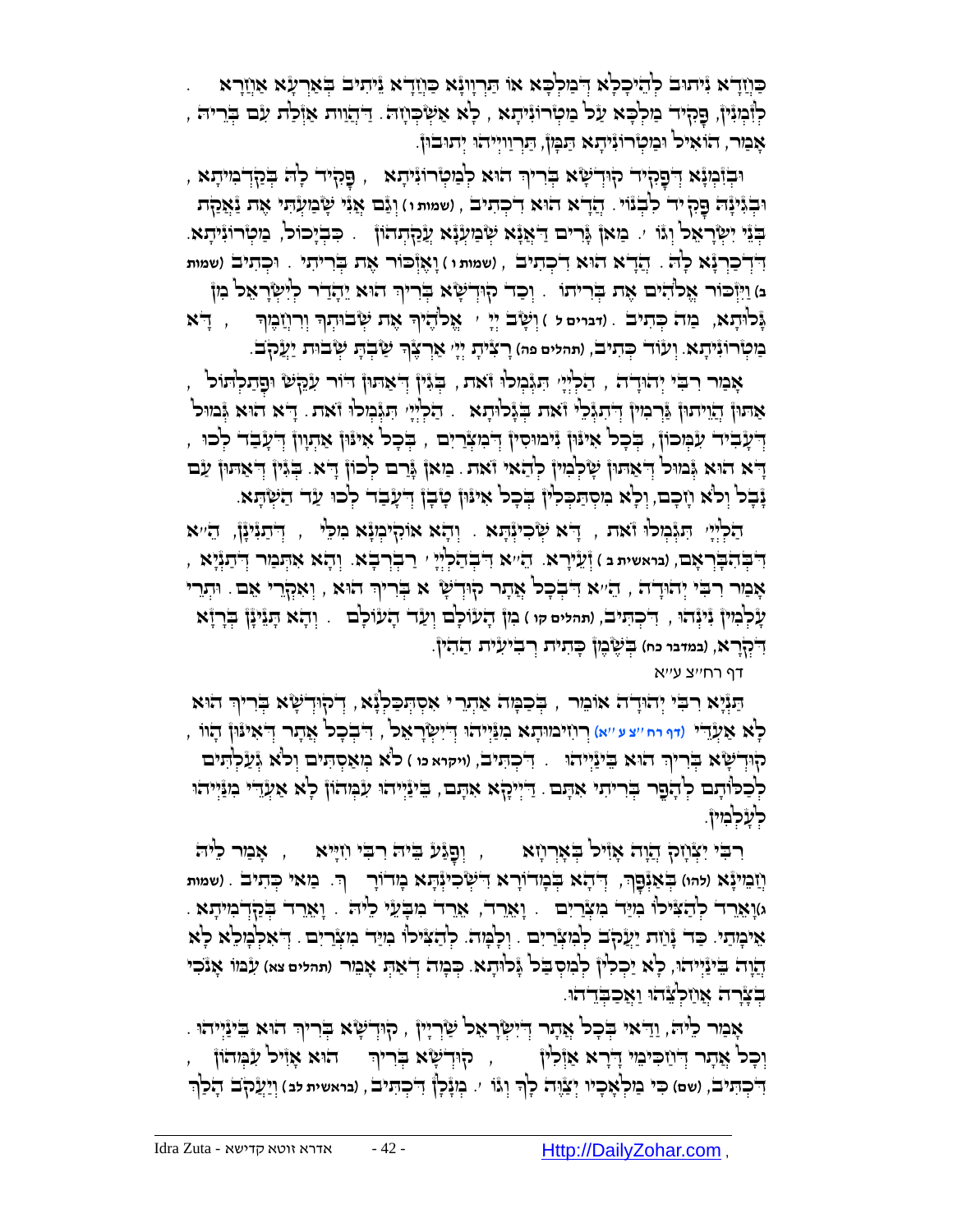כַּוָּדָא נִיתוּב לְהֵיכָלָא דְּמַלְכָּא אוֹ תַּרְוַוְיָּא כַּחֲדָא נֵיתִיב בְּאַרְעָא אַוְּרָא . לִזְמְנִין, פָּקִיד מַלְכָּא עַל מַטְרוֹנִיתָא , לָא אַשְׁכְּחָהּ. דַּהֲוָות אַזְלַת עִם בְּרֵיהּ, אָמַר, הוֹאִיל וּמַטְרוֹנִיתָא תַּמָּן, תַּרְוַויְיהוּ יְתוּבוּן.

וּבְזִמְנָא דְּפָקִיד קוּדְשָׁא בְּרִיךְ הוּא לְמַטְרוֹנִיתָא , פָּקִיד לָהּ בְּקַדְמִיתָא , וּבְגִינָהּ פָּקִיד לִבְנוֹי. הֲדָא הוּא דִכְתִיב , (שמות ו) וְגַם אֲנִי שָׁמַעְתִּי אֶת נַאֲקַת בְּנֵי יִשְׂרָאֵל וְגוֹ '. מַאן גָּרִים דַּאֲנָא שְׁמַעְנָא צַעֲקָתְהוֹן . כִּבְיָכוֹל, מַטְרוֹנִיתָא. דִּדְכַרְנָא לָהּ . הֲדָא הוּא דִכְתִיב , (שמות ו) וָאֶזְכֹּר אֶת בְּרִיתִי . וּכְתִיב (שמות ב) וַיִּזְכֹּר אֱלֹהִים אֶת בְּרִיתוֹ . וְכַד קוּדְשָׁא בְּרִיךְ הוּא יַהֲדַר לְיִשְׂרָאֵל מִן גָּלוּתָא, מַה כְּתִיב . (דברים ל) וְשָׁב יְיָ' אֱלֹהֶיךָ אֶת שְׁבוּתְךָ וְרִחֲמֶךָ , דָּא מַטְרוֹנִיתָא. וְעוֹד כְּתִיב, (תהלים פה) רָצִיתָ יְיָ' אַרְצֶךָ שַׁבְתָּ שְׁבוּת יַעֲקֹב.

אָמַר רִבִּי יְהוּדָה , הַלְוַאי תִּגְמְלוּ זֹאת , בְּגִין דְּאַתּוּן דּוֹר עִקֵּשׁ וּפְתַלְתֹּל , אַתּוּן הֲוֵיתוּן גָּרְמִין דְּתִתְגְּלֵי זֹאת בְּגָלוּתָא . הַלְוַאי תִּגְמְלוּ זֹאת. דָּא הוּא גְּמוּל דְּעָבֵיד עִמְּכוֹן, בְּכָל אִינּוּן נִימוּסִין דְּמִצְרַיִם , בְּכָל אִינּוּן אַתְוָון דְּעָבַד לְכוּ , דָּא הוּא גְּמוּל דְּאַתּוּן שָׁלְמִין לְהַאי זֹאת. מַאן גָּרַם לְכוֹן דָּא. בְּגִין דְּאַתּוּן עַם נָבָל וְלֹא חָכָם, וְלָא מִסְתַּכְּלִין בְּכָל אִינּוּן טָבָן דְּעָבַד לְכוּ עַד הַשְׁתָּא.

הַלְוַאי תִּגְמְלוּ זֹאת , דָּא שְׁכִינְתָּא . וְהָא אוֹקִימְנָא מִלֵּי , דְּתַנְיָין, הֵ"א דִּבְהִבָּרְאָם, (בראשית ב) זְעֵירָא. הֵ"א דְּבְהַלְוַאי ' רַבְרְבָא. וְהָא אִתְּמַר דְּתַנְיָא , אָמַר רִבִּי יְהוּדָה , הֵ"א דִּבְכָל אֲתַר קוּדְשָׁא בְּרִיךְ הוּא , וְאִקְרֵי אֵם . וּתְרֵי עָלְמִין נִינְהוּ , דִּכְתִיב, (תהלים קו) מִן הָעוֹלָם וְעַד הָעוֹלָם . וְהָא תָּנֵינָן בְּרָזָא דִּקְרָא, (במדבר כח) בְּשֶׁמֶן כָּתִית רְבִיעִית הַהִין.

דף רח"צ ע"א

תַּנְיָא רִבִּי יְהוּדָה אוֹמֵר , בְּכַמָּה אַתְרֵי אִסְתַּכַּלְנָא, דְּקוּדְשָׁא בְּרִיךְ הוּא לָא אַעְדֵּי (דף רח"צ ע"א) רְחִימוּתָא מִנַּיְיהוּ דְּיִשְׂרָאֵל, דִּבְכָל אֲתַר דְּאִינּוּן הָווֹ קוּדְשָׁא בְּרִיךְ הוּא בֵּינַיְיהוּ . דִּכְתִיב, (ויקרא כו) לֹא מְאַסְתִּים וְלֹא גְעַלְתִּים לְכַלּוֹתָם לְהָפֵר בְּרִיתִי אִתָּם. דַּיְיקָא אִתָּם, בֵּינַיְיהוּ עִמְהוֹן לָא אַעְדֵּי מִנַּיְיהוּ לְעָלְמִין.

רִבִּי יִצְחָק הֲוָה אָזִיל בְּאָרְחָא , וּפָגַע בֵּיהּ רִבִּי חִיָּיא , אָמַר לֵיהּ וְזִמְנָא (להו) בְּאַנְפָּךְ, דְּהָא בִּמְדוֹרָא דִּשְׁכִינְתָּא מְדוֹרָךְ. מַאי כְּתִיב . (שמות ג) וָאֵרֵד לְהַצִּילוֹ מִיַּד מִצְרַיִם . וָאֵרֵד, אֵרֵד מִבָּעֵי לֵיהּ . וָאֵרֵד בְּקַדְמִיתָא . אֵימָתַי. כַּד נָחַת יַעֲקֹב לְמִצְרַיִם . וְלָמָּה. לְהַצִּילוֹ מִיַּד מִצְרַיִם . דְּאִלְמָלֵא לָא הֲוָה בֵּינַיְיהוּ, לָא יַכְלִין לְמִסְבַּל גָּלוּתָא. כְּמָה דְּאַתְּ אָמֵר (תהלים צא) עִמּוֹ אָנֹכִי בְצָרָה אֲחַלְּצֵהוּ וַאֲכַבְּדֵהוּ.

אָמַר לֵיהּ, וַדַּאי בְּכָל אֲתַר שַׁרְיָין דְּיִשְׂרָאֵל , קוּדְשָׁא בְּרִיךְ הוּא בֵּינַיְיהוּ . וְכָל אֲתַר דְּחַכִּימֵי דָּרָא אַזְלִין , קוּדְשָׁא בְּרִיךְ הוּא אָזִיל עִמְּהוֹן , דִּכְתִיב, (שם) כִּי מַלְאָכָיו יְצַוֶּה לָּךְ וְגוֹ '. מְנָלָן דִּכְתִיב , (בראשית לב) וְיַעֲקֹב הָלַךְ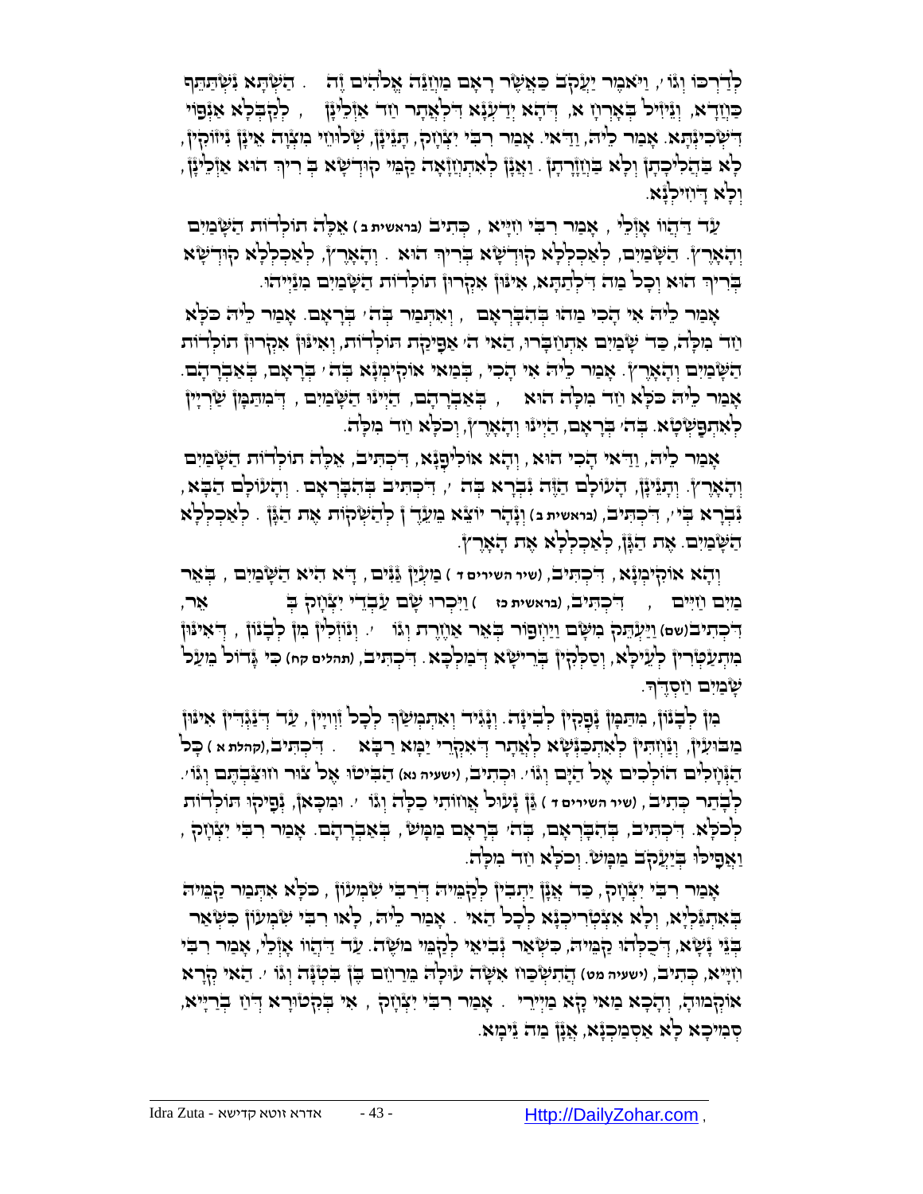לְדַרְכּוֹ וְגוֹ׳, וַיֹּאמֶר יַעֲקֹב כַּאֲשֶׁר רָאָם מַחֲנֵה אֱלֹהִים זֶה . הַשְׁתָּא נִשְׁתַּתֵּף כַּחֲדָא, וְנֵיזִיל בְּאָרְחָן א, דְּהָא יָדְעָנָא דִּלְאֲתַר חַד אַזְלֵינָן , לְקַבְּלָא אַנְפּוֹי דִּשְׁכִינְתָּא. אָמַר לֵיהּ, וַדַּאי. אָמַר רִבִּי יִצְחָק, תָּנֵינָן, שְׁלוֹשָׁה מִצְוָה אִינּוּן נִיזוֹקִין, לָא בְּהֲלִיכָתָן וְלָא בַּחֲזָרָתָן. וַאֲנָן לְאִתְחֲזָאָה קַמֵּי קוּדְשָׁא בְּ רִיךְ הוּא אַזְלֵינָן, וְלָא דָּחִילְנָא.

עַד דַּהֲווּ אָזְלֵי , אָמַר רִבִּי חִיָּיא , כְּתִיב (בראשית ב) אֵלֶּה תוֹלְדוֹת הַשָּׁמַיִם וְהָאָרֶץ. הַשָּׁמַיִם, לְאַכְלְלָא קוּדְשָׁא בְּרִיךְ הוּא . וְהָאָרֶץ, לְאַכְלְלָא קוּדְשָׁא בְּרִיךְ הוּא וְכָל מַה דִּלְתַתָּא, אִינּוּן אִקְרוּן תוֹלְדוֹת הַשָּׁמַיִם מִנַּיְיהוּ.

אָמַר לֵיהּ אִי הָכִי מַהוּ בְּהִבָּרְאָם , וְאִתְּמַר בְּה׳ בְּרָאָם. אָמַר לֵיהּ כֹּלָּא חַד מִלָּה, כַּד שָׁמַיִם אִתְחֲבָרוּ, הַאי ה׳ אַפִּיקַת תוֹלְדוֹת, וְאִינּוּן אִקְרוּן תוֹלְדוֹת הַשָּׁמַיִם וְהָאָרֶץ. אָמַר לֵיהּ אִי הָכִי, בְּמַאי אוֹקִימְנָא בְּה׳ בְּרָאָם, בְּאַבְרָהָם. אָמַר לֵיהּ כֹּלָּא חַד מִלָּה הוּא , בְּאַבְרָהָם, הַיְינוּ הַשָּׁמַיִם , דְּמִתַּמָּן שַׁרְיָין לְאִתְפַּשְּׁטָא. בְּה׳ בְּרָאָם, הַיְינוּ וְהָאָרֶץ, וְכֹלָּא חַד מִלָּה.

אָמַר לֵיהּ, וַדַּאי הָכִי הוּא, וְהָא אוֹלִיפְנָא, דִּכְתִיב, אֵלֶּה תוֹלְדוֹת הַשָּׁמַיִם וְהָאָרֶץ. וְתָנֵינָן, הָעוֹלָם הַזֶּה נִבְרָא בְּה׳, דִּכְתִיב בְּהִבָּרְאָם. וְהָעוֹלָם הַבָּא, נִבְרָא בְּי׳, דִּכְתִיב, (בראשית ב) וְנָהָר יוֹצֵא מֵעֵדֶן לְהַשְׁקוֹת אֶת הַגָּן . לְאַכְלְלָא הַשָּׁמַיִם. אֶת הַגָּן, לְאַכְלְלָא אֶת הָאָרֶץ.

וְהָא אוֹקִימְנָא, דִּכְתִיב, (שיר השירים ד) מַעְיַן גַּנִּים, דָּא הִיא הַשָּׁמַיִם , בְּאֵר מַיִם חַיִּים , דִּכְתִיב, (בראשית כו) וַיִּכְרוּ שָׁם עַבְדֵי יִצְחָק בְּ אֵר, דִּכְתִיב(שם) וַיַּעְתֵּק מִשָּׁם וַיַּחְפֹּר בְּאֵר אַחֶרֶת וְגוֹ׳. וְנוֹזְלִין מִן לְבָנוֹן , דְּאִינּוּן מִתְעַטְּרִין לְעֵילָּא, וְסַלְקִין בְּרֵישָׁא דְּמַלְכָּא. דִּכְתִיב, (תהלים קח) כִּי גָּדוֹל מֵעַל שָׁמַיִם חַסְדֶּךָ.

מִן לְבָנוֹן, מִתַּמָּן נָפְקִין לְבִינָה. וְנָגִיד וְאִתְמְשַׁךְ לְכָל זִוְויָן, עַד דְּנָגְדִין אִינּוּן מַבּוּעִין, וְנַחְתִּין לְאִתְכַּנְּשָׁא לְאֲתַר דְּאִקְרֵי יַמָּא רַבָּא . דִּכְתִיב,(קהלת א) כָּל הַנְּחָלִים הוֹלְכִים אֶל הַיָּם וְגוֹ׳. וּכְתִיב, (ישעיה נא) הַבִּיטוּ אֶל צוּר חֻצַּבְתֶּם וְגוֹ׳. לְבָתַר כְּתִיב, (שיר השירים ד) גַּן נָעוּל אֲחוֹתִי כַלָּה וְגוֹ׳. וּמִכָּאן, נָפְקוּ תוֹלְדוֹת לְכֹלָּא. דִּכְתִיב, בְּהִבָּרְאָם, בְּה׳ בְּרָאָם מַמָּשׁ, בְּאַבְרָהָם. אָמַר רִבִּי יִצְחָק, וַאֲפִילּוּ בְּיַעֲקֹב מַמָּשׁ. וְכֹלָּא חַד מִלָּה.

אָמַר רִבִּי יִצְחָק, כַּד אֲנָן יָתְבִין לְקַמֵּיהּ דְּרַבִּי שִׁמְעוֹן, כֹּלָּא אִתְּמַר קַמֵּיהּ בְּאִתְגַּלְיָא, וְלָא אִצְטְרִיכְנָא לְכָל הַאי. אָמַר לֵיהּ, לָאו רִבִּי שִׁמְעוֹן כִּשְׁאָר בְּנֵי נָשָׁא, דְּכֻלְּהוּ קַמֵּיהּ, כִּשְׁאָר נְבִיאֵי לְקַמֵּי מֹשֶׁה. עַד דַּהֲווּ אָזְלֵי, אָמַר רִבִּי חִיָּיא, כְּתִיב, (ישעיה מט) הֲתִשְׁכַּח אִשָּׁה עוּלָהּ מֵרַחֵם בֶּן בִּטְנָהּ וְגוֹ׳. הַאי קְרָא אוֹקְמוּהָ, וְהָכָא מַאי קָא מַיְירֵי . אָמַר רִבִּי יִצְחָק , אִי בְּקִטּוּרָא דְּחַד בְּרַיְיא, סָמִיכָא לָא אַסְמַכְנָא, אֲנָן מַה נֵּימָא.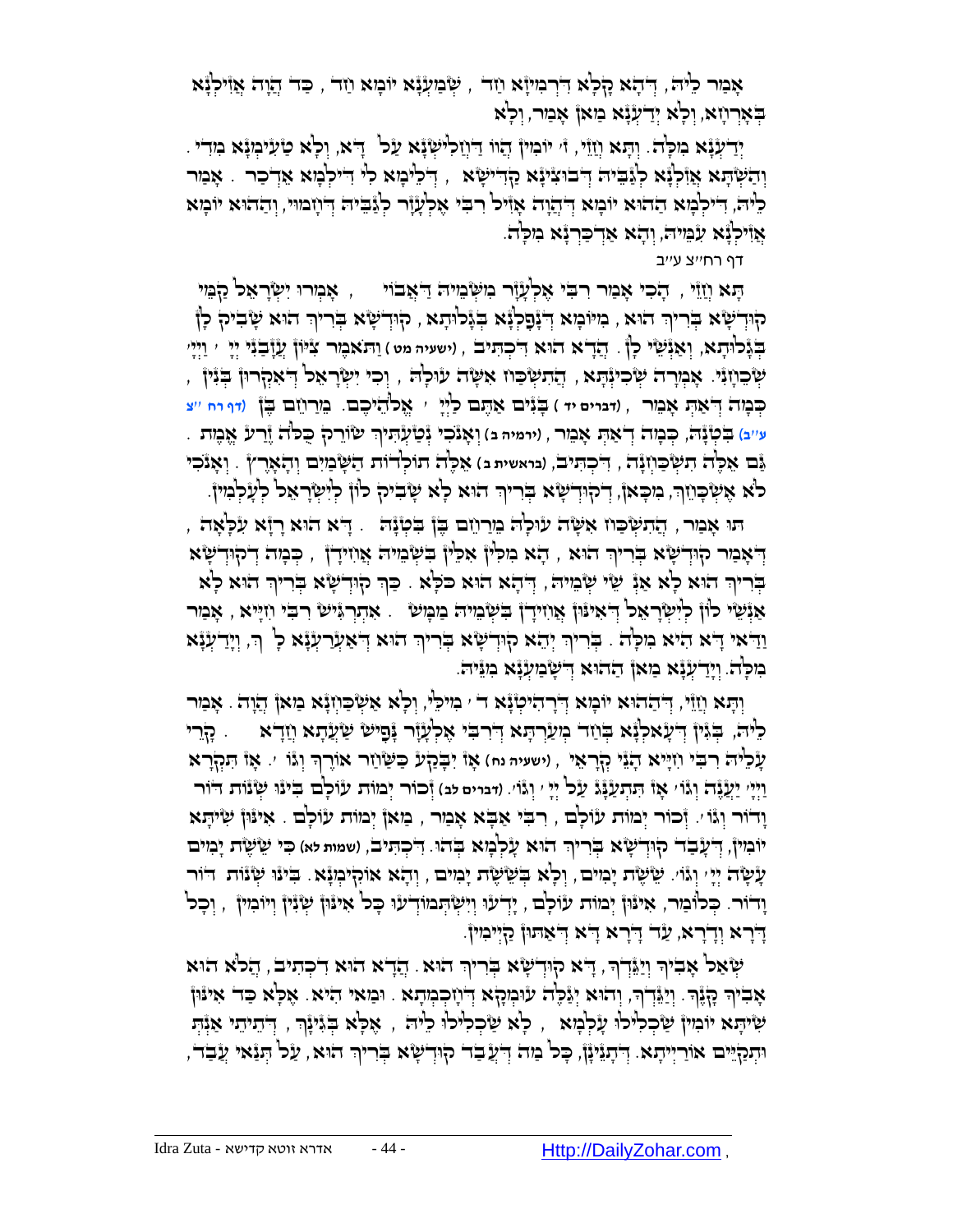אָמַר לֵיהּ, דְּהָא קָלָא דִּרְמִיזָא וַדַּאי, שְׁמַעְנָא יוֹמָא חַד, כַּד הֲוָה אֲזִילְנָא בְּאָרְחָא, וְלָא יָדַעְנָא מַאן אָמַר, וְלָא

יָדַעְנָא מִלָּה. וְתָא חֲזֵי, ג' יוֹמִין הֲווֹ דַּחֲלִישְׁנָא עַל דָּא, וְלָא טְעִימְנָא מִדֵּי. וְהַשְׁתָּא אֲזַלְנָא לְגַבֵּיהּ דְּבוּצִינָא קַדִּישָׁא, דִּלֵּימָא לִי דִּילְמָא אִדְכַּר. אָמַר לֵיהּ, דִּילְמָא הַהוּא יוֹמָא דַּהֲוָה אָזִיל רַבִּי אֶלְעָזָר לְגַבֵּיהּ דְּזִמְנִין, וְהַהוּא יוֹמָא אֲזִילְנָא עִמֵּיהּ, וְהָא אַדְכַּרְנָא מִלָּה.

דף רח"צ ע"ב

תָּא חֲזֵי, הָכִי אָמַר רַבִּי אֶלְעָזָר מִשְּׁמֵיהּ דַּאֲבוֹי, אָמְרוּ יִשְׂרָאֵל קַמֵּי קוּדְשָׁא בְּרִיךְ הוּא, מִיּוֹמָא דְּנָפַלְנָא בְּגָלוּתָא, קוּדְשָׁא בְּרִיךְ הוּא שָׁבִיק לָן בְּגָלוּתָא, וְאַנְשֵׁי לָן. הֲדָא הוּא דִּכְתִיב, (ישעיה מט) וַתֹּאמֶר צִיּוֹן עֲזָבַנִי יְיָ' וַיְיָ' שְׁכֵחָנִי. אָמְרָה שְׁכִינְתָּא, הֲתִשְׁכַּח אִשָּׁה עוּלָהּ, וְכִי יִשְׂרָאֵל דְּאִקְרוּן בְּנִין, כְּמָה דְּאַתְּ אָמֵר (דברים יד) בָּנִים אַתֶּם לַיְיָ' אֱלֹהֵיכֶם. מֵרַחֵם בֶּן (דף רח"צ ע"ב) בִּטְנָהּ, כְּמָה דְּאַתְּ אָמֵר (ירמיה ב) וְאָנֹכִי נְטַעְתִּיךְ שׂוֹרֵק כֻּלֹּה זֶרַע אֱמֶת. גַּם אֵלֶּה תִשְׁכַּחְנָה, דִּכְתִיב, (בראשית ב) אֵלֶּה תוֹלְדוֹת הַשָּׁמַיִם וְהָאָרֶץ. וְאָנֹכִי לֹא אֶשְׁכָּחֵךְ, מִכָּאן, דְּקוּדְשָׁא בְּרִיךְ הוּא לָא שָׁבִיק לוֹן לְיִשְׂרָאֵל לְעָלְמִין.

תּוּ אָמַר, הֲתִשְׁכַּח אִשָּׁה עוּלָהּ מֵרַחֵם בֶּן בִּטְנָהּ. דָּא הוּא רָזָא עִלָּאָה, דְּאָמַר קוּדְשָׁא בְּרִיךְ הוּא, הָא מִלִּין אִלֵּין בִּשְׁמֵיהּ אֲזָיְדָן, כְּמָה דְּקוּדְשָׁא בְּרִיךְ הוּא לָא אַנְשֵׁי שְׁמֵיהּ, דְּהָא הוּא כֹּלָּא. כַּךְ קוּדְשָׁא בְּרִיךְ הוּא לָא אַנְשֵׁי לוֹן לְיִשְׂרָאֵל דְּאִינּוּן אֲזָיְדָן בִּשְׁמֵיהּ מַמָּשׁ. אִתְרְגִּישׁ רַבִּי חִיָּיא, אָמַר וַדַּאי דָּא הִיא מִלָּה. בְּרִיךְ יְהֵא קוּדְשָׁא בְּרִיךְ הוּא דְּאַעְרַעְנָא לָךְ, וְיָדַעְנָא מִלָּה. וְיָדַעְנָא מַאן הַהוּא דְּשָׁמַעְנָא מִנֵּיהּ.

וְתָא חֲזֵי, דְּהַהוּא יוֹמָא דְּהַהִיטְנָא ד' מִילֵּי, וְלָא אִשְׁתְּכַחְנָא מַאן הֲוָה. אָמַר לֵיהּ, בְּגִין דְּעָאכַלְנָא בְּחַד מְעַרְתָּא דְּרַבִּי אֶלְעָזָר נָפִישׁ שַׁעֲתָא חֲדָא. קָרֵי עָלֵיהּ רַבִּי חִיָּיא הָנֵי קְרָאֵי, (ישעיה נח) אָז יִבָּקַע כַּשַּׁחַר אוֹרֶךְ וְגוֹ'. אָז תִּקְרָא וַיְיָ' יַעֲנֶה וְגוֹ' אָז תִּתְעַנַּג עַל יְיָ' וְגוֹ'. (דברים לב) זְכוֹר יְמוֹת עוֹלָם בִּינוּ שְׁנוֹת דּוֹר וָדוֹר וְגוֹ'. זְכוֹר יְמוֹת עוֹלָם, רַבִּי אַבָּא אָמַר, מַאן יְמוֹת עוֹלָם. אִינּוּן שִׁיתָּא יוֹמִין, דְּעָבַד קוּדְשָׁא בְּרִיךְ הוּא עָלְמָא בְּהוּ. דִּכְתִיב, (שמות לא) כִּי שֵׁשֶׁת יָמִים עָשָׂה יְיָ' וְגוֹ'. שֵׁשֶׁת יָמִים, וְלָא בְּשֵׁשֶׁת יָמִים, וְהָא אוֹקִימְנָא. בִּינוּ שְׁנוֹת דּוֹר וָדוֹר. כְּלוֹמַר, אִינּוּן יְמוֹת עוֹלָם, יָדְעוּ וְיִשְׁתְּמוֹדְעוּ כָּל אִינּוּן שְׁנִין וְיוֹמִין, וְכָל דָּרָא וְדָרָא, עַד דָּרָא דָּא דְּאַתּוּן קַיְימִין.

שְׁאַל אָבִיךָ וְיַגֵּדְךָ, דָּא קוּדְשָׁא בְּרִיךְ הוּא. הֲדָא הוּא דִּכְתִיב, הֲלֹא הוּא אָבִיךָ קָּנֶךָ. וְיַגֵּדְךָ, וְהוּא יְגַלֶּה עוּמְקָא דְּחָכְמְתָא. וּמַאי הִיא. אֶלָּא כַּד אִינּוּן שִׁיתָּא יוֹמִין שַׁכְלִילוּ עָלְמָא, לָא שַׁכְלִילוּ לֵיהּ, אֶלָּא בִּזְנָךְ, דְּהַתְיָא אַנְתְּ וּתְקַיֵּים אוֹרַיְיתָא. דְּתָנֵינָן, כָּל מַה דְּעָבַד קוּדְשָׁא בְּרִיךְ הוּא, עַל תְּנַאי עָבַד,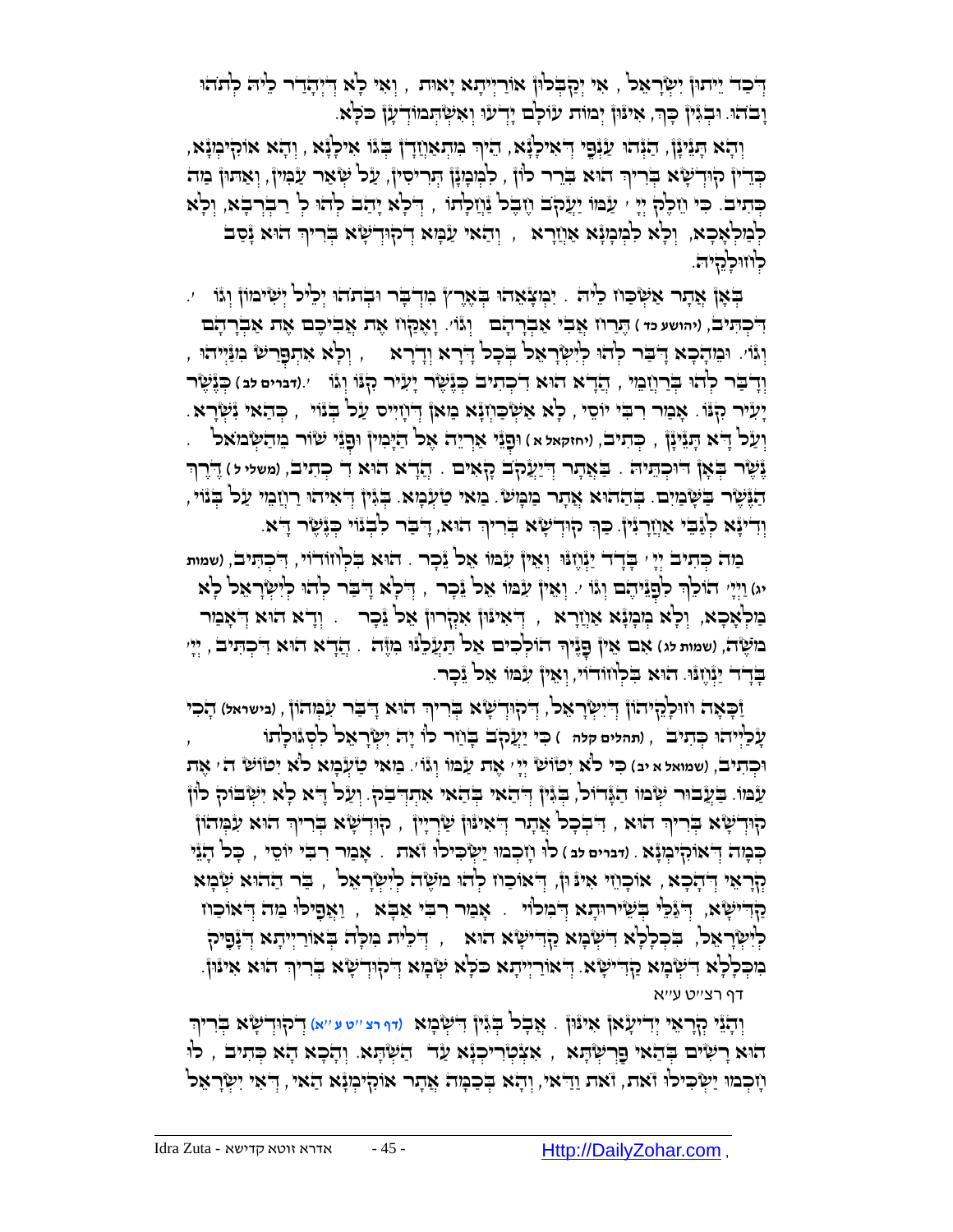דְּכַד יֵיתוּן יִשְׂרָאֵל, אִי יְקַבְּלוּן אוֹרַיְיתָא יָאוּת, וְאִי לָא דְּיִהֲדַר לֵיהּ לְתֹהוּ וָבֹהוּ. וּבְגִין כָּךְ, אִינּוּן יְמוֹת עוֹלָם יָדְעוּ וְאִשְׁתְּמוֹדְעָן כֹּלָּא.

וְהָא תָּנֵינָן, הַנְּהוּ עַנְפֵּי דְּאִילָנָא, הֵיךְ מִתְאַחֲדָן בְּגוֹ אִילָנָא, וְהָא אוֹקִימְנָא, כְּדֵין קוּדְשָׁא בְּרִיךְ הוּא בָּרֵר לוֹן, לִמְמָנָן תְּרֵיסִין, עַל שְׁאַר עַמִּין, וְאַתּוּן מַה כְּתִיב. כִּי הֵלֶךְ יְיָ׳ עִמּוֹ יַעֲקֹב חֶבֶל נַחֲלָתוֹ, דְּלָא יָהַב לְהוּ לְ רַבְרְבָא, וְלָא לְמַלְאֲכָא, וְלָא לִמְמָנָא אַחֲרָא, וְהַאי עַמָּא דְּקוּדְשָׁא בְּרִיךְ הוּא נָסַב לְחוּלָקֵיהּ.

בְּאָן אֲתַר אַשְׁכְּחוּ לֵיהּ. יִמְצָאֵהוּ בְּאֶרֶץ מִדְבָּר וּבְתֹהוּ יְלֵיל יְשִׁימוֹן וְגוֹ׳. דִּכְתִּיב, (יהושע כד) תֶּרַח אֲבִי אַבְרָהָם וְגוֹ׳. וָאֶקַּח אֶת אֲבִיכֶם אֶת אַבְרָהָם וְגוֹ׳. וּמֵהָכָא דָּבַר לְהוּ לְיִשְׂרָאֵל בְּכָל דָּרָא וְדָרָא, וְלָא אִתְפְּרַשׁ מִנַּיְיהוּ, וְדָבַר לְהוּ בְּרַחֲמֵי, הֲדָא הוּא דִּכְתִּיב כְּנֶשֶׁר יָעִיר קִנּוֹ וְגוֹ׳. (דברים לב) כְּנֶשֶׁר יָעִיר קִנּוֹ. אָמַר רַבִּי יוֹסֵי, לָא אַשְׁכְּחָנָא מַאן דְּחָיֵיס עַל בְּנוֹי, כְּהַאי נִשְׁרָא. וְעַל דָּא תָּנֵינָן, כְּתִיב, (יחזקאל א) וּפְנֵי אַרְיֵה אֶל הַיָּמִין וּפְנֵי שׁוֹר מֵהַשְּׂמֹאל. נֶשֶׁר בְּאָן דּוּכְתֵּיהּ. בַּאֲתַר דְּיַעֲקֹב קָאִים. הֲדָא הוּא דִּכְתִּיב, (משלי ל) דֶּרֶךְ הַנֶּשֶׁר בַּשָּׁמַיִם. בְּהַהוּא אֲתַר מַמָּשׁ. מַאי טַעְמָא. בְּגִין דְּאִיהוּ רַחֲמֵי עַל בְּנוֹי, וְדִינָא לְגַבֵּי אַחֲרָנִין. כָּךְ קוּדְשָׁא בְּרִיךְ הוּא, דָּבַר לִבְנוֹי כְּנֶשֶׁר דָּא.

מַה כְּתִיב יְיָ׳ בָּדָד יַנְחֶנּוּ וְאֵין עִמּוֹ אֵל נֵכָר. הוּא בִּלְחוֹדוֹי, דִּכְתִּיב, (שמות יג) וַיְיָ׳ הֹלֵךְ לִפְנֵיהֶם וְגוֹ׳. וְאֵין עִמּוֹ אֵל נֵכָר, דְּלָא דָּבַר לְהוּ לְיִשְׂרָאֵל לָא מַלְאָכָא, וְלָא מְמָנָא אַחֲרָא, דְּאִינּוּן אִקְרוּן אֵל נֵכָר. וְדָא הוּא דְּאָמַר מֹשֶׁה, (שמות לג) אִם אֵין פָּנֶיךָ הוֹלְכִים אַל תַּעֲלֵנוּ מִזֶּה. הֲדָא הוּא דִּכְתִּיב, יְיָ׳ בָּדָד יַנְחֶנּוּ. הוּא בִּלְחוֹדוֹי, וְאֵין עִמּוֹ אֵל נֵכָר.

זַכָּאָה חוּלָקֵיהוֹן דְּיִשְׂרָאֵל, דְּקוּדְשָׁא בְּרִיךְ הוּא דָּבַר עִמְּהוֹן, (בישראל) הָכִי עֲלַיְיהוּ כְּתִיב, (תהלים קלה) כִּי יַעֲקֹב בָּחַר לוֹ יָהּ יִשְׂרָאֵל לִסְגֻלָּתוֹ, וּכְתִיב, (שמואל א יב) כִּי לֹא יִטּוֹשׁ יְיָ׳ אֶת עַמּוֹ וְגוֹ׳. מַאי טַעְמָא לֹא יִטּוֹשׁ ה׳ אֶת עַמּוֹ. בַּעֲבוּר שְׁמוֹ הַגָּדוֹל, בְּגִין דְּהַאי בְּהַאי אִתְדְּבַק. וְעַל דָּא לָא יִשְׁבּוֹק לוֹן קוּדְשָׁא בְּרִיךְ הוּא, דִּבְכָל אֲתַר דְּאִינּוּן שַׁרְיָין, קוּדְשָׁא בְּרִיךְ הוּא עִמְּהוֹן כְּמָה דְּאוֹקִימְנָא. (דברים לב) לוּ חָכְמוּ יַשְׂכִּילוּ זֹאת. אָמַר רַבִּי יוֹסֵי, כָּל הָנֵי קְרָאֵי דְּהָכָא, אוֹכָחֵי אִינּוּן, דְּאוֹכַח לְהוּ מֹשֶׁה לְיִשְׂרָאֵל, בַּר הַהוּא שְׁמָא קַדִּישָׁא, דְּגַלֵּי בְּשֵׁירוּתָא דְּמִלּוֹי. אָמַר רַבִּי אַבָּא, וַאֲפִילּוּ מַה דְּאוֹכַח לְיִשְׂרָאֵל, בִּכְלָלָא דִּשְׁמָא קַדִּישָׁא הוּא, דְּלֵית מִלָּה בְּאוֹרַיְיתָא דְּנָפִיק מִכְּלָלָא דִּשְׁמָא קַדִּישָׁא. דְּאוֹרַיְיתָא כֹּלָּא שְׁמָא דְּקוּדְשָׁא בְּרִיךְ הוּא אִינּוּן.

דף רצ״ט ע״א

וְהָנֵי קְרָאֵי יְדִיעָאן אִינּוּן. אֲבָל בְּגִין דִּשְׁמָא (דף רצ״ט ע״א) דְּקוּדְשָׁא בְּרִיךְ הוּא רָשִׁים בְּהַאי פַּרְשְׁתָּא, אִצְטְרִיכְנָא עַד הַשְׁתָּא. וְהָכָא הָא כְּתִיב, לוּ חָכְמוּ יַשְׂכִּילוּ זֹאת, זֹאת וַדַּאי, וְהָא בְּכַמָּה אֲתַר אוֹקִימְנָא הַאי, דְּאִי יִשְׂרָאֵל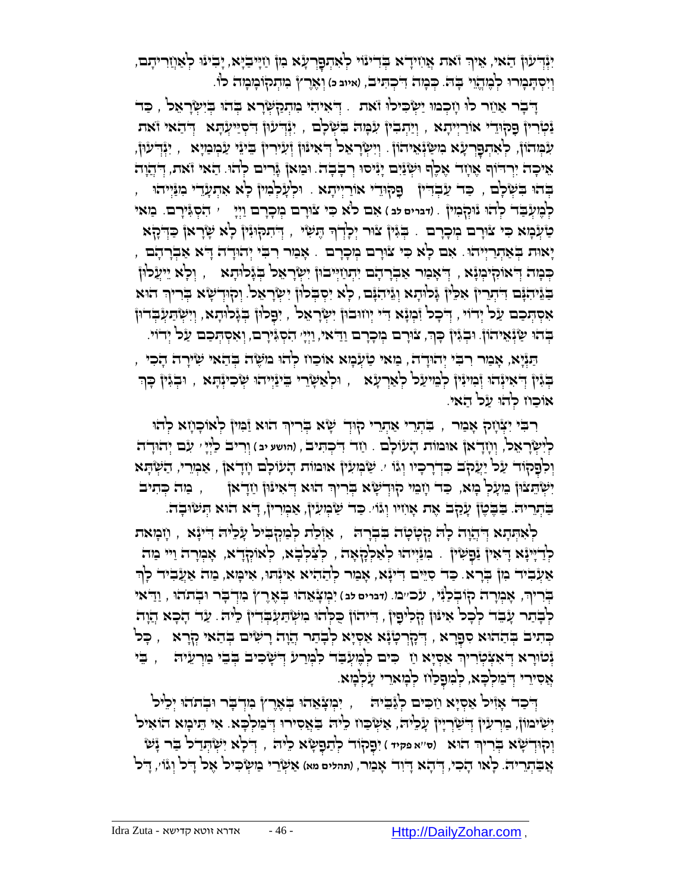יִנְדְּעוּן הַאי, אֵיךְ זֹאת אֲחִידָא בְּדִינוֹי לְאִתְפָּרְעָא מִן חַיָּיבַיָּא, יָבִינוּ לְאַחֲרִיתָם, וְיִסְתַּמְרוּ לְמֶהֱוֵי בָהּ. כְּמָה דִכְתִיב, (איוב כ) וְאֶרֶץ מִתְקוֹמְמָה לוֹ.

דָּבָר אַחֵר לוּ חָכְמוּ יַשְׂכִּילוּ זֹאת. דְּאִיהִי מִתְקַשְּׁרָא בְּהוּ בְּיִשְׂרָאֵל, כַּד נַטְרִין פִּקּוּדֵי אוֹרַיְיתָא, וְיִתְבִּין עִמָּהּ בְּשָׁלָם, יִנְדְּעוּן דְּסִיַּיעְתָּא דְּהַאי זֹאת עִמְּהוֹן, לְאִתְפָּרְעָא מִשַּׂנְאֵיהוֹן. וְיִשְׂרָאֵל דְּאִינּוּן זְעִירִין בֵּינֵי עַמְמַיָּא, יִנְדְּעוּן, אֵיכָה יִרְדּוֹף אֶחָד אֶלֶף וּשְׁנַיִם יָנִיסוּ רְבָבָה. וּמַאן גָּרִים לְהוּ. הַאי זֹאת, דַּהֲוָה בְּהוּ בְּשָׁלָם, כַּד עַבְדִּין פִּקּוּדֵי אוֹרַיְיתָא. וּלְעָלְמִין לָא אִתְעֲדֵי מִנַּיְיהוּ, לְמֶעְבַּד לְהוּ נוּקְמִין. (דברים לב) אִם לֹא כִּי צוּרָם מְכָרָם וַיְיָ׳ הִסְגִּירָם. מַאי טַעְמָא כִּי צוּרָם מְכָרָם. בְּגִין צוּר יְלָדְךָ תֶּשִׁי, דְּתִקּוּנִין לָא שָׁרְאָן כִּדְקָא יָאוּת בְּאַתְרַיְיהוּ. אִם לָא כִּי צוּרָם מְכָרָם. אָמַר רַבִּי יְהוּדָה דָּא אַבְרָהָם, כְּמָה דְּאוּקְמוּהָ, דְּאָמַר אַבְרָהָם יִתְחַיְּיבוּן יִשְׂרָאֵל בְּגָלוּתָא, וְלָא יֵיעֲלוּן בַּגֵּיהִנֹּם דִּתְרֵין אִלֵּין גָּלוּתָא וְגֵיהִנֹּם, לָא סִבְלוּן יִשְׂרָאֵל. וְקוּדְשָׁא בְּרִיךְ הוּא אִסְתְּכַם עַל יְדוֹי, דְּכָל זִמְנָא דִי יְחוּבוּן יִשְׂרָאֵל, יִפְלוּן בְּגָלוּתָא, וְיִשְׁתַּעְבְּדוּן בְּהוּ שַׂנְאֵיהוֹן. וּבְגִין כָּךְ, צוּרָם מְכָרָם וַדַּאי, וַיְיָ׳ הִסְגִּירָם, וְאִסְתְּכַם עַל יְדוֹי.

תַּנְיָא, אָמַר רַבִּי יְהוּדָה, מַאי טַעְמָא אוֹכַח לְהוּ מֹשֶׁה בְּהַאי שִׁירָה הָכִי, בְּגִין דְּאִינְהוּ זְמִינִין לְמֵיעַל לְאַרְעָא, וּלְאַשְׁרֵי בֵּינַיְיהוּ שְׁכִינְתָּא, וּבְגִין כָּךְ אוֹכַח לְהוּ עַל הַאי.

רַבִּי יִצְחָק אָמַר, בִּתְרֵי אַתְרֵי קוּדְשָׁא בְּרִיךְ הוּא זַמִּין לְאוֹכָחָא לְהוּ לְיִשְׂרָאֵל, וְדָאִין אוּמּוֹת הָעוֹלָם. חַד דִּכְתִיב, (הושע יב) וְרִיב לַיְיָ׳ עִם יְהוּדָה וְלִפְקוֹד עַל יַעֲקֹב כִּדְרָכָיו וְגוֹ׳. שַׁמְעִין אוּמּוֹת הָעוֹלָם וְדָאָן, אַמְרֵי, הַשְׁתָּא יִשְׁתֵּצוּן מֵעָלְמָא, כַּד חָזֵי קוּדְשָׁא בְּרִיךְ הוּא דְּאִינּוּן וַדָּאָן, מַה כְּתִיב בַּתְרֵיהּ. בַּבֶּטֶן עָקַב אֶת אָחִיו וְגוֹ׳. כַּד שַׁמְעִין, אַמְרִין, דָּא הוּא תְּשׁוּבָה.

לְאִתְּתָא דַּהֲוָה לָהּ קְטָטָה בִּבְרָהּ, אָזְלַת לְמִקְבַּל עָלֵיהּ דִּינָא, וְחָמְאת לְדַיָּינָא דְּאִין נַפְשִׁין. מִנַּיְיהוּ לְאַלְקָאָה, לְצַלְבָא, לְאוֹקְדָא, אָמְרָה וַוי מַה אַעֲבִיד מִן בְּרָא. כַּד סַיֵּים דִּינָא, אָמַר לְהַהִיא אִינְתּוּ, אִימָּא, מַה אַעֲבִיד לָךְ בְּרִיךְ, אָמְרָה קוֹבְלָנִי, עכ״ב. (דברים לב) יִמְצָאֵהוּ בְּאֶרֶץ מִדְבָּר וּבְתֹהוּ, וַדַּאי לְבָתַר עָבֵד לְכָל אִינּוּן קְלִיפִּין, דִּיהוֹן כֻּלְּהוּ מִשְׁתַּעְבְּדִין לֵיהּ. עַד הָכָא הֲוָה כְּתִיב בְּהַהוּא סִפְרָא, דְּקַרְטֻנָּא אַסְיָא לְבָתַר הֲוָה רָשִׁים בְּהַאי קְרָא, כָּל נְטוּרָא דְּאִצְטְרִיךְ אַסְיָא חַזְכִים לְמֶעְבַּד לִמְרַע דְּשָׁכִיב בְּבֵי מַרְעֵיהּ, בֵּי אֲסִירֵי דְּמַלְכָּא, לְמִפְלַח לְמָארֵי עָלְמָא.

דְּכַד אָזִיל אַסְיָא חַזְכִים לְגַבֵּיהּ, יִמְצָאֵהוּ בְּאֶרֶץ מִדְבָּר וּבְתֹהוּ יְלֵיל יְשִׁימוֹן, מַרְעִין דְּשַׁרְיָין עָלֵיהּ, אַשְׁכַּח לֵיהּ בְּאֲסִירוּ דְּמַלְכָּא. אִי תֵּימָא הוֹאִיל וְקוּדְשָׁא בְּרִיךְ הוּא (ס״א פקיד) יִפְקוֹד לְתַפְשָׂא לֵיהּ, דְּלָא יִשְׁתְּדַל בַּר נָשׁ אֲבַתְרֵיהּ. לָאו הָכִי, דְּהָא דָּוִד אָמַר, (תהלים מא) אַשְׁרֵי מַשְׂכִּיל אֶל דָּל וְגוֹ׳, דָּל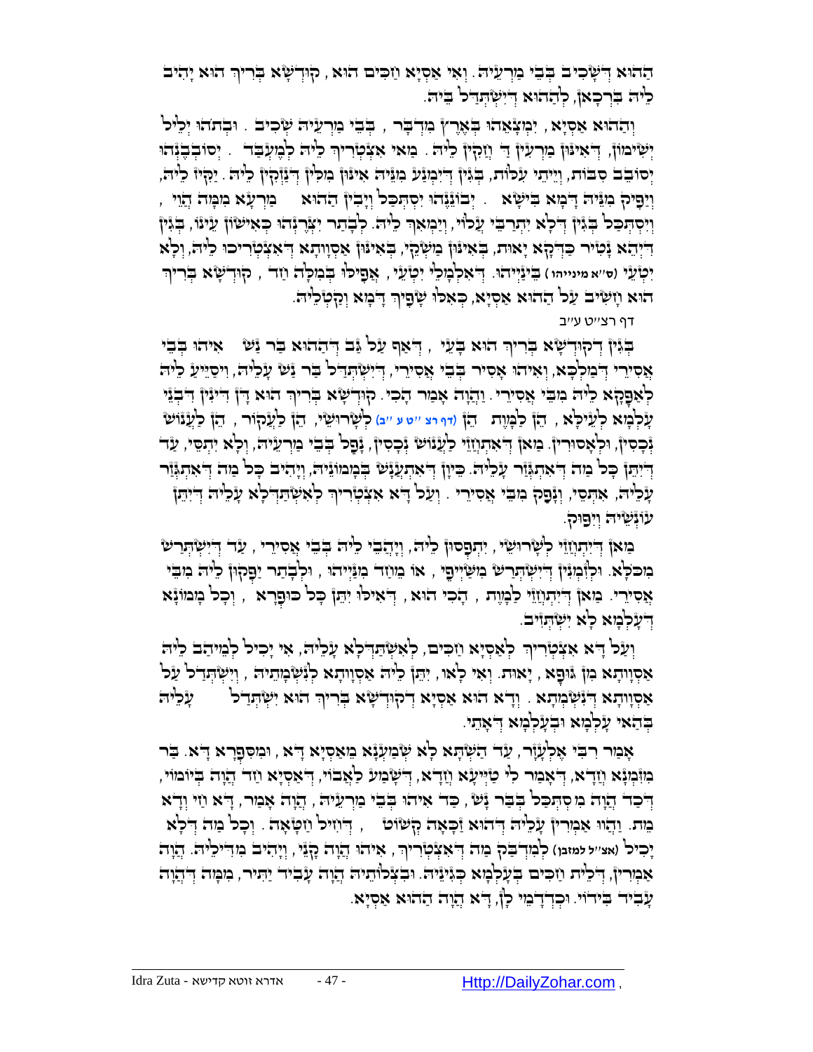הַהוּא דְּשָׁכִיב בְּבֵי מַרְעֵיהּ. וְאִי אַסְיָא זַכִּים הוּא, קוּדְשָׁא בְּרִיךְ הוּא יָהִיב לֵיהּ בִּרְכָאן, לְהַהוּא דְּיִשְׁתַּדַּל בֵּיהּ.

וְהַהוּא אַסְיָא, יִמְצָאֵהוּ בְּאֶרֶץ מִדְבָּר, בְּבֵי מַרְעֵיהּ שְׁכִיב. וּבְתֹהוּ יְלֵיל יְשִׁימוֹן, דְּאִינּוּן מַרְעִין דַּ וַזְקִין לֵיהּ. מַאי אִצְטְרִיךְ לֵיהּ לְמֶעְבַּד. יְסוֹבְבֶנְהוּ יְסוֹבֵב סִבּוֹת, וְיֵיתֵי עִלּוֹת, בְּגִין דְּיִמְנַע מִנֵּיהּ אִינּוּן מִלִּין דְּנַזְקִין לֵיהּ. יַקִּיז לֵיהּ, וְיַפִּיק מִנֵּיהּ דָּמָא בִּישָׁא. יְבוֹנְנֵהוּ יִסְתַּכַּל וְיָבִין הַהוּא מַרְעָא מִמָּה הֲוֵי, וְיִסְתַּכַּל בְּגִין דְּלָא יִתְרַבֵּי עֲלוֹי, וְיִמְאַךְ לֵיהּ. לְבָתַר יִצְּרֶנְהוּ כְּאִישׁוֹן עֵינוֹ, בְּגִין דְּיְהֵא נָטִיר כַּדְקָא יָאוּת, בְּאִינּוּן מַשְׁקְיָי, בְּאִינּוּן אַסְוָותָא דְּאִצְטְרִיכוּ לֵיהּ, וְלָא יִטְעֵי (ס"א מינייהו) בֵּינַיְיהוּ. דְּאִלְמָלֵי יִטְעֵי, אֲפִילּוּ בְּמִלָּה וַזד, קוּדְשָׁא בְּרִיךְ הוּא וְזָשִׁיב עַל הַהוּא אַסְיָא, כְּאִלּוּ שָׁפִיךְ דָּמָא וְקַטְלֵיהּ.

דף רצ"ט ע"ב

בְּגִין דְּקוּדְשָׁא בְּרִיךְ הוּא בָּעֵי, דְּאַף עַל גַּב דְּהַהוּא בַּר נָשׁ אִיהוּ בְּבֵי אֲסִירֵי דְּמַלְכָּא, וְאִיהוּ אָסִיר בְּבֵי אֲסִירֵי, דְּיִשְׁתַּדַּל בַּר נָשׁ עָלֵיהּ, וִיסַיֵּיעַ לֵיהּ לְאַפָּקָא לֵיהּ מִבֵּי אֲסִירֵי. וַהֲוָה אָמַר הָכִי. קוּדְשָׁא בְּרִיךְ הוּא דָּן דִּינִין דִּבְנֵי עָלְמָא לְעֵילָּא, הֵן לְמָוֶת הֵן (דף רצ"ט ע"ב) לִשְׁרוֹשֵׁי, הֵן לַעֲקוֹר, הֵן לַעֲנוֹשׁ נְכָסִין, וּלְאֶסוּרִין. מַאן דְּאִתְחֲזֵי לַעֲנוֹשׁ נְכָסִין, נָפַל בְּבֵי מַרְעֵיהּ, וְלָא יִתְסֵי, עַד דְּיִתֵּן כָּל מַה דְּאִתְגְּזַר עָלֵיהּ. כֵּיוָן דְּאִתְעֲנָשׁ בְּמָמוֹנֵיהּ, וְיָהִיב כָּל מַה דְּאִתְגְּזַר עָלֵיהּ, אִתְסֵי, וְנָפַק מִבֵּי אֲסִירֵי. וְעַל דָּא אִצְטְרִיךְ לְאִשְׁתַּדְּלָא עָלֵיהּ דְּיִתֵּן עוֹנְשֵׁיהּ וְיִפּוֹק.

מַאן דְּיִתְחֲזֵי לִשְׁרוֹשֵׁי, יִתְפְּסוּן לֵיהּ, וְיָהֲבֵי לֵיהּ בְּבֵי אֲסִירֵי, עַד דְּיִשְׁתְּרַשׁ מִכֹּלָּא. וּלְזִמְנִין דְּיִשְׁתְּרַשׁ מִשַּׁיְיפֵי, אוֹ מֵחַד מִנַּיְיהוּ, וּלְבָתַר יַפְקוּן לֵיהּ מִבֵּי אֲסִירֵי. מַאן דְּיִתְחֲזֵי לַמָּוֶת, הָכִי הוּא, דְּאִילּוּ יִתֵּן כָּל כּוּפְרָא, וְכָל מָמוֹנָא דְּעָלְמָא לָא יִשְׁתְּזִיב.

וְעַל דָּא אִצְטְרִיךְ לְאַסְיָא זַכִּים, לְאִשְׁתַּדְּלָא עָלֵיהּ, אִי יָכִיל לְמֵיהַב לֵיהּ אַסְוָותָא מִן גּוּפָא, יָאוּת. וְאִי לָאו, יִתֵּן לֵיהּ אַסְוָותָא לְנִשְׁמָתֵיהּ, וְיִשְׁתַּדַּל עַל אַסְוָותָא דְּנִשְׁמָתָא. וְדָא הוּא אַסְיָא דְּקוּדְשָׁא בְּרִיךְ הוּא יִשְׁתַּדַּל עָלֵיהּ בְּהַאי עָלְמָא וּבְעָלְמָא דְּאָתֵי.

אָמַר רִבִּי אֶלְעָזָר, עַד הַשְׁתָּא לָא שְׁמַעְנָא מֵאַסְיָא דָּא, וּמִסִּפְרָא דָּא. בַּר מִזִּמְנָא וְזַדָא, דְּאָמַר לִי טַיְיעָא וְזַדָא, דְּשָׁמַע לַאֲבוֹי, דְּאַסְיָא וַזד הֲוָה בְּיוֹמוֹי, דְּכַד הֲוָה מִסְתַּכַּל בְּבַר נָשׁ, כַּד אִיהוּ בְּבֵי מַרְעֵיהּ, הֲוָה אָמַר, דָּא וַזי וְדָא מִית. וַהֲווּ אַמְרִין עָלֵיהּ דְּהוּא זַכָּאָה קְשׁוֹט, דְּוָזִיל וַזטָאָה. וְכָל מַה דְּלָא יָכִיל (אצ"ל למזבן) לְמִזְבַּן מַה דְּאִצְטְרִיךְ, אִיהוּ הֲוָה קָנֵי, וְיָהִיב מִדִּילֵיהּ. הֲוָה אַמְרִין, דְּלֵית זַכִּים בְּעָלְמָא כְּגַוְונֵיהּ. וּבִצְלוֹתֵיהּ הֲוָה עָבִיד יַתִּיר, מִמָּה דַּהֲוָה עָבִיד בִּידוֹי. וּכְדִדָּמֵי לָן, דָּא הֲוָה הַהוּא אַסְיָא.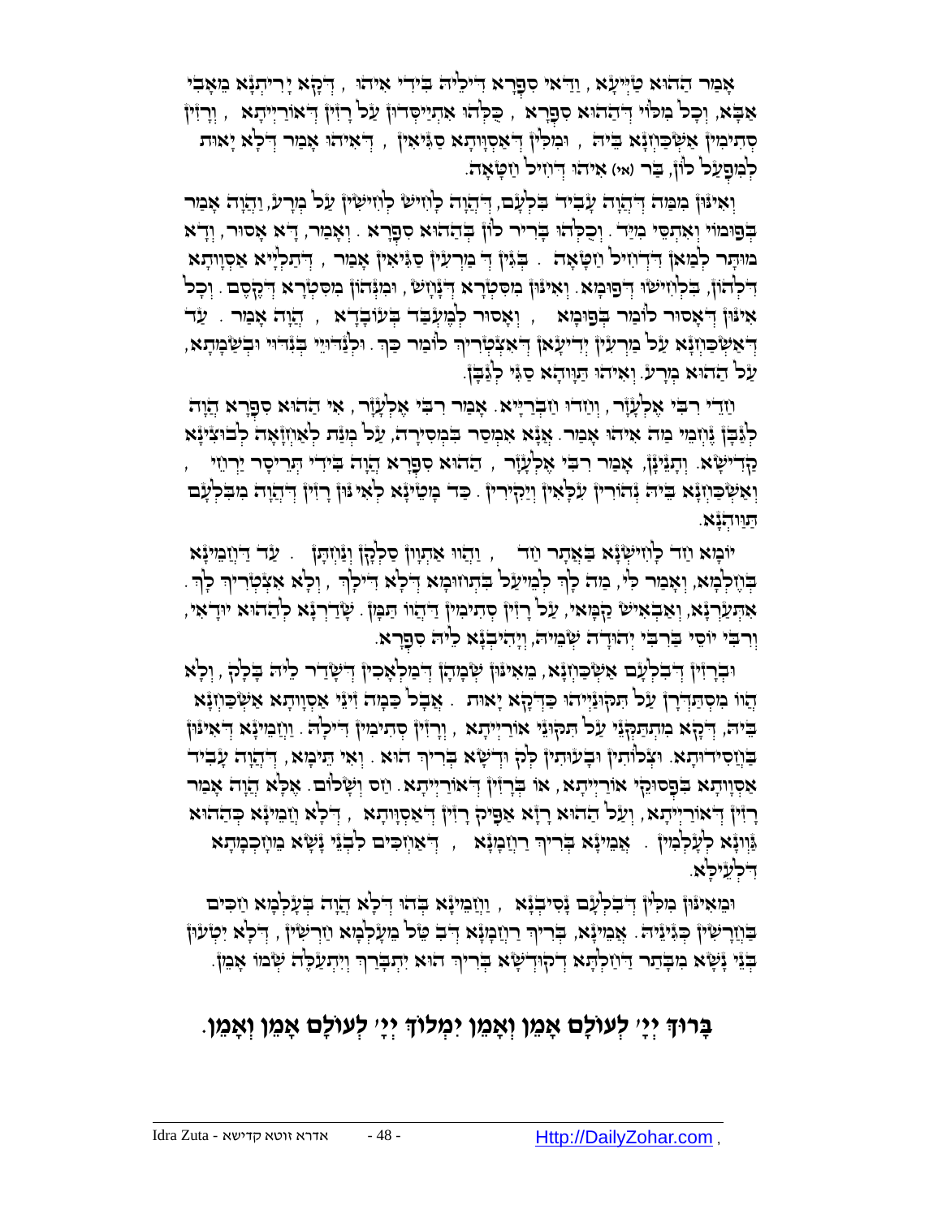אָמַר הַהוּא טַיְיעָא, וַדַּאי סִפְרָא דִּילֵיהּ בִּידֵי אִיהוּ, דְּקָא יָרִיתְנָא מֵאָבִי אַבָּא, וְכָל מִלּוֹי דְּהַהוּא סִפְרָא, כֻּלְּהוּ אִתְיַיסְּדוּן עַל רָזִין דְּאוֹרַיְיתָא, וְרָזִין סְתִימִין אַשְׁכַּחְנָא בֵּיהּ, וּמִלִּין דְּאַסְוָותָא סַגִּיאִין, דְּאִיהוּ אָמַר דְּלָא יָאוּת לְמִפְעַל כּוּלְּהוּ, בַּר (א׳) אִיהוּ דְּחָזֵיל וַחֲטָאָה.

וְאִינּוּן מִמַּה דַּהֲוָה עָבִיד בִּלְעָם, דַּהֲוָה לָחִישׁ לְחָשִׁין עַל מִרְעִין, וַהֲוָה אָמַר בְּפוּמוֹי וְאִתְסֵי מִיַּד. וְכֻלְּהוּ בָּרִיר כּוּלְּהוּ בְּהַהוּא סִפְרָא. וְאָמַר, דָּא אָסוּר, וְדָא מוּתָּר לְמַאן דְּדָחִיל וַחֲטָאָה. בְּגִין דְּ מַרְעִין סַגִּיאִין אָמַר, דְּתַלְיָיא אַסְוָותָא דִּלְהוֹן, בִּלְחִישׁוּ דְּפוּמָא. וְאִינּוּן מִסִּטְרָא דְּנָחָשׁ, וּמִנְּהוֹן מִסִּטְרָא דְּקֶסֶם. וְכָל אִינּוּן דְּאָסוּר לוֹמַר בְּפוּמָא, וְאָסוּר לְמֶעְבַּד בְּעוּבָדָא, הֲוָה אָמַר. עַד דְּאַשְׁכַּחְנָא עַל מַרְעִין יְדִיעָאן דְּאִצְטְרִיךְ לוֹמַר כַּךְ. וּלְנַדוּיֵי בְּנִדּוּי וּבְשַׁמְתָא, עַל הַהוּא מְרַע. וְאִיהוּ תַּוְוהָא סַגֵּי לְגַבָּן.

וַחֲדֵי רִבִּי אֶלְעָזָר, וְחַדוּ חַבְרַיָּיא. אָמַר רִבִּי אֶלְעָזָר, אִי הַהוּא סִפְרָא הֲוָה לְגַבָּן נָחְמֵי מַה אִיהוּ אָמַר. אֶנָּא אִמְסַר בִּמְסִירָה, עַל מִנַּת לְאַחְזָאָה לְבוּצִינָא קַדִּישָׁא. וְתַנְיָנָן, אָמַר רִבִּי אֶלְעָזָר, הַהוּא סִפְרָא הֲוָה בִּידֵי תְּרֵיסָר יַרְחֵי, וְאַשְׁכַּחְנָא בֵּיהּ נְהוֹרִין עִלָּאִין וְיַקִּירִין. כַּד מְטֵינָא לְאִינּוּן רָזִין דַּהֲוָה מִבִּלְעָם תַּוְוהְנָא.

יוֹמָא חַד לָחִישְׁנָא בַּאֲתַר חַד, וַהֲווּ אַתְיָין סַלְקִין וְנָפְקִין. עַד דַּחֲמֵינָא בְּחֶלְמָא, וְאָמַר לִי, מַה לָּךְ לְמֵיעַל בְּתְחוּמָא דְּלָא דִּילָךְ, וְלָא אִצְטְרִיךְ לָךְ. אִתְּעַרְנָא, וְאַבְאִישׁ קַמָּאי, עַל רָזִין סְתִימִין דַּהֲווּ תַּמָּן. שָׁדַרְנָא לְהַהוּא יוּדָאי, וְרִבִּי יוֹסֵי בְּרִבִּי יְהוּדָה שְׁמֵיהּ, וִיהַבְנָא לֵיהּ סִפְרָא.

וּבְרָזִין דְּבִלְעָם אַשְׁכַּחְנָא, בְּאִינּוּן שְׁמָהָן דְּמַלְאָכִין דְּשָׁדַר לֵיהּ בָּלָק, וְלָא הֲווּ מִסְתַּדְּרָן עַל תִּקּוּנַיְיהוּ כַּדְּקָא יָאוּת. אֲבָל כַּמָּה זִינֵי אַסְוָותָא אַשְׁכַּחְנָא בֵּיהּ, דְּקָא מִתְתַּקְּנֵי עַל תִּקּוּנֵי אוֹרַיְיתָא, וְרָזִין סְתִימִין דִּילָהּ. וַחֲמֵינָא דְּאִינּוּן בַּחֲסִידוּתָא. וּצְלוֹתִין וּבָעוּתִין לְקֻדְשָׁא בְּרִיךְ הוּא. וְאִי תֵּימָא, דַּהֲוָה עָבִיד אַסְוָותָא בְּפָסוּקֵי אוֹרַיְיתָא, אוֹ בְּרָזִין דְּאוֹרַיְיתָא. וְחָס וְשָׁלוֹם. אֶלָּא הֲוָה אָמַר רָזִין דְּאוֹרַיְיתָא, וְעַל הַהוּא רָזָא אַפֵּיק רָזִין דְּאַסְוָותָא, דְּלָא וַחֲמֵינָא כְּהַהוּא גַּוְונָא לְעָלְמִין. אֲמֵינָא בְּרִיךְ רַחֲמָנָא, דְּאַוְזְכִים לִבְנֵי נָשָׁא מֵחָכְמְתָא דִּלְעֵילָּא.

וּמֵאִינּוּן מִלִּין דְּבִלְעָם נְסִיבְנָא, וַחֲמֵינָא בְּהוּ דְּלָא הֲוָה בְּעָלְמָא חַכִּים בְּחַרְשִׁין כְּגַוְונֵיהּ. אֲמֵינָא, בְּרִיךְ רַחֲמָנָא דְּבָטֵל מֵעָלְמָא חַרְשִׁין, דְּלָא יִטְעוּן בְּנֵי נָשָׁא מִבָּתַר דַּחַלְתָּא דְּקוּדְשָׁא בְּרִיךְ הוּא יִתְבָּרַךְ וְיִתְעַלֶּה שְׁמוֹ אָמֵן.

**בָּרוּךְ יְיָ׳ לְעוֹלָם אָמֵן וְאָמֵן יִמְלוֹךְ יְיָ׳ לְעוֹלָם אָמֵן וְאָמֵן.**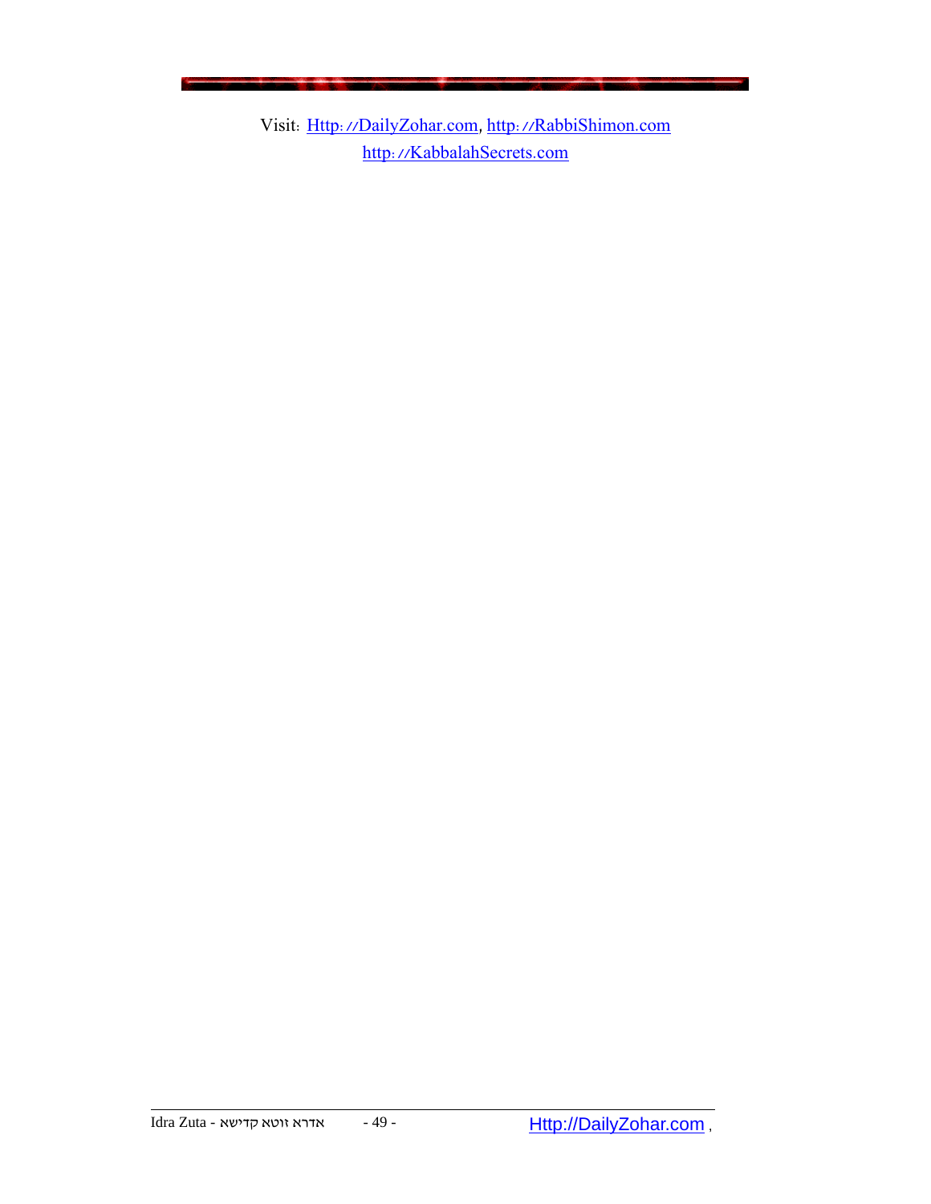Visit: [Http://DailyZohar.com](Http://DailyZohar.com), [http://RabbiShimon.com](http://RabbiShimon.com)
[http://KabbalahSecrets.com](http://KabbalahSecrets.com)